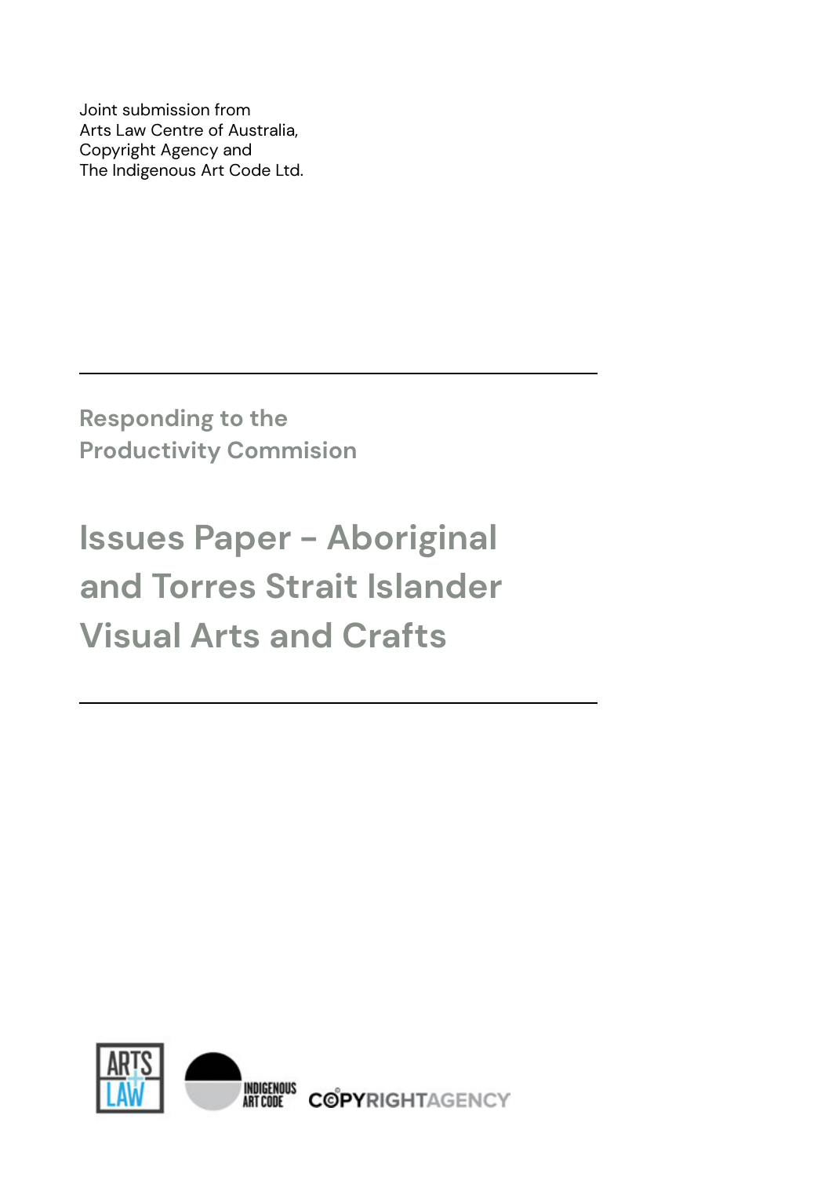Joint submission from
Arts Law Centre of Australia,
Copyright Agency and
The Indigenous Art Code Ltd.

---

## Responding to the Productivity Commision

# Issues Paper - Aboriginal and Torres Strait Islander Visual Arts and Crafts

---

ARTS LAW

INDIGENOUS ART CODE

COPYRIGHTAGENCY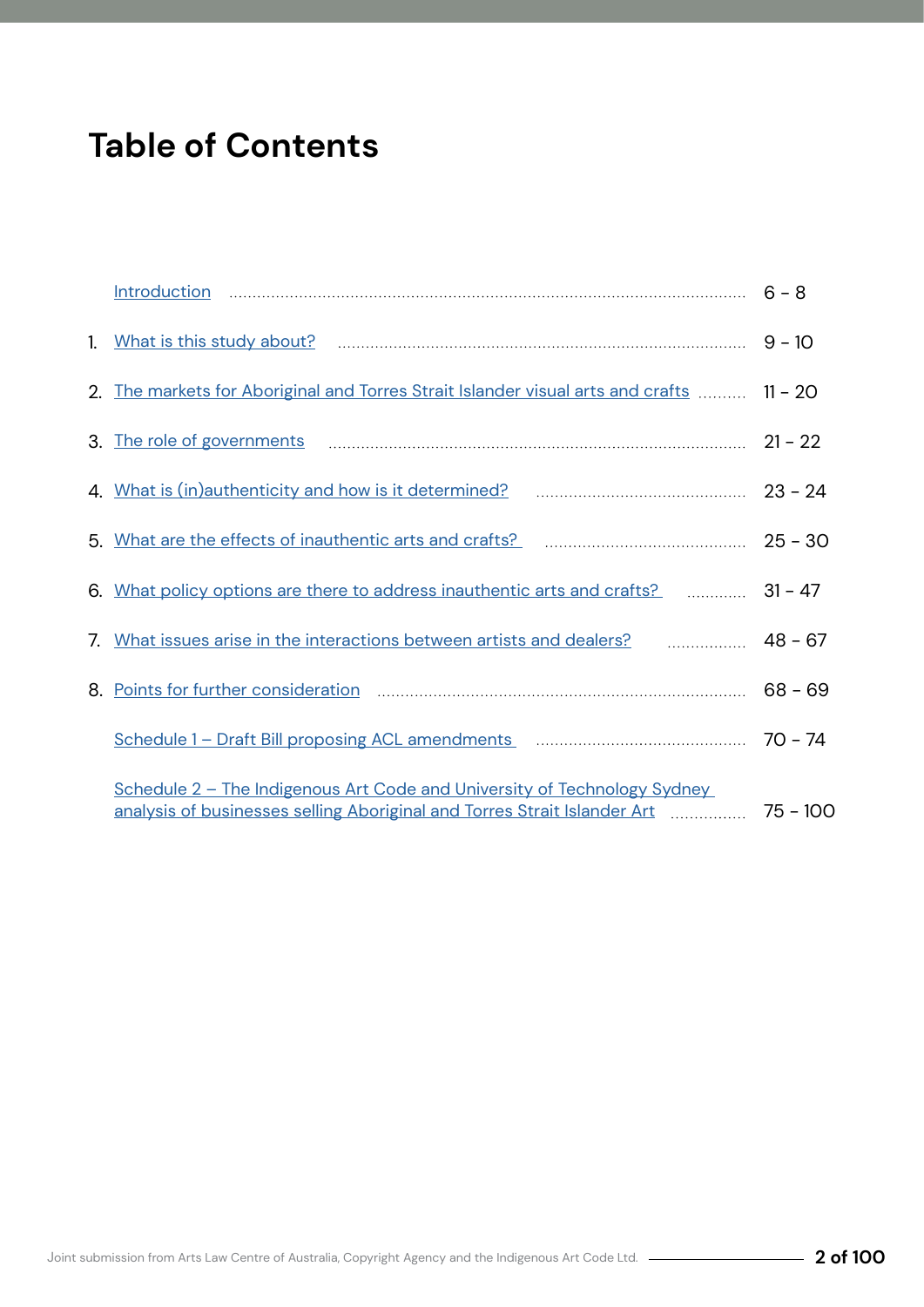# Table of Contents

| | | |
|---|---|---|
| | Introduction | 6 - 8 |
| 1. | What is this study about? | 9 - 10 |
| 2. | The markets for Aboriginal and Torres Strait Islander visual arts and crafts | 11 - 20 |
| 3. | The role of governments | 21 - 22 |
| 4. | What is (in)authenticity and how is it determined? | 23 - 24 |
| 5. | What are the effects of inauthentic arts and crafts? | 25 - 30 |
| 6. | What policy options are there to address inauthentic arts and crafts? | 31 - 47 |
| 7. | What issues arise in the interactions between artists and dealers? | 48 - 67 |
| 8. | Points for further consideration | 68 - 69 |
| | Schedule 1 – Draft Bill proposing ACL amendments | 70 - 74 |
| | Schedule 2 – The Indigenous Art Code and University of Technology Sydney analysis of businesses selling Aboriginal and Torres Strait Islander Art | 75 - 100 |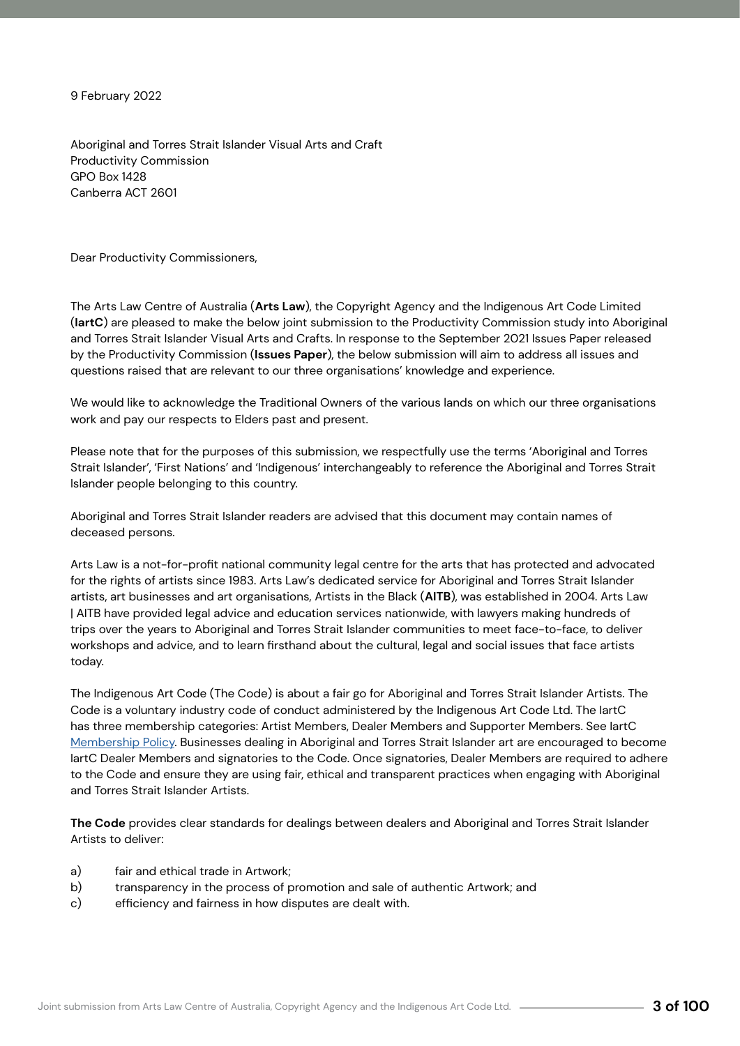9 February 2022

Aboriginal and Torres Strait Islander Visual Arts and Craft
Productivity Commission
GPO Box 1428
Canberra ACT 2601

Dear Productivity Commissioners,

The Arts Law Centre of Australia (**Arts Law**), the Copyright Agency and the Indigenous Art Code Limited (**IartC**) are pleased to make the below joint submission to the Productivity Commission study into Aboriginal and Torres Strait Islander Visual Arts and Crafts. In response to the September 2021 Issues Paper released by the Productivity Commission (**Issues Paper**), the below submission will aim to address all issues and questions raised that are relevant to our three organisations' knowledge and experience.

We would like to acknowledge the Traditional Owners of the various lands on which our three organisations work and pay our respects to Elders past and present.

Please note that for the purposes of this submission, we respectfully use the terms 'Aboriginal and Torres Strait Islander', 'First Nations' and 'Indigenous' interchangeably to reference the Aboriginal and Torres Strait Islander people belonging to this country.

Aboriginal and Torres Strait Islander readers are advised that this document may contain names of deceased persons.

Arts Law is a not-for-profit national community legal centre for the arts that has protected and advocated for the rights of artists since 1983. Arts Law's dedicated service for Aboriginal and Torres Strait Islander artists, art businesses and art organisations, Artists in the Black (**AITB**), was established in 2004. Arts Law | AITB have provided legal advice and education services nationwide, with lawyers making hundreds of trips over the years to Aboriginal and Torres Strait Islander communities to meet face-to-face, to deliver workshops and advice, and to learn firsthand about the cultural, legal and social issues that face artists today.

The Indigenous Art Code (The Code) is about a fair go for Aboriginal and Torres Strait Islander Artists. The Code is a voluntary industry code of conduct administered by the Indigenous Art Code Ltd. The IartC has three membership categories: Artist Members, Dealer Members and Supporter Members. See IartC Membership Policy. Businesses dealing in Aboriginal and Torres Strait Islander art are encouraged to become IartC Dealer Members and signatories to the Code. Once signatories, Dealer Members are required to adhere to the Code and ensure they are using fair, ethical and transparent practices when engaging with Aboriginal and Torres Strait Islander Artists.

**The Code** provides clear standards for dealings between dealers and Aboriginal and Torres Strait Islander Artists to deliver:

a) fair and ethical trade in Artwork;
b) transparency in the process of promotion and sale of authentic Artwork; and
c) efficiency and fairness in how disputes are dealt with.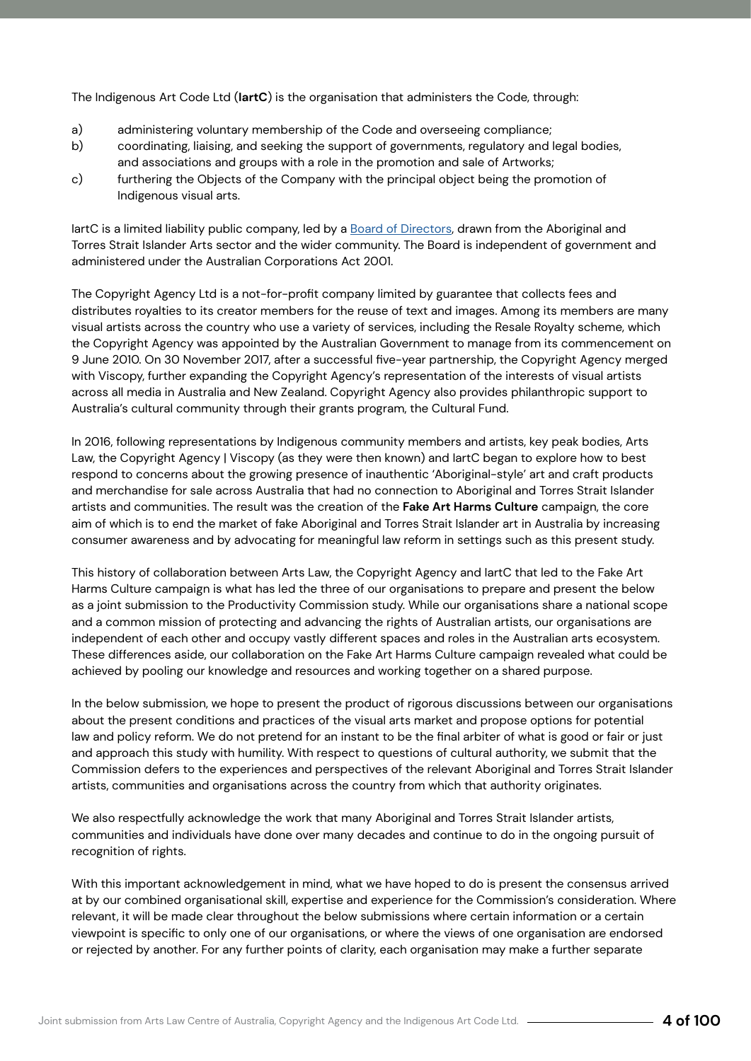The Indigenous Art Code Ltd (**IartC**) is the organisation that administers the Code, through:

a) administering voluntary membership of the Code and overseeing compliance;
b) coordinating, liaising, and seeking the support of governments, regulatory and legal bodies, and associations and groups with a role in the promotion and sale of Artworks;
c) furthering the Objects of the Company with the principal object being the promotion of Indigenous visual arts.

IartC is a limited liability public company, led by a Board of Directors, drawn from the Aboriginal and Torres Strait Islander Arts sector and the wider community. The Board is independent of government and administered under the Australian Corporations Act 2001.

The Copyright Agency Ltd is a not-for-profit company limited by guarantee that collects fees and distributes royalties to its creator members for the reuse of text and images. Among its members are many visual artists across the country who use a variety of services, including the Resale Royalty scheme, which the Copyright Agency was appointed by the Australian Government to manage from its commencement on 9 June 2010. On 30 November 2017, after a successful five-year partnership, the Copyright Agency merged with Viscopy, further expanding the Copyright Agency's representation of the interests of visual artists across all media in Australia and New Zealand. Copyright Agency also provides philanthropic support to Australia's cultural community through their grants program, the Cultural Fund.

In 2016, following representations by Indigenous community members and artists, key peak bodies, Arts Law, the Copyright Agency | Viscopy (as they were then known) and IartC began to explore how to best respond to concerns about the growing presence of inauthentic 'Aboriginal-style' art and craft products and merchandise for sale across Australia that had no connection to Aboriginal and Torres Strait Islander artists and communities. The result was the creation of the **Fake Art Harms Culture** campaign, the core aim of which is to end the market of fake Aboriginal and Torres Strait Islander art in Australia by increasing consumer awareness and by advocating for meaningful law reform in settings such as this present study.

This history of collaboration between Arts Law, the Copyright Agency and IartC that led to the Fake Art Harms Culture campaign is what has led the three of our organisations to prepare and present the below as a joint submission to the Productivity Commission study. While our organisations share a national scope and a common mission of protecting and advancing the rights of Australian artists, our organisations are independent of each other and occupy vastly different spaces and roles in the Australian arts ecosystem. These differences aside, our collaboration on the Fake Art Harms Culture campaign revealed what could be achieved by pooling our knowledge and resources and working together on a shared purpose.

In the below submission, we hope to present the product of rigorous discussions between our organisations about the present conditions and practices of the visual arts market and propose options for potential law and policy reform. We do not pretend for an instant to be the final arbiter of what is good or fair or just and approach this study with humility. With respect to questions of cultural authority, we submit that the Commission defers to the experiences and perspectives of the relevant Aboriginal and Torres Strait Islander artists, communities and organisations across the country from which that authority originates.

We also respectfully acknowledge the work that many Aboriginal and Torres Strait Islander artists, communities and individuals have done over many decades and continue to do in the ongoing pursuit of recognition of rights.

With this important acknowledgement in mind, what we have hoped to do is present the consensus arrived at by our combined organisational skill, expertise and experience for the Commission's consideration. Where relevant, it will be made clear throughout the below submissions where certain information or a certain viewpoint is specific to only one of our organisations, or where the views of one organisation are endorsed or rejected by another. For any further points of clarity, each organisation may make a further separate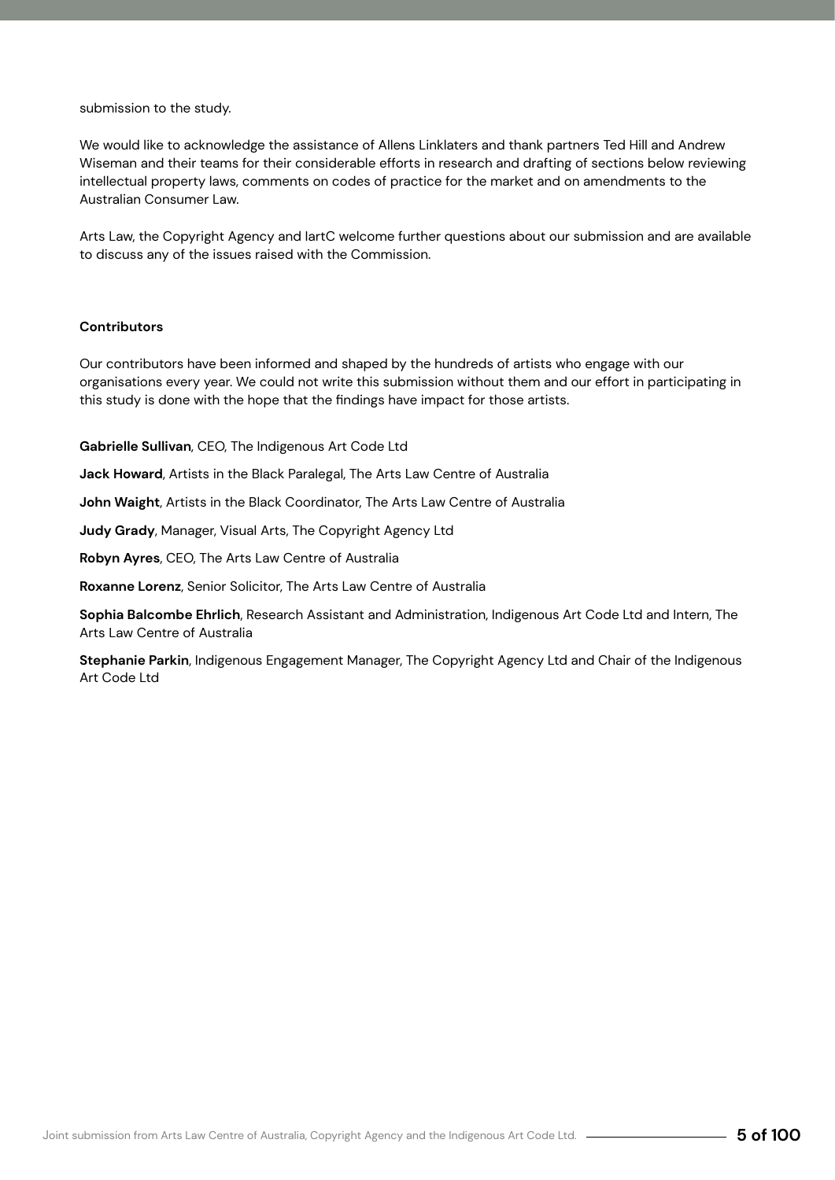submission to the study.

We would like to acknowledge the assistance of Allens Linklaters and thank partners Ted Hill and Andrew Wiseman and their teams for their considerable efforts in research and drafting of sections below reviewing intellectual property laws, comments on codes of practice for the market and on amendments to the Australian Consumer Law.

Arts Law, the Copyright Agency and IartC welcome further questions about our submission and are available to discuss any of the issues raised with the Commission.

**Contributors**

Our contributors have been informed and shaped by the hundreds of artists who engage with our organisations every year. We could not write this submission without them and our effort in participating in this study is done with the hope that the findings have impact for those artists.

**Gabrielle Sullivan**, CEO, The Indigenous Art Code Ltd

**Jack Howard**, Artists in the Black Paralegal, The Arts Law Centre of Australia

**John Waight**, Artists in the Black Coordinator, The Arts Law Centre of Australia

**Judy Grady**, Manager, Visual Arts, The Copyright Agency Ltd

**Robyn Ayres**, CEO, The Arts Law Centre of Australia

**Roxanne Lorenz**, Senior Solicitor, The Arts Law Centre of Australia

**Sophia Balcombe Ehrlich**, Research Assistant and Administration, Indigenous Art Code Ltd and Intern, The Arts Law Centre of Australia

**Stephanie Parkin**, Indigenous Engagement Manager, The Copyright Agency Ltd and Chair of the Indigenous Art Code Ltd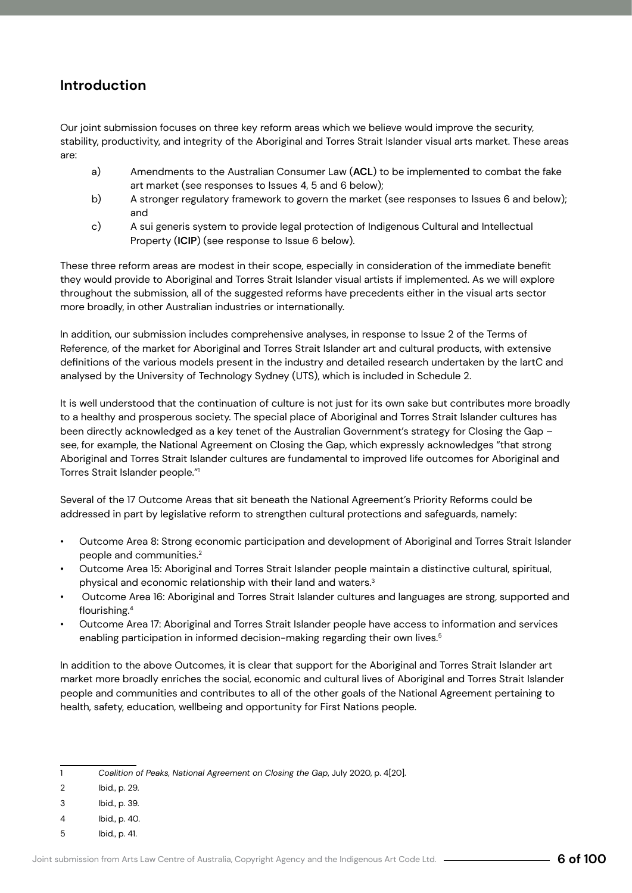## Introduction

Our joint submission focuses on three key reform areas which we believe would improve the security, stability, productivity, and integrity of the Aboriginal and Torres Strait Islander visual arts market. These areas are:

a) Amendments to the Australian Consumer Law (**ACL**) to be implemented to combat the fake art market (see responses to Issues 4, 5 and 6 below);

b) A stronger regulatory framework to govern the market (see responses to Issues 6 and below); and

c) A sui generis system to provide legal protection of Indigenous Cultural and Intellectual Property (**ICIP**) (see response to Issue 6 below).

These three reform areas are modest in their scope, especially in consideration of the immediate benefit they would provide to Aboriginal and Torres Strait Islander visual artists if implemented. As we will explore throughout the submission, all of the suggested reforms have precedents either in the visual arts sector more broadly, in other Australian industries or internationally.

In addition, our submission includes comprehensive analyses, in response to Issue 2 of the Terms of Reference, of the market for Aboriginal and Torres Strait Islander art and cultural products, with extensive definitions of the various models present in the industry and detailed research undertaken by the IartC and analysed by the University of Technology Sydney (UTS), which is included in Schedule 2.

It is well understood that the continuation of culture is not just for its own sake but contributes more broadly to a healthy and prosperous society. The special place of Aboriginal and Torres Strait Islander cultures has been directly acknowledged as a key tenet of the Australian Government's strategy for Closing the Gap – see, for example, the National Agreement on Closing the Gap, which expressly acknowledges "that strong Aboriginal and Torres Strait Islander cultures are fundamental to improved life outcomes for Aboriginal and Torres Strait Islander people."[1]

Several of the 17 Outcome Areas that sit beneath the National Agreement's Priority Reforms could be addressed in part by legislative reform to strengthen cultural protections and safeguards, namely:

- Outcome Area 8: Strong economic participation and development of Aboriginal and Torres Strait Islander people and communities.[2]
- Outcome Area 15: Aboriginal and Torres Strait Islander people maintain a distinctive cultural, spiritual, physical and economic relationship with their land and waters.[3]
- Outcome Area 16: Aboriginal and Torres Strait Islander cultures and languages are strong, supported and flourishing.[4]
- Outcome Area 17: Aboriginal and Torres Strait Islander people have access to information and services enabling participation in informed decision-making regarding their own lives.[5]

In addition to the above Outcomes, it is clear that support for the Aboriginal and Torres Strait Islander art market more broadly enriches the social, economic and cultural lives of Aboriginal and Torres Strait Islander people and communities and contributes to all of the other goals of the National Agreement pertaining to health, safety, education, wellbeing and opportunity for First Nations people.

---

1 *Coalition of Peaks, National Agreement on Closing the Gap*, July 2020, p. 4[20].

2 Ibid., p. 29.

3 Ibid., p. 39.

4 Ibid., p. 40.

5 Ibid., p. 41.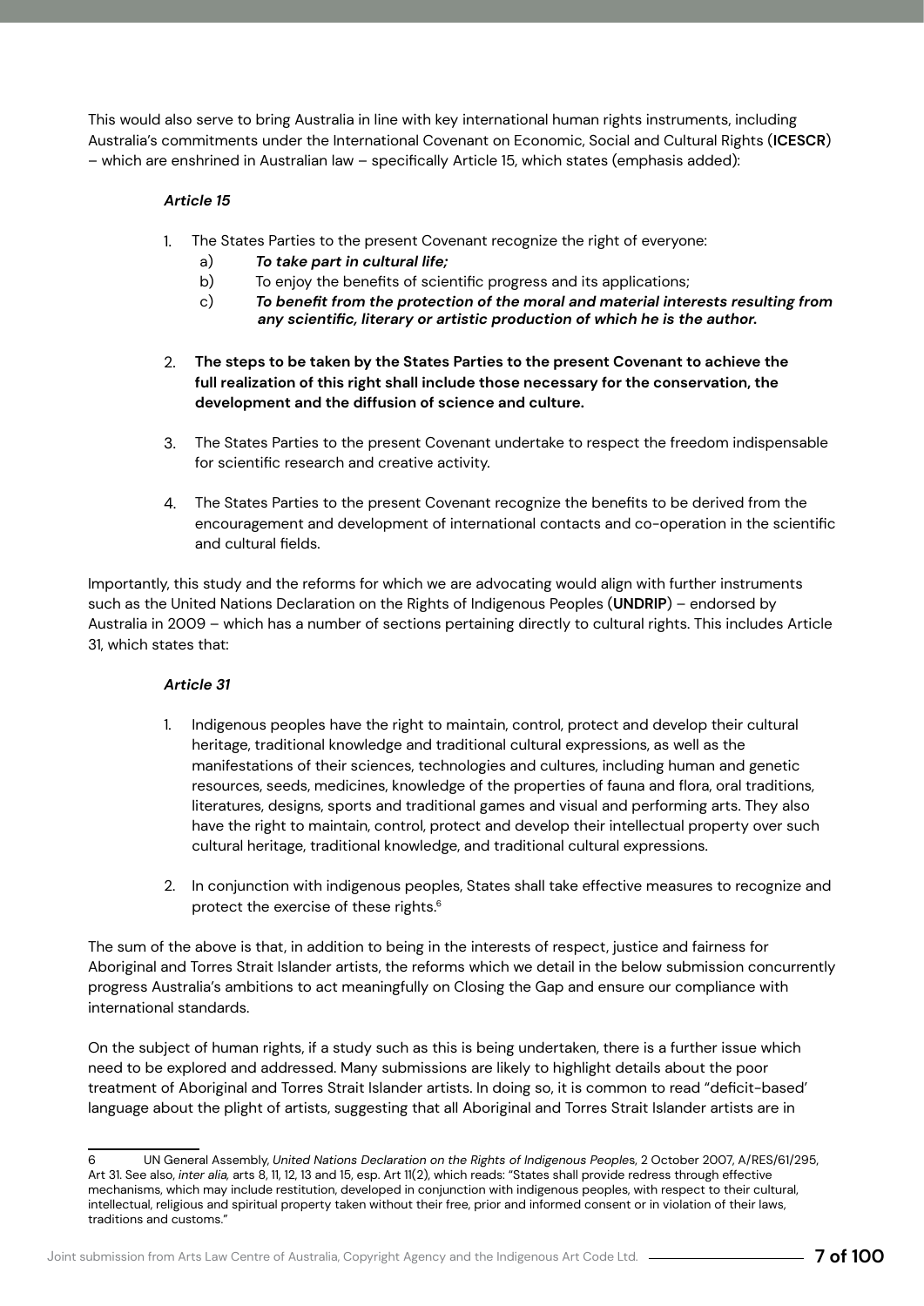This would also serve to bring Australia in line with key international human rights instruments, including Australia's commitments under the International Covenant on Economic, Social and Cultural Rights (**ICESCR**) – which are enshrined in Australian law – specifically Article 15, which states (emphasis added):

> ***Article 15***
>
> 1. The States Parties to the present Covenant recognize the right of everyone:
>    a) ***To take part in cultural life;***
>    b) To enjoy the benefits of scientific progress and its applications;
>    c) ***To benefit from the protection of the moral and material interests resulting from any scientific, literary or artistic production of which he is the author.***
>
> 2. **The steps to be taken by the States Parties to the present Covenant to achieve the full realization of this right shall include those necessary for the conservation, the development and the diffusion of science and culture.**
>
> 3. The States Parties to the present Covenant undertake to respect the freedom indispensable for scientific research and creative activity.
>
> 4. The States Parties to the present Covenant recognize the benefits to be derived from the encouragement and development of international contacts and co-operation in the scientific and cultural fields.

Importantly, this study and the reforms for which we are advocating would align with further instruments such as the United Nations Declaration on the Rights of Indigenous Peoples (**UNDRIP**) – endorsed by Australia in 2009 – which has a number of sections pertaining directly to cultural rights. This includes Article 31, which states that:

> ***Article 31***
>
> 1. Indigenous peoples have the right to maintain, control, protect and develop their cultural heritage, traditional knowledge and traditional cultural expressions, as well as the manifestations of their sciences, technologies and cultures, including human and genetic resources, seeds, medicines, knowledge of the properties of fauna and flora, oral traditions, literatures, designs, sports and traditional games and visual and performing arts. They also have the right to maintain, control, protect and develop their intellectual property over such cultural heritage, traditional knowledge, and traditional cultural expressions.
>
> 2. In conjunction with indigenous peoples, States shall take effective measures to recognize and protect the exercise of these rights.[6]

The sum of the above is that, in addition to being in the interests of respect, justice and fairness for Aboriginal and Torres Strait Islander artists, the reforms which we detail in the below submission concurrently progress Australia's ambitions to act meaningfully on Closing the Gap and ensure our compliance with international standards.

On the subject of human rights, if a study such as this is being undertaken, there is a further issue which need to be explored and addressed. Many submissions are likely to highlight details about the poor treatment of Aboriginal and Torres Strait Islander artists. In doing so, it is common to read "deficit-based' language about the plight of artists, suggesting that all Aboriginal and Torres Strait Islander artists are in

---

6 UN General Assembly, *United Nations Declaration on the Rights of Indigenous Peoples*, 2 October 2007, A/RES/61/295, Art 31. See also, *inter alia,* arts 8, 11, 12, 13 and 15, esp. Art 11(2), which reads: "States shall provide redress through effective mechanisms, which may include restitution, developed in conjunction with indigenous peoples, with respect to their cultural, intellectual, religious and spiritual property taken without their free, prior and informed consent or in violation of their laws, traditions and customs."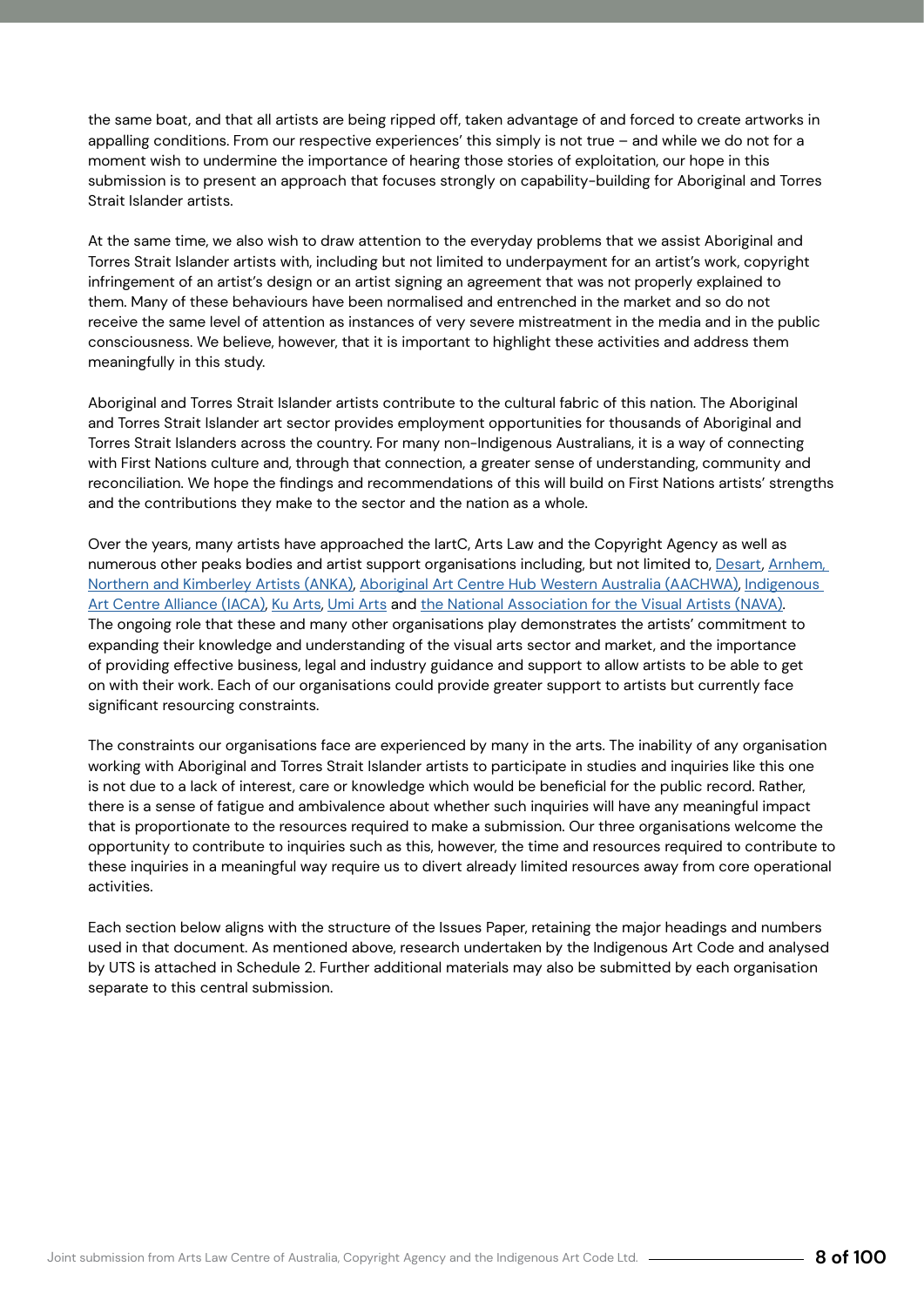the same boat, and that all artists are being ripped off, taken advantage of and forced to create artworks in appalling conditions. From our respective experiences' this simply is not true – and while we do not for a moment wish to undermine the importance of hearing those stories of exploitation, our hope in this submission is to present an approach that focuses strongly on capability-building for Aboriginal and Torres Strait Islander artists.

At the same time, we also wish to draw attention to the everyday problems that we assist Aboriginal and Torres Strait Islander artists with, including but not limited to underpayment for an artist's work, copyright infringement of an artist's design or an artist signing an agreement that was not properly explained to them. Many of these behaviours have been normalised and entrenched in the market and so do not receive the same level of attention as instances of very severe mistreatment in the media and in the public consciousness. We believe, however, that it is important to highlight these activities and address them meaningfully in this study.

Aboriginal and Torres Strait Islander artists contribute to the cultural fabric of this nation. The Aboriginal and Torres Strait Islander art sector provides employment opportunities for thousands of Aboriginal and Torres Strait Islanders across the country. For many non-Indigenous Australians, it is a way of connecting with First Nations culture and, through that connection, a greater sense of understanding, community and reconciliation. We hope the findings and recommendations of this will build on First Nations artists' strengths and the contributions they make to the sector and the nation as a whole.

Over the years, many artists have approached the IartC, Arts Law and the Copyright Agency as well as numerous other peaks bodies and artist support organisations including, but not limited to, Desart, Arnhem, Northern and Kimberley Artists (ANKA), Aboriginal Art Centre Hub Western Australia (AACHWA), Indigenous Art Centre Alliance (IACA), Ku Arts, Umi Arts and the National Association for the Visual Artists (NAVA). The ongoing role that these and many other organisations play demonstrates the artists' commitment to expanding their knowledge and understanding of the visual arts sector and market, and the importance of providing effective business, legal and industry guidance and support to allow artists to be able to get on with their work. Each of our organisations could provide greater support to artists but currently face significant resourcing constraints.

The constraints our organisations face are experienced by many in the arts. The inability of any organisation working with Aboriginal and Torres Strait Islander artists to participate in studies and inquiries like this one is not due to a lack of interest, care or knowledge which would be beneficial for the public record. Rather, there is a sense of fatigue and ambivalence about whether such inquiries will have any meaningful impact that is proportionate to the resources required to make a submission. Our three organisations welcome the opportunity to contribute to inquiries such as this, however, the time and resources required to contribute to these inquiries in a meaningful way require us to divert already limited resources away from core operational activities.

Each section below aligns with the structure of the Issues Paper, retaining the major headings and numbers used in that document. As mentioned above, research undertaken by the Indigenous Art Code and analysed by UTS is attached in Schedule 2. Further additional materials may also be submitted by each organisation separate to this central submission.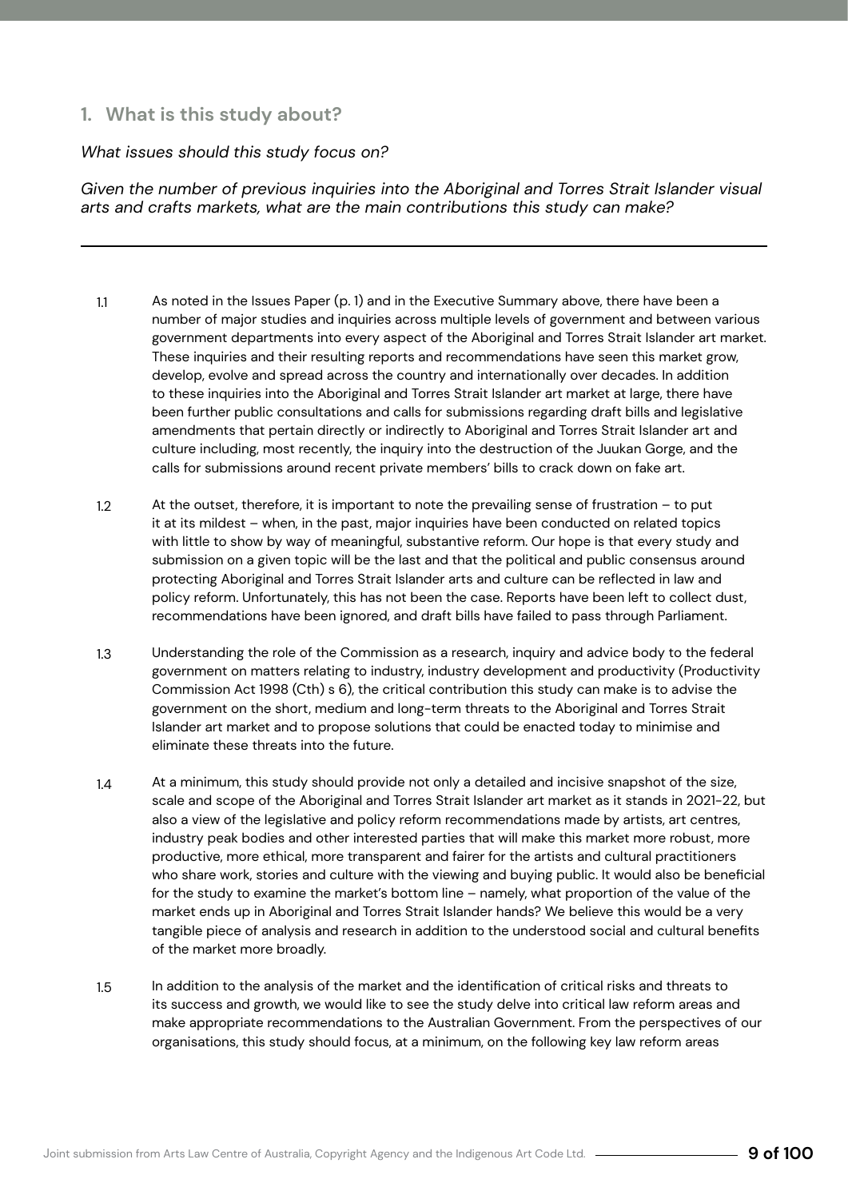## 1. What is this study about?

*What issues should this study focus on?*

*Given the number of previous inquiries into the Aboriginal and Torres Strait Islander visual arts and crafts markets, what are the main contributions this study can make?*

---

1.1 As noted in the Issues Paper (p. 1) and in the Executive Summary above, there have been a number of major studies and inquiries across multiple levels of government and between various government departments into every aspect of the Aboriginal and Torres Strait Islander art market. These inquiries and their resulting reports and recommendations have seen this market grow, develop, evolve and spread across the country and internationally over decades. In addition to these inquiries into the Aboriginal and Torres Strait Islander art market at large, there have been further public consultations and calls for submissions regarding draft bills and legislative amendments that pertain directly or indirectly to Aboriginal and Torres Strait Islander art and culture including, most recently, the inquiry into the destruction of the Juukan Gorge, and the calls for submissions around recent private members' bills to crack down on fake art.

1.2 At the outset, therefore, it is important to note the prevailing sense of frustration – to put it at its mildest – when, in the past, major inquiries have been conducted on related topics with little to show by way of meaningful, substantive reform. Our hope is that every study and submission on a given topic will be the last and that the political and public consensus around protecting Aboriginal and Torres Strait Islander arts and culture can be reflected in law and policy reform. Unfortunately, this has not been the case. Reports have been left to collect dust, recommendations have been ignored, and draft bills have failed to pass through Parliament.

1.3 Understanding the role of the Commission as a research, inquiry and advice body to the federal government on matters relating to industry, industry development and productivity (Productivity Commission Act 1998 (Cth) s 6), the critical contribution this study can make is to advise the government on the short, medium and long-term threats to the Aboriginal and Torres Strait Islander art market and to propose solutions that could be enacted today to minimise and eliminate these threats into the future.

1.4 At a minimum, this study should provide not only a detailed and incisive snapshot of the size, scale and scope of the Aboriginal and Torres Strait Islander art market as it stands in 2021-22, but also a view of the legislative and policy reform recommendations made by artists, art centres, industry peak bodies and other interested parties that will make this market more robust, more productive, more ethical, more transparent and fairer for the artists and cultural practitioners who share work, stories and culture with the viewing and buying public. It would also be beneficial for the study to examine the market's bottom line – namely, what proportion of the value of the market ends up in Aboriginal and Torres Strait Islander hands? We believe this would be a very tangible piece of analysis and research in addition to the understood social and cultural benefits of the market more broadly.

1.5 In addition to the analysis of the market and the identification of critical risks and threats to its success and growth, we would like to see the study delve into critical law reform areas and make appropriate recommendations to the Australian Government. From the perspectives of our organisations, this study should focus, at a minimum, on the following key law reform areas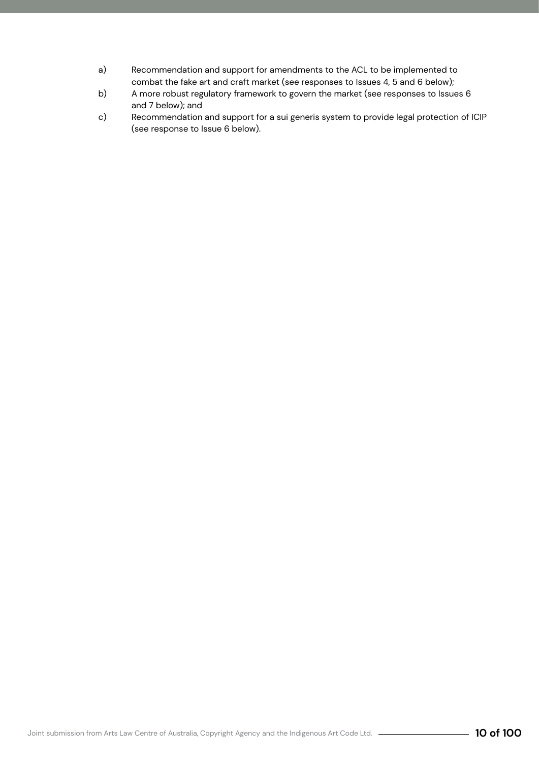a) Recommendation and support for amendments to the ACL to be implemented to combat the fake art and craft market (see responses to Issues 4, 5 and 6 below);

b) A more robust regulatory framework to govern the market (see responses to Issues 6 and 7 below); and

c) Recommendation and support for a sui generis system to provide legal protection of ICIP (see response to Issue 6 below).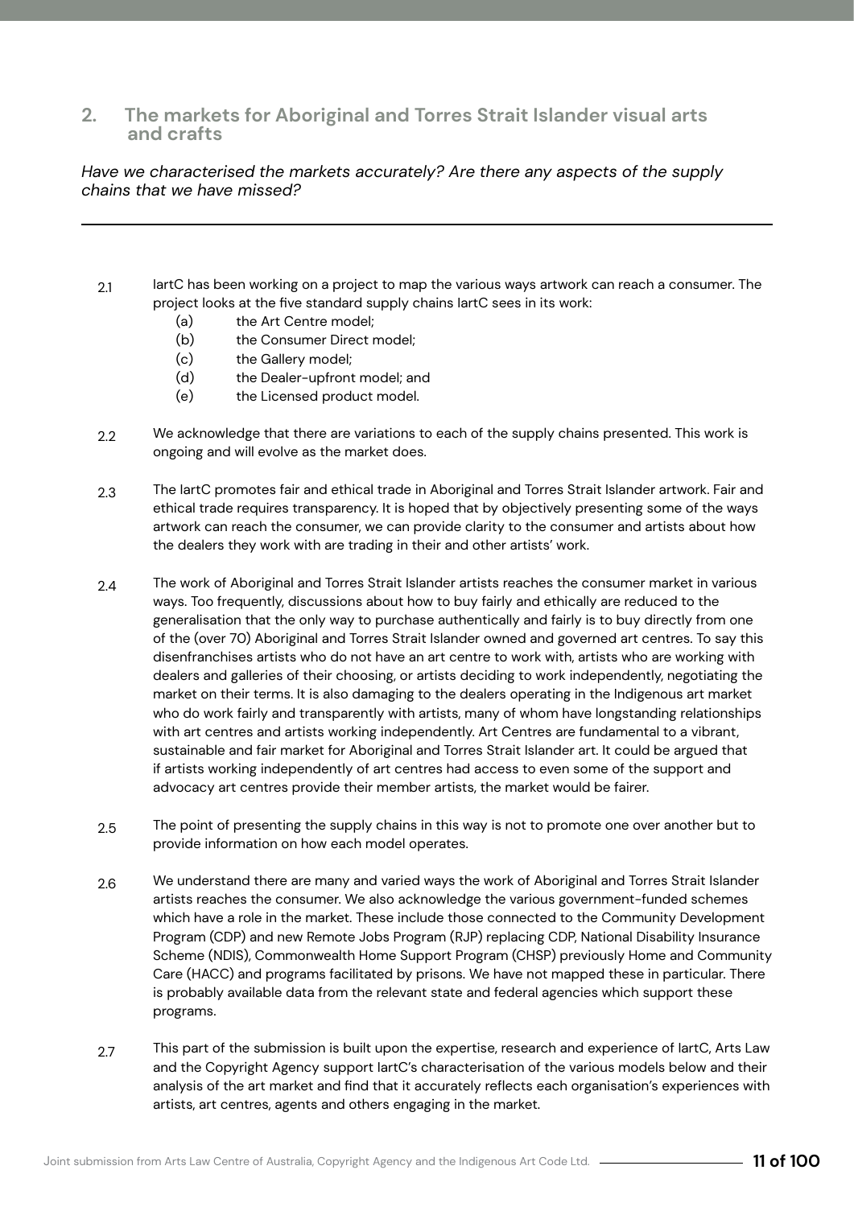## 2. The markets for Aboriginal and Torres Strait Islander visual arts and crafts

*Have we characterised the markets accurately? Are there any aspects of the supply chains that we have missed?*

---

2.1 IartC has been working on a project to map the various ways artwork can reach a consumer. The project looks at the five standard supply chains IartC sees in its work:

- (a) the Art Centre model;
- (b) the Consumer Direct model;
- (c) the Gallery model;
- (d) the Dealer-upfront model; and
- (e) the Licensed product model.

2.2 We acknowledge that there are variations to each of the supply chains presented. This work is ongoing and will evolve as the market does.

2.3 The IartC promotes fair and ethical trade in Aboriginal and Torres Strait Islander artwork. Fair and ethical trade requires transparency. It is hoped that by objectively presenting some of the ways artwork can reach the consumer, we can provide clarity to the consumer and artists about how the dealers they work with are trading in their and other artists' work.

2.4 The work of Aboriginal and Torres Strait Islander artists reaches the consumer market in various ways. Too frequently, discussions about how to buy fairly and ethically are reduced to the generalisation that the only way to purchase authentically and fairly is to buy directly from one of the (over 70) Aboriginal and Torres Strait Islander owned and governed art centres. To say this disenfranchises artists who do not have an art centre to work with, artists who are working with dealers and galleries of their choosing, or artists deciding to work independently, negotiating the market on their terms. It is also damaging to the dealers operating in the Indigenous art market who do work fairly and transparently with artists, many of whom have longstanding relationships with art centres and artists working independently. Art Centres are fundamental to a vibrant, sustainable and fair market for Aboriginal and Torres Strait Islander art. It could be argued that if artists working independently of art centres had access to even some of the support and advocacy art centres provide their member artists, the market would be fairer.

2.5 The point of presenting the supply chains in this way is not to promote one over another but to provide information on how each model operates.

2.6 We understand there are many and varied ways the work of Aboriginal and Torres Strait Islander artists reaches the consumer. We also acknowledge the various government-funded schemes which have a role in the market. These include those connected to the Community Development Program (CDP) and new Remote Jobs Program (RJP) replacing CDP, National Disability Insurance Scheme (NDIS), Commonwealth Home Support Program (CHSP) previously Home and Community Care (HACC) and programs facilitated by prisons. We have not mapped these in particular. There is probably available data from the relevant state and federal agencies which support these programs.

2.7 This part of the submission is built upon the expertise, research and experience of IartC, Arts Law and the Copyright Agency support IartC's characterisation of the various models below and their analysis of the art market and find that it accurately reflects each organisation's experiences with artists, art centres, agents and others engaging in the market.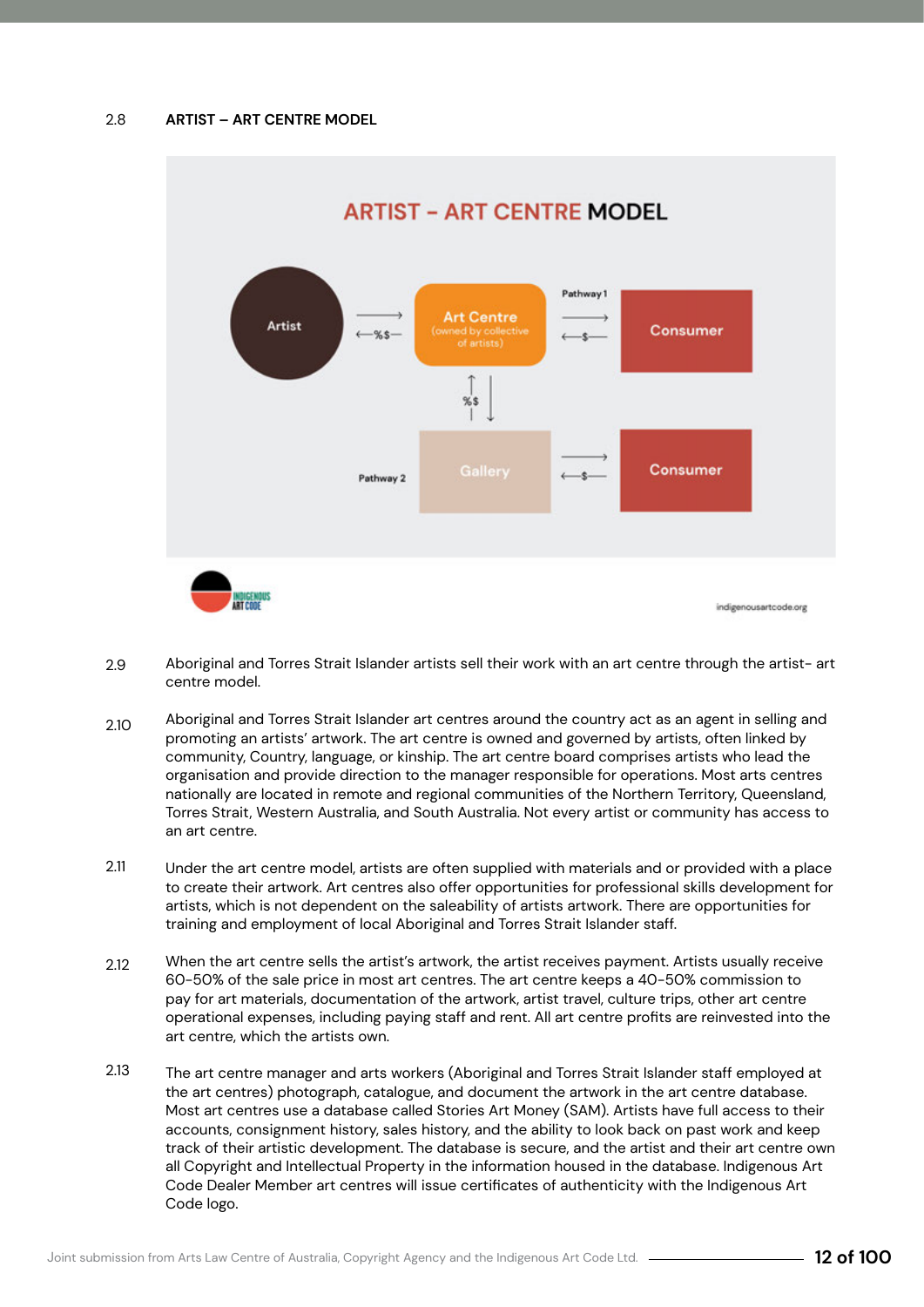2.8 **ARTIST – ART CENTRE MODEL**

ARTIST - ART CENTRE MODEL

Artist → Art Centre (owned by collective of artists) ← %$

Pathway 1: Art Centre → Consumer ← $

Art Centre ↔ Gallery %$

Pathway 2: Gallery → Consumer ← $

indigenousartcode.org

2.9 Aboriginal and Torres Strait Islander artists sell their work with an art centre through the artist- art centre model.

2.10 Aboriginal and Torres Strait Islander art centres around the country act as an agent in selling and promoting an artists' artwork. The art centre is owned and governed by artists, often linked by community, Country, language, or kinship. The art centre board comprises artists who lead the organisation and provide direction to the manager responsible for operations. Most arts centres nationally are located in remote and regional communities of the Northern Territory, Queensland, Torres Strait, Western Australia, and South Australia. Not every artist or community has access to an art centre.

2.11 Under the art centre model, artists are often supplied with materials and or provided with a place to create their artwork. Art centres also offer opportunities for professional skills development for artists, which is not dependent on the saleability of artists artwork. There are opportunities for training and employment of local Aboriginal and Torres Strait Islander staff.

2.12 When the art centre sells the artist's artwork, the artist receives payment. Artists usually receive 60-50% of the sale price in most art centres. The art centre keeps a 40-50% commission to pay for art materials, documentation of the artwork, artist travel, culture trips, other art centre operational expenses, including paying staff and rent. All art centre profits are reinvested into the art centre, which the artists own.

2.13 The art centre manager and arts workers (Aboriginal and Torres Strait Islander staff employed at the art centres) photograph, catalogue, and document the artwork in the art centre database. Most art centres use a database called Stories Art Money (SAM). Artists have full access to their accounts, consignment history, sales history, and the ability to look back on past work and keep track of their artistic development. The database is secure, and the artist and their art centre own all Copyright and Intellectual Property in the information housed in the database. Indigenous Art Code Dealer Member art centres will issue certificates of authenticity with the Indigenous Art Code logo.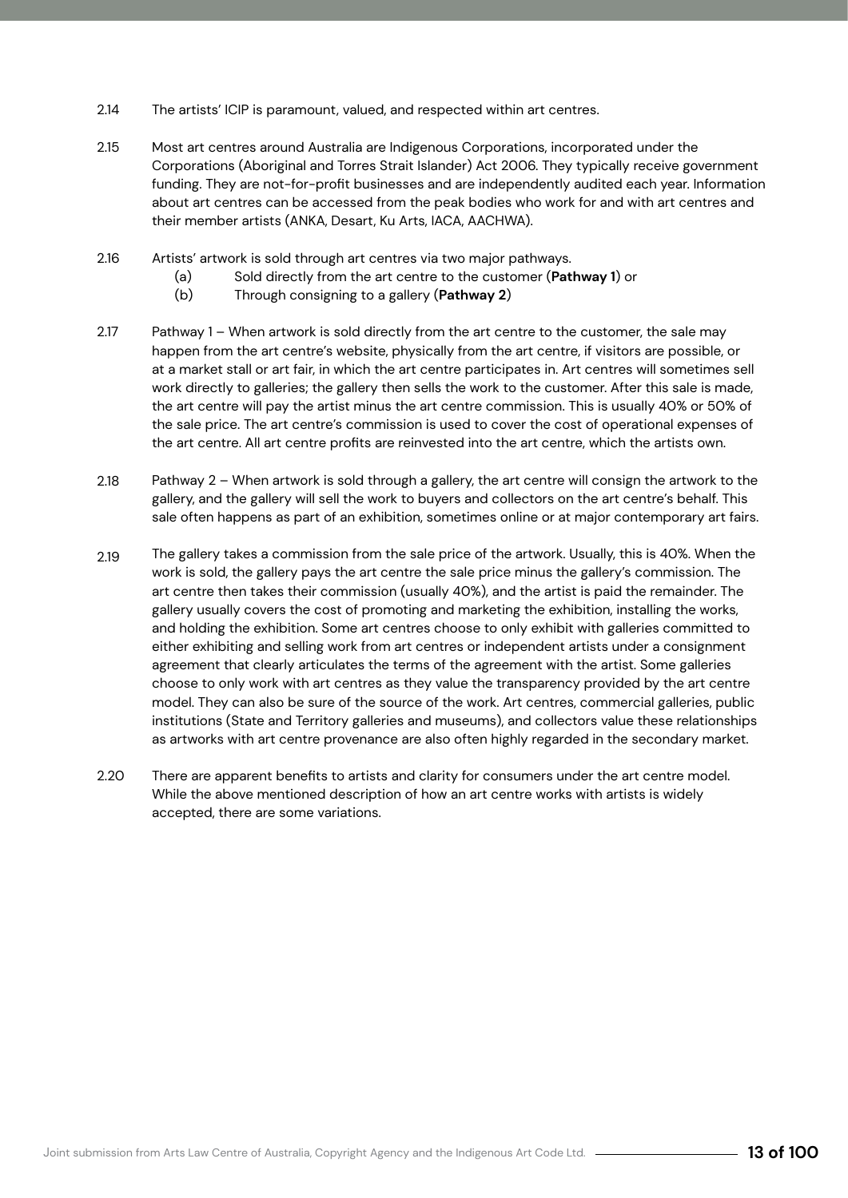2.14 The artists' ICIP is paramount, valued, and respected within art centres.

2.15 Most art centres around Australia are Indigenous Corporations, incorporated under the Corporations (Aboriginal and Torres Strait Islander) Act 2006. They typically receive government funding. They are not-for-profit businesses and are independently audited each year. Information about art centres can be accessed from the peak bodies who work for and with art centres and their member artists (ANKA, Desart, Ku Arts, IACA, AACHWA).

2.16 Artists' artwork is sold through art centres via two major pathways.

(a) Sold directly from the art centre to the customer (**Pathway 1**) or

(b) Through consigning to a gallery (**Pathway 2**)

2.17 Pathway 1 – When artwork is sold directly from the art centre to the customer, the sale may happen from the art centre's website, physically from the art centre, if visitors are possible, or at a market stall or art fair, in which the art centre participates in. Art centres will sometimes sell work directly to galleries; the gallery then sells the work to the customer. After this sale is made, the art centre will pay the artist minus the art centre commission. This is usually 40% or 50% of the sale price. The art centre's commission is used to cover the cost of operational expenses of the art centre. All art centre profits are reinvested into the art centre, which the artists own.

2.18 Pathway 2 – When artwork is sold through a gallery, the art centre will consign the artwork to the gallery, and the gallery will sell the work to buyers and collectors on the art centre's behalf. This sale often happens as part of an exhibition, sometimes online or at major contemporary art fairs.

2.19 The gallery takes a commission from the sale price of the artwork. Usually, this is 40%. When the work is sold, the gallery pays the art centre the sale price minus the gallery's commission. The art centre then takes their commission (usually 40%), and the artist is paid the remainder. The gallery usually covers the cost of promoting and marketing the exhibition, installing the works, and holding the exhibition. Some art centres choose to only exhibit with galleries committed to either exhibiting and selling work from art centres or independent artists under a consignment agreement that clearly articulates the terms of the agreement with the artist. Some galleries choose to only work with art centres as they value the transparency provided by the art centre model. They can also be sure of the source of the work. Art centres, commercial galleries, public institutions (State and Territory galleries and museums), and collectors value these relationships as artworks with art centre provenance are also often highly regarded in the secondary market.

2.20 There are apparent benefits to artists and clarity for consumers under the art centre model. While the above mentioned description of how an art centre works with artists is widely accepted, there are some variations.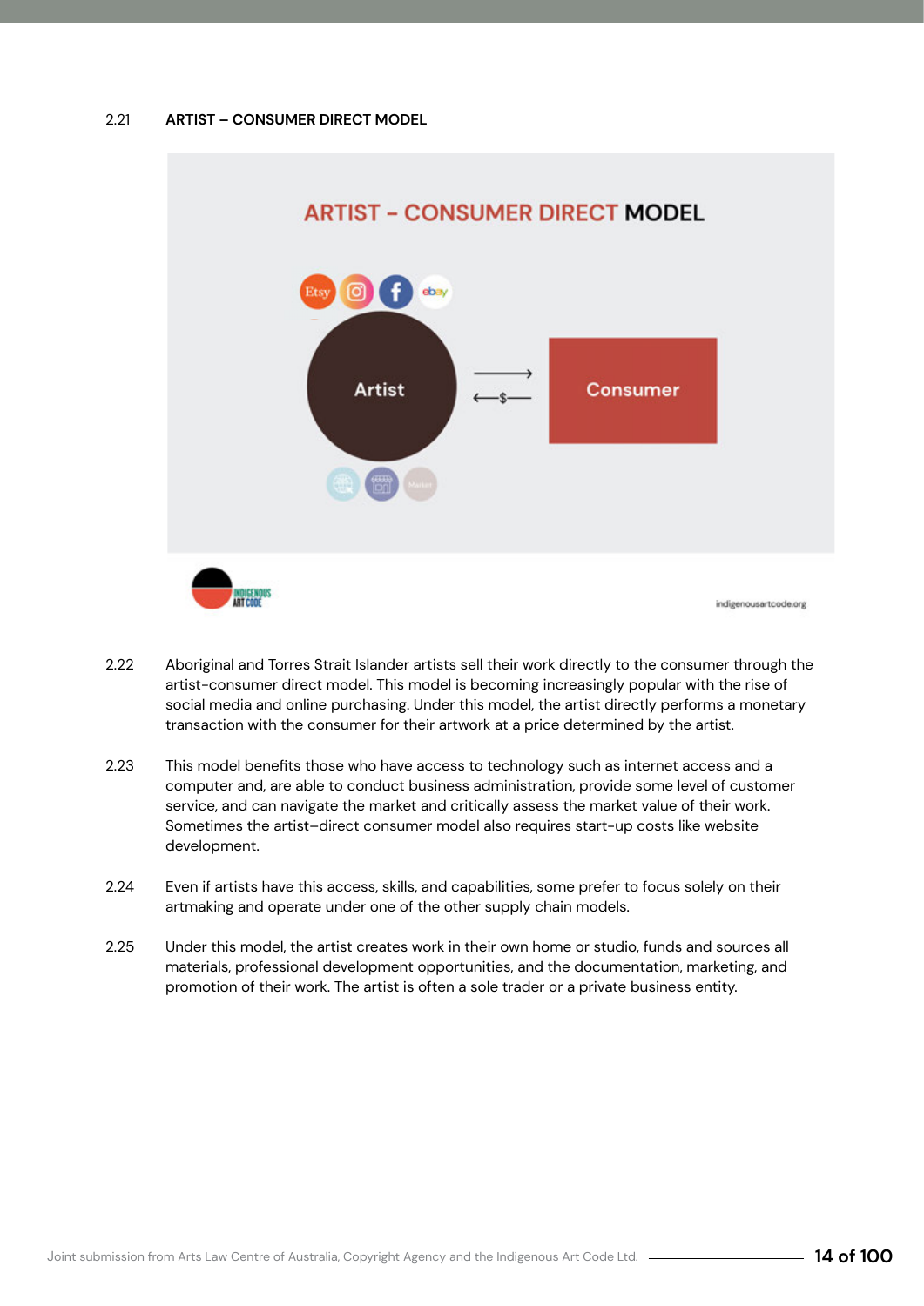2.21 **ARTIST – CONSUMER DIRECT MODEL**

ARTIST - CONSUMER DIRECT MODEL

Artist ⟶ / ⟵$⟵ Consumer

indigenousartcode.org

2.22 Aboriginal and Torres Strait Islander artists sell their work directly to the consumer through the artist-consumer direct model. This model is becoming increasingly popular with the rise of social media and online purchasing. Under this model, the artist directly performs a monetary transaction with the consumer for their artwork at a price determined by the artist.

2.23 This model benefits those who have access to technology such as internet access and a computer and, are able to conduct business administration, provide some level of customer service, and can navigate the market and critically assess the market value of their work. Sometimes the artist–direct consumer model also requires start-up costs like website development.

2.24 Even if artists have this access, skills, and capabilities, some prefer to focus solely on their artmaking and operate under one of the other supply chain models.

2.25 Under this model, the artist creates work in their own home or studio, funds and sources all materials, professional development opportunities, and the documentation, marketing, and promotion of their work. The artist is often a sole trader or a private business entity.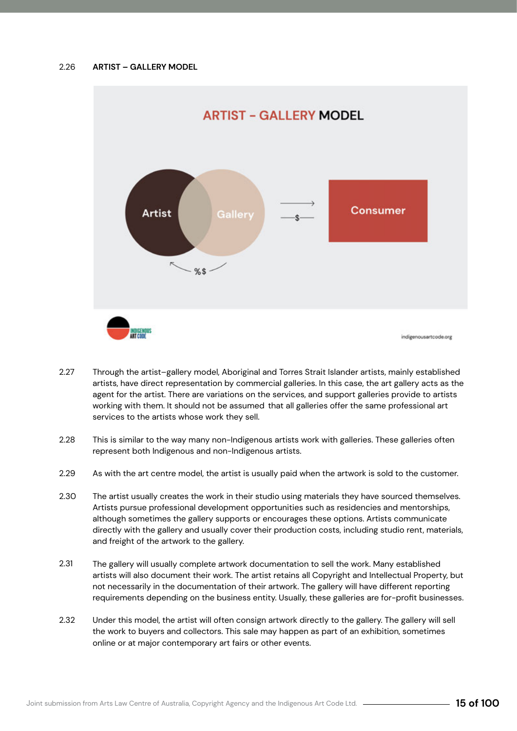2.26 **ARTIST – GALLERY MODEL**

2.27 Through the artist–gallery model, Aboriginal and Torres Strait Islander artists, mainly established artists, have direct representation by commercial galleries. In this case, the art gallery acts as the agent for the artist. There are variations on the services, and support galleries provide to artists working with them. It should not be assumed that all galleries offer the same professional art services to the artists whose work they sell.

2.28 This is similar to the way many non-Indigenous artists work with galleries. These galleries often represent both Indigenous and non-Indigenous artists.

2.29 As with the art centre model, the artist is usually paid when the artwork is sold to the customer.

2.30 The artist usually creates the work in their studio using materials they have sourced themselves. Artists pursue professional development opportunities such as residencies and mentorships, although sometimes the gallery supports or encourages these options. Artists communicate directly with the gallery and usually cover their production costs, including studio rent, materials, and freight of the artwork to the gallery.

2.31 The gallery will usually complete artwork documentation to sell the work. Many established artists will also document their work. The artist retains all Copyright and Intellectual Property, but not necessarily in the documentation of their artwork. The gallery will have different reporting requirements depending on the business entity. Usually, these galleries are for-profit businesses.

2.32 Under this model, the artist will often consign artwork directly to the gallery. The gallery will sell the work to buyers and collectors. This sale may happen as part of an exhibition, sometimes online or at major contemporary art fairs or other events.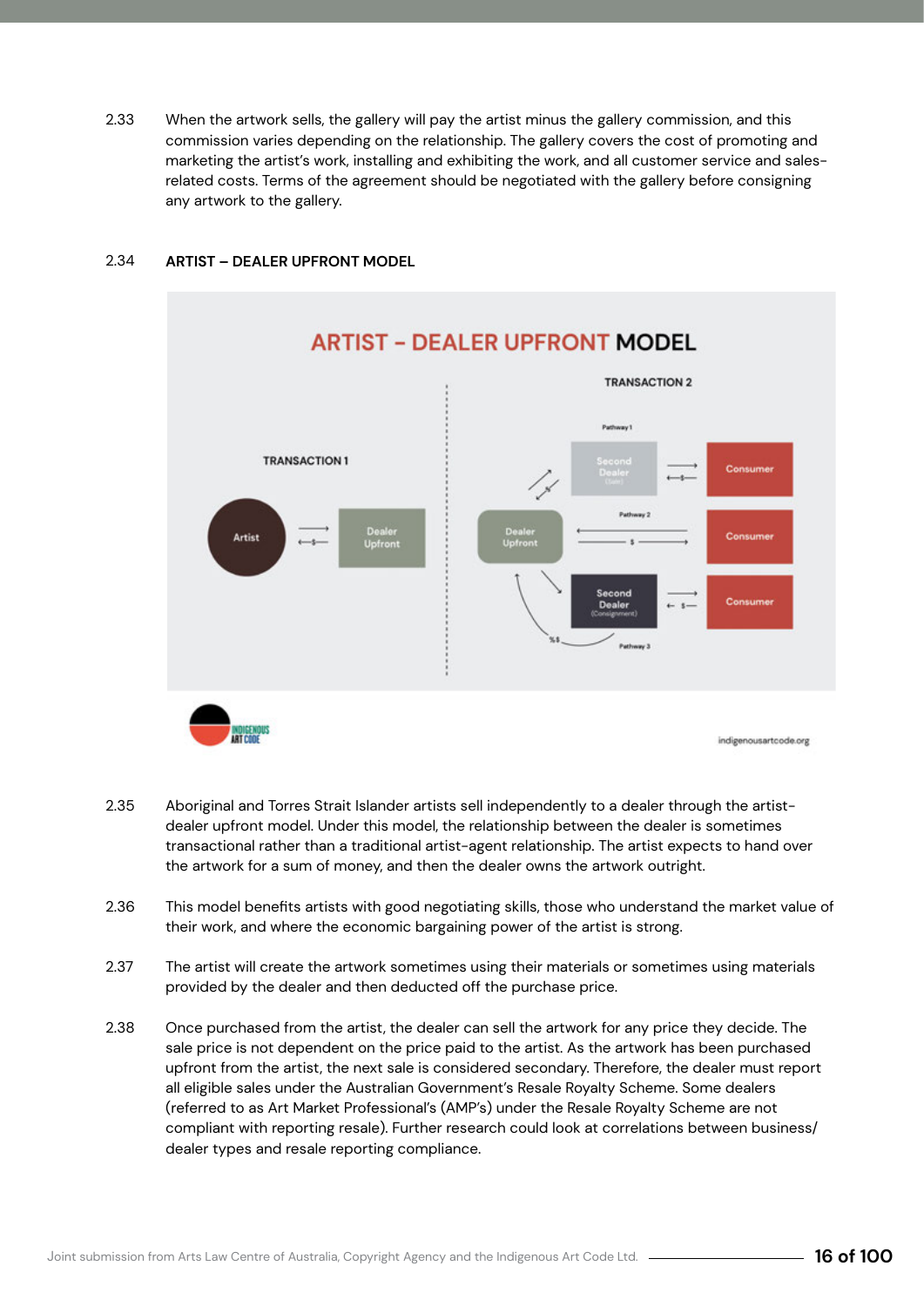2.33 When the artwork sells, the gallery will pay the artist minus the gallery commission, and this commission varies depending on the relationship. The gallery covers the cost of promoting and marketing the artist's work, installing and exhibiting the work, and all customer service and sales-related costs. Terms of the agreement should be negotiated with the gallery before consigning any artwork to the gallery.

2.34 **ARTIST – DEALER UPFRONT MODEL**

2.35 Aboriginal and Torres Strait Islander artists sell independently to a dealer through the artist-dealer upfront model. Under this model, the relationship between the dealer is sometimes transactional rather than a traditional artist-agent relationship. The artist expects to hand over the artwork for a sum of money, and then the dealer owns the artwork outright.

2.36 This model benefits artists with good negotiating skills, those who understand the market value of their work, and where the economic bargaining power of the artist is strong.

2.37 The artist will create the artwork sometimes using their materials or sometimes using materials provided by the dealer and then deducted off the purchase price.

2.38 Once purchased from the artist, the dealer can sell the artwork for any price they decide. The sale price is not dependent on the price paid to the artist. As the artwork has been purchased upfront from the artist, the next sale is considered secondary. Therefore, the dealer must report all eligible sales under the Australian Government's Resale Royalty Scheme. Some dealers (referred to as Art Market Professional's (AMP's) under the Resale Royalty Scheme are not compliant with reporting resale). Further research could look at correlations between business/dealer types and resale reporting compliance.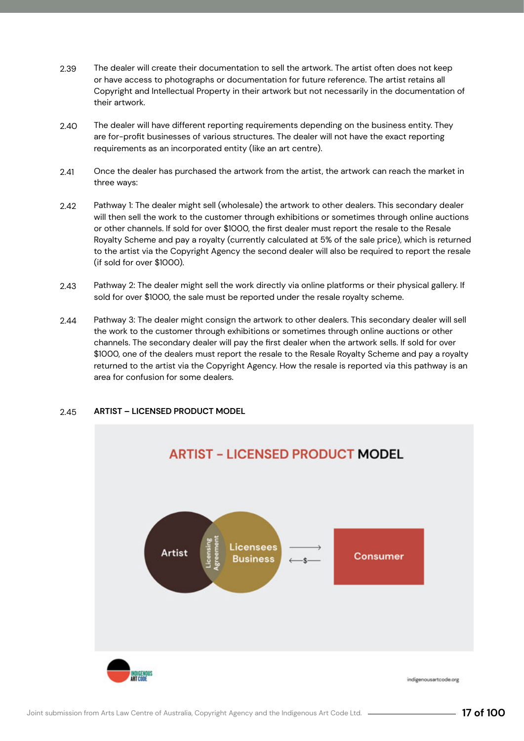2.39 The dealer will create their documentation to sell the artwork. The artist often does not keep or have access to photographs or documentation for future reference. The artist retains all Copyright and Intellectual Property in their artwork but not necessarily in the documentation of their artwork.

2.40 The dealer will have different reporting requirements depending on the business entity. They are for-profit businesses of various structures. The dealer will not have the exact reporting requirements as an incorporated entity (like an art centre).

2.41 Once the dealer has purchased the artwork from the artist, the artwork can reach the market in three ways:

2.42 Pathway 1: The dealer might sell (wholesale) the artwork to other dealers. This secondary dealer will then sell the work to the customer through exhibitions or sometimes through online auctions or other channels. If sold for over $1000, the first dealer must report the resale to the Resale Royalty Scheme and pay a royalty (currently calculated at 5% of the sale price), which is returned to the artist via the Copyright Agency the second dealer will also be required to report the resale (if sold for over $1000).

2.43 Pathway 2: The dealer might sell the work directly via online platforms or their physical gallery. If sold for over $1000, the sale must be reported under the resale royalty scheme.

2.44 Pathway 3: The dealer might consign the artwork to other dealers. This secondary dealer will sell the work to the customer through exhibitions or sometimes through online auctions or other channels. The secondary dealer will pay the first dealer when the artwork sells. If sold for over $1000, one of the dealers must report the resale to the Resale Royalty Scheme and pay a royalty returned to the artist via the Copyright Agency. How the resale is reported via this pathway is an area for confusion for some dealers.

2.45 **ARTIST – LICENSED PRODUCT MODEL**

ARTIST - LICENSED PRODUCT MODEL

Artist | Licensing Agreement | Licensees Business → Consumer ($ ←)

indigenousartcode.org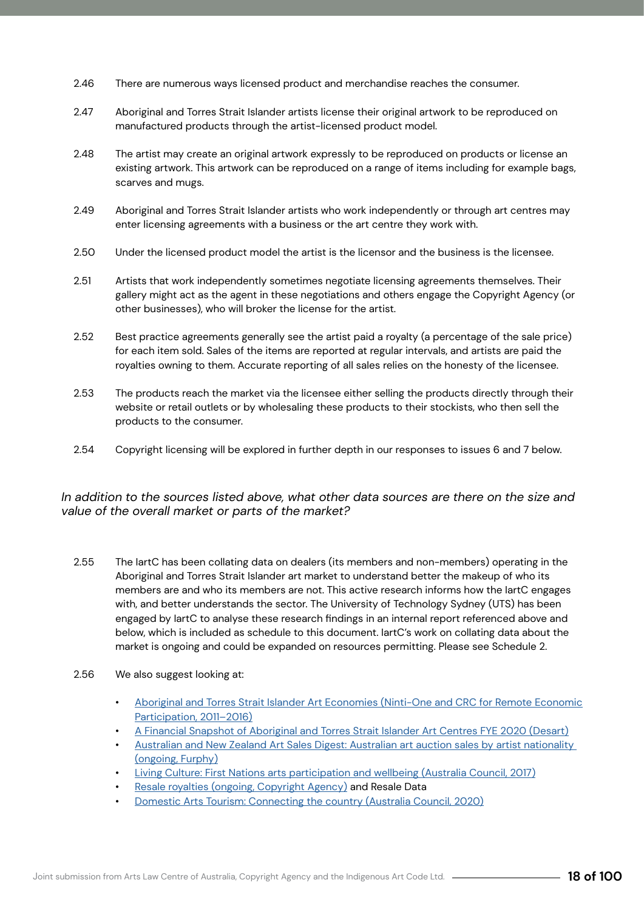2.46 There are numerous ways licensed product and merchandise reaches the consumer.

2.47 Aboriginal and Torres Strait Islander artists license their original artwork to be reproduced on manufactured products through the artist-licensed product model.

2.48 The artist may create an original artwork expressly to be reproduced on products or license an existing artwork. This artwork can be reproduced on a range of items including for example bags, scarves and mugs.

2.49 Aboriginal and Torres Strait Islander artists who work independently or through art centres may enter licensing agreements with a business or the art centre they work with.

2.50 Under the licensed product model the artist is the licensor and the business is the licensee.

2.51 Artists that work independently sometimes negotiate licensing agreements themselves. Their gallery might act as the agent in these negotiations and others engage the Copyright Agency (or other businesses), who will broker the license for the artist.

2.52 Best practice agreements generally see the artist paid a royalty (a percentage of the sale price) for each item sold. Sales of the items are reported at regular intervals, and artists are paid the royalties owning to them. Accurate reporting of all sales relies on the honesty of the licensee.

2.53 The products reach the market via the licensee either selling the products directly through their website or retail outlets or by wholesaling these products to their stockists, who then sell the products to the consumer.

2.54 Copyright licensing will be explored in further depth in our responses to issues 6 and 7 below.

*In addition to the sources listed above, what other data sources are there on the size and value of the overall market or parts of the market?*

2.55 The IartC has been collating data on dealers (its members and non-members) operating in the Aboriginal and Torres Strait Islander art market to understand better the makeup of who its members are and who its members are not. This active research informs how the IartC engages with, and better understands the sector. The University of Technology Sydney (UTS) has been engaged by IartC to analyse these research findings in an internal report referenced above and below, which is included as schedule to this document. IartC's work on collating data about the market is ongoing and could be expanded on resources permitting. Please see Schedule 2.

2.56 We also suggest looking at:

- Aboriginal and Torres Strait Islander Art Economies (Ninti-One and CRC for Remote Economic Participation, 2011–2016)
- A Financial Snapshot of Aboriginal and Torres Strait Islander Art Centres FYE 2020 (Desart)
- Australian and New Zealand Art Sales Digest: Australian art auction sales by artist nationality (ongoing, Furphy)
- Living Culture: First Nations arts participation and wellbeing (Australia Council, 2017)
- Resale royalties (ongoing, Copyright Agency) and Resale Data
- Domestic Arts Tourism: Connecting the country (Australia Council, 2020)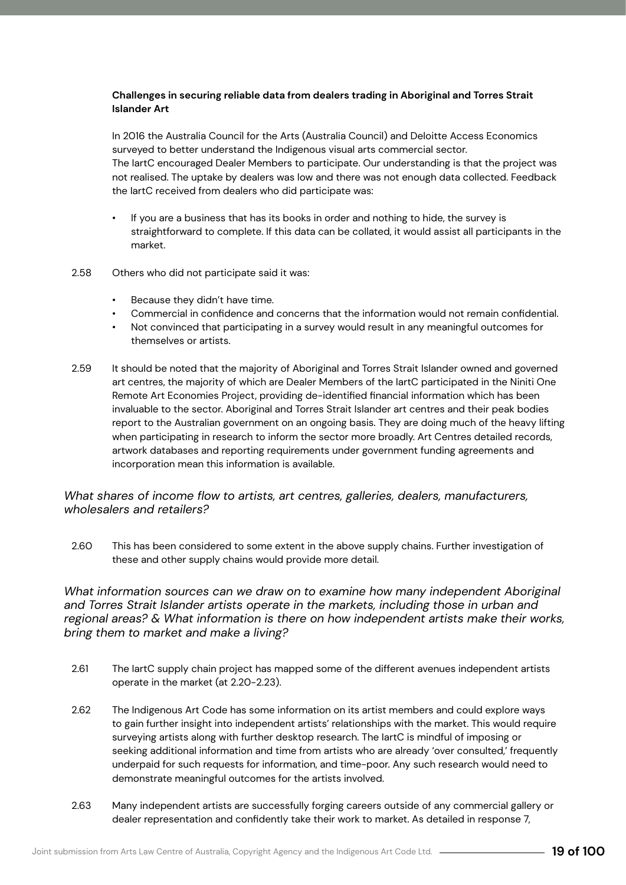**Challenges in securing reliable data from dealers trading in Aboriginal and Torres Strait Islander Art**

In 2016 the Australia Council for the Arts (Australia Council) and Deloitte Access Economics surveyed to better understand the Indigenous visual arts commercial sector. The IartC encouraged Dealer Members to participate. Our understanding is that the project was not realised. The uptake by dealers was low and there was not enough data collected. Feedback the IartC received from dealers who did participate was:

- If you are a business that has its books in order and nothing to hide, the survey is straightforward to complete. If this data can be collated, it would assist all participants in the market.

2.58 Others who did not participate said it was:

- Because they didn't have time.
- Commercial in confidence and concerns that the information would not remain confidential.
- Not convinced that participating in a survey would result in any meaningful outcomes for themselves or artists.

2.59 It should be noted that the majority of Aboriginal and Torres Strait Islander owned and governed art centres, the majority of which are Dealer Members of the IartC participated in the Niniti One Remote Art Economies Project, providing de-identified financial information which has been invaluable to the sector. Aboriginal and Torres Strait Islander art centres and their peak bodies report to the Australian government on an ongoing basis. They are doing much of the heavy lifting when participating in research to inform the sector more broadly. Art Centres detailed records, artwork databases and reporting requirements under government funding agreements and incorporation mean this information is available.

*What shares of income flow to artists, art centres, galleries, dealers, manufacturers, wholesalers and retailers?*

2.60 This has been considered to some extent in the above supply chains. Further investigation of these and other supply chains would provide more detail.

*What information sources can we draw on to examine how many independent Aboriginal and Torres Strait Islander artists operate in the markets, including those in urban and regional areas? & What information is there on how independent artists make their works, bring them to market and make a living?*

2.61 The IartC supply chain project has mapped some of the different avenues independent artists operate in the market (at 2.20-2.23).

2.62 The Indigenous Art Code has some information on its artist members and could explore ways to gain further insight into independent artists' relationships with the market. This would require surveying artists along with further desktop research. The IartC is mindful of imposing or seeking additional information and time from artists who are already 'over consulted,' frequently underpaid for such requests for information, and time-poor. Any such research would need to demonstrate meaningful outcomes for the artists involved.

2.63 Many independent artists are successfully forging careers outside of any commercial gallery or dealer representation and confidently take their work to market. As detailed in response 7,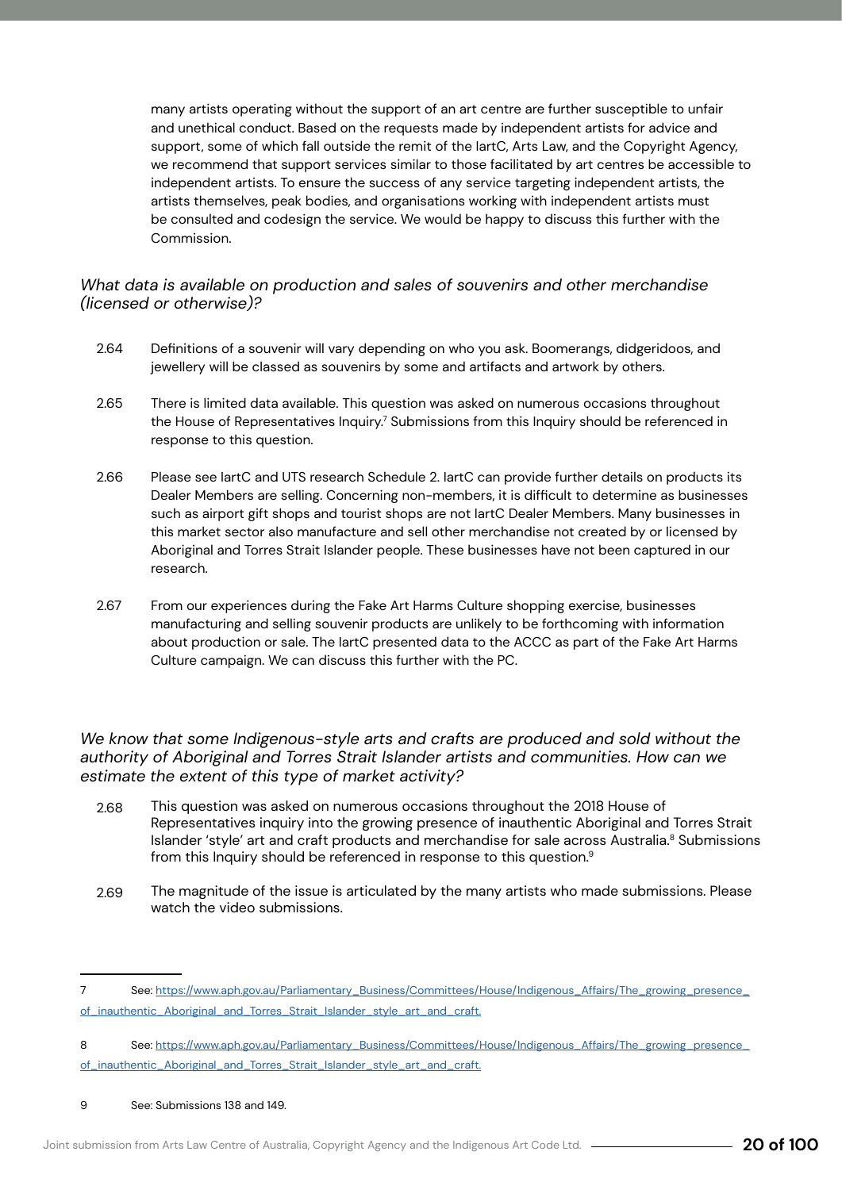many artists operating without the support of an art centre are further susceptible to unfair and unethical conduct. Based on the requests made by independent artists for advice and support, some of which fall outside the remit of the IartC, Arts Law, and the Copyright Agency, we recommend that support services similar to those facilitated by art centres be accessible to independent artists. To ensure the success of any service targeting independent artists, the artists themselves, peak bodies, and organisations working with independent artists must be consulted and codesign the service. We would be happy to discuss this further with the Commission.

### *What data is available on production and sales of souvenirs and other merchandise (licensed or otherwise)?*

2.64 Definitions of a souvenir will vary depending on who you ask. Boomerangs, didgeridoos, and jewellery will be classed as souvenirs by some and artifacts and artwork by others.

2.65 There is limited data available. This question was asked on numerous occasions throughout the House of Representatives Inquiry.[7] Submissions from this Inquiry should be referenced in response to this question.

2.66 Please see IartC and UTS research Schedule 2. IartC can provide further details on products its Dealer Members are selling. Concerning non-members, it is difficult to determine as businesses such as airport gift shops and tourist shops are not IartC Dealer Members. Many businesses in this market sector also manufacture and sell other merchandise not created by or licensed by Aboriginal and Torres Strait Islander people. These businesses have not been captured in our research.

2.67 From our experiences during the Fake Art Harms Culture shopping exercise, businesses manufacturing and selling souvenir products are unlikely to be forthcoming with information about production or sale. The IartC presented data to the ACCC as part of the Fake Art Harms Culture campaign. We can discuss this further with the PC.

### *We know that some Indigenous-style arts and crafts are produced and sold without the authority of Aboriginal and Torres Strait Islander artists and communities. How can we estimate the extent of this type of market activity?*

2.68 This question was asked on numerous occasions throughout the 2018 House of Representatives inquiry into the growing presence of inauthentic Aboriginal and Torres Strait Islander 'style' art and craft products and merchandise for sale across Australia.[8] Submissions from this Inquiry should be referenced in response to this question.[9]

2.69 The magnitude of the issue is articulated by the many artists who made submissions. Please watch the video submissions.

---

7 See: https://www.aph.gov.au/Parliamentary_Business/Committees/House/Indigenous_Affairs/The_growing_presence_of_inauthentic_Aboriginal_and_Torres_Strait_Islander_style_art_and_craft.

8 See: https://www.aph.gov.au/Parliamentary_Business/Committees/House/Indigenous_Affairs/The_growing_presence_of_inauthentic_Aboriginal_and_Torres_Strait_Islander_style_art_and_craft.

9 See: Submissions 138 and 149.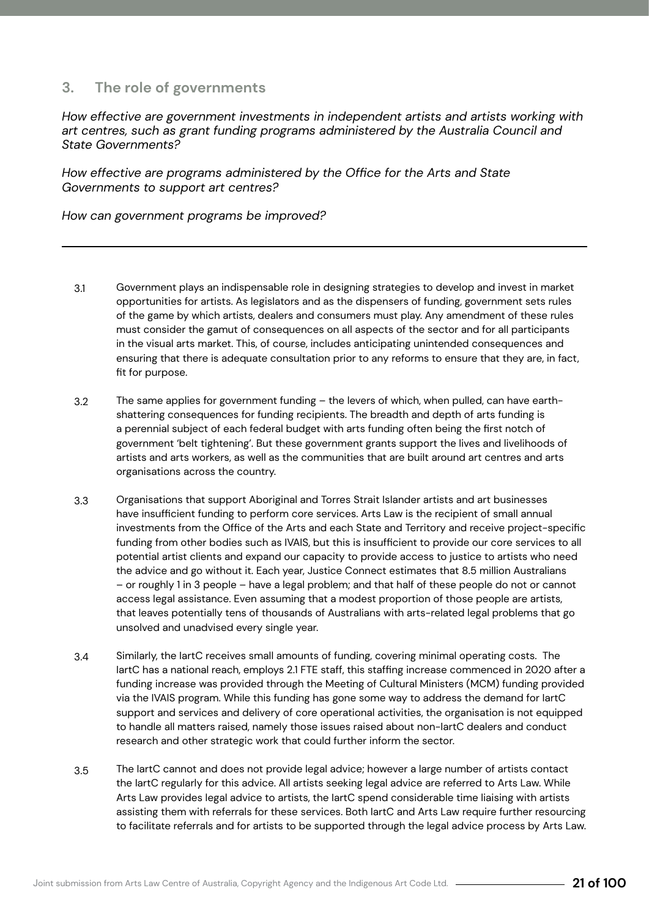## 3. The role of governments

*How effective are government investments in independent artists and artists working with art centres, such as grant funding programs administered by the Australia Council and State Governments?*

*How effective are programs administered by the Office for the Arts and State Governments to support art centres?*

*How can government programs be improved?*

---

3.1 Government plays an indispensable role in designing strategies to develop and invest in market opportunities for artists. As legislators and as the dispensers of funding, government sets rules of the game by which artists, dealers and consumers must play. Any amendment of these rules must consider the gamut of consequences on all aspects of the sector and for all participants in the visual arts market. This, of course, includes anticipating unintended consequences and ensuring that there is adequate consultation prior to any reforms to ensure that they are, in fact, fit for purpose.

3.2 The same applies for government funding – the levers of which, when pulled, can have earth-shattering consequences for funding recipients. The breadth and depth of arts funding is a perennial subject of each federal budget with arts funding often being the first notch of government 'belt tightening'. But these government grants support the lives and livelihoods of artists and arts workers, as well as the communities that are built around art centres and arts organisations across the country.

3.3 Organisations that support Aboriginal and Torres Strait Islander artists and art businesses have insufficient funding to perform core services. Arts Law is the recipient of small annual investments from the Office of the Arts and each State and Territory and receive project-specific funding from other bodies such as IVAIS, but this is insufficient to provide our core services to all potential artist clients and expand our capacity to provide access to justice to artists who need the advice and go without it. Each year, Justice Connect estimates that 8.5 million Australians – or roughly 1 in 3 people – have a legal problem; and that half of these people do not or cannot access legal assistance. Even assuming that a modest proportion of those people are artists, that leaves potentially tens of thousands of Australians with arts-related legal problems that go unsolved and unadvised every single year.

3.4 Similarly, the IartC receives small amounts of funding, covering minimal operating costs. The IartC has a national reach, employs 2.1 FTE staff, this staffing increase commenced in 2020 after a funding increase was provided through the Meeting of Cultural Ministers (MCM) funding provided via the IVAIS program. While this funding has gone some way to address the demand for IartC support and services and delivery of core operational activities, the organisation is not equipped to handle all matters raised, namely those issues raised about non-IartC dealers and conduct research and other strategic work that could further inform the sector.

3.5 The IartC cannot and does not provide legal advice; however a large number of artists contact the IartC regularly for this advice. All artists seeking legal advice are referred to Arts Law. While Arts Law provides legal advice to artists, the IartC spend considerable time liaising with artists assisting them with referrals for these services. Both IartC and Arts Law require further resourcing to facilitate referrals and for artists to be supported through the legal advice process by Arts Law.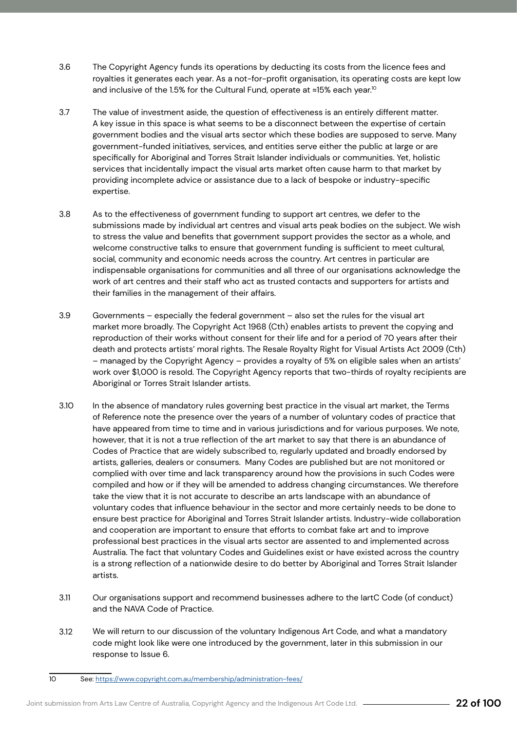3.6 The Copyright Agency funds its operations by deducting its costs from the licence fees and royalties it generates each year. As a not-for-profit organisation, its operating costs are kept low and inclusive of the 1.5% for the Cultural Fund, operate at ≈15% each year.[10]

3.7 The value of investment aside, the question of effectiveness is an entirely different matter. A key issue in this space is what seems to be a disconnect between the expertise of certain government bodies and the visual arts sector which these bodies are supposed to serve. Many government-funded initiatives, services, and entities serve either the public at large or are specifically for Aboriginal and Torres Strait Islander individuals or communities. Yet, holistic services that incidentally impact the visual arts market often cause harm to that market by providing incomplete advice or assistance due to a lack of bespoke or industry-specific expertise.

3.8 As to the effectiveness of government funding to support art centres, we defer to the submissions made by individual art centres and visual arts peak bodies on the subject. We wish to stress the value and benefits that government support provides the sector as a whole, and welcome constructive talks to ensure that government funding is sufficient to meet cultural, social, community and economic needs across the country. Art centres in particular are indispensable organisations for communities and all three of our organisations acknowledge the work of art centres and their staff who act as trusted contacts and supporters for artists and their families in the management of their affairs.

3.9 Governments – especially the federal government – also set the rules for the visual art market more broadly. The Copyright Act 1968 (Cth) enables artists to prevent the copying and reproduction of their works without consent for their life and for a period of 70 years after their death and protects artists' moral rights. The Resale Royalty Right for Visual Artists Act 2009 (Cth) – managed by the Copyright Agency – provides a royalty of 5% on eligible sales when an artists' work over $1,000 is resold. The Copyright Agency reports that two-thirds of royalty recipients are Aboriginal or Torres Strait Islander artists.

3.10 In the absence of mandatory rules governing best practice in the visual art market, the Terms of Reference note the presence over the years of a number of voluntary codes of practice that have appeared from time to time and in various jurisdictions and for various purposes. We note, however, that it is not a true reflection of the art market to say that there is an abundance of Codes of Practice that are widely subscribed to, regularly updated and broadly endorsed by artists, galleries, dealers or consumers. Many Codes are published but are not monitored or complied with over time and lack transparency around how the provisions in such Codes were compiled and how or if they will be amended to address changing circumstances. We therefore take the view that it is not accurate to describe an arts landscape with an abundance of voluntary codes that influence behaviour in the sector and more certainly needs to be done to ensure best practice for Aboriginal and Torres Strait Islander artists. Industry-wide collaboration and cooperation are important to ensure that efforts to combat fake art and to improve professional best practices in the visual arts sector are assented to and implemented across Australia. The fact that voluntary Codes and Guidelines exist or have existed across the country is a strong reflection of a nationwide desire to do better by Aboriginal and Torres Strait Islander artists.

3.11 Our organisations support and recommend businesses adhere to the IartC Code (of conduct) and the NAVA Code of Practice.

3.12 We will return to our discussion of the voluntary Indigenous Art Code, and what a mandatory code might look like were one introduced by the government, later in this submission in our response to Issue 6.

---

[10] See: https://www.copyright.com.au/membership/administration-fees/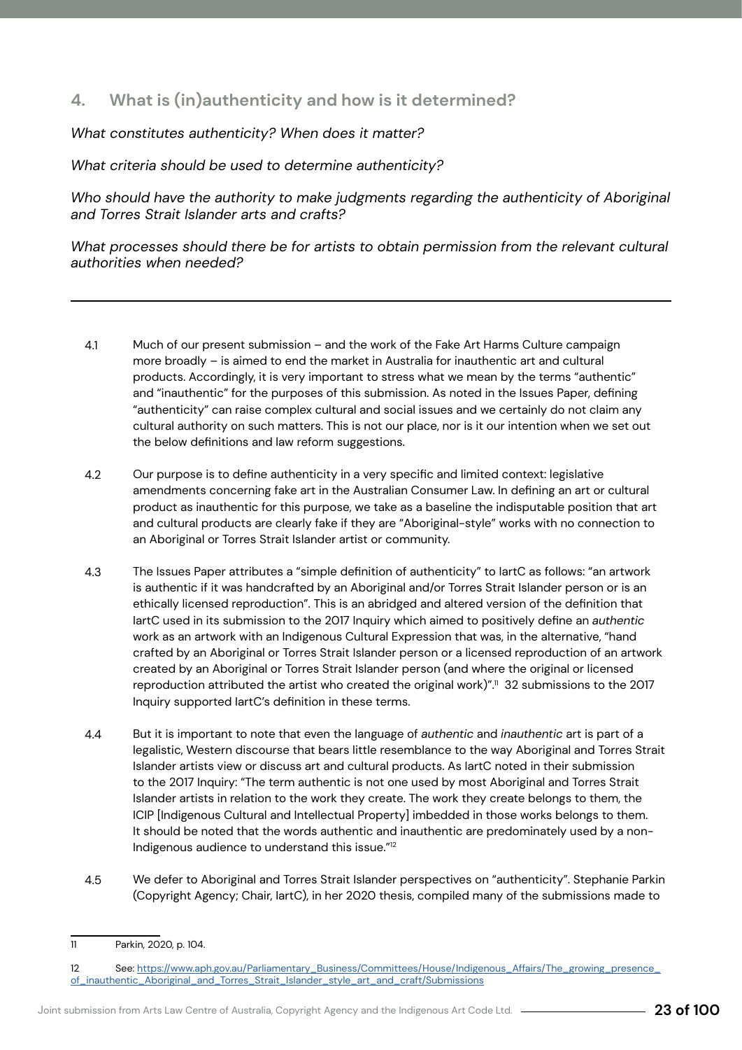## 4. What is (in)authenticity and how is it determined?

*What constitutes authenticity? When does it matter?*

*What criteria should be used to determine authenticity?*

*Who should have the authority to make judgments regarding the authenticity of Aboriginal and Torres Strait Islander arts and crafts?*

*What processes should there be for artists to obtain permission from the relevant cultural authorities when needed?*

---

4.1 Much of our present submission – and the work of the Fake Art Harms Culture campaign more broadly – is aimed to end the market in Australia for inauthentic art and cultural products. Accordingly, it is very important to stress what we mean by the terms "authentic" and "inauthentic" for the purposes of this submission. As noted in the Issues Paper, defining "authenticity" can raise complex cultural and social issues and we certainly do not claim any cultural authority on such matters. This is not our place, nor is it our intention when we set out the below definitions and law reform suggestions.

4.2 Our purpose is to define authenticity in a very specific and limited context: legislative amendments concerning fake art in the Australian Consumer Law. In defining an art or cultural product as inauthentic for this purpose, we take as a baseline the indisputable position that art and cultural products are clearly fake if they are "Aboriginal-style" works with no connection to an Aboriginal or Torres Strait Islander artist or community.

4.3 The Issues Paper attributes a "simple definition of authenticity" to IartC as follows: "an artwork is authentic if it was handcrafted by an Aboriginal and/or Torres Strait Islander person or is an ethically licensed reproduction". This is an abridged and altered version of the definition that IartC used in its submission to the 2017 Inquiry which aimed to positively define an *authentic* work as an artwork with an Indigenous Cultural Expression that was, in the alternative, "hand crafted by an Aboriginal or Torres Strait Islander person or a licensed reproduction of an artwork created by an Aboriginal or Torres Strait Islander person (and where the original or licensed reproduction attributed the artist who created the original work)".[11] 32 submissions to the 2017 Inquiry supported IartC's definition in these terms.

4.4 But it is important to note that even the language of *authentic* and *inauthentic* art is part of a legalistic, Western discourse that bears little resemblance to the way Aboriginal and Torres Strait Islander artists view or discuss art and cultural products. As IartC noted in their submission to the 2017 Inquiry: "The term authentic is not one used by most Aboriginal and Torres Strait Islander artists in relation to the work they create. The work they create belongs to them, the ICIP [Indigenous Cultural and Intellectual Property] imbedded in those works belongs to them. It should be noted that the words authentic and inauthentic are predominately used by a non-Indigenous audience to understand this issue."[12]

4.5 We defer to Aboriginal and Torres Strait Islander perspectives on "authenticity". Stephanie Parkin (Copyright Agency; Chair, IartC), in her 2020 thesis, compiled many of the submissions made to

---

[11] Parkin, 2020, p. 104.

[12] See: https://www.aph.gov.au/Parliamentary_Business/Committees/House/Indigenous_Affairs/The_growing_presence_of_inauthentic_Aboriginal_and_Torres_Strait_Islander_style_art_and_craft/Submissions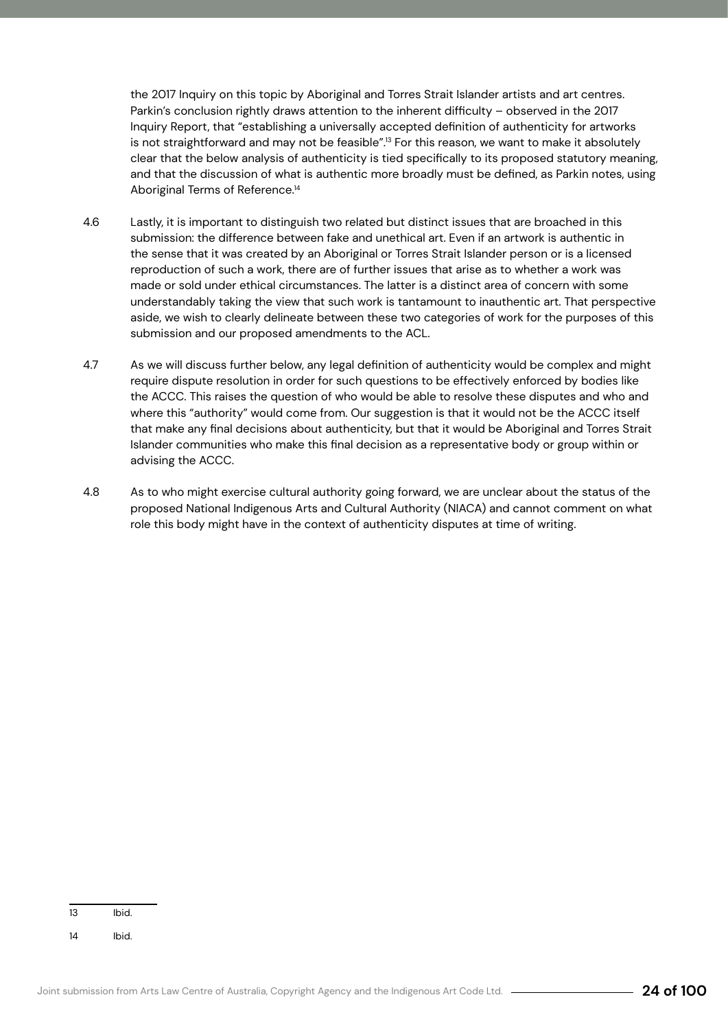the 2017 Inquiry on this topic by Aboriginal and Torres Strait Islander artists and art centres. Parkin's conclusion rightly draws attention to the inherent difficulty – observed in the 2017 Inquiry Report, that "establishing a universally accepted definition of authenticity for artworks is not straightforward and may not be feasible".[13] For this reason, we want to make it absolutely clear that the below analysis of authenticity is tied specifically to its proposed statutory meaning, and that the discussion of what is authentic more broadly must be defined, as Parkin notes, using Aboriginal Terms of Reference.[14]

4.6 Lastly, it is important to distinguish two related but distinct issues that are broached in this submission: the difference between fake and unethical art. Even if an artwork is authentic in the sense that it was created by an Aboriginal or Torres Strait Islander person or is a licensed reproduction of such a work, there are of further issues that arise as to whether a work was made or sold under ethical circumstances. The latter is a distinct area of concern with some understandably taking the view that such work is tantamount to inauthentic art. That perspective aside, we wish to clearly delineate between these two categories of work for the purposes of this submission and our proposed amendments to the ACL.

4.7 As we will discuss further below, any legal definition of authenticity would be complex and might require dispute resolution in order for such questions to be effectively enforced by bodies like the ACCC. This raises the question of who would be able to resolve these disputes and who and where this "authority" would come from. Our suggestion is that it would not be the ACCC itself that make any final decisions about authenticity, but that it would be Aboriginal and Torres Strait Islander communities who make this final decision as a representative body or group within or advising the ACCC.

4.8 As to who might exercise cultural authority going forward, we are unclear about the status of the proposed National Indigenous Arts and Cultural Authority (NIACA) and cannot comment on what role this body might have in the context of authenticity disputes at time of writing.

---

13 Ibid.

14 Ibid.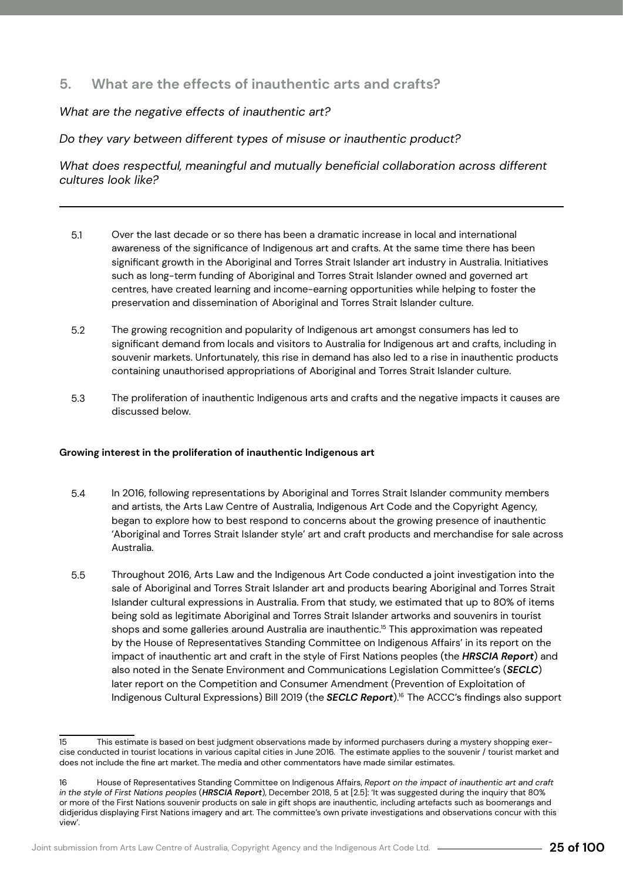## 5. What are the effects of inauthentic arts and crafts?

*What are the negative effects of inauthentic art?*

*Do they vary between different types of misuse or inauthentic product?*

*What does respectful, meaningful and mutually beneficial collaboration across different cultures look like?*

---

5.1 Over the last decade or so there has been a dramatic increase in local and international awareness of the significance of Indigenous art and crafts. At the same time there has been significant growth in the Aboriginal and Torres Strait Islander art industry in Australia. Initiatives such as long-term funding of Aboriginal and Torres Strait Islander owned and governed art centres, have created learning and income-earning opportunities while helping to foster the preservation and dissemination of Aboriginal and Torres Strait Islander culture.

5.2 The growing recognition and popularity of Indigenous art amongst consumers has led to significant demand from locals and visitors to Australia for Indigenous art and crafts, including in souvenir markets. Unfortunately, this rise in demand has also led to a rise in inauthentic products containing unauthorised appropriations of Aboriginal and Torres Strait Islander culture.

5.3 The proliferation of inauthentic Indigenous arts and crafts and the negative impacts it causes are discussed below.

**Growing interest in the proliferation of inauthentic Indigenous art**

5.4 In 2016, following representations by Aboriginal and Torres Strait Islander community members and artists, the Arts Law Centre of Australia, Indigenous Art Code and the Copyright Agency, began to explore how to best respond to concerns about the growing presence of inauthentic 'Aboriginal and Torres Strait Islander style' art and craft products and merchandise for sale across Australia.

5.5 Throughout 2016, Arts Law and the Indigenous Art Code conducted a joint investigation into the sale of Aboriginal and Torres Strait Islander art and products bearing Aboriginal and Torres Strait Islander cultural expressions in Australia. From that study, we estimated that up to 80% of items being sold as legitimate Aboriginal and Torres Strait Islander artworks and souvenirs in tourist shops and some galleries around Australia are inauthentic.[15] This approximation was repeated by the House of Representatives Standing Committee on Indigenous Affairs' in its report on the impact of inauthentic art and craft in the style of First Nations peoples (the ***HRSCIA Report***) and also noted in the Senate Environment and Communications Legislation Committee's (***SECLC***) later report on the Competition and Consumer Amendment (Prevention of Exploitation of Indigenous Cultural Expressions) Bill 2019 (the ***SECLC Report***).[16] The ACCC's findings also support

---

15 This estimate is based on best judgment observations made by informed purchasers during a mystery shopping exercise conducted in tourist locations in various capital cities in June 2016. The estimate applies to the souvenir / tourist market and does not include the fine art market. The media and other commentators have made similar estimates.

16 House of Representatives Standing Committee on Indigenous Affairs, *Report on the impact of inauthentic art and craft in the style of First Nations peoples* (***HRSCIA Report***), December 2018, 5 at [2.5]: 'It was suggested during the inquiry that 80% or more of the First Nations souvenir products on sale in gift shops are inauthentic, including artefacts such as boomerangs and didjeridus displaying First Nations imagery and art. The committee's own private investigations and observations concur with this view'.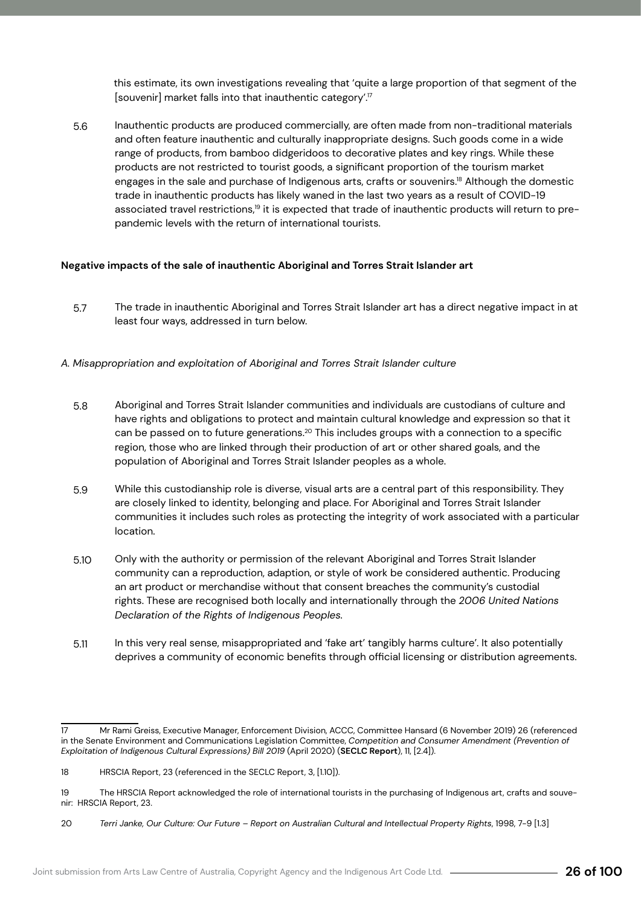this estimate, its own investigations revealing that 'quite a large proportion of that segment of the [souvenir] market falls into that inauthentic category'.[17]

5.6 Inauthentic products are produced commercially, are often made from non-traditional materials and often feature inauthentic and culturally inappropriate designs. Such goods come in a wide range of products, from bamboo didgeridoos to decorative plates and key rings. While these products are not restricted to tourist goods, a significant proportion of the tourism market engages in the sale and purchase of Indigenous arts, crafts or souvenirs.[18] Although the domestic trade in inauthentic products has likely waned in the last two years as a result of COVID-19 associated travel restrictions,[19] it is expected that trade of inauthentic products will return to pre-pandemic levels with the return of international tourists.

**Negative impacts of the sale of inauthentic Aboriginal and Torres Strait Islander art**

5.7 The trade in inauthentic Aboriginal and Torres Strait Islander art has a direct negative impact in at least four ways, addressed in turn below.

*A. Misappropriation and exploitation of Aboriginal and Torres Strait Islander culture*

5.8 Aboriginal and Torres Strait Islander communities and individuals are custodians of culture and have rights and obligations to protect and maintain cultural knowledge and expression so that it can be passed on to future generations.[20] This includes groups with a connection to a specific region, those who are linked through their production of art or other shared goals, and the population of Aboriginal and Torres Strait Islander peoples as a whole.

5.9 While this custodianship role is diverse, visual arts are a central part of this responsibility. They are closely linked to identity, belonging and place. For Aboriginal and Torres Strait Islander communities it includes such roles as protecting the integrity of work associated with a particular location.

5.10 Only with the authority or permission of the relevant Aboriginal and Torres Strait Islander community can a reproduction, adaption, or style of work be considered authentic. Producing an art product or merchandise without that consent breaches the community's custodial rights. These are recognised both locally and internationally through the *2006 United Nations Declaration of the Rights of Indigenous Peoples*.

5.11 In this very real sense, misappropriated and 'fake art' tangibly harms culture'. It also potentially deprives a community of economic benefits through official licensing or distribution agreements.

---

17 Mr Rami Greiss, Executive Manager, Enforcement Division, ACCC, Committee Hansard (6 November 2019) 26 (referenced in the Senate Environment and Communications Legislation Committee, *Competition and Consumer Amendment (Prevention of Exploitation of Indigenous Cultural Expressions) Bill 2019* (April 2020) (**SECLC Report**), 11, [2.4]).

18 HRSCIA Report, 23 (referenced in the SECLC Report, 3, [1.10]).

19 The HRSCIA Report acknowledged the role of international tourists in the purchasing of Indigenous art, crafts and souvenir: HRSCIA Report, 23.

20 *Terri Janke, Our Culture: Our Future – Report on Australian Cultural and Intellectual Property Rights*, 1998, 7-9 [1.3]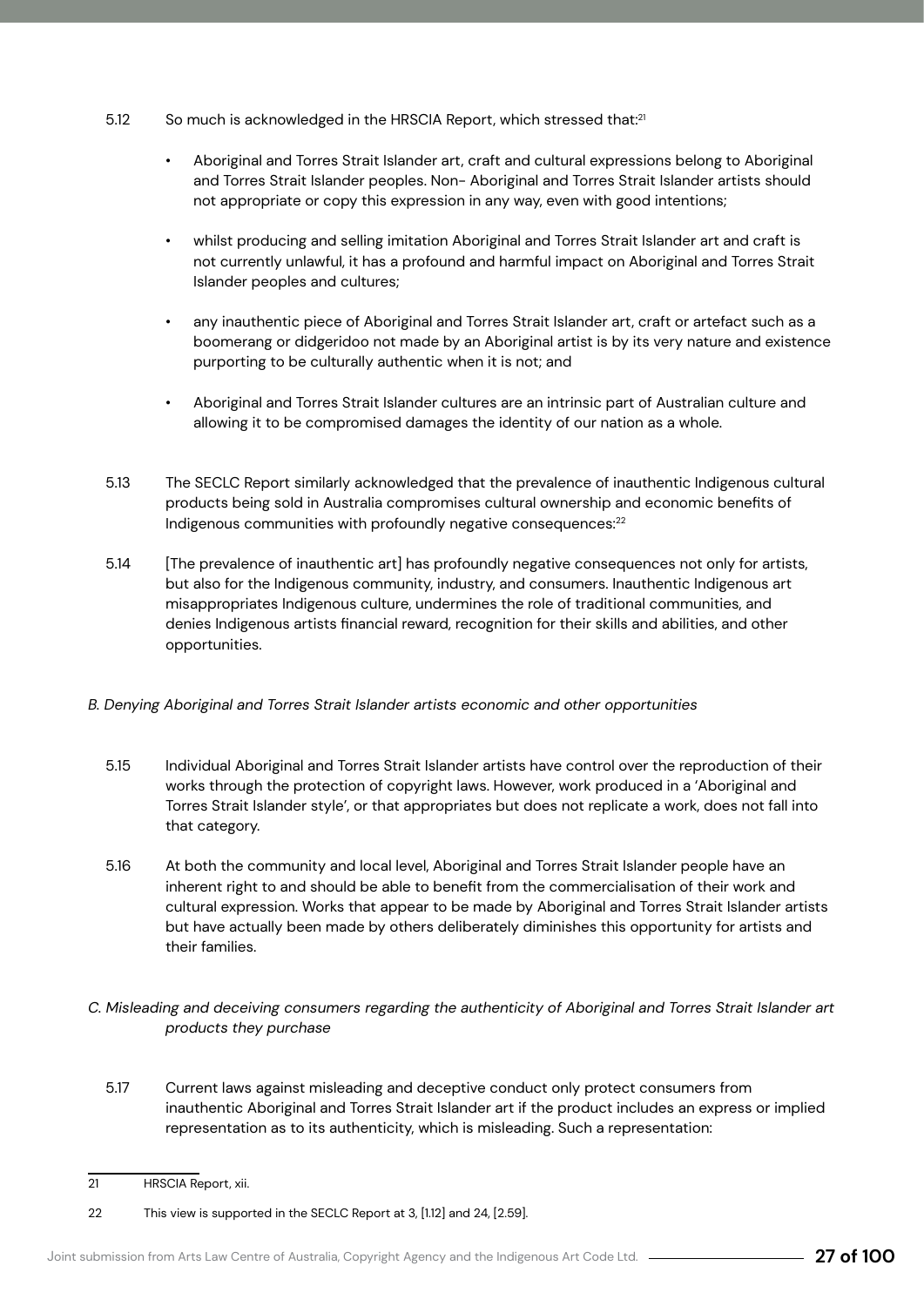5.12 So much is acknowledged in the HRSCIA Report, which stressed that:[21]

- Aboriginal and Torres Strait Islander art, craft and cultural expressions belong to Aboriginal and Torres Strait Islander peoples. Non- Aboriginal and Torres Strait Islander artists should not appropriate or copy this expression in any way, even with good intentions;
- whilst producing and selling imitation Aboriginal and Torres Strait Islander art and craft is not currently unlawful, it has a profound and harmful impact on Aboriginal and Torres Strait Islander peoples and cultures;
- any inauthentic piece of Aboriginal and Torres Strait Islander art, craft or artefact such as a boomerang or didgeridoo not made by an Aboriginal artist is by its very nature and existence purporting to be culturally authentic when it is not; and
- Aboriginal and Torres Strait Islander cultures are an intrinsic part of Australian culture and allowing it to be compromised damages the identity of our nation as a whole.

5.13 The SECLC Report similarly acknowledged that the prevalence of inauthentic Indigenous cultural products being sold in Australia compromises cultural ownership and economic benefits of Indigenous communities with profoundly negative consequences:[22]

5.14 [The prevalence of inauthentic art] has profoundly negative consequences not only for artists, but also for the Indigenous community, industry, and consumers. Inauthentic Indigenous art misappropriates Indigenous culture, undermines the role of traditional communities, and denies Indigenous artists financial reward, recognition for their skills and abilities, and other opportunities.

*B. Denying Aboriginal and Torres Strait Islander artists economic and other opportunities*

5.15 Individual Aboriginal and Torres Strait Islander artists have control over the reproduction of their works through the protection of copyright laws. However, work produced in a 'Aboriginal and Torres Strait Islander style', or that appropriates but does not replicate a work, does not fall into that category.

5.16 At both the community and local level, Aboriginal and Torres Strait Islander people have an inherent right to and should be able to benefit from the commercialisation of their work and cultural expression. Works that appear to be made by Aboriginal and Torres Strait Islander artists but have actually been made by others deliberately diminishes this opportunity for artists and their families.

*C. Misleading and deceiving consumers regarding the authenticity of Aboriginal and Torres Strait Islander art products they purchase*

5.17 Current laws against misleading and deceptive conduct only protect consumers from inauthentic Aboriginal and Torres Strait Islander art if the product includes an express or implied representation as to its authenticity, which is misleading. Such a representation:

---

21 HRSCIA Report, xii.

22 This view is supported in the SECLC Report at 3, [1.12] and 24, [2.59].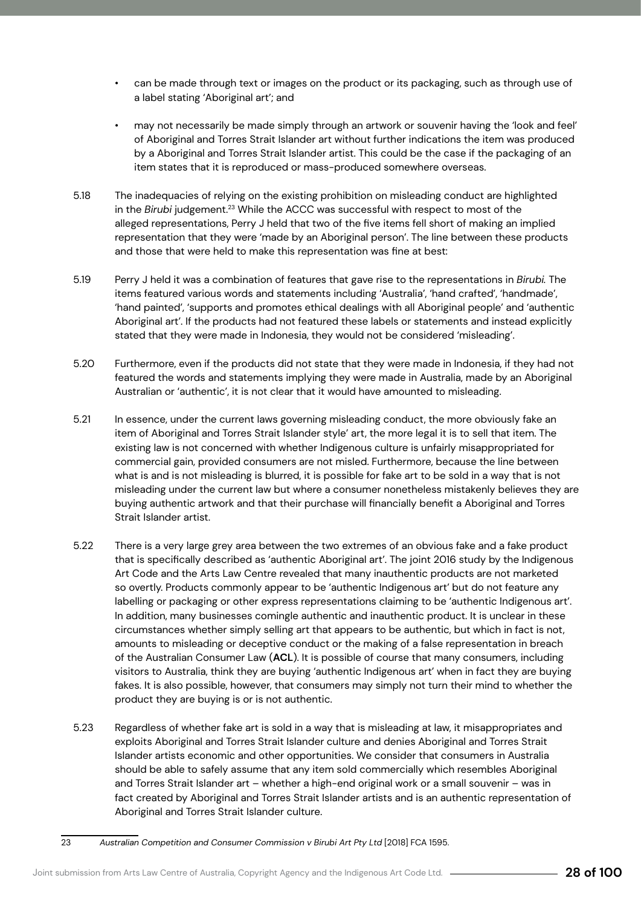- can be made through text or images on the product or its packaging, such as through use of a label stating 'Aboriginal art'; and
- may not necessarily be made simply through an artwork or souvenir having the 'look and feel' of Aboriginal and Torres Strait Islander art without further indications the item was produced by a Aboriginal and Torres Strait Islander artist. This could be the case if the packaging of an item states that it is reproduced or mass-produced somewhere overseas.

5.18 The inadequacies of relying on the existing prohibition on misleading conduct are highlighted in the *Birubi* judgement.[23] While the ACCC was successful with respect to most of the alleged representations, Perry J held that two of the five items fell short of making an implied representation that they were 'made by an Aboriginal person'. The line between these products and those that were held to make this representation was fine at best:

5.19 Perry J held it was a combination of features that gave rise to the representations in *Birubi.* The items featured various words and statements including 'Australia', 'hand crafted', 'handmade', 'hand painted', 'supports and promotes ethical dealings with all Aboriginal people' and 'authentic Aboriginal art'. If the products had not featured these labels or statements and instead explicitly stated that they were made in Indonesia, they would not be considered 'misleading'.

5.20 Furthermore, even if the products did not state that they were made in Indonesia, if they had not featured the words and statements implying they were made in Australia, made by an Aboriginal Australian or 'authentic', it is not clear that it would have amounted to misleading.

5.21 In essence, under the current laws governing misleading conduct, the more obviously fake an item of Aboriginal and Torres Strait Islander style' art, the more legal it is to sell that item. The existing law is not concerned with whether Indigenous culture is unfairly misappropriated for commercial gain, provided consumers are not misled. Furthermore, because the line between what is and is not misleading is blurred, it is possible for fake art to be sold in a way that is not misleading under the current law but where a consumer nonetheless mistakenly believes they are buying authentic artwork and that their purchase will financially benefit a Aboriginal and Torres Strait Islander artist.

5.22 There is a very large grey area between the two extremes of an obvious fake and a fake product that is specifically described as 'authentic Aboriginal art'. The joint 2016 study by the Indigenous Art Code and the Arts Law Centre revealed that many inauthentic products are not marketed so overtly. Products commonly appear to be 'authentic Indigenous art' but do not feature any labelling or packaging or other express representations claiming to be 'authentic Indigenous art'. In addition, many businesses comingle authentic and inauthentic product. It is unclear in these circumstances whether simply selling art that appears to be authentic, but which in fact is not, amounts to misleading or deceptive conduct or the making of a false representation in breach of the Australian Consumer Law (**ACL**). It is possible of course that many consumers, including visitors to Australia, think they are buying 'authentic Indigenous art' when in fact they are buying fakes. It is also possible, however, that consumers may simply not turn their mind to whether the product they are buying is or is not authentic.

5.23 Regardless of whether fake art is sold in a way that is misleading at law, it misappropriates and exploits Aboriginal and Torres Strait Islander culture and denies Aboriginal and Torres Strait Islander artists economic and other opportunities. We consider that consumers in Australia should be able to safely assume that any item sold commercially which resembles Aboriginal and Torres Strait Islander art – whether a high-end original work or a small souvenir – was in fact created by Aboriginal and Torres Strait Islander artists and is an authentic representation of Aboriginal and Torres Strait Islander culture.

---

23 *Australian Competition and Consumer Commission v Birubi Art Pty Ltd* [2018] FCA 1595.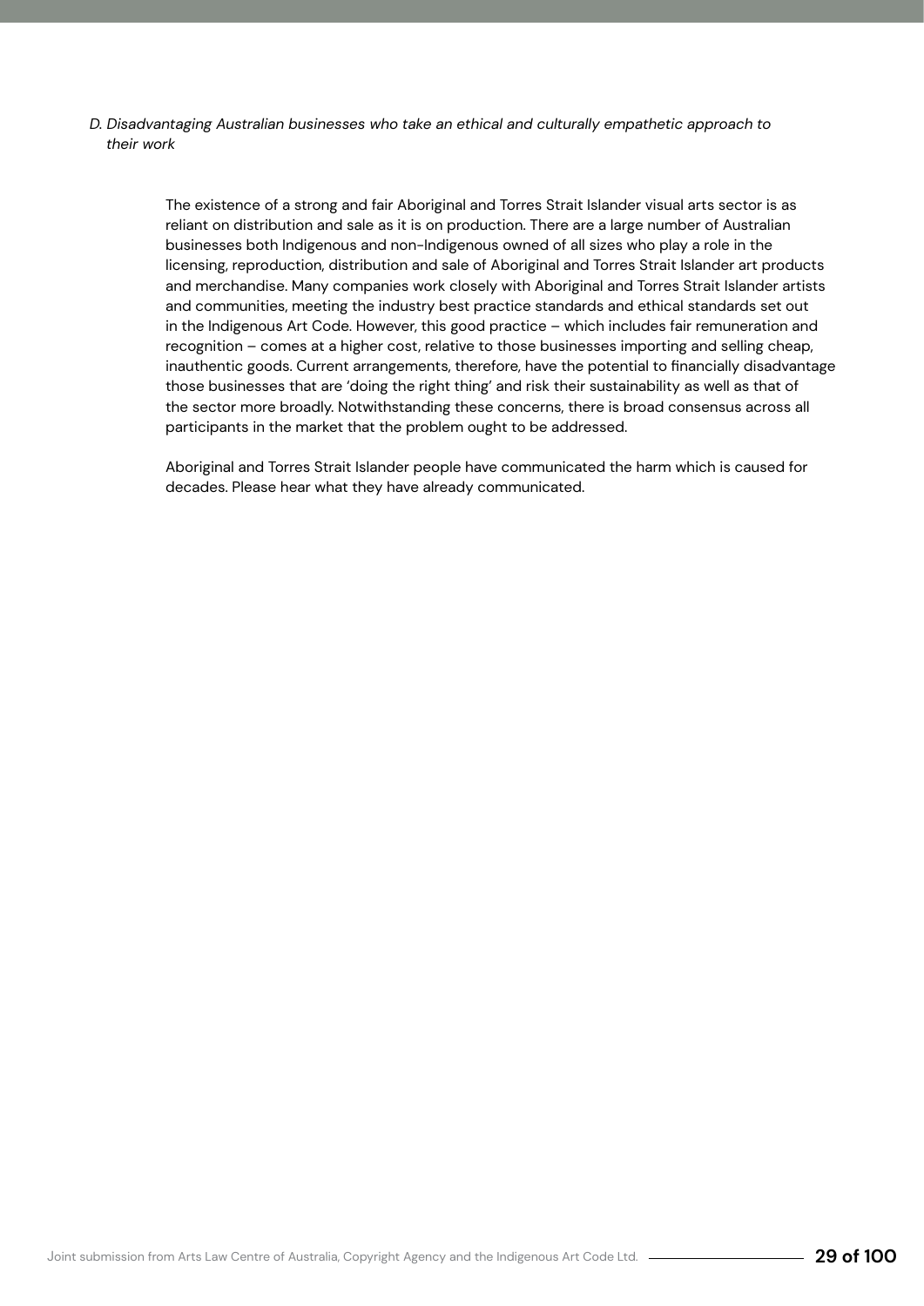*D. Disadvantaging Australian businesses who take an ethical and culturally empathetic approach to their work*

The existence of a strong and fair Aboriginal and Torres Strait Islander visual arts sector is as reliant on distribution and sale as it is on production. There are a large number of Australian businesses both Indigenous and non-Indigenous owned of all sizes who play a role in the licensing, reproduction, distribution and sale of Aboriginal and Torres Strait Islander art products and merchandise. Many companies work closely with Aboriginal and Torres Strait Islander artists and communities, meeting the industry best practice standards and ethical standards set out in the Indigenous Art Code. However, this good practice – which includes fair remuneration and recognition – comes at a higher cost, relative to those businesses importing and selling cheap, inauthentic goods. Current arrangements, therefore, have the potential to financially disadvantage those businesses that are 'doing the right thing' and risk their sustainability as well as that of the sector more broadly. Notwithstanding these concerns, there is broad consensus across all participants in the market that the problem ought to be addressed.

Aboriginal and Torres Strait Islander people have communicated the harm which is caused for decades. Please hear what they have already communicated.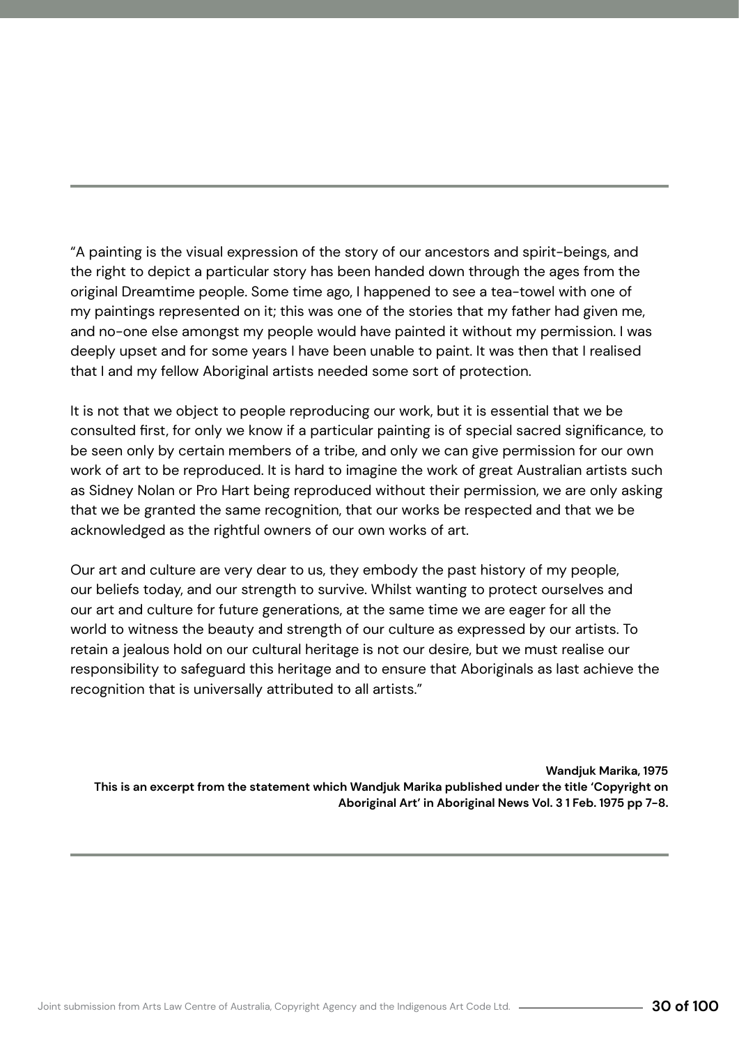---

"A painting is the visual expression of the story of our ancestors and spirit-beings, and the right to depict a particular story has been handed down through the ages from the original Dreamtime people. Some time ago, I happened to see a tea-towel with one of my paintings represented on it; this was one of the stories that my father had given me, and no-one else amongst my people would have painted it without my permission. I was deeply upset and for some years I have been unable to paint. It was then that I realised that I and my fellow Aboriginal artists needed some sort of protection.

It is not that we object to people reproducing our work, but it is essential that we be consulted first, for only we know if a particular painting is of special sacred significance, to be seen only by certain members of a tribe, and only we can give permission for our own work of art to be reproduced. It is hard to imagine the work of great Australian artists such as Sidney Nolan or Pro Hart being reproduced without their permission, we are only asking that we be granted the same recognition, that our works be respected and that we be acknowledged as the rightful owners of our own works of art.

Our art and culture are very dear to us, they embody the past history of my people, our beliefs today, and our strength to survive. Whilst wanting to protect ourselves and our art and culture for future generations, at the same time we are eager for all the world to witness the beauty and strength of our culture as expressed by our artists. To retain a jealous hold on our cultural heritage is not our desire, but we must realise our responsibility to safeguard this heritage and to ensure that Aboriginals as last achieve the recognition that is universally attributed to all artists."

**Wandjuk Marika, 1975**
**This is an excerpt from the statement which Wandjuk Marika published under the title 'Copyright on Aboriginal Art' in Aboriginal News Vol. 3 1 Feb. 1975 pp 7-8.**

---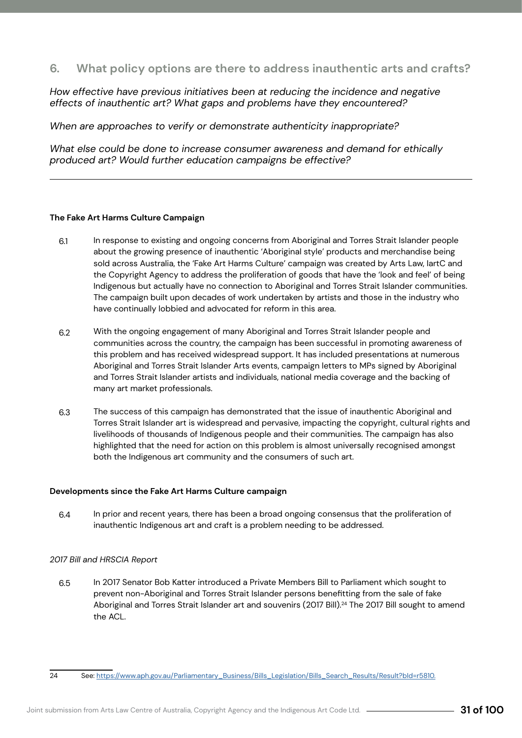## 6. What policy options are there to address inauthentic arts and crafts?

*How effective have previous initiatives been at reducing the incidence and negative effects of inauthentic art? What gaps and problems have they encountered?*

*When are approaches to verify or demonstrate authenticity inappropriate?*

*What else could be done to increase consumer awareness and demand for ethically produced art? Would further education campaigns be effective?*

---

**The Fake Art Harms Culture Campaign**

6.1 In response to existing and ongoing concerns from Aboriginal and Torres Strait Islander people about the growing presence of inauthentic 'Aboriginal style' products and merchandise being sold across Australia, the 'Fake Art Harms Culture' campaign was created by Arts Law, IartC and the Copyright Agency to address the proliferation of goods that have the 'look and feel' of being Indigenous but actually have no connection to Aboriginal and Torres Strait Islander communities. The campaign built upon decades of work undertaken by artists and those in the industry who have continually lobbied and advocated for reform in this area.

6.2 With the ongoing engagement of many Aboriginal and Torres Strait Islander people and communities across the country, the campaign has been successful in promoting awareness of this problem and has received widespread support. It has included presentations at numerous Aboriginal and Torres Strait Islander Arts events, campaign letters to MPs signed by Aboriginal and Torres Strait Islander artists and individuals, national media coverage and the backing of many art market professionals.

6.3 The success of this campaign has demonstrated that the issue of inauthentic Aboriginal and Torres Strait Islander art is widespread and pervasive, impacting the copyright, cultural rights and livelihoods of thousands of Indigenous people and their communities. The campaign has also highlighted that the need for action on this problem is almost universally recognised amongst both the Indigenous art community and the consumers of such art.

**Developments since the Fake Art Harms Culture campaign**

6.4 In prior and recent years, there has been a broad ongoing consensus that the proliferation of inauthentic Indigenous art and craft is a problem needing to be addressed.

*2017 Bill and HRSCIA Report*

6.5 In 2017 Senator Bob Katter introduced a Private Members Bill to Parliament which sought to prevent non-Aboriginal and Torres Strait Islander persons benefitting from the sale of fake Aboriginal and Torres Strait Islander art and souvenirs (2017 Bill).[24] The 2017 Bill sought to amend the ACL.

---

24 See: https://www.aph.gov.au/Parliamentary_Business/Bills_Legislation/Bills_Search_Results/Result?bId=r5810.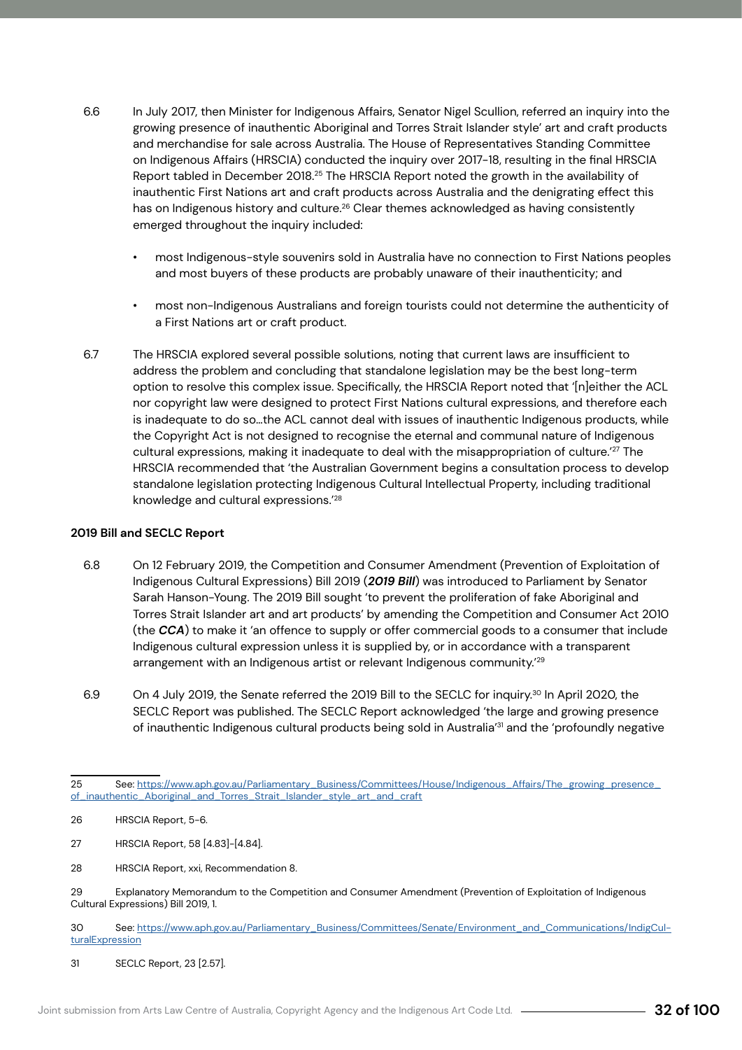6.6 In July 2017, then Minister for Indigenous Affairs, Senator Nigel Scullion, referred an inquiry into the growing presence of inauthentic Aboriginal and Torres Strait Islander style' art and craft products and merchandise for sale across Australia. The House of Representatives Standing Committee on Indigenous Affairs (HRSCIA) conducted the inquiry over 2017-18, resulting in the final HRSCIA Report tabled in December 2018.[25] The HRSCIA Report noted the growth in the availability of inauthentic First Nations art and craft products across Australia and the denigrating effect this has on Indigenous history and culture.[26] Clear themes acknowledged as having consistently emerged throughout the inquiry included:

- most Indigenous-style souvenirs sold in Australia have no connection to First Nations peoples and most buyers of these products are probably unaware of their inauthenticity; and
- most non-Indigenous Australians and foreign tourists could not determine the authenticity of a First Nations art or craft product.

6.7 The HRSCIA explored several possible solutions, noting that current laws are insufficient to address the problem and concluding that standalone legislation may be the best long-term option to resolve this complex issue. Specifically, the HRSCIA Report noted that '[n]either the ACL nor copyright law were designed to protect First Nations cultural expressions, and therefore each is inadequate to do so…the ACL cannot deal with issues of inauthentic Indigenous products, while the Copyright Act is not designed to recognise the eternal and communal nature of Indigenous cultural expressions, making it inadequate to deal with the misappropriation of culture.'[27] The HRSCIA recommended that 'the Australian Government begins a consultation process to develop standalone legislation protecting Indigenous Cultural Intellectual Property, including traditional knowledge and cultural expressions.'[28]

**2019 Bill and SECLC Report**

6.8 On 12 February 2019, the Competition and Consumer Amendment (Prevention of Exploitation of Indigenous Cultural Expressions) Bill 2019 (***2019 Bill***) was introduced to Parliament by Senator Sarah Hanson-Young. The 2019 Bill sought 'to prevent the proliferation of fake Aboriginal and Torres Strait Islander art and art products' by amending the Competition and Consumer Act 2010 (the ***CCA***) to make it 'an offence to supply or offer commercial goods to a consumer that include Indigenous cultural expression unless it is supplied by, or in accordance with a transparent arrangement with an Indigenous artist or relevant Indigenous community.'[29]

6.9 On 4 July 2019, the Senate referred the 2019 Bill to the SECLC for inquiry.[30] In April 2020, the SECLC Report was published. The SECLC Report acknowledged 'the large and growing presence of inauthentic Indigenous cultural products being sold in Australia'[31] and the 'profoundly negative

---

25 See: https://www.aph.gov.au/Parliamentary_Business/Committees/House/Indigenous_Affairs/The_growing_presence_of_inauthentic_Aboriginal_and_Torres_Strait_Islander_style_art_and_craft

26 HRSCIA Report, 5-6.

27 HRSCIA Report, 58 [4.83]-[4.84].

28 HRSCIA Report, xxi, Recommendation 8.

29 Explanatory Memorandum to the Competition and Consumer Amendment (Prevention of Exploitation of Indigenous Cultural Expressions) Bill 2019, 1.

30 See: https://www.aph.gov.au/Parliamentary_Business/Committees/Senate/Environment_and_Communications/IndigCulturalExpression

31 SECLC Report, 23 [2.57].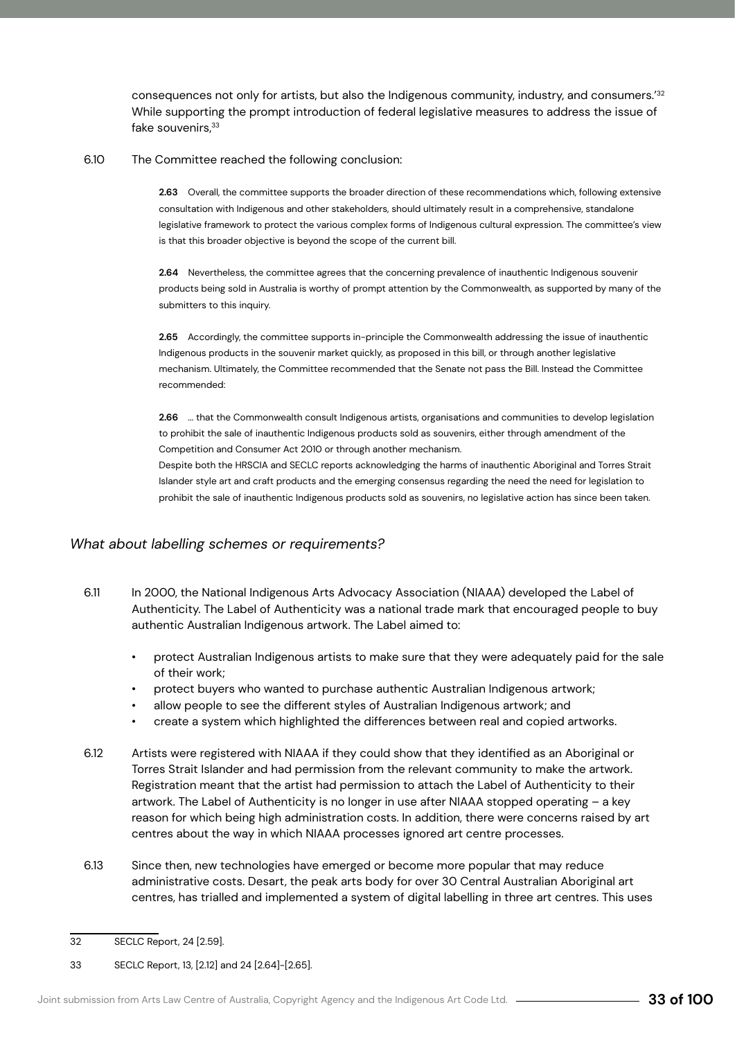consequences not only for artists, but also the Indigenous community, industry, and consumers.'[32] While supporting the prompt introduction of federal legislative measures to address the issue of fake souvenirs,[33]

6.10 The Committee reached the following conclusion:

> **2.63** Overall, the committee supports the broader direction of these recommendations which, following extensive consultation with Indigenous and other stakeholders, should ultimately result in a comprehensive, standalone legislative framework to protect the various complex forms of Indigenous cultural expression. The committee's view is that this broader objective is beyond the scope of the current bill.
>
> **2.64** Nevertheless, the committee agrees that the concerning prevalence of inauthentic Indigenous souvenir products being sold in Australia is worthy of prompt attention by the Commonwealth, as supported by many of the submitters to this inquiry.
>
> **2.65** Accordingly, the committee supports in-principle the Commonwealth addressing the issue of inauthentic Indigenous products in the souvenir market quickly, as proposed in this bill, or through another legislative mechanism. Ultimately, the Committee recommended that the Senate not pass the Bill. Instead the Committee recommended:
>
> **2.66** ... that the Commonwealth consult Indigenous artists, organisations and communities to develop legislation to prohibit the sale of inauthentic Indigenous products sold as souvenirs, either through amendment of the Competition and Consumer Act 2010 or through another mechanism.
>
> Despite both the HRSCIA and SECLC reports acknowledging the harms of inauthentic Aboriginal and Torres Strait Islander style art and craft products and the emerging consensus regarding the need the need for legislation to prohibit the sale of inauthentic Indigenous products sold as souvenirs, no legislative action has since been taken.

### *What about labelling schemes or requirements?*

6.11 In 2000, the National Indigenous Arts Advocacy Association (NIAAA) developed the Label of Authenticity. The Label of Authenticity was a national trade mark that encouraged people to buy authentic Australian Indigenous artwork. The Label aimed to:

- protect Australian Indigenous artists to make sure that they were adequately paid for the sale of their work;
- protect buyers who wanted to purchase authentic Australian Indigenous artwork;
- allow people to see the different styles of Australian Indigenous artwork; and
- create a system which highlighted the differences between real and copied artworks.

6.12 Artists were registered with NIAAA if they could show that they identified as an Aboriginal or Torres Strait Islander and had permission from the relevant community to make the artwork. Registration meant that the artist had permission to attach the Label of Authenticity to their artwork. The Label of Authenticity is no longer in use after NIAAA stopped operating – a key reason for which being high administration costs. In addition, there were concerns raised by art centres about the way in which NIAAA processes ignored art centre processes.

6.13 Since then, new technologies have emerged or become more popular that may reduce administrative costs. Desart, the peak arts body for over 30 Central Australian Aboriginal art centres, has trialled and implemented a system of digital labelling in three art centres. This uses

---

32 SECLC Report, 24 [2.59].

33 SECLC Report, 13, [2.12] and 24 [2.64]-[2.65].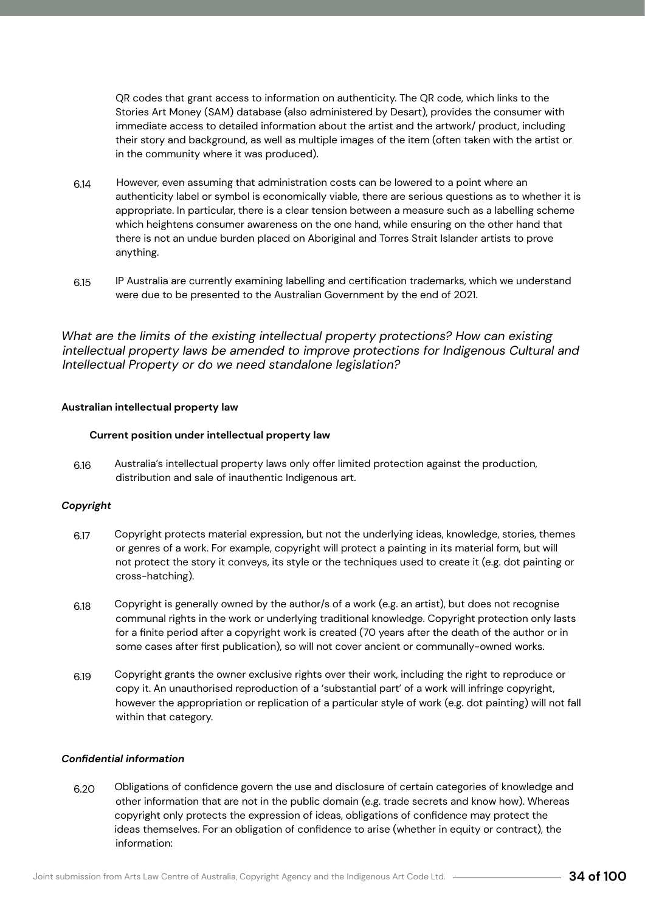QR codes that grant access to information on authenticity. The QR code, which links to the Stories Art Money (SAM) database (also administered by Desart), provides the consumer with immediate access to detailed information about the artist and the artwork/ product, including their story and background, as well as multiple images of the item (often taken with the artist or in the community where it was produced).

6.14 However, even assuming that administration costs can be lowered to a point where an authenticity label or symbol is economically viable, there are serious questions as to whether it is appropriate. In particular, there is a clear tension between a measure such as a labelling scheme which heightens consumer awareness on the one hand, while ensuring on the other hand that there is not an undue burden placed on Aboriginal and Torres Strait Islander artists to prove anything.

6.15 IP Australia are currently examining labelling and certification trademarks, which we understand were due to be presented to the Australian Government by the end of 2021.

*What are the limits of the existing intellectual property protections? How can existing intellectual property laws be amended to improve protections for Indigenous Cultural and Intellectual Property or do we need standalone legislation?*

**Australian intellectual property law**

**Current position under intellectual property law**

6.16 Australia's intellectual property laws only offer limited protection against the production, distribution and sale of inauthentic Indigenous art.

***Copyright***

6.17 Copyright protects material expression, but not the underlying ideas, knowledge, stories, themes or genres of a work. For example, copyright will protect a painting in its material form, but will not protect the story it conveys, its style or the techniques used to create it (e.g. dot painting or cross-hatching).

6.18 Copyright is generally owned by the author/s of a work (e.g. an artist), but does not recognise communal rights in the work or underlying traditional knowledge. Copyright protection only lasts for a finite period after a copyright work is created (70 years after the death of the author or in some cases after first publication), so will not cover ancient or communally-owned works.

6.19 Copyright grants the owner exclusive rights over their work, including the right to reproduce or copy it. An unauthorised reproduction of a 'substantial part' of a work will infringe copyright, however the appropriation or replication of a particular style of work (e.g. dot painting) will not fall within that category.

***Confidential information***

6.20 Obligations of confidence govern the use and disclosure of certain categories of knowledge and other information that are not in the public domain (e.g. trade secrets and know how). Whereas copyright only protects the expression of ideas, obligations of confidence may protect the ideas themselves. For an obligation of confidence to arise (whether in equity or contract), the information: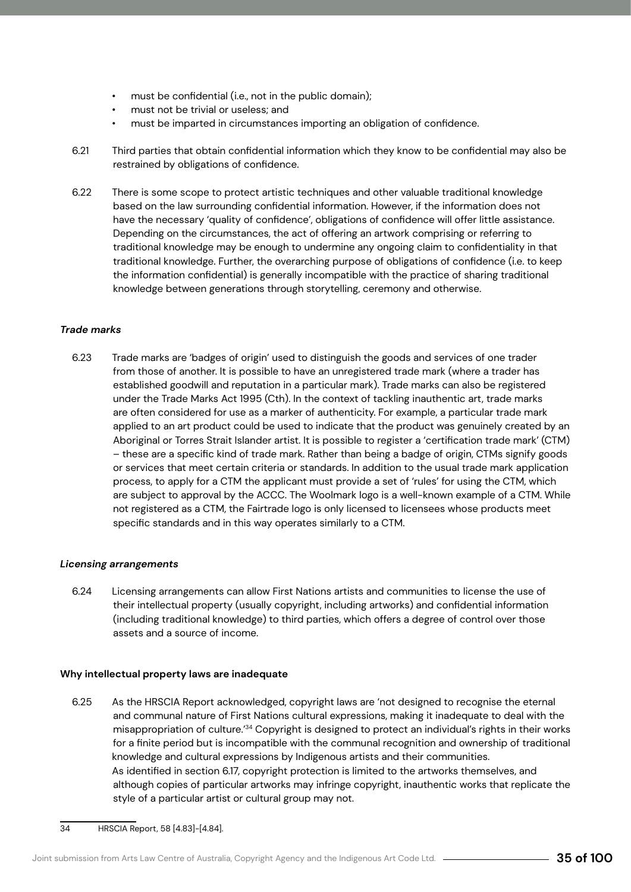- must be confidential (i.e., not in the public domain);
- must not be trivial or useless; and
- must be imparted in circumstances importing an obligation of confidence.

6.21 Third parties that obtain confidential information which they know to be confidential may also be restrained by obligations of confidence.

6.22 There is some scope to protect artistic techniques and other valuable traditional knowledge based on the law surrounding confidential information. However, if the information does not have the necessary 'quality of confidence', obligations of confidence will offer little assistance. Depending on the circumstances, the act of offering an artwork comprising or referring to traditional knowledge may be enough to undermine any ongoing claim to confidentiality in that traditional knowledge. Further, the overarching purpose of obligations of confidence (i.e. to keep the information confidential) is generally incompatible with the practice of sharing traditional knowledge between generations through storytelling, ceremony and otherwise.

***Trade marks***

6.23 Trade marks are 'badges of origin' used to distinguish the goods and services of one trader from those of another. It is possible to have an unregistered trade mark (where a trader has established goodwill and reputation in a particular mark). Trade marks can also be registered under the Trade Marks Act 1995 (Cth). In the context of tackling inauthentic art, trade marks are often considered for use as a marker of authenticity. For example, a particular trade mark applied to an art product could be used to indicate that the product was genuinely created by an Aboriginal or Torres Strait Islander artist. It is possible to register a 'certification trade mark' (CTM) – these are a specific kind of trade mark. Rather than being a badge of origin, CTMs signify goods or services that meet certain criteria or standards. In addition to the usual trade mark application process, to apply for a CTM the applicant must provide a set of 'rules' for using the CTM, which are subject to approval by the ACCC. The Woolmark logo is a well-known example of a CTM. While not registered as a CTM, the Fairtrade logo is only licensed to licensees whose products meet specific standards and in this way operates similarly to a CTM.

***Licensing arrangements***

6.24 Licensing arrangements can allow First Nations artists and communities to license the use of their intellectual property (usually copyright, including artworks) and confidential information (including traditional knowledge) to third parties, which offers a degree of control over those assets and a source of income.

**Why intellectual property laws are inadequate**

6.25 As the HRSCIA Report acknowledged, copyright laws are 'not designed to recognise the eternal and communal nature of First Nations cultural expressions, making it inadequate to deal with the misappropriation of culture.'[34] Copyright is designed to protect an individual's rights in their works for a finite period but is incompatible with the communal recognition and ownership of traditional knowledge and cultural expressions by Indigenous artists and their communities.
As identified in section 6.17, copyright protection is limited to the artworks themselves, and although copies of particular artworks may infringe copyright, inauthentic works that replicate the style of a particular artist or cultural group may not.

---

34 HRSCIA Report, 58 [4.83]-[4.84].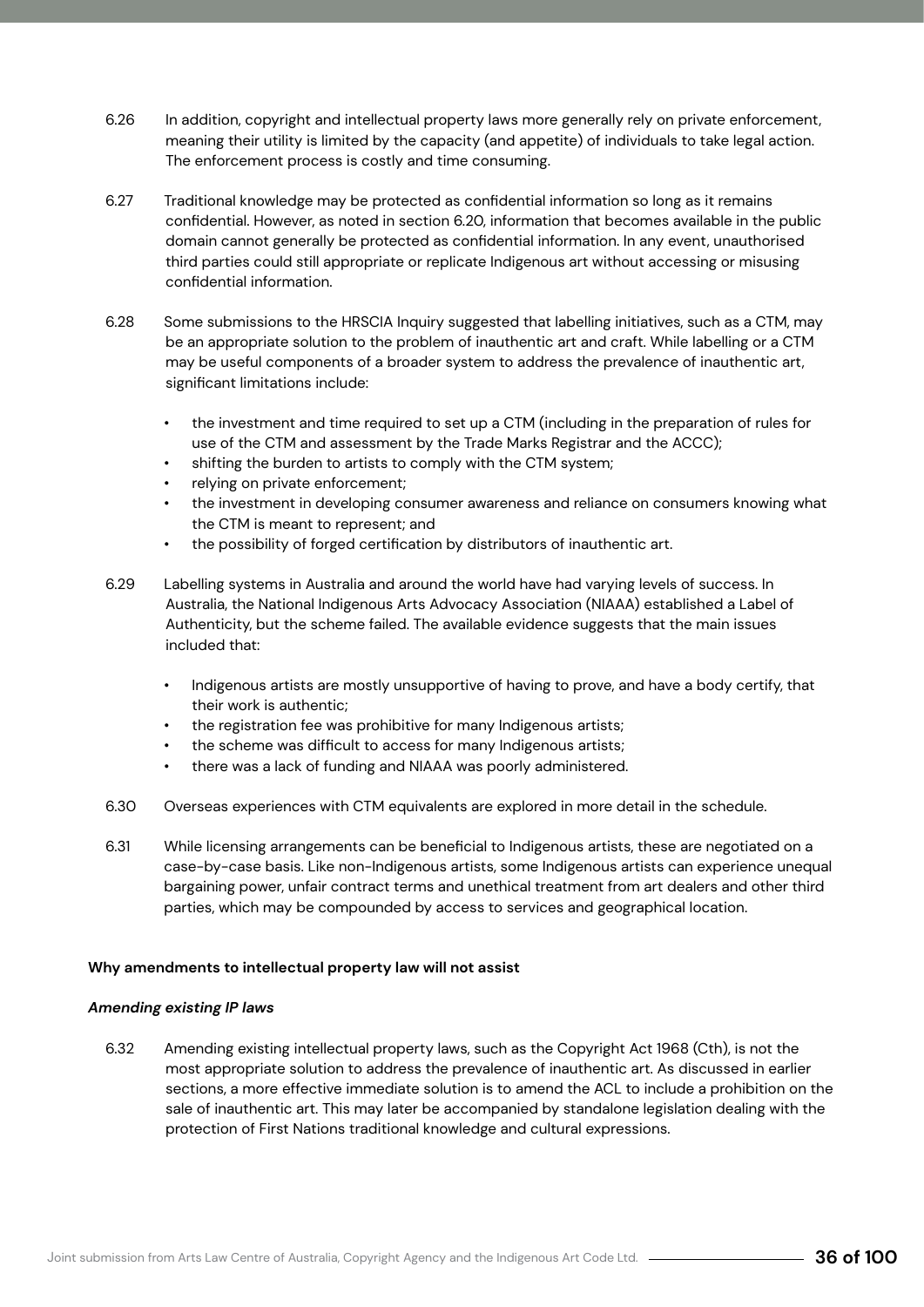6.26 In addition, copyright and intellectual property laws more generally rely on private enforcement, meaning their utility is limited by the capacity (and appetite) of individuals to take legal action. The enforcement process is costly and time consuming.

6.27 Traditional knowledge may be protected as confidential information so long as it remains confidential. However, as noted in section 6.20, information that becomes available in the public domain cannot generally be protected as confidential information. In any event, unauthorised third parties could still appropriate or replicate Indigenous art without accessing or misusing confidential information.

6.28 Some submissions to the HRSCIA Inquiry suggested that labelling initiatives, such as a CTM, may be an appropriate solution to the problem of inauthentic art and craft. While labelling or a CTM may be useful components of a broader system to address the prevalence of inauthentic art, significant limitations include:

- the investment and time required to set up a CTM (including in the preparation of rules for use of the CTM and assessment by the Trade Marks Registrar and the ACCC);
- shifting the burden to artists to comply with the CTM system;
- relying on private enforcement;
- the investment in developing consumer awareness and reliance on consumers knowing what the CTM is meant to represent; and
- the possibility of forged certification by distributors of inauthentic art.

6.29 Labelling systems in Australia and around the world have had varying levels of success. In Australia, the National Indigenous Arts Advocacy Association (NIAAA) established a Label of Authenticity, but the scheme failed. The available evidence suggests that the main issues included that:

- Indigenous artists are mostly unsupportive of having to prove, and have a body certify, that their work is authentic;
- the registration fee was prohibitive for many Indigenous artists;
- the scheme was difficult to access for many Indigenous artists;
- there was a lack of funding and NIAAA was poorly administered.

6.30 Overseas experiences with CTM equivalents are explored in more detail in the schedule.

6.31 While licensing arrangements can be beneficial to Indigenous artists, these are negotiated on a case-by-case basis. Like non-Indigenous artists, some Indigenous artists can experience unequal bargaining power, unfair contract terms and unethical treatment from art dealers and other third parties, which may be compounded by access to services and geographical location.

**Why amendments to intellectual property law will not assist**

***Amending existing IP laws***

6.32 Amending existing intellectual property laws, such as the Copyright Act 1968 (Cth), is not the most appropriate solution to address the prevalence of inauthentic art. As discussed in earlier sections, a more effective immediate solution is to amend the ACL to include a prohibition on the sale of inauthentic art. This may later be accompanied by standalone legislation dealing with the protection of First Nations traditional knowledge and cultural expressions.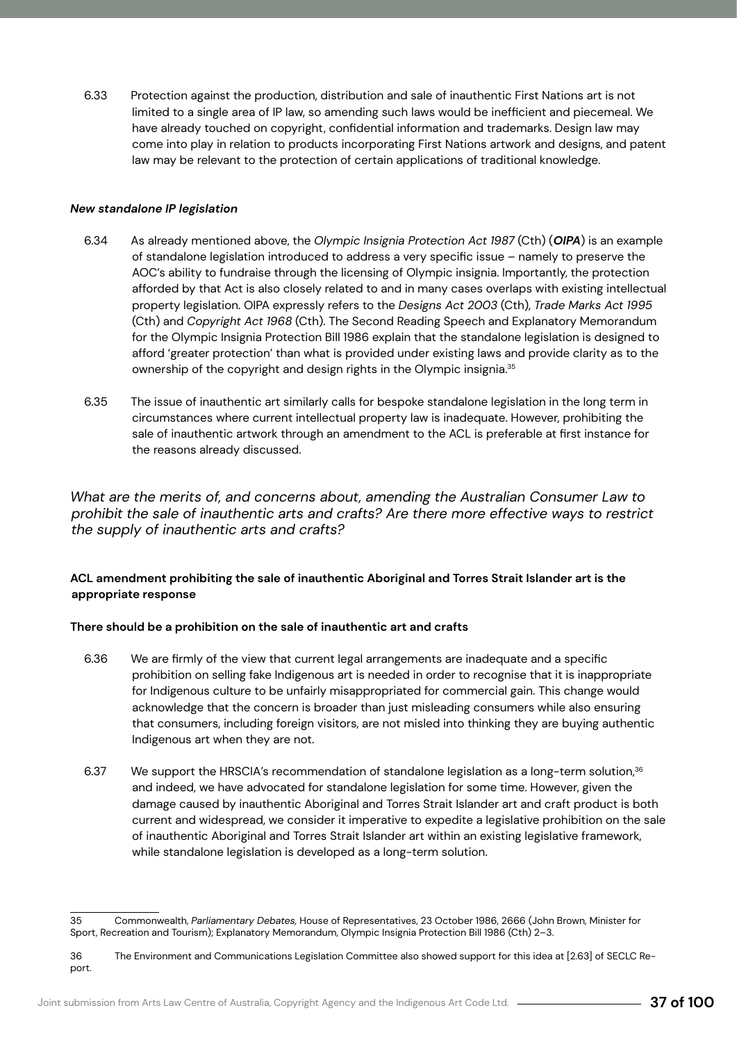6.33 Protection against the production, distribution and sale of inauthentic First Nations art is not limited to a single area of IP law, so amending such laws would be inefficient and piecemeal. We have already touched on copyright, confidential information and trademarks. Design law may come into play in relation to products incorporating First Nations artwork and designs, and patent law may be relevant to the protection of certain applications of traditional knowledge.

***New standalone IP legislation***

6.34 As already mentioned above, the *Olympic Insignia Protection Act 1987* (Cth) (***OIPA***) is an example of standalone legislation introduced to address a very specific issue – namely to preserve the AOC's ability to fundraise through the licensing of Olympic insignia. Importantly, the protection afforded by that Act is also closely related to and in many cases overlaps with existing intellectual property legislation. OIPA expressly refers to the *Designs Act 2003* (Cth), *Trade Marks Act 1995* (Cth) and *Copyright Act 1968* (Cth). The Second Reading Speech and Explanatory Memorandum for the Olympic Insignia Protection Bill 1986 explain that the standalone legislation is designed to afford 'greater protection' than what is provided under existing laws and provide clarity as to the ownership of the copyright and design rights in the Olympic insignia.[35]

6.35 The issue of inauthentic art similarly calls for bespoke standalone legislation in the long term in circumstances where current intellectual property law is inadequate. However, prohibiting the sale of inauthentic artwork through an amendment to the ACL is preferable at first instance for the reasons already discussed.

*What are the merits of, and concerns about, amending the Australian Consumer Law to prohibit the sale of inauthentic arts and crafts? Are there more effective ways to restrict the supply of inauthentic arts and crafts?*

**ACL amendment prohibiting the sale of inauthentic Aboriginal and Torres Strait Islander art is the appropriate response**

**There should be a prohibition on the sale of inauthentic art and crafts**

6.36 We are firmly of the view that current legal arrangements are inadequate and a specific prohibition on selling fake Indigenous art is needed in order to recognise that it is inappropriate for Indigenous culture to be unfairly misappropriated for commercial gain. This change would acknowledge that the concern is broader than just misleading consumers while also ensuring that consumers, including foreign visitors, are not misled into thinking they are buying authentic Indigenous art when they are not.

6.37 We support the HRSCIA's recommendation of standalone legislation as a long-term solution,[36] and indeed, we have advocated for standalone legislation for some time. However, given the damage caused by inauthentic Aboriginal and Torres Strait Islander art and craft product is both current and widespread, we consider it imperative to expedite a legislative prohibition on the sale of inauthentic Aboriginal and Torres Strait Islander art within an existing legislative framework, while standalone legislation is developed as a long-term solution.

---

35 Commonwealth, *Parliamentary Debates,* House of Representatives, 23 October 1986, 2666 (John Brown, Minister for Sport, Recreation and Tourism); Explanatory Memorandum, Olympic Insignia Protection Bill 1986 (Cth) 2–3.

36 The Environment and Communications Legislation Committee also showed support for this idea at [2.63] of SECLC Report.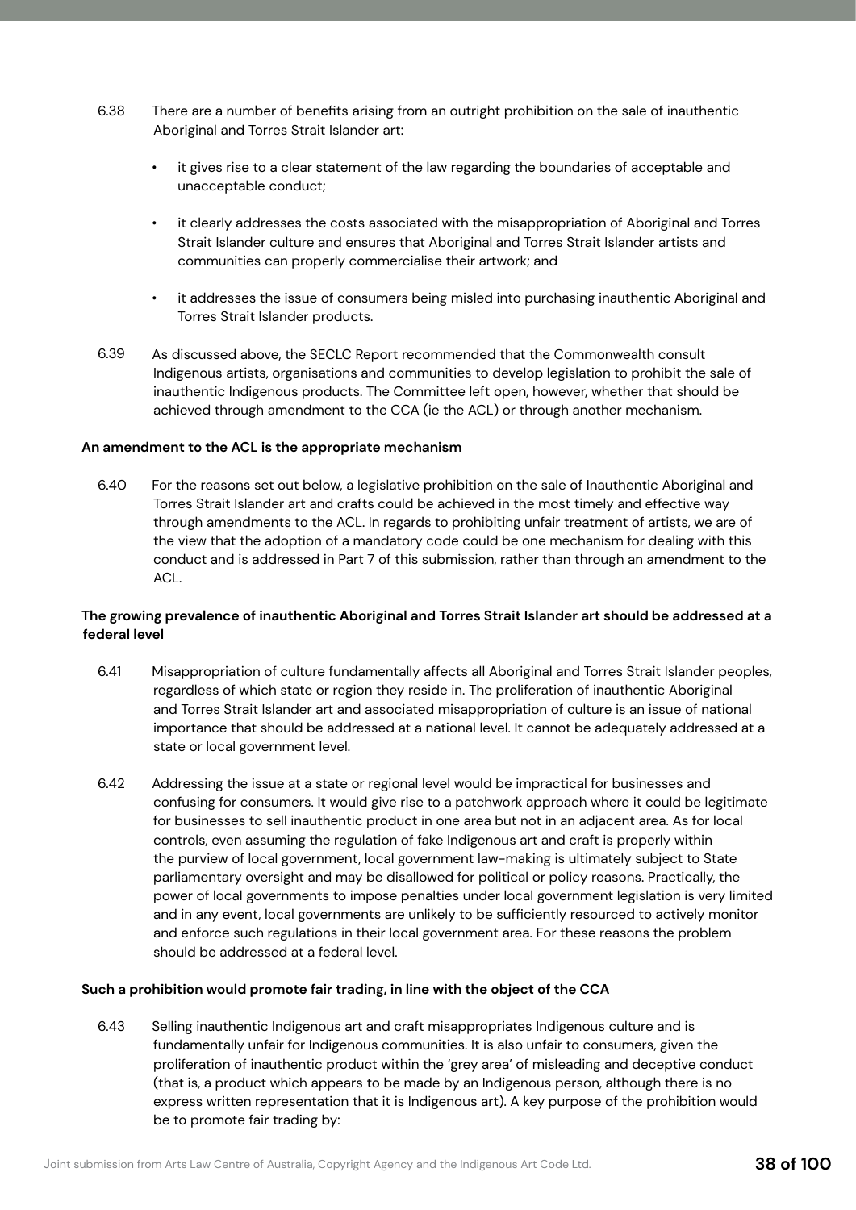6.38 There are a number of benefits arising from an outright prohibition on the sale of inauthentic Aboriginal and Torres Strait Islander art:

- it gives rise to a clear statement of the law regarding the boundaries of acceptable and unacceptable conduct;
- it clearly addresses the costs associated with the misappropriation of Aboriginal and Torres Strait Islander culture and ensures that Aboriginal and Torres Strait Islander artists and communities can properly commercialise their artwork; and
- it addresses the issue of consumers being misled into purchasing inauthentic Aboriginal and Torres Strait Islander products.

6.39 As discussed above, the SECLC Report recommended that the Commonwealth consult Indigenous artists, organisations and communities to develop legislation to prohibit the sale of inauthentic Indigenous products. The Committee left open, however, whether that should be achieved through amendment to the CCA (ie the ACL) or through another mechanism.

**An amendment to the ACL is the appropriate mechanism**

6.40 For the reasons set out below, a legislative prohibition on the sale of Inauthentic Aboriginal and Torres Strait Islander art and crafts could be achieved in the most timely and effective way through amendments to the ACL. In regards to prohibiting unfair treatment of artists, we are of the view that the adoption of a mandatory code could be one mechanism for dealing with this conduct and is addressed in Part 7 of this submission, rather than through an amendment to the ACL.

**The growing prevalence of inauthentic Aboriginal and Torres Strait Islander art should be addressed at a federal level**

6.41 Misappropriation of culture fundamentally affects all Aboriginal and Torres Strait Islander peoples, regardless of which state or region they reside in. The proliferation of inauthentic Aboriginal and Torres Strait Islander art and associated misappropriation of culture is an issue of national importance that should be addressed at a national level. It cannot be adequately addressed at a state or local government level.

6.42 Addressing the issue at a state or regional level would be impractical for businesses and confusing for consumers. It would give rise to a patchwork approach where it could be legitimate for businesses to sell inauthentic product in one area but not in an adjacent area. As for local controls, even assuming the regulation of fake Indigenous art and craft is properly within the purview of local government, local government law-making is ultimately subject to State parliamentary oversight and may be disallowed for political or policy reasons. Practically, the power of local governments to impose penalties under local government legislation is very limited and in any event, local governments are unlikely to be sufficiently resourced to actively monitor and enforce such regulations in their local government area. For these reasons the problem should be addressed at a federal level.

**Such a prohibition would promote fair trading, in line with the object of the CCA**

6.43 Selling inauthentic Indigenous art and craft misappropriates Indigenous culture and is fundamentally unfair for Indigenous communities. It is also unfair to consumers, given the proliferation of inauthentic product within the 'grey area' of misleading and deceptive conduct (that is, a product which appears to be made by an Indigenous person, although there is no express written representation that it is Indigenous art). A key purpose of the prohibition would be to promote fair trading by: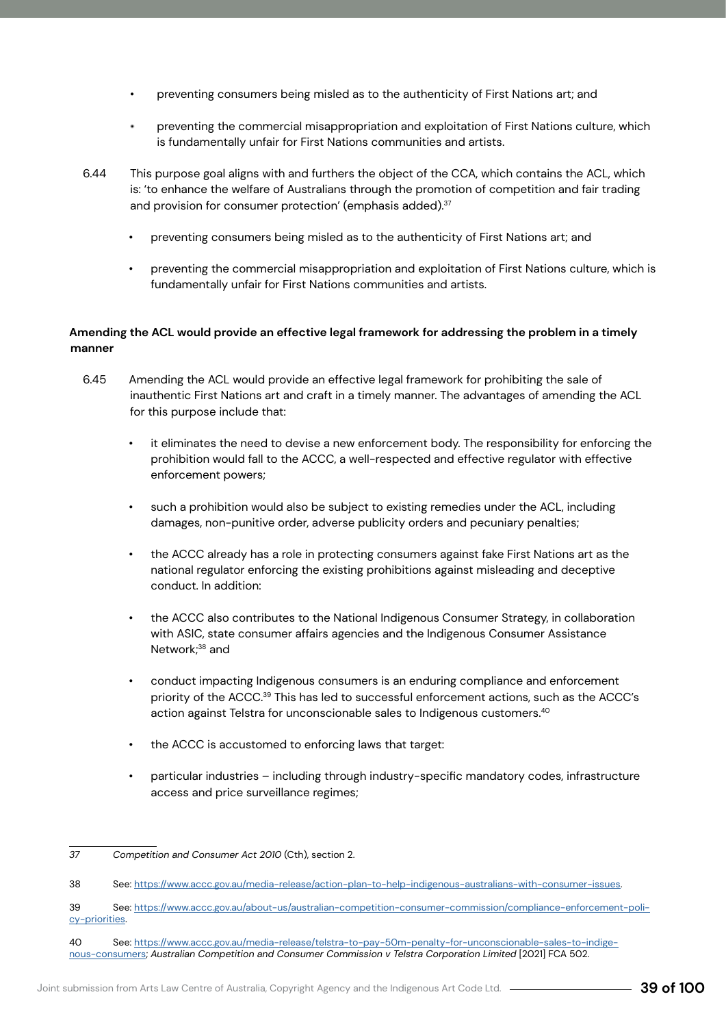- preventing consumers being misled as to the authenticity of First Nations art; and
- preventing the commercial misappropriation and exploitation of First Nations culture, which is fundamentally unfair for First Nations communities and artists.

6.44 This purpose goal aligns with and furthers the object of the CCA, which contains the ACL, which is: 'to enhance the welfare of Australians through the promotion of competition and fair trading and provision for consumer protection' (emphasis added).[37]

- preventing consumers being misled as to the authenticity of First Nations art; and
- preventing the commercial misappropriation and exploitation of First Nations culture, which is fundamentally unfair for First Nations communities and artists.

**Amending the ACL would provide an effective legal framework for addressing the problem in a timely manner**

6.45 Amending the ACL would provide an effective legal framework for prohibiting the sale of inauthentic First Nations art and craft in a timely manner. The advantages of amending the ACL for this purpose include that:

- it eliminates the need to devise a new enforcement body. The responsibility for enforcing the prohibition would fall to the ACCC, a well-respected and effective regulator with effective enforcement powers;
- such a prohibition would also be subject to existing remedies under the ACL, including damages, non-punitive order, adverse publicity orders and pecuniary penalties;
- the ACCC already has a role in protecting consumers against fake First Nations art as the national regulator enforcing the existing prohibitions against misleading and deceptive conduct. In addition:
- the ACCC also contributes to the National Indigenous Consumer Strategy, in collaboration with ASIC, state consumer affairs agencies and the Indigenous Consumer Assistance Network;[38] and
- conduct impacting Indigenous consumers is an enduring compliance and enforcement priority of the ACCC.[39] This has led to successful enforcement actions, such as the ACCC's action against Telstra for unconscionable sales to Indigenous customers.[40]
- the ACCC is accustomed to enforcing laws that target:
- particular industries – including through industry-specific mandatory codes, infrastructure access and price surveillance regimes;

---

37 *Competition and Consumer Act 2010* (Cth), section 2.

38 See: https://www.accc.gov.au/media-release/action-plan-to-help-indigenous-australians-with-consumer-issues.

39 See: https://www.accc.gov.au/about-us/australian-competition-consumer-commission/compliance-enforcement-policy-priorities.

40 See: https://www.accc.gov.au/media-release/telstra-to-pay-50m-penalty-for-unconscionable-sales-to-indigenous-consumers; *Australian Competition and Consumer Commission v Telstra Corporation Limited* [2021] FCA 502.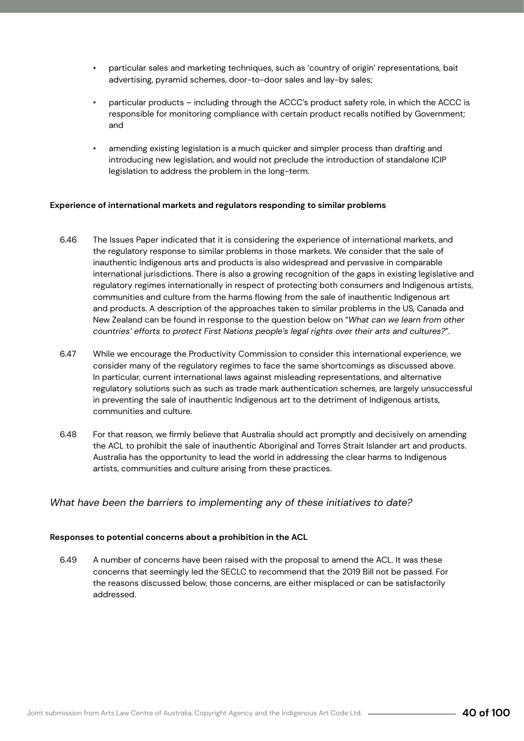- particular sales and marketing techniques, such as 'country of origin' representations, bait advertising, pyramid schemes, door-to-door sales and lay-by sales;
- particular products – including through the ACCC's product safety role, in which the ACCC is responsible for monitoring compliance with certain product recalls notified by Government; and
- amending existing legislation is a much quicker and simpler process than drafting and introducing new legislation, and would not preclude the introduction of standalone ICIP legislation to address the problem in the long-term.

**Experience of international markets and regulators responding to similar problems**

6.46 The Issues Paper indicated that it is considering the experience of international markets, and the regulatory response to similar problems in those markets. We consider that the sale of inauthentic Indigenous arts and products is also widespread and pervasive in comparable international jurisdictions. There is also a growing recognition of the gaps in existing legislative and regulatory regimes internationally in respect of protecting both consumers and Indigenous artists, communities and culture from the harms flowing from the sale of inauthentic Indigenous art and products. A description of the approaches taken to similar problems in the US, Canada and New Zealand can be found in response to the question below on "*What can we learn from other countries' efforts to protect First Nations people's legal rights over their arts and cultures?*".

6.47 While we encourage the Productivity Commission to consider this international experience, we consider many of the regulatory regimes to face the same shortcomings as discussed above. In particular, current international laws against misleading representations, and alternative regulatory solutions such as such as trade mark authentication schemes, are largely unsuccessful in preventing the sale of inauthentic Indigenous art to the detriment of Indigenous artists, communities and culture.

6.48 For that reason, we firmly believe that Australia should act promptly and decisively on amending the ACL to prohibit the sale of inauthentic Aboriginal and Torres Strait Islander art and products. Australia has the opportunity to lead the world in addressing the clear harms to Indigenous artists, communities and culture arising from these practices.

### *What have been the barriers to implementing any of these initiatives to date?*

**Responses to potential concerns about a prohibition in the ACL**

6.49 A number of concerns have been raised with the proposal to amend the ACL. It was these concerns that seemingly led the SECLC to recommend that the 2019 Bill not be passed. For the reasons discussed below, those concerns, are either misplaced or can be satisfactorily addressed.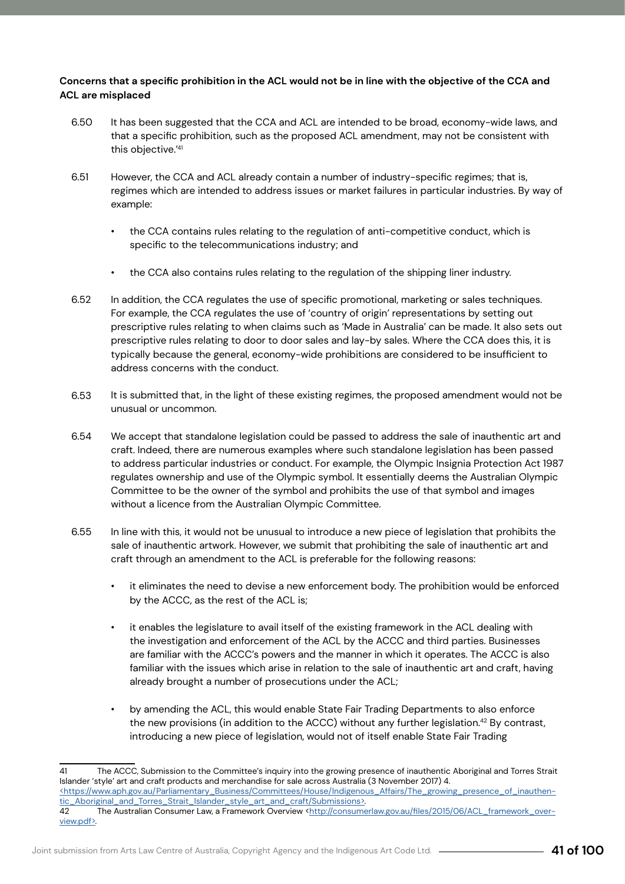**Concerns that a specific prohibition in the ACL would not be in line with the objective of the CCA and ACL are misplaced**

6.50 It has been suggested that the CCA and ACL are intended to be broad, economy-wide laws, and that a specific prohibition, such as the proposed ACL amendment, may not be consistent with this objective.'[41]

6.51 However, the CCA and ACL already contain a number of industry-specific regimes; that is, regimes which are intended to address issues or market failures in particular industries. By way of example:

- the CCA contains rules relating to the regulation of anti-competitive conduct, which is specific to the telecommunications industry; and
- the CCA also contains rules relating to the regulation of the shipping liner industry.

6.52 In addition, the CCA regulates the use of specific promotional, marketing or sales techniques. For example, the CCA regulates the use of 'country of origin' representations by setting out prescriptive rules relating to when claims such as 'Made in Australia' can be made. It also sets out prescriptive rules relating to door to door sales and lay-by sales. Where the CCA does this, it is typically because the general, economy-wide prohibitions are considered to be insufficient to address concerns with the conduct.

6.53 It is submitted that, in the light of these existing regimes, the proposed amendment would not be unusual or uncommon.

6.54 We accept that standalone legislation could be passed to address the sale of inauthentic art and craft. Indeed, there are numerous examples where such standalone legislation has been passed to address particular industries or conduct. For example, the Olympic Insignia Protection Act 1987 regulates ownership and use of the Olympic symbol. It essentially deems the Australian Olympic Committee to be the owner of the symbol and prohibits the use of that symbol and images without a licence from the Australian Olympic Committee.

6.55 In line with this, it would not be unusual to introduce a new piece of legislation that prohibits the sale of inauthentic artwork. However, we submit that prohibiting the sale of inauthentic art and craft through an amendment to the ACL is preferable for the following reasons:

- it eliminates the need to devise a new enforcement body. The prohibition would be enforced by the ACCC, as the rest of the ACL is;
- it enables the legislature to avail itself of the existing framework in the ACL dealing with the investigation and enforcement of the ACL by the ACCC and third parties. Businesses are familiar with the ACCC's powers and the manner in which it operates. The ACCC is also familiar with the issues which arise in relation to the sale of inauthentic art and craft, having already brought a number of prosecutions under the ACL;
- by amending the ACL, this would enable State Fair Trading Departments to also enforce the new provisions (in addition to the ACCC) without any further legislation.[42] By contrast, introducing a new piece of legislation, would not of itself enable State Fair Trading

---

41 The ACCC, Submission to the Committee's inquiry into the growing presence of inauthentic Aboriginal and Torres Strait Islander 'style' art and craft products and merchandise for sale across Australia (3 November 2017) 4. <https://www.aph.gov.au/Parliamentary_Business/Committees/House/Indigenous_Affairs/The_growing_presence_of_inauthentic_Aboriginal_and_Torres_Strait_Islander_style_art_and_craft/Submissions>.

42 The Australian Consumer Law, a Framework Overview <http://consumerlaw.gov.au/files/2015/06/ACL_framework_overview.pdf>.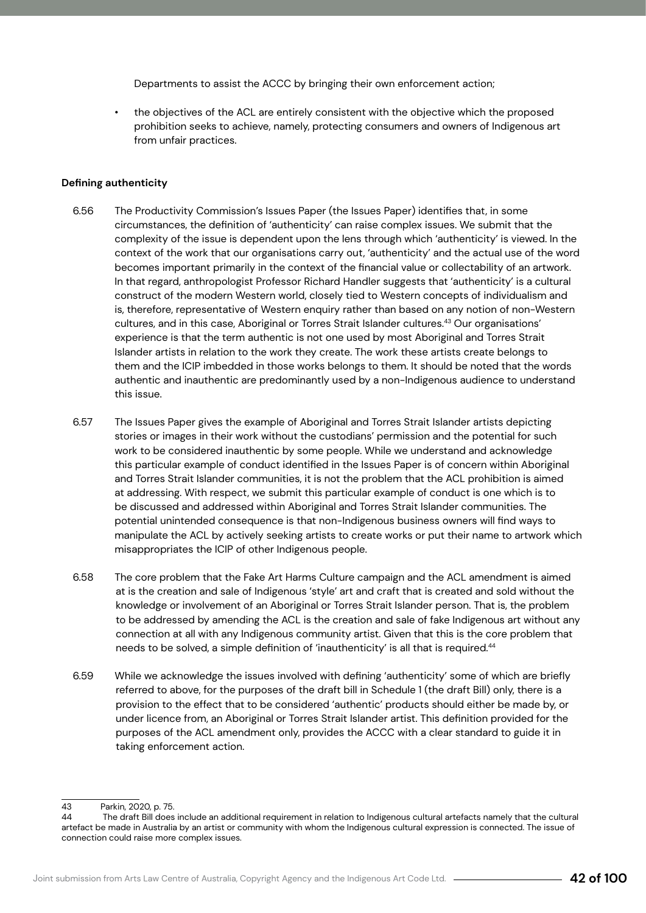Departments to assist the ACCC by bringing their own enforcement action;

- the objectives of the ACL are entirely consistent with the objective which the proposed prohibition seeks to achieve, namely, protecting consumers and owners of Indigenous art from unfair practices.

**Defining authenticity**

6.56 The Productivity Commission's Issues Paper (the Issues Paper) identifies that, in some circumstances, the definition of 'authenticity' can raise complex issues. We submit that the complexity of the issue is dependent upon the lens through which 'authenticity' is viewed. In the context of the work that our organisations carry out, 'authenticity' and the actual use of the word becomes important primarily in the context of the financial value or collectability of an artwork. In that regard, anthropologist Professor Richard Handler suggests that 'authenticity' is a cultural construct of the modern Western world, closely tied to Western concepts of individualism and is, therefore, representative of Western enquiry rather than based on any notion of non-Western cultures, and in this case, Aboriginal or Torres Strait Islander cultures.[43] Our organisations' experience is that the term authentic is not one used by most Aboriginal and Torres Strait Islander artists in relation to the work they create. The work these artists create belongs to them and the ICIP imbedded in those works belongs to them. It should be noted that the words authentic and inauthentic are predominantly used by a non-Indigenous audience to understand this issue.

6.57 The Issues Paper gives the example of Aboriginal and Torres Strait Islander artists depicting stories or images in their work without the custodians' permission and the potential for such work to be considered inauthentic by some people. While we understand and acknowledge this particular example of conduct identified in the Issues Paper is of concern within Aboriginal and Torres Strait Islander communities, it is not the problem that the ACL prohibition is aimed at addressing. With respect, we submit this particular example of conduct is one which is to be discussed and addressed within Aboriginal and Torres Strait Islander communities. The potential unintended consequence is that non-Indigenous business owners will find ways to manipulate the ACL by actively seeking artists to create works or put their name to artwork which misappropriates the ICIP of other Indigenous people.

6.58 The core problem that the Fake Art Harms Culture campaign and the ACL amendment is aimed at is the creation and sale of Indigenous 'style' art and craft that is created and sold without the knowledge or involvement of an Aboriginal or Torres Strait Islander person. That is, the problem to be addressed by amending the ACL is the creation and sale of fake Indigenous art without any connection at all with any Indigenous community artist. Given that this is the core problem that needs to be solved, a simple definition of 'inauthenticity' is all that is required.[44]

6.59 While we acknowledge the issues involved with defining 'authenticity' some of which are briefly referred to above, for the purposes of the draft bill in Schedule 1 (the draft Bill) only, there is a provision to the effect that to be considered 'authentic' products should either be made by, or under licence from, an Aboriginal or Torres Strait Islander artist. This definition provided for the purposes of the ACL amendment only, provides the ACCC with a clear standard to guide it in taking enforcement action.

---

[43] Parkin, 2020, p. 75.

[44] The draft Bill does include an additional requirement in relation to Indigenous cultural artefacts namely that the cultural artefact be made in Australia by an artist or community with whom the Indigenous cultural expression is connected. The issue of connection could raise more complex issues.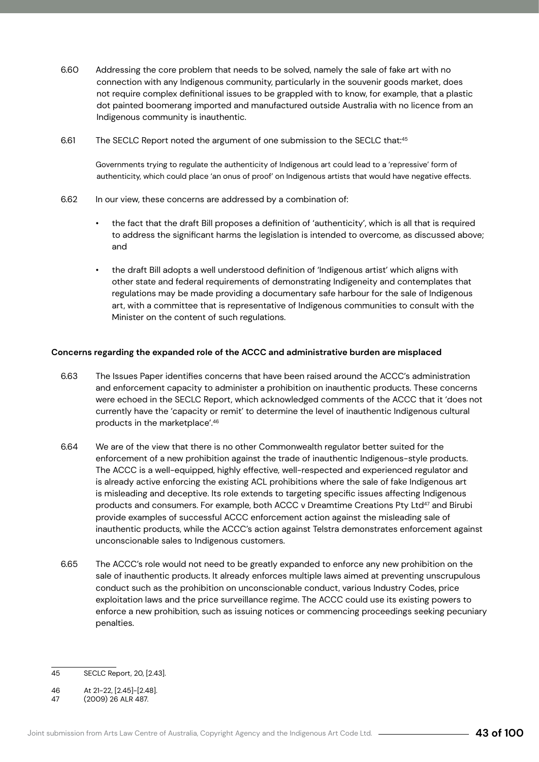6.60 Addressing the core problem that needs to be solved, namely the sale of fake art with no connection with any Indigenous community, particularly in the souvenir goods market, does not require complex definitional issues to be grappled with to know, for example, that a plastic dot painted boomerang imported and manufactured outside Australia with no licence from an Indigenous community is inauthentic.

6.61 The SECLC Report noted the argument of one submission to the SECLC that:[45]

> Governments trying to regulate the authenticity of Indigenous art could lead to a 'repressive' form of authenticity, which could place 'an onus of proof' on Indigenous artists that would have negative effects.

6.62 In our view, these concerns are addressed by a combination of:

- the fact that the draft Bill proposes a definition of 'authenticity', which is all that is required to address the significant harms the legislation is intended to overcome, as discussed above; and
- the draft Bill adopts a well understood definition of 'Indigenous artist' which aligns with other state and federal requirements of demonstrating Indigeneity and contemplates that regulations may be made providing a documentary safe harbour for the sale of Indigenous art, with a committee that is representative of Indigenous communities to consult with the Minister on the content of such regulations.

**Concerns regarding the expanded role of the ACCC and administrative burden are misplaced**

6.63 The Issues Paper identifies concerns that have been raised around the ACCC's administration and enforcement capacity to administer a prohibition on inauthentic products. These concerns were echoed in the SECLC Report, which acknowledged comments of the ACCC that it 'does not currently have the 'capacity or remit' to determine the level of inauthentic Indigenous cultural products in the marketplace'.[46]

6.64 We are of the view that there is no other Commonwealth regulator better suited for the enforcement of a new prohibition against the trade of inauthentic Indigenous-style products. The ACCC is a well-equipped, highly effective, well-respected and experienced regulator and is already active enforcing the existing ACL prohibitions where the sale of fake Indigenous art is misleading and deceptive. Its role extends to targeting specific issues affecting Indigenous products and consumers. For example, both ACCC v Dreamtime Creations Pty Ltd[47] and Birubi provide examples of successful ACCC enforcement action against the misleading sale of inauthentic products, while the ACCC's action against Telstra demonstrates enforcement against unconscionable sales to Indigenous customers.

6.65 The ACCC's role would not need to be greatly expanded to enforce any new prohibition on the sale of inauthentic products. It already enforces multiple laws aimed at preventing unscrupulous conduct such as the prohibition on unconscionable conduct, various Industry Codes, price exploitation laws and the price surveillance regime. The ACCC could use its existing powers to enforce a new prohibition, such as issuing notices or commencing proceedings seeking pecuniary penalties.

---

45 SECLC Report, 20, [2.43].

46 At 21-22, [2.45]-[2.48].

47 (2009) 26 ALR 487.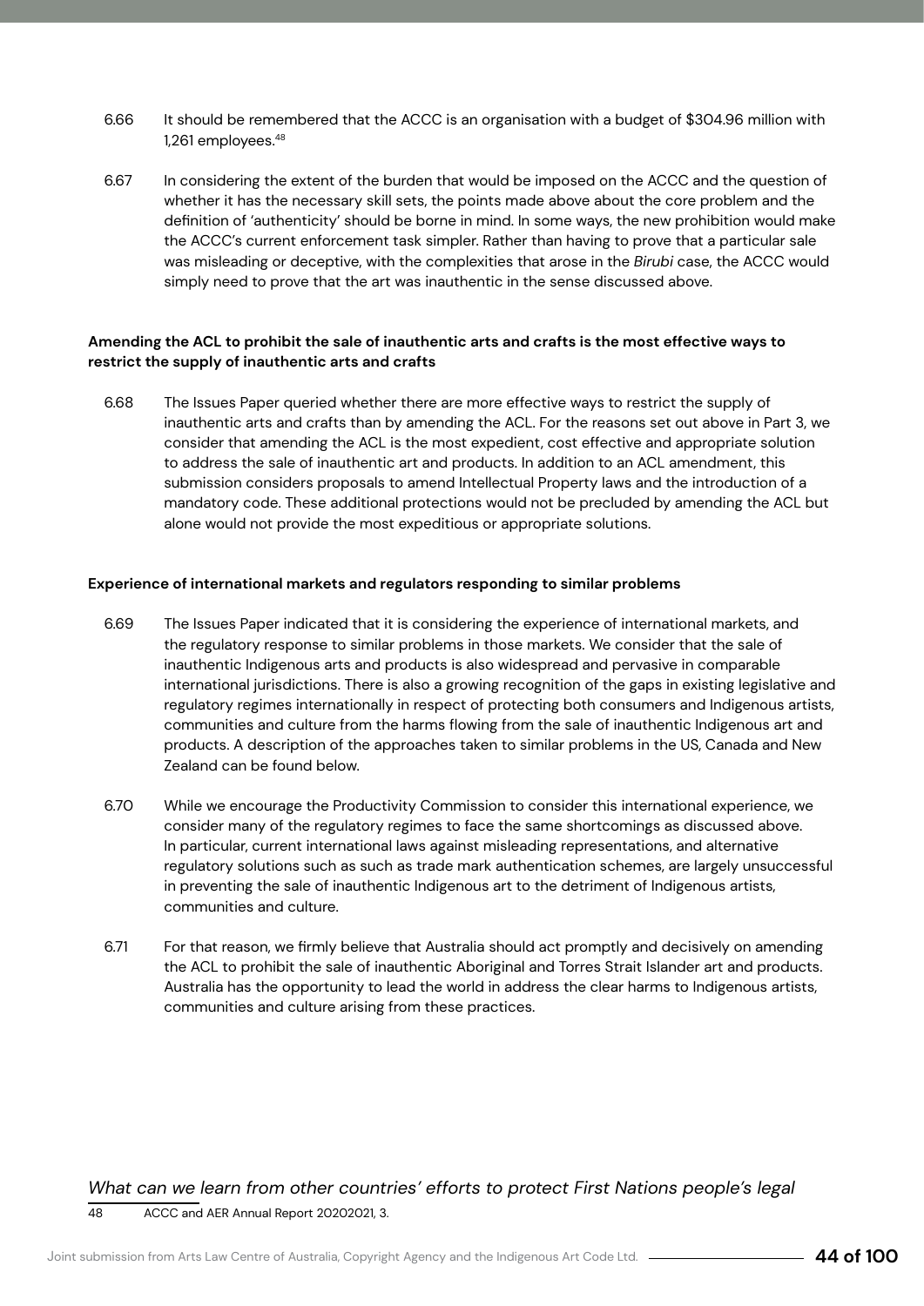6.66 It should be remembered that the ACCC is an organisation with a budget of $304.96 million with 1,261 employees.[48]

6.67 In considering the extent of the burden that would be imposed on the ACCC and the question of whether it has the necessary skill sets, the points made above about the core problem and the definition of 'authenticity' should be borne in mind. In some ways, the new prohibition would make the ACCC's current enforcement task simpler. Rather than having to prove that a particular sale was misleading or deceptive, with the complexities that arose in the *Birubi* case, the ACCC would simply need to prove that the art was inauthentic in the sense discussed above.

**Amending the ACL to prohibit the sale of inauthentic arts and crafts is the most effective ways to restrict the supply of inauthentic arts and crafts**

6.68 The Issues Paper queried whether there are more effective ways to restrict the supply of inauthentic arts and crafts than by amending the ACL. For the reasons set out above in Part 3, we consider that amending the ACL is the most expedient, cost effective and appropriate solution to address the sale of inauthentic art and products. In addition to an ACL amendment, this submission considers proposals to amend Intellectual Property laws and the introduction of a mandatory code. These additional protections would not be precluded by amending the ACL but alone would not provide the most expeditious or appropriate solutions.

**Experience of international markets and regulators responding to similar problems**

6.69 The Issues Paper indicated that it is considering the experience of international markets, and the regulatory response to similar problems in those markets. We consider that the sale of inauthentic Indigenous arts and products is also widespread and pervasive in comparable international jurisdictions. There is also a growing recognition of the gaps in existing legislative and regulatory regimes internationally in respect of protecting both consumers and Indigenous artists, communities and culture from the harms flowing from the sale of inauthentic Indigenous art and products. A description of the approaches taken to similar problems in the US, Canada and New Zealand can be found below.

6.70 While we encourage the Productivity Commission to consider this international experience, we consider many of the regulatory regimes to face the same shortcomings as discussed above. In particular, current international laws against misleading representations, and alternative regulatory solutions such as such as trade mark authentication schemes, are largely unsuccessful in preventing the sale of inauthentic Indigenous art to the detriment of Indigenous artists, communities and culture.

6.71 For that reason, we firmly believe that Australia should act promptly and decisively on amending the ACL to prohibit the sale of inauthentic Aboriginal and Torres Strait Islander art and products. Australia has the opportunity to lead the world in address the clear harms to Indigenous artists, communities and culture arising from these practices.

*What can we learn from other countries' efforts to protect First Nations people's legal*

---

48 ACCC and AER Annual Report 20202021, 3.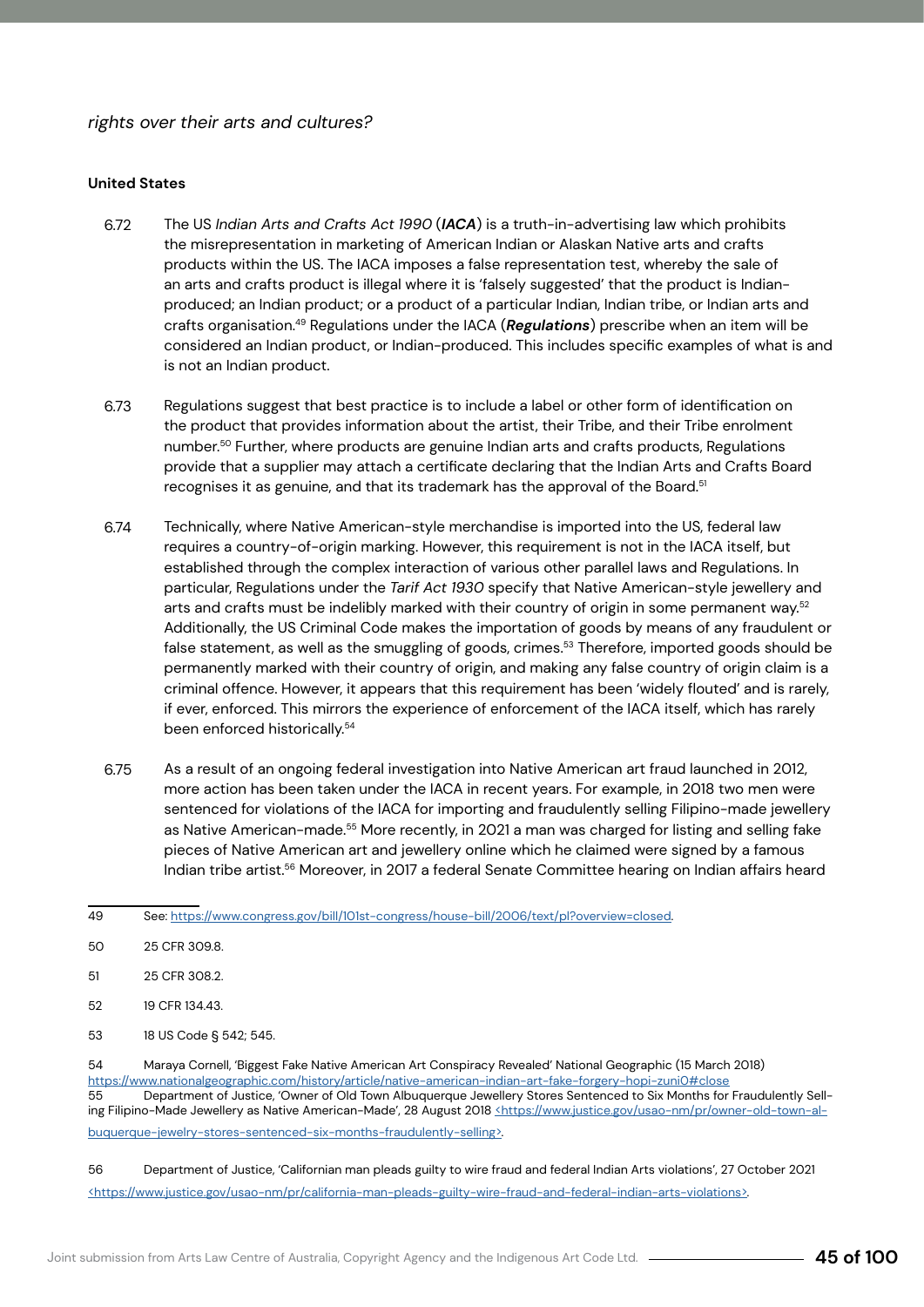*rights over their arts and cultures?*

**United States**

6.72 The US *Indian Arts and Crafts Act 1990* (***IACA***) is a truth-in-advertising law which prohibits the misrepresentation in marketing of American Indian or Alaskan Native arts and crafts products within the US. The IACA imposes a false representation test, whereby the sale of an arts and crafts product is illegal where it is 'falsely suggested' that the product is Indian-produced; an Indian product; or a product of a particular Indian, Indian tribe, or Indian arts and crafts organisation.[49] Regulations under the IACA (***Regulations***) prescribe when an item will be considered an Indian product, or Indian-produced. This includes specific examples of what is and is not an Indian product.

6.73 Regulations suggest that best practice is to include a label or other form of identification on the product that provides information about the artist, their Tribe, and their Tribe enrolment number.[50] Further, where products are genuine Indian arts and crafts products, Regulations provide that a supplier may attach a certificate declaring that the Indian Arts and Crafts Board recognises it as genuine, and that its trademark has the approval of the Board.[51]

6.74 Technically, where Native American-style merchandise is imported into the US, federal law requires a country-of-origin marking. However, this requirement is not in the IACA itself, but established through the complex interaction of various other parallel laws and Regulations. In particular, Regulations under the *Tarif Act 1930* specify that Native American-style jewellery and arts and crafts must be indelibly marked with their country of origin in some permanent way.[52] Additionally, the US Criminal Code makes the importation of goods by means of any fraudulent or false statement, as well as the smuggling of goods, crimes.[53] Therefore, imported goods should be permanently marked with their country of origin, and making any false country of origin claim is a criminal offence. However, it appears that this requirement has been 'widely flouted' and is rarely, if ever, enforced. This mirrors the experience of enforcement of the IACA itself, which has rarely been enforced historically.[54]

6.75 As a result of an ongoing federal investigation into Native American art fraud launched in 2012, more action has been taken under the IACA in recent years. For example, in 2018 two men were sentenced for violations of the IACA for importing and fraudulently selling Filipino-made jewellery as Native American-made.[55] More recently, in 2021 a man was charged for listing and selling fake pieces of Native American art and jewellery online which he claimed were signed by a famous Indian tribe artist.[56] Moreover, in 2017 a federal Senate Committee hearing on Indian affairs heard

---

49 See: https://www.congress.gov/bill/101st-congress/house-bill/2006/text/pl?overview=closed.

50 25 CFR 309.8.

51 25 CFR 308.2.

52 19 CFR 134.43.

53 18 US Code § 542; 545.

54 Maraya Cornell, 'Biggest Fake Native American Art Conspiracy Revealed' National Geographic (15 March 2018) https://www.nationalgeographic.com/history/article/native-american-indian-art-fake-forgery-hopi-zuni0#close

55 Department of Justice, 'Owner of Old Town Albuquerque Jewellery Stores Sentenced to Six Months for Fraudulently Selling Filipino-Made Jewellery as Native American-Made', 28 August 2018 <https://www.justice.gov/usao-nm/pr/owner-old-town-albuquerque-jewelry-stores-sentenced-six-months-fraudulently-selling>.

56 Department of Justice, 'Californian man pleads guilty to wire fraud and federal Indian Arts violations', 27 October 2021 <https://www.justice.gov/usao-nm/pr/california-man-pleads-guilty-wire-fraud-and-federal-indian-arts-violations>.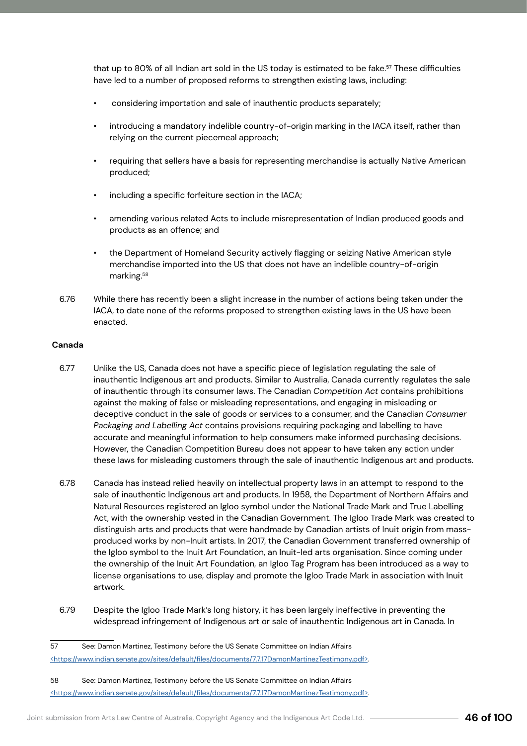that up to 80% of all Indian art sold in the US today is estimated to be fake.[57] These difficulties have led to a number of proposed reforms to strengthen existing laws, including:

- considering importation and sale of inauthentic products separately;
- introducing a mandatory indelible country-of-origin marking in the IACA itself, rather than relying on the current piecemeal approach;
- requiring that sellers have a basis for representing merchandise is actually Native American produced;
- including a specific forfeiture section in the IACA;
- amending various related Acts to include misrepresentation of Indian produced goods and products as an offence; and
- the Department of Homeland Security actively flagging or seizing Native American style merchandise imported into the US that does not have an indelible country-of-origin marking.[58]

6.76 While there has recently been a slight increase in the number of actions being taken under the IACA, to date none of the reforms proposed to strengthen existing laws in the US have been enacted.

**Canada**

6.77 Unlike the US, Canada does not have a specific piece of legislation regulating the sale of inauthentic Indigenous art and products. Similar to Australia, Canada currently regulates the sale of inauthentic through its consumer laws. The Canadian *Competition Act* contains prohibitions against the making of false or misleading representations, and engaging in misleading or deceptive conduct in the sale of goods or services to a consumer, and the Canadian *Consumer Packaging and Labelling Act* contains provisions requiring packaging and labelling to have accurate and meaningful information to help consumers make informed purchasing decisions. However, the Canadian Competition Bureau does not appear to have taken any action under these laws for misleading customers through the sale of inauthentic Indigenous art and products.

6.78 Canada has instead relied heavily on intellectual property laws in an attempt to respond to the sale of inauthentic Indigenous art and products. In 1958, the Department of Northern Affairs and Natural Resources registered an Igloo symbol under the National Trade Mark and True Labelling Act, with the ownership vested in the Canadian Government. The Igloo Trade Mark was created to distinguish arts and products that were handmade by Canadian artists of Inuit origin from mass-produced works by non-Inuit artists. In 2017, the Canadian Government transferred ownership of the Igloo symbol to the Inuit Art Foundation, an Inuit-led arts organisation. Since coming under the ownership of the Inuit Art Foundation, an Igloo Tag Program has been introduced as a way to license organisations to use, display and promote the Igloo Trade Mark in association with Inuit artwork.

6.79 Despite the Igloo Trade Mark's long history, it has been largely ineffective in preventing the widespread infringement of Indigenous art or sale of inauthentic Indigenous art in Canada. In

---

57 See: Damon Martinez, Testimony before the US Senate Committee on Indian Affairs <https://www.indian.senate.gov/sites/default/files/documents/7.7.17DamonMartinezTestimony.pdf>.

58 See: Damon Martinez, Testimony before the US Senate Committee on Indian Affairs <https://www.indian.senate.gov/sites/default/files/documents/7.7.17DamonMartinezTestimony.pdf>.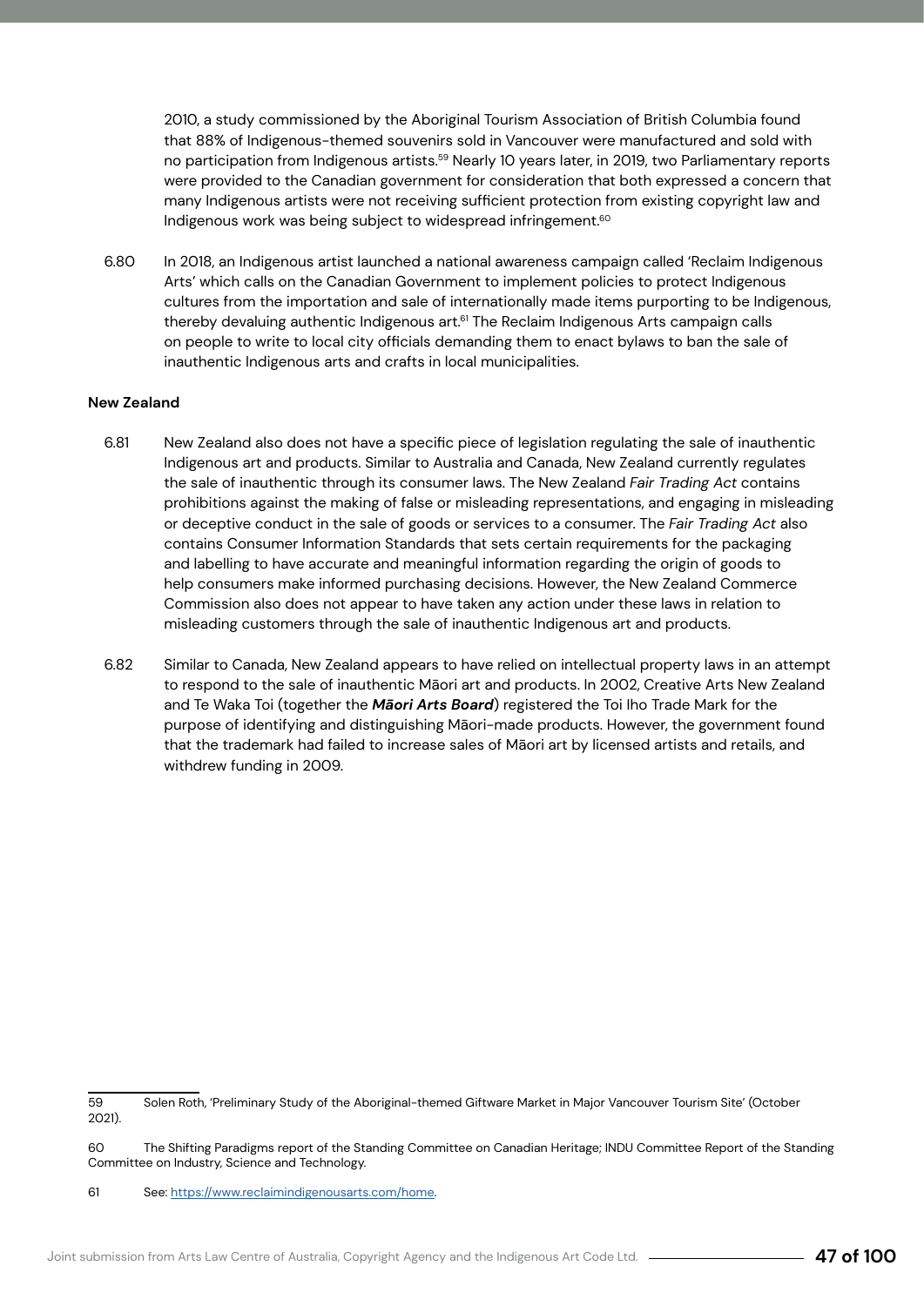2010, a study commissioned by the Aboriginal Tourism Association of British Columbia found that 88% of Indigenous-themed souvenirs sold in Vancouver were manufactured and sold with no participation from Indigenous artists.[59] Nearly 10 years later, in 2019, two Parliamentary reports were provided to the Canadian government for consideration that both expressed a concern that many Indigenous artists were not receiving sufficient protection from existing copyright law and Indigenous work was being subject to widespread infringement.[60]

6.80 In 2018, an Indigenous artist launched a national awareness campaign called 'Reclaim Indigenous Arts' which calls on the Canadian Government to implement policies to protect Indigenous cultures from the importation and sale of internationally made items purporting to be Indigenous, thereby devaluing authentic Indigenous art.[61] The Reclaim Indigenous Arts campaign calls on people to write to local city officials demanding them to enact bylaws to ban the sale of inauthentic Indigenous arts and crafts in local municipalities.

**New Zealand**

6.81 New Zealand also does not have a specific piece of legislation regulating the sale of inauthentic Indigenous art and products. Similar to Australia and Canada, New Zealand currently regulates the sale of inauthentic through its consumer laws. The New Zealand *Fair Trading Act* contains prohibitions against the making of false or misleading representations, and engaging in misleading or deceptive conduct in the sale of goods or services to a consumer. The *Fair Trading Act* also contains Consumer Information Standards that sets certain requirements for the packaging and labelling to have accurate and meaningful information regarding the origin of goods to help consumers make informed purchasing decisions. However, the New Zealand Commerce Commission also does not appear to have taken any action under these laws in relation to misleading customers through the sale of inauthentic Indigenous art and products.

6.82 Similar to Canada, New Zealand appears to have relied on intellectual property laws in an attempt to respond to the sale of inauthentic Māori art and products. In 2002, Creative Arts New Zealand and Te Waka Toi (together the ***Māori Arts Board***) registered the Toi Iho Trade Mark for the purpose of identifying and distinguishing Māori-made products. However, the government found that the trademark had failed to increase sales of Māori art by licensed artists and retails, and withdrew funding in 2009.

---

59 Solen Roth, 'Preliminary Study of the Aboriginal-themed Giftware Market in Major Vancouver Tourism Site' (October 2021).

60 The Shifting Paradigms report of the Standing Committee on Canadian Heritage; INDU Committee Report of the Standing Committee on Industry, Science and Technology.

61 See: https://www.reclaimindigenousarts.com/home.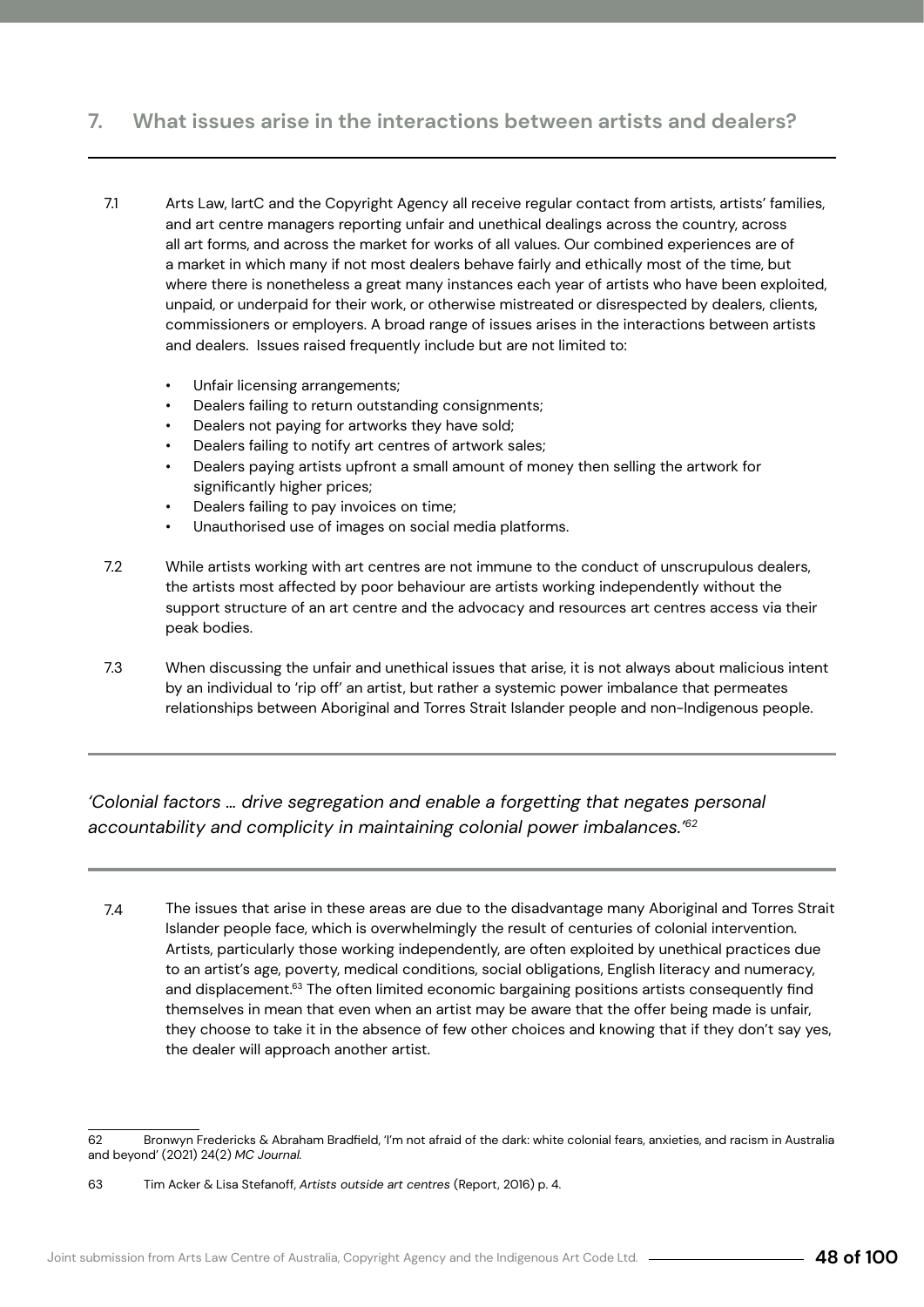## 7. What issues arise in the interactions between artists and dealers?

7.1 Arts Law, IartC and the Copyright Agency all receive regular contact from artists, artists' families, and art centre managers reporting unfair and unethical dealings across the country, across all art forms, and across the market for works of all values. Our combined experiences are of a market in which many if not most dealers behave fairly and ethically most of the time, but where there is nonetheless a great many instances each year of artists who have been exploited, unpaid, or underpaid for their work, or otherwise mistreated or disrespected by dealers, clients, commissioners or employers. A broad range of issues arises in the interactions between artists and dealers. Issues raised frequently include but are not limited to:

- Unfair licensing arrangements;
- Dealers failing to return outstanding consignments;
- Dealers not paying for artworks they have sold;
- Dealers failing to notify art centres of artwork sales;
- Dealers paying artists upfront a small amount of money then selling the artwork for significantly higher prices;
- Dealers failing to pay invoices on time;
- Unauthorised use of images on social media platforms.

7.2 While artists working with art centres are not immune to the conduct of unscrupulous dealers, the artists most affected by poor behaviour are artists working independently without the support structure of an art centre and the advocacy and resources art centres access via their peak bodies.

7.3 When discussing the unfair and unethical issues that arise, it is not always about malicious intent by an individual to 'rip off' an artist, but rather a systemic power imbalance that permeates relationships between Aboriginal and Torres Strait Islander people and non-Indigenous people.

---

*'Colonial factors … drive segregation and enable a forgetting that negates personal accountability and complicity in maintaining colonial power imbalances.'*[62]

---

7.4 The issues that arise in these areas are due to the disadvantage many Aboriginal and Torres Strait Islander people face, which is overwhelmingly the result of centuries of colonial intervention. Artists, particularly those working independently, are often exploited by unethical practices due to an artist's age, poverty, medical conditions, social obligations, English literacy and numeracy, and displacement.[63] The often limited economic bargaining positions artists consequently find themselves in mean that even when an artist may be aware that the offer being made is unfair, they choose to take it in the absence of few other choices and knowing that if they don't say yes, the dealer will approach another artist.

---

62 Bronwyn Fredericks & Abraham Bradfield, 'I'm not afraid of the dark: white colonial fears, anxieties, and racism in Australia and beyond' (2021) 24(2) *MC Journal*.

63 Tim Acker & Lisa Stefanoff, *Artists outside art centres* (Report, 2016) p. 4.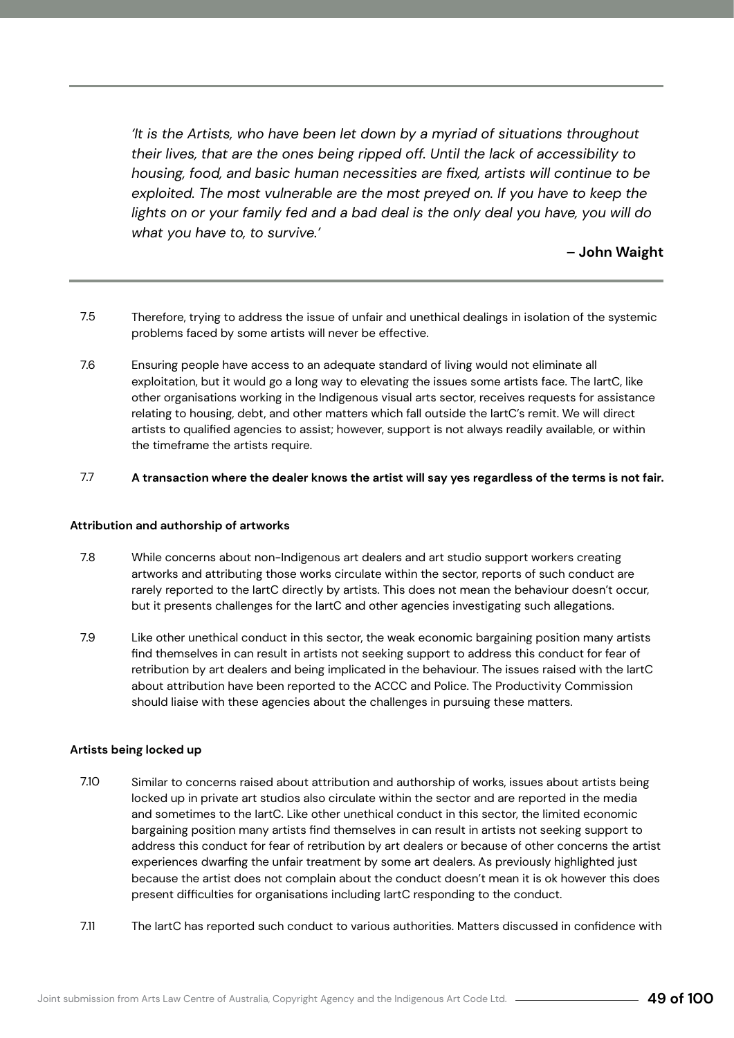---

*'It is the Artists, who have been let down by a myriad of situations throughout their lives, that are the ones being ripped off. Until the lack of accessibility to housing, food, and basic human necessities are fixed, artists will continue to be exploited. The most vulnerable are the most preyed on. If you have to keep the lights on or your family fed and a bad deal is the only deal you have, you will do what you have to, to survive.'*

**– John Waight**

---

7.5 Therefore, trying to address the issue of unfair and unethical dealings in isolation of the systemic problems faced by some artists will never be effective.

7.6 Ensuring people have access to an adequate standard of living would not eliminate all exploitation, but it would go a long way to elevating the issues some artists face. The IartC, like other organisations working in the Indigenous visual arts sector, receives requests for assistance relating to housing, debt, and other matters which fall outside the IartC's remit. We will direct artists to qualified agencies to assist; however, support is not always readily available, or within the timeframe the artists require.

7.7 **A transaction where the dealer knows the artist will say yes regardless of the terms is not fair.**

**Attribution and authorship of artworks**

7.8 While concerns about non-Indigenous art dealers and art studio support workers creating artworks and attributing those works circulate within the sector, reports of such conduct are rarely reported to the IartC directly by artists. This does not mean the behaviour doesn't occur, but it presents challenges for the IartC and other agencies investigating such allegations.

7.9 Like other unethical conduct in this sector, the weak economic bargaining position many artists find themselves in can result in artists not seeking support to address this conduct for fear of retribution by art dealers and being implicated in the behaviour. The issues raised with the IartC about attribution have been reported to the ACCC and Police. The Productivity Commission should liaise with these agencies about the challenges in pursuing these matters.

**Artists being locked up**

7.10 Similar to concerns raised about attribution and authorship of works, issues about artists being locked up in private art studios also circulate within the sector and are reported in the media and sometimes to the IartC. Like other unethical conduct in this sector, the limited economic bargaining position many artists find themselves in can result in artists not seeking support to address this conduct for fear of retribution by art dealers or because of other concerns the artist experiences dwarfing the unfair treatment by some art dealers. As previously highlighted just because the artist does not complain about the conduct doesn't mean it is ok however this does present difficulties for organisations including IartC responding to the conduct.

7.11 The IartC has reported such conduct to various authorities. Matters discussed in confidence with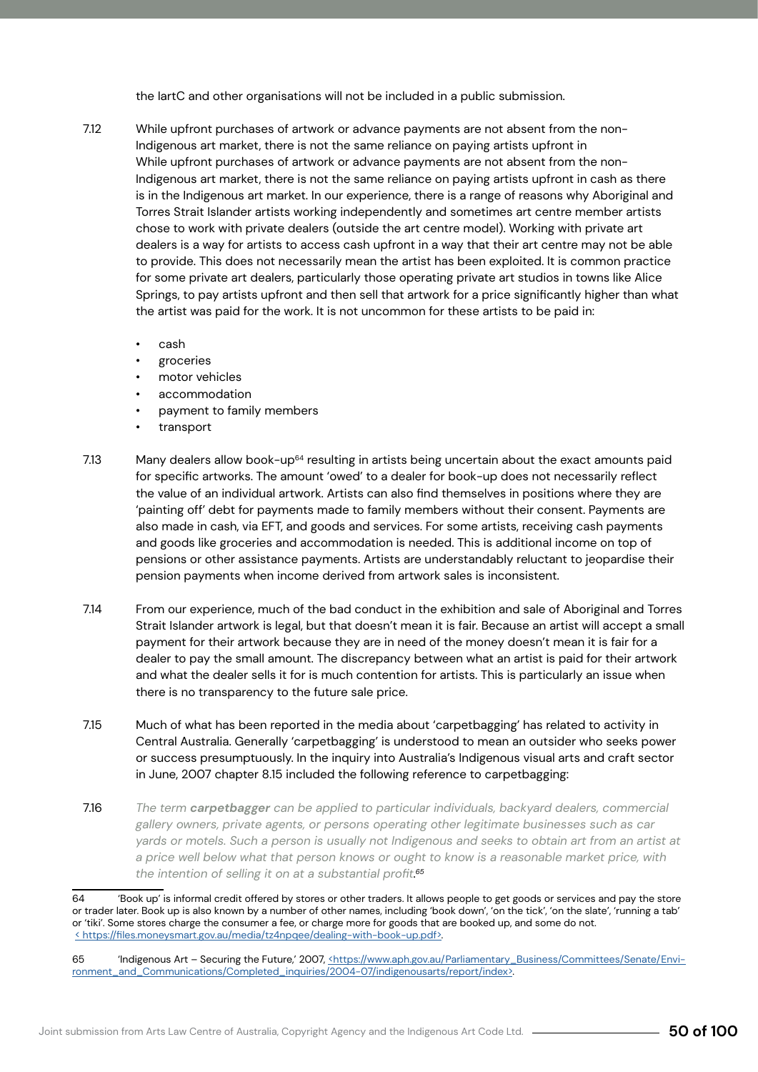the IartC and other organisations will not be included in a public submission.

7.12 While upfront purchases of artwork or advance payments are not absent from the non-Indigenous art market, there is not the same reliance on paying artists upfront in While upfront purchases of artwork or advance payments are not absent from the non-Indigenous art market, there is not the same reliance on paying artists upfront in cash as there is in the Indigenous art market. In our experience, there is a range of reasons why Aboriginal and Torres Strait Islander artists working independently and sometimes art centre member artists chose to work with private dealers (outside the art centre model). Working with private art dealers is a way for artists to access cash upfront in a way that their art centre may not be able to provide. This does not necessarily mean the artist has been exploited. It is common practice for some private art dealers, particularly those operating private art studios in towns like Alice Springs, to pay artists upfront and then sell that artwork for a price significantly higher than what the artist was paid for the work. It is not uncommon for these artists to be paid in:

- cash
- groceries
- motor vehicles
- accommodation
- payment to family members
- transport

7.13 Many dealers allow book-up[64] resulting in artists being uncertain about the exact amounts paid for specific artworks. The amount 'owed' to a dealer for book-up does not necessarily reflect the value of an individual artwork. Artists can also find themselves in positions where they are 'painting off' debt for payments made to family members without their consent. Payments are also made in cash, via EFT, and goods and services. For some artists, receiving cash payments and goods like groceries and accommodation is needed. This is additional income on top of pensions or other assistance payments. Artists are understandably reluctant to jeopardise their pension payments when income derived from artwork sales is inconsistent.

7.14 From our experience, much of the bad conduct in the exhibition and sale of Aboriginal and Torres Strait Islander artwork is legal, but that doesn't mean it is fair. Because an artist will accept a small payment for their artwork because they are in need of the money doesn't mean it is fair for a dealer to pay the small amount. The discrepancy between what an artist is paid for their artwork and what the dealer sells it for is much contention for artists. This is particularly an issue when there is no transparency to the future sale price.

7.15 Much of what has been reported in the media about 'carpetbagging' has related to activity in Central Australia. Generally 'carpetbagging' is understood to mean an outsider who seeks power or success presumptuously. In the inquiry into Australia's Indigenous visual arts and craft sector in June, 2007 chapter 8.15 included the following reference to carpetbagging:

7.16 *The term **carpetbagger** can be applied to particular individuals, backyard dealers, commercial gallery owners, private agents, or persons operating other legitimate businesses such as car yards or motels. Such a person is usually not Indigenous and seeks to obtain art from an artist at a price well below what that person knows or ought to know is a reasonable market price, with the intention of selling it on at a substantial profit.*[65]

---

64 'Book up' is informal credit offered by stores or other traders. It allows people to get goods or services and pay the store or trader later. Book up is also known by a number of other names, including 'book down', 'on the tick', 'on the slate', 'running a tab' or 'tiki'. Some stores charge the consumer a fee, or charge more for goods that are booked up, and some do not. < https://files.moneysmart.gov.au/media/tz4npqee/dealing-with-book-up.pdf>.

65 'Indigenous Art – Securing the Future,' 2007, <https://www.aph.gov.au/Parliamentary_Business/Committees/Senate/Environment_and_Communications/Completed_inquiries/2004-07/indigenousarts/report/index>.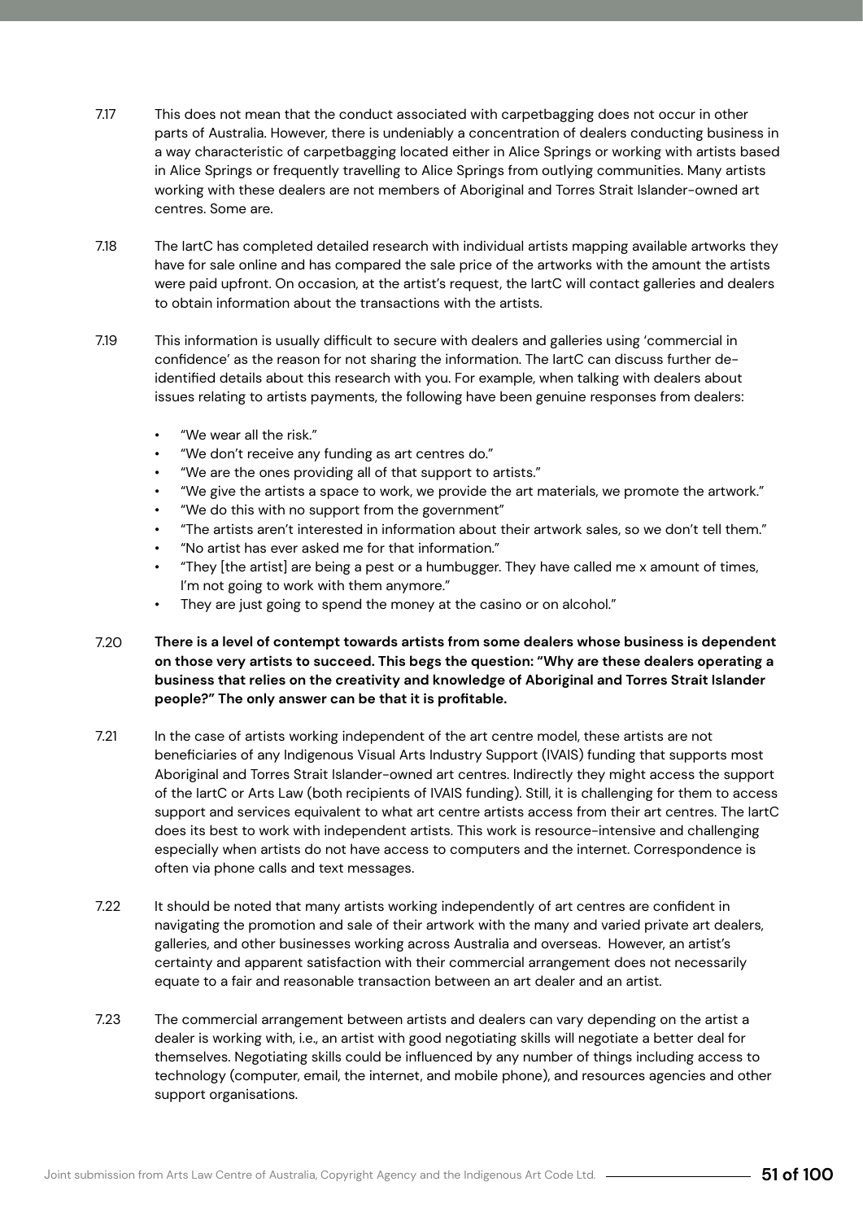7.17 This does not mean that the conduct associated with carpetbagging does not occur in other parts of Australia. However, there is undeniably a concentration of dealers conducting business in a way characteristic of carpetbagging located either in Alice Springs or working with artists based in Alice Springs or frequently travelling to Alice Springs from outlying communities. Many artists working with these dealers are not members of Aboriginal and Torres Strait Islander-owned art centres. Some are.

7.18 The IartC has completed detailed research with individual artists mapping available artworks they have for sale online and has compared the sale price of the artworks with the amount the artists were paid upfront. On occasion, at the artist's request, the IartC will contact galleries and dealers to obtain information about the transactions with the artists.

7.19 This information is usually difficult to secure with dealers and galleries using 'commercial in confidence' as the reason for not sharing the information. The IartC can discuss further de-identified details about this research with you. For example, when talking with dealers about issues relating to artists payments, the following have been genuine responses from dealers:

- "We wear all the risk."
- "We don't receive any funding as art centres do."
- "We are the ones providing all of that support to artists."
- "We give the artists a space to work, we provide the art materials, we promote the artwork."
- "We do this with no support from the government"
- "The artists aren't interested in information about their artwork sales, so we don't tell them."
- "No artist has ever asked me for that information."
- "They [the artist] are being a pest or a humbugger. They have called me x amount of times, I'm not going to work with them anymore."
- They are just going to spend the money at the casino or on alcohol."

7.20 **There is a level of contempt towards artists from some dealers whose business is dependent on those very artists to succeed. This begs the question: "Why are these dealers operating a business that relies on the creativity and knowledge of Aboriginal and Torres Strait Islander people?" The only answer can be that it is profitable.**

7.21 In the case of artists working independent of the art centre model, these artists are not beneficiaries of any Indigenous Visual Arts Industry Support (IVAIS) funding that supports most Aboriginal and Torres Strait Islander-owned art centres. Indirectly they might access the support of the IartC or Arts Law (both recipients of IVAIS funding). Still, it is challenging for them to access support and services equivalent to what art centre artists access from their art centres. The IartC does its best to work with independent artists. This work is resource-intensive and challenging especially when artists do not have access to computers and the internet. Correspondence is often via phone calls and text messages.

7.22 It should be noted that many artists working independently of art centres are confident in navigating the promotion and sale of their artwork with the many and varied private art dealers, galleries, and other businesses working across Australia and overseas. However, an artist's certainty and apparent satisfaction with their commercial arrangement does not necessarily equate to a fair and reasonable transaction between an art dealer and an artist.

7.23 The commercial arrangement between artists and dealers can vary depending on the artist a dealer is working with, i.e., an artist with good negotiating skills will negotiate a better deal for themselves. Negotiating skills could be influenced by any number of things including access to technology (computer, email, the internet, and mobile phone), and resources agencies and other support organisations.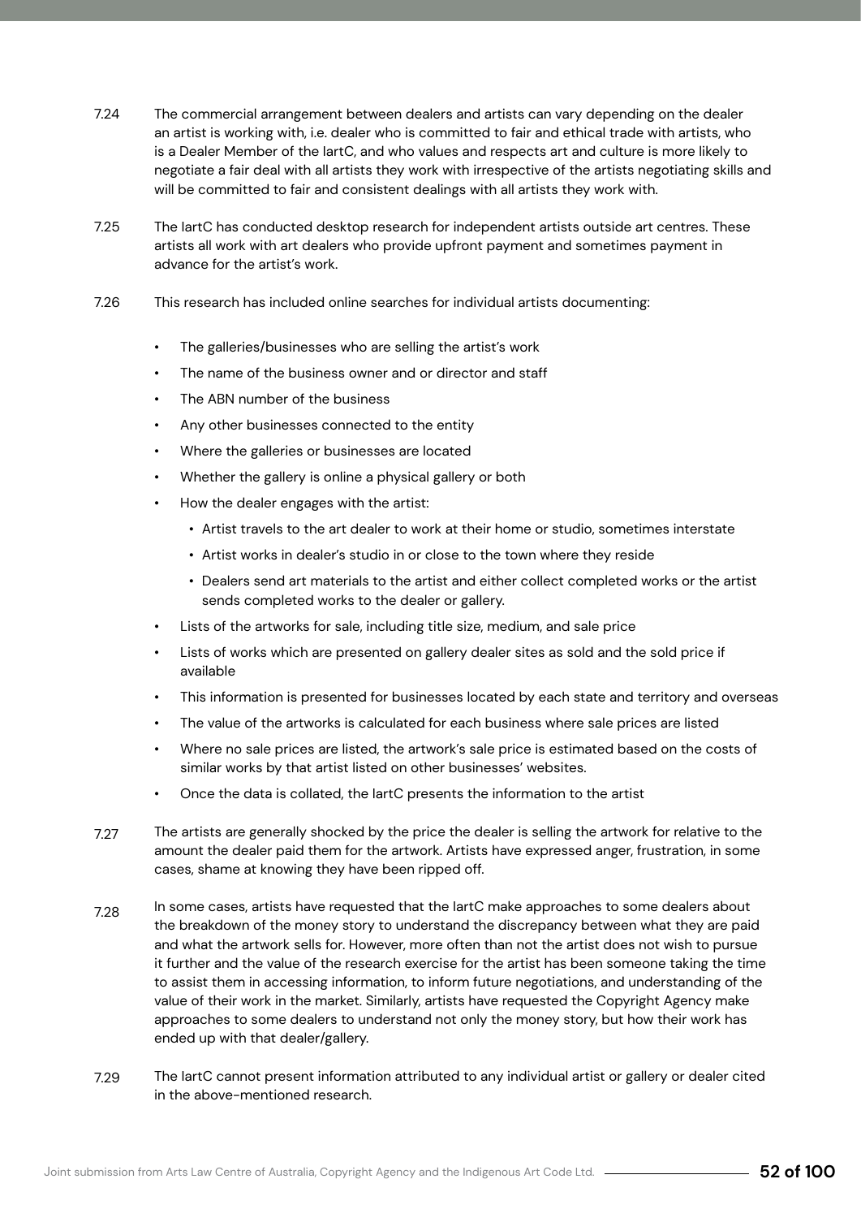7.24 The commercial arrangement between dealers and artists can vary depending on the dealer an artist is working with, i.e. dealer who is committed to fair and ethical trade with artists, who is a Dealer Member of the IartC, and who values and respects art and culture is more likely to negotiate a fair deal with all artists they work with irrespective of the artists negotiating skills and will be committed to fair and consistent dealings with all artists they work with.

7.25 The IartC has conducted desktop research for independent artists outside art centres. These artists all work with art dealers who provide upfront payment and sometimes payment in advance for the artist's work.

7.26 This research has included online searches for individual artists documenting:

- The galleries/businesses who are selling the artist's work
- The name of the business owner and or director and staff
- The ABN number of the business
- Any other businesses connected to the entity
- Where the galleries or businesses are located
- Whether the gallery is online a physical gallery or both
- How the dealer engages with the artist:
  - Artist travels to the art dealer to work at their home or studio, sometimes interstate
  - Artist works in dealer's studio in or close to the town where they reside
  - Dealers send art materials to the artist and either collect completed works or the artist sends completed works to the dealer or gallery.
- Lists of the artworks for sale, including title size, medium, and sale price
- Lists of works which are presented on gallery dealer sites as sold and the sold price if available
- This information is presented for businesses located by each state and territory and overseas
- The value of the artworks is calculated for each business where sale prices are listed
- Where no sale prices are listed, the artwork's sale price is estimated based on the costs of similar works by that artist listed on other businesses' websites.
- Once the data is collated, the IartC presents the information to the artist

7.27 The artists are generally shocked by the price the dealer is selling the artwork for relative to the amount the dealer paid them for the artwork. Artists have expressed anger, frustration, in some cases, shame at knowing they have been ripped off.

7.28 In some cases, artists have requested that the IartC make approaches to some dealers about the breakdown of the money story to understand the discrepancy between what they are paid and what the artwork sells for. However, more often than not the artist does not wish to pursue it further and the value of the research exercise for the artist has been someone taking the time to assist them in accessing information, to inform future negotiations, and understanding of the value of their work in the market. Similarly, artists have requested the Copyright Agency make approaches to some dealers to understand not only the money story, but how their work has ended up with that dealer/gallery.

7.29 The IartC cannot present information attributed to any individual artist or gallery or dealer cited in the above-mentioned research.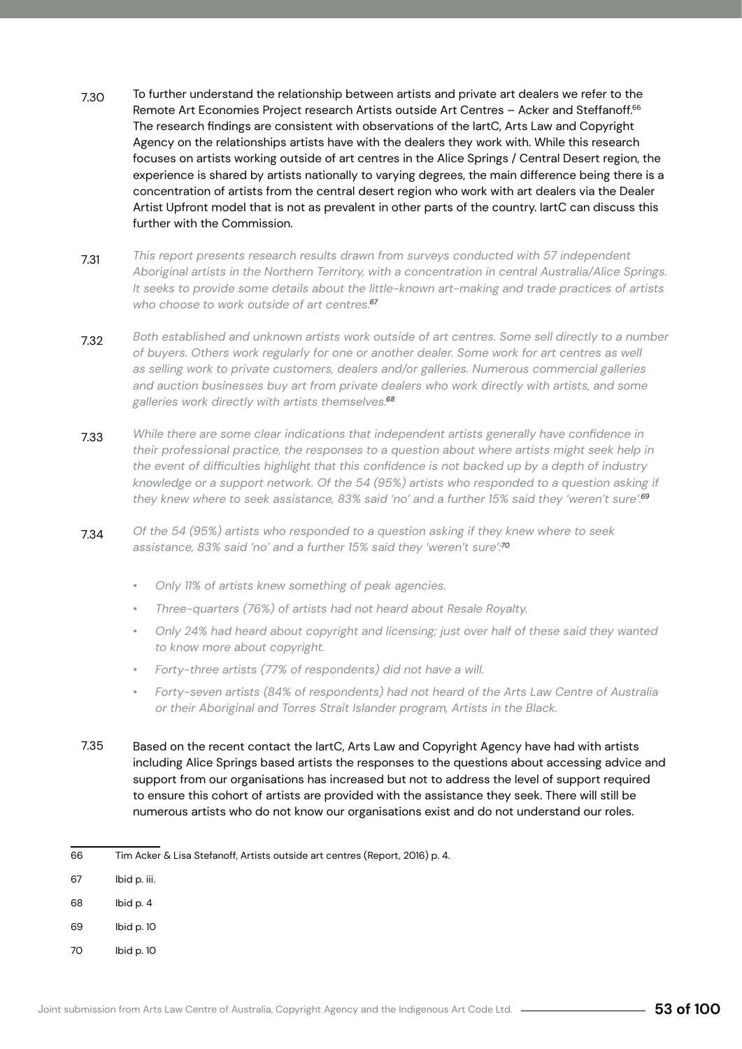7.30 To further understand the relationship between artists and private art dealers we refer to the Remote Art Economies Project research Artists outside Art Centres – Acker and Steffanoff.[66] The research findings are consistent with observations of the IartC, Arts Law and Copyright Agency on the relationships artists have with the dealers they work with. While this research focuses on artists working outside of art centres in the Alice Springs / Central Desert region, the experience is shared by artists nationally to varying degrees, the main difference being there is a concentration of artists from the central desert region who work with art dealers via the Dealer Artist Upfront model that is not as prevalent in other parts of the country. IartC can discuss this further with the Commission.

7.31 *This report presents research results drawn from surveys conducted with 57 independent Aboriginal artists in the Northern Territory, with a concentration in central Australia/Alice Springs. It seeks to provide some details about the little-known art-making and trade practices of artists who choose to work outside of art centres.*[67]

7.32 *Both established and unknown artists work outside of art centres. Some sell directly to a number of buyers. Others work regularly for one or another dealer. Some work for art centres as well as selling work to private customers, dealers and/or galleries. Numerous commercial galleries and auction businesses buy art from private dealers who work directly with artists, and some galleries work directly with artists themselves.*[68]

7.33 *While there are some clear indications that independent artists generally have confidence in their professional practice, the responses to a question about where artists might seek help in the event of difficulties highlight that this confidence is not backed up by a depth of industry knowledge or a support network. Of the 54 (95%) artists who responded to a question asking if they knew where to seek assistance, 83% said 'no' and a further 15% said they 'weren't sure'.*[69]

7.34 *Of the 54 (95%) artists who responded to a question asking if they knew where to seek assistance, 83% said 'no' and a further 15% said they 'weren't sure':*[70]

- *Only 11% of artists knew something of peak agencies.*
- *Three-quarters (76%) of artists had not heard about Resale Royalty.*
- *Only 24% had heard about copyright and licensing; just over half of these said they wanted to know more about copyright.*
- *Forty-three artists (77% of respondents) did not have a will.*
- *Forty-seven artists (84% of respondents) had not heard of the Arts Law Centre of Australia or their Aboriginal and Torres Strait Islander program, Artists in the Black.*

7.35 Based on the recent contact the IartC, Arts Law and Copyright Agency have had with artists including Alice Springs based artists the responses to the questions about accessing advice and support from our organisations has increased but not to address the level of support required to ensure this cohort of artists are provided with the assistance they seek. There will still be numerous artists who do not know our organisations exist and do not understand our roles.

---

66 Tim Acker & Lisa Stefanoff, Artists outside art centres (Report, 2016) p. 4.

67 Ibid p. iii.

68 Ibid p. 4

69 Ibid p. 10

70 Ibid p. 10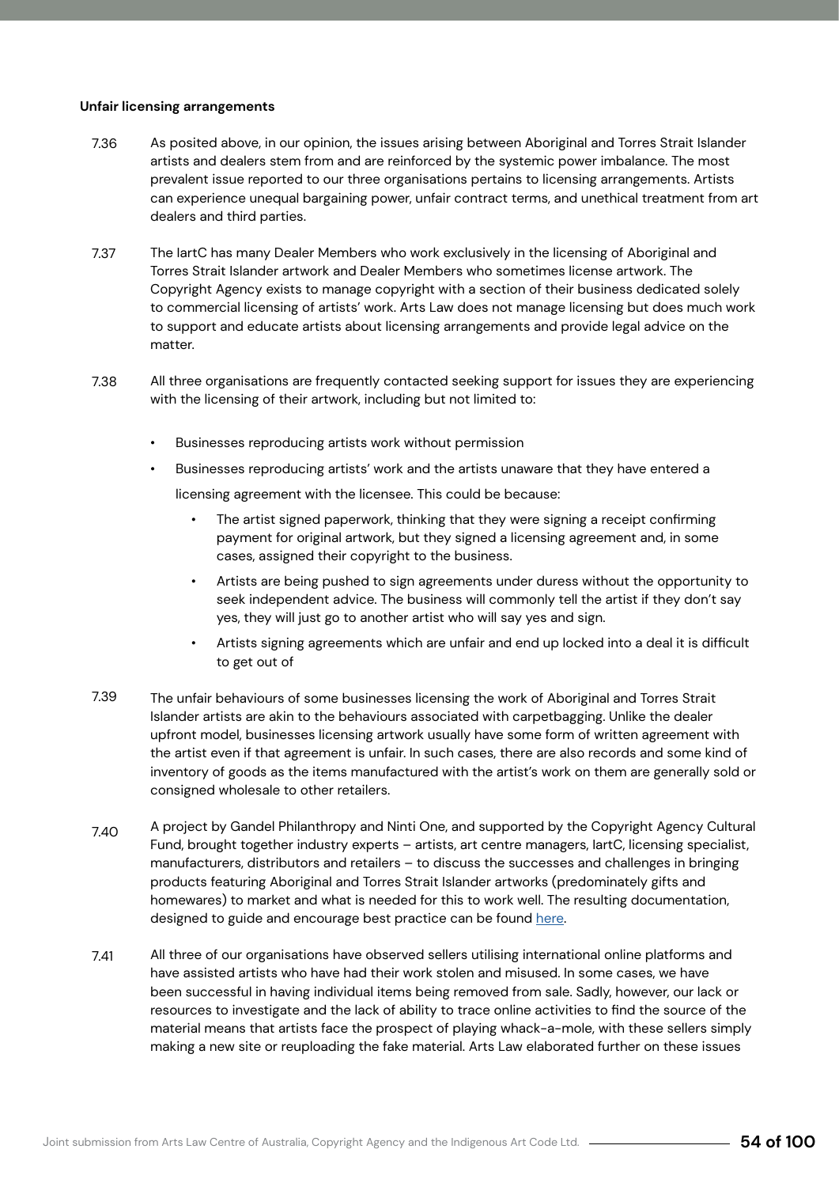**Unfair licensing arrangements**

7.36 As posited above, in our opinion, the issues arising between Aboriginal and Torres Strait Islander artists and dealers stem from and are reinforced by the systemic power imbalance. The most prevalent issue reported to our three organisations pertains to licensing arrangements. Artists can experience unequal bargaining power, unfair contract terms, and unethical treatment from art dealers and third parties.

7.37 The IartC has many Dealer Members who work exclusively in the licensing of Aboriginal and Torres Strait Islander artwork and Dealer Members who sometimes license artwork. The Copyright Agency exists to manage copyright with a section of their business dedicated solely to commercial licensing of artists' work. Arts Law does not manage licensing but does much work to support and educate artists about licensing arrangements and provide legal advice on the matter.

7.38 All three organisations are frequently contacted seeking support for issues they are experiencing with the licensing of their artwork, including but not limited to:

- Businesses reproducing artists work without permission
- Businesses reproducing artists' work and the artists unaware that they have entered a licensing agreement with the licensee. This could be because:
    - The artist signed paperwork, thinking that they were signing a receipt confirming payment for original artwork, but they signed a licensing agreement and, in some cases, assigned their copyright to the business.
    - Artists are being pushed to sign agreements under duress without the opportunity to seek independent advice. The business will commonly tell the artist if they don't say yes, they will just go to another artist who will say yes and sign.
    - Artists signing agreements which are unfair and end up locked into a deal it is difficult to get out of

7.39 The unfair behaviours of some businesses licensing the work of Aboriginal and Torres Strait Islander artists are akin to the behaviours associated with carpetbagging. Unlike the dealer upfront model, businesses licensing artwork usually have some form of written agreement with the artist even if that agreement is unfair. In such cases, there are also records and some kind of inventory of goods as the items manufactured with the artist's work on them are generally sold or consigned wholesale to other retailers.

7.40 A project by Gandel Philanthropy and Ninti One, and supported by the Copyright Agency Cultural Fund, brought together industry experts – artists, art centre managers, IartC, licensing specialist, manufacturers, distributors and retailers – to discuss the successes and challenges in bringing products featuring Aboriginal and Torres Strait Islander artworks (predominately gifts and homewares) to market and what is needed for this to work well. The resulting documentation, designed to guide and encourage best practice can be found here.

7.41 All three of our organisations have observed sellers utilising international online platforms and have assisted artists who have had their work stolen and misused. In some cases, we have been successful in having individual items being removed from sale. Sadly, however, our lack or resources to investigate and the lack of ability to trace online activities to find the source of the material means that artists face the prospect of playing whack-a-mole, with these sellers simply making a new site or reuploading the fake material. Arts Law elaborated further on these issues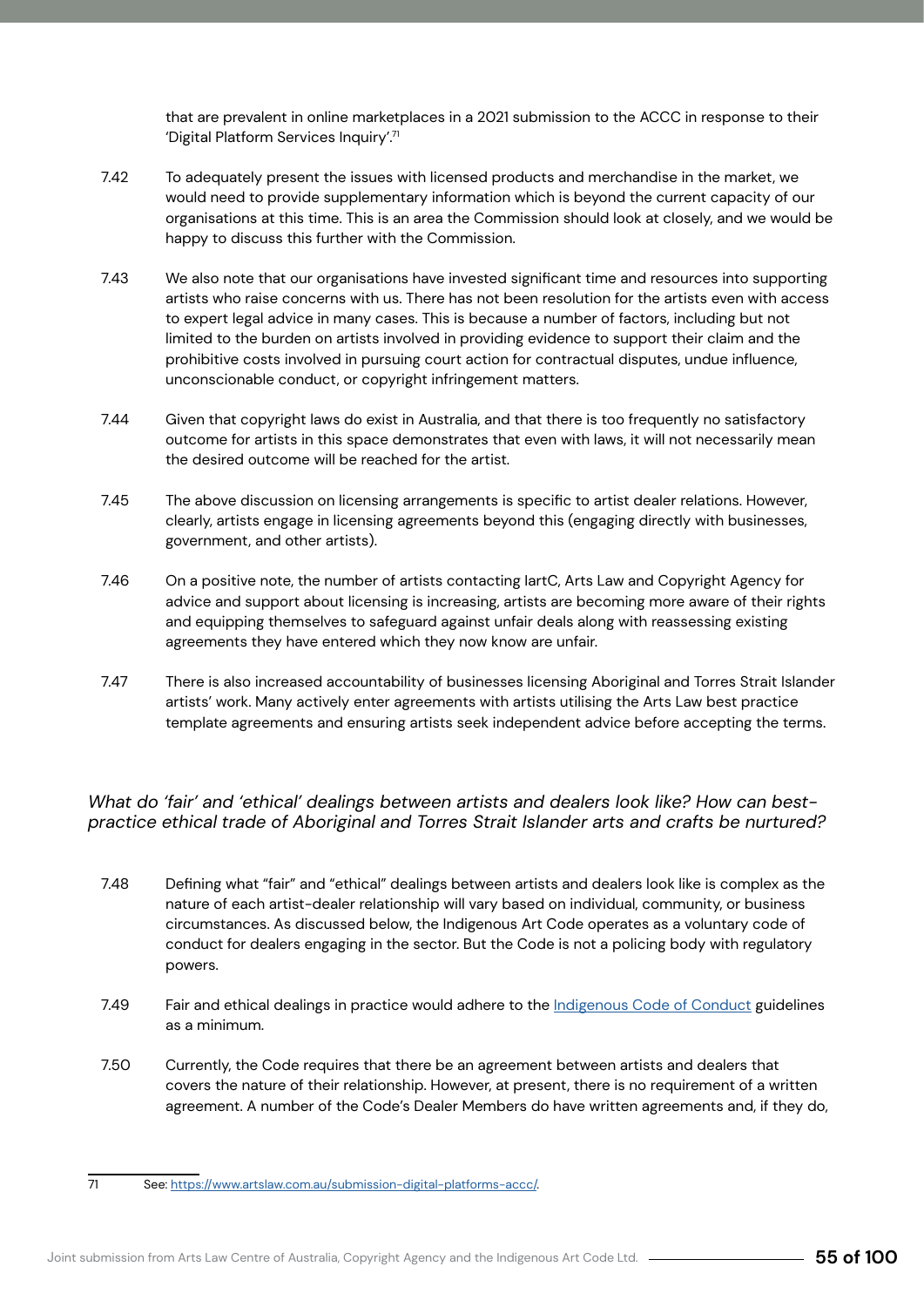that are prevalent in online marketplaces in a 2021 submission to the ACCC in response to their 'Digital Platform Services Inquiry'.[71]

7.42 To adequately present the issues with licensed products and merchandise in the market, we would need to provide supplementary information which is beyond the current capacity of our organisations at this time. This is an area the Commission should look at closely, and we would be happy to discuss this further with the Commission.

7.43 We also note that our organisations have invested significant time and resources into supporting artists who raise concerns with us. There has not been resolution for the artists even with access to expert legal advice in many cases. This is because a number of factors, including but not limited to the burden on artists involved in providing evidence to support their claim and the prohibitive costs involved in pursuing court action for contractual disputes, undue influence, unconscionable conduct, or copyright infringement matters.

7.44 Given that copyright laws do exist in Australia, and that there is too frequently no satisfactory outcome for artists in this space demonstrates that even with laws, it will not necessarily mean the desired outcome will be reached for the artist.

7.45 The above discussion on licensing arrangements is specific to artist dealer relations. However, clearly, artists engage in licensing agreements beyond this (engaging directly with businesses, government, and other artists).

7.46 On a positive note, the number of artists contacting IartC, Arts Law and Copyright Agency for advice and support about licensing is increasing, artists are becoming more aware of their rights and equipping themselves to safeguard against unfair deals along with reassessing existing agreements they have entered which they now know are unfair.

7.47 There is also increased accountability of businesses licensing Aboriginal and Torres Strait Islander artists' work. Many actively enter agreements with artists utilising the Arts Law best practice template agreements and ensuring artists seek independent advice before accepting the terms.

### *What do 'fair' and 'ethical' dealings between artists and dealers look like? How can best-practice ethical trade of Aboriginal and Torres Strait Islander arts and crafts be nurtured?*

7.48 Defining what "fair" and "ethical" dealings between artists and dealers look like is complex as the nature of each artist-dealer relationship will vary based on individual, community, or business circumstances. As discussed below, the Indigenous Art Code operates as a voluntary code of conduct for dealers engaging in the sector. But the Code is not a policing body with regulatory powers.

7.49 Fair and ethical dealings in practice would adhere to the Indigenous Code of Conduct guidelines as a minimum.

7.50 Currently, the Code requires that there be an agreement between artists and dealers that covers the nature of their relationship. However, at present, there is no requirement of a written agreement. A number of the Code's Dealer Members do have written agreements and, if they do,

---

[71] See: https://www.artslaw.com.au/submission-digital-platforms-accc/.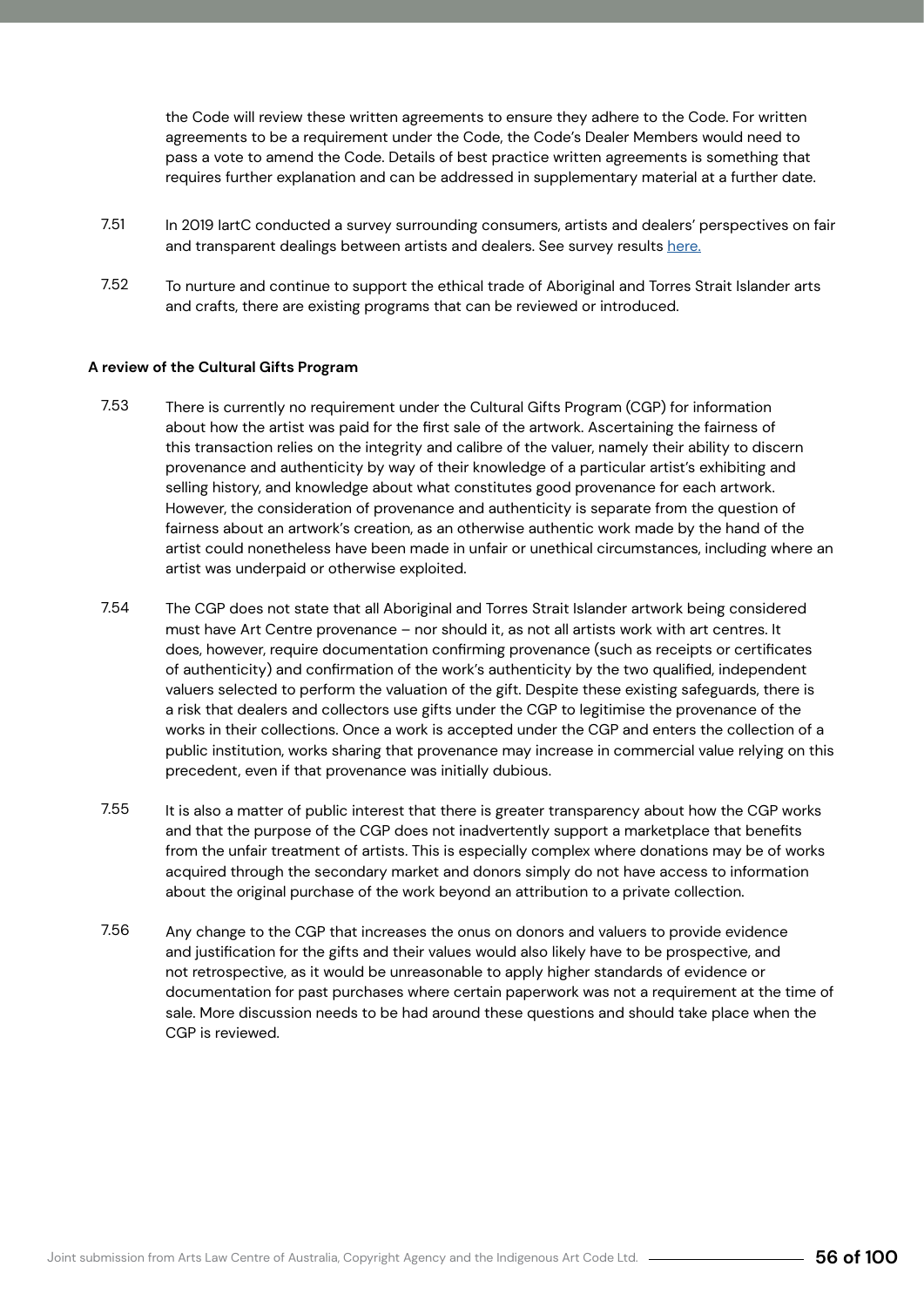the Code will review these written agreements to ensure they adhere to the Code. For written agreements to be a requirement under the Code, the Code's Dealer Members would need to pass a vote to amend the Code. Details of best practice written agreements is something that requires further explanation and can be addressed in supplementary material at a further date.

7.51 In 2019 IartC conducted a survey surrounding consumers, artists and dealers' perspectives on fair and transparent dealings between artists and dealers. See survey results [here.]

7.52 To nurture and continue to support the ethical trade of Aboriginal and Torres Strait Islander arts and crafts, there are existing programs that can be reviewed or introduced.

**A review of the Cultural Gifts Program**

7.53 There is currently no requirement under the Cultural Gifts Program (CGP) for information about how the artist was paid for the first sale of the artwork. Ascertaining the fairness of this transaction relies on the integrity and calibre of the valuer, namely their ability to discern provenance and authenticity by way of their knowledge of a particular artist's exhibiting and selling history, and knowledge about what constitutes good provenance for each artwork. However, the consideration of provenance and authenticity is separate from the question of fairness about an artwork's creation, as an otherwise authentic work made by the hand of the artist could nonetheless have been made in unfair or unethical circumstances, including where an artist was underpaid or otherwise exploited.

7.54 The CGP does not state that all Aboriginal and Torres Strait Islander artwork being considered must have Art Centre provenance – nor should it, as not all artists work with art centres. It does, however, require documentation confirming provenance (such as receipts or certificates of authenticity) and confirmation of the work's authenticity by the two qualified, independent valuers selected to perform the valuation of the gift. Despite these existing safeguards, there is a risk that dealers and collectors use gifts under the CGP to legitimise the provenance of the works in their collections. Once a work is accepted under the CGP and enters the collection of a public institution, works sharing that provenance may increase in commercial value relying on this precedent, even if that provenance was initially dubious.

7.55 It is also a matter of public interest that there is greater transparency about how the CGP works and that the purpose of the CGP does not inadvertently support a marketplace that benefits from the unfair treatment of artists. This is especially complex where donations may be of works acquired through the secondary market and donors simply do not have access to information about the original purchase of the work beyond an attribution to a private collection.

7.56 Any change to the CGP that increases the onus on donors and valuers to provide evidence and justification for the gifts and their values would also likely have to be prospective, and not retrospective, as it would be unreasonable to apply higher standards of evidence or documentation for past purchases where certain paperwork was not a requirement at the time of sale. More discussion needs to be had around these questions and should take place when the CGP is reviewed.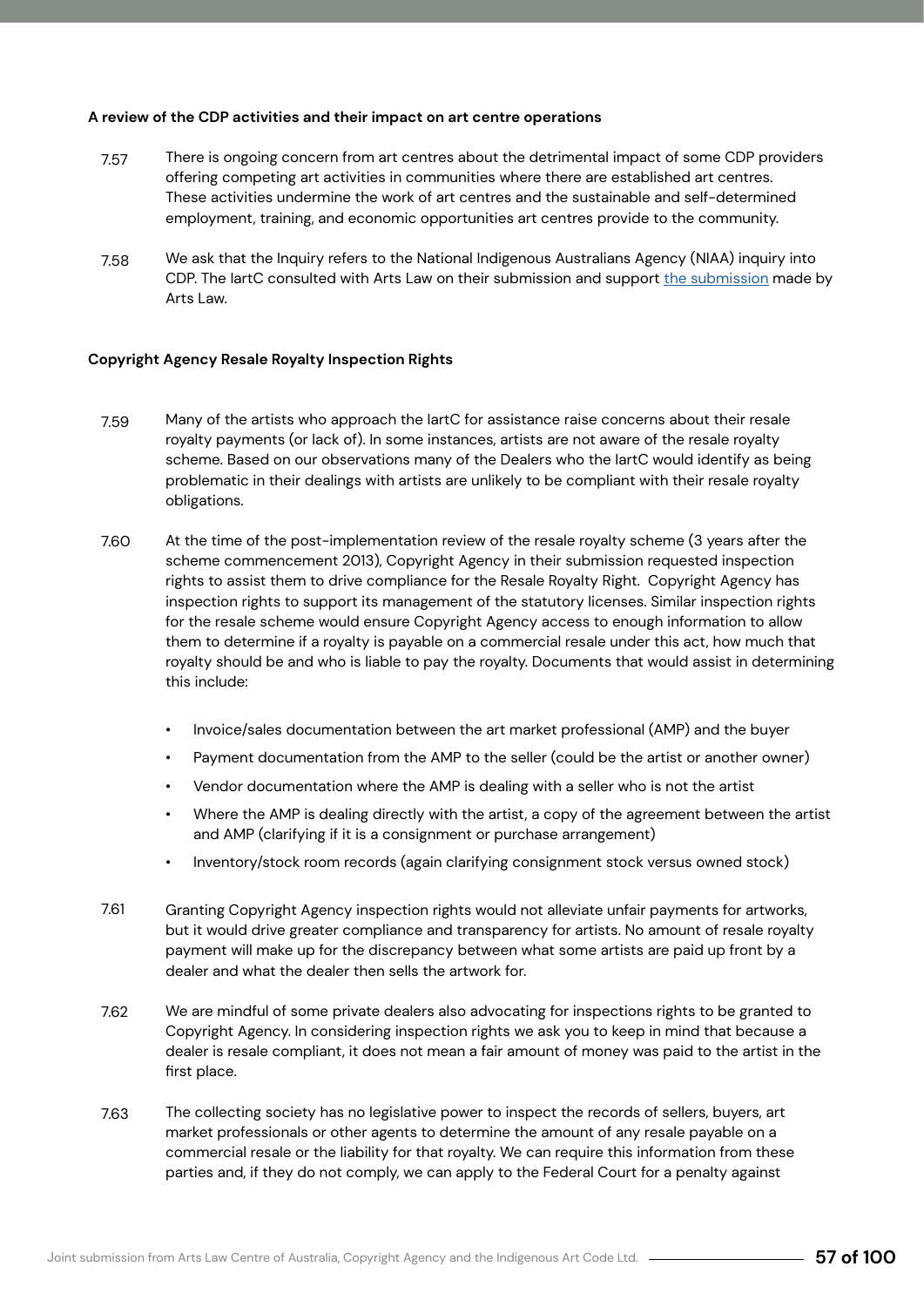**A review of the CDP activities and their impact on art centre operations**

7.57 There is ongoing concern from art centres about the detrimental impact of some CDP providers offering competing art activities in communities where there are established art centres. These activities undermine the work of art centres and the sustainable and self-determined employment, training, and economic opportunities art centres provide to the community.

7.58 We ask that the Inquiry refers to the National Indigenous Australians Agency (NIAA) inquiry into CDP. The IartC consulted with Arts Law on their submission and support the submission made by Arts Law.

**Copyright Agency Resale Royalty Inspection Rights**

7.59 Many of the artists who approach the IartC for assistance raise concerns about their resale royalty payments (or lack of). In some instances, artists are not aware of the resale royalty scheme. Based on our observations many of the Dealers who the IartC would identify as being problematic in their dealings with artists are unlikely to be compliant with their resale royalty obligations.

7.60 At the time of the post-implementation review of the resale royalty scheme (3 years after the scheme commencement 2013), Copyright Agency in their submission requested inspection rights to assist them to drive compliance for the Resale Royalty Right. Copyright Agency has inspection rights to support its management of the statutory licenses. Similar inspection rights for the resale scheme would ensure Copyright Agency access to enough information to allow them to determine if a royalty is payable on a commercial resale under this act, how much that royalty should be and who is liable to pay the royalty. Documents that would assist in determining this include:

- Invoice/sales documentation between the art market professional (AMP) and the buyer
- Payment documentation from the AMP to the seller (could be the artist or another owner)
- Vendor documentation where the AMP is dealing with a seller who is not the artist
- Where the AMP is dealing directly with the artist, a copy of the agreement between the artist and AMP (clarifying if it is a consignment or purchase arrangement)
- Inventory/stock room records (again clarifying consignment stock versus owned stock)

7.61 Granting Copyright Agency inspection rights would not alleviate unfair payments for artworks, but it would drive greater compliance and transparency for artists. No amount of resale royalty payment will make up for the discrepancy between what some artists are paid up front by a dealer and what the dealer then sells the artwork for.

7.62 We are mindful of some private dealers also advocating for inspections rights to be granted to Copyright Agency. In considering inspection rights we ask you to keep in mind that because a dealer is resale compliant, it does not mean a fair amount of money was paid to the artist in the first place.

7.63 The collecting society has no legislative power to inspect the records of sellers, buyers, art market professionals or other agents to determine the amount of any resale payable on a commercial resale or the liability for that royalty. We can require this information from these parties and, if they do not comply, we can apply to the Federal Court for a penalty against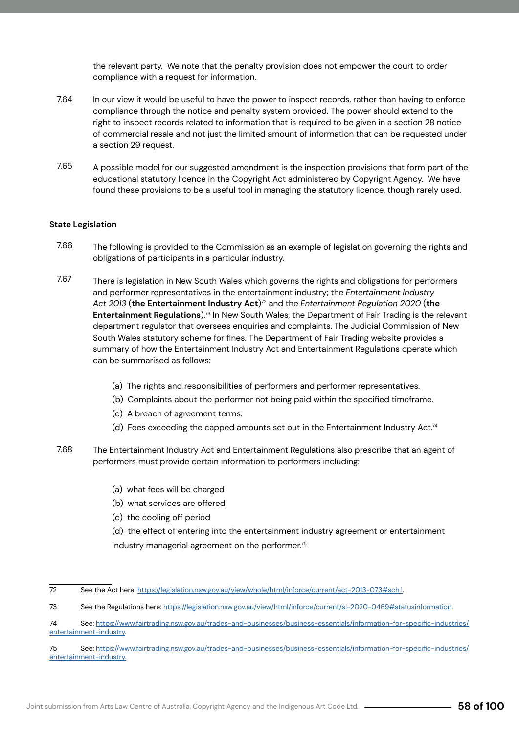the relevant party. We note that the penalty provision does not empower the court to order compliance with a request for information.

7.64 In our view it would be useful to have the power to inspect records, rather than having to enforce compliance through the notice and penalty system provided. The power should extend to the right to inspect records related to information that is required to be given in a section 28 notice of commercial resale and not just the limited amount of information that can be requested under a section 29 request.

7.65 A possible model for our suggested amendment is the inspection provisions that form part of the educational statutory licence in the Copyright Act administered by Copyright Agency. We have found these provisions to be a useful tool in managing the statutory licence, though rarely used.

**State Legislation**

7.66 The following is provided to the Commission as an example of legislation governing the rights and obligations of participants in a particular industry.

7.67 There is legislation in New South Wales which governs the rights and obligations for performers and performer representatives in the entertainment industry; the *Entertainment Industry Act 2013* (**the Entertainment Industry Act**)[72] and the *Entertainment Regulation 2020* (**the Entertainment Regulations**).[73] In New South Wales, the Department of Fair Trading is the relevant department regulator that oversees enquiries and complaints. The Judicial Commission of New South Wales statutory scheme for fines. The Department of Fair Trading website provides a summary of how the Entertainment Industry Act and Entertainment Regulations operate which can be summarised as follows:

(a) The rights and responsibilities of performers and performer representatives.

(b) Complaints about the performer not being paid within the specified timeframe.

(c) A breach of agreement terms.

(d) Fees exceeding the capped amounts set out in the Entertainment Industry Act.[74]

7.68 The Entertainment Industry Act and Entertainment Regulations also prescribe that an agent of performers must provide certain information to performers including:

(a) what fees will be charged

(b) what services are offered

(c) the cooling off period

(d) the effect of entering into the entertainment industry agreement or entertainment industry managerial agreement on the performer.[75]

---

72 See the Act here: https://legislation.nsw.gov.au/view/whole/html/inforce/current/act-2013-073#sch.1.

73 See the Regulations here: https://legislation.nsw.gov.au/view/html/inforce/current/sl-2020-0469#statusinformation.

74 See: https://www.fairtrading.nsw.gov.au/trades-and-businesses/business-essentials/information-for-specific-industries/entertainment-industry.

75 See: https://www.fairtrading.nsw.gov.au/trades-and-businesses/business-essentials/information-for-specific-industries/entertainment-industry.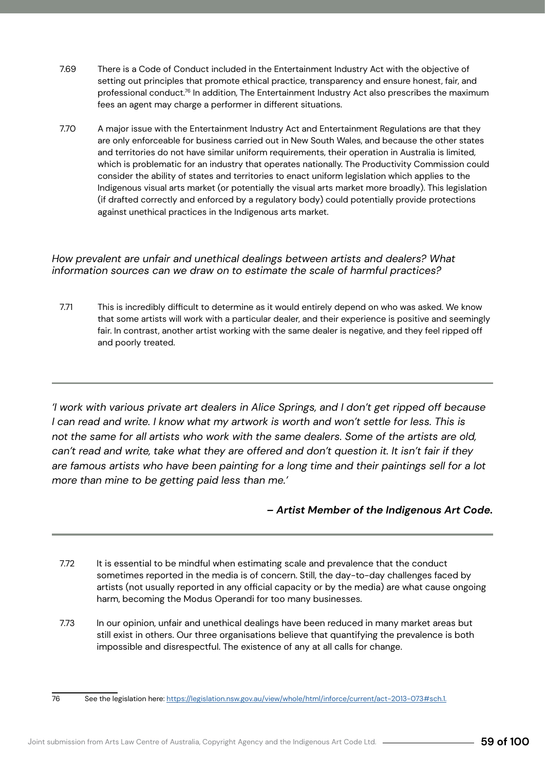7.69 There is a Code of Conduct included in the Entertainment Industry Act with the objective of setting out principles that promote ethical practice, transparency and ensure honest, fair, and professional conduct.[76] In addition, The Entertainment Industry Act also prescribes the maximum fees an agent may charge a performer in different situations.

7.70 A major issue with the Entertainment Industry Act and Entertainment Regulations are that they are only enforceable for business carried out in New South Wales, and because the other states and territories do not have similar uniform requirements, their operation in Australia is limited, which is problematic for an industry that operates nationally. The Productivity Commission could consider the ability of states and territories to enact uniform legislation which applies to the Indigenous visual arts market (or potentially the visual arts market more broadly). This legislation (if drafted correctly and enforced by a regulatory body) could potentially provide protections against unethical practices in the Indigenous arts market.

*How prevalent are unfair and unethical dealings between artists and dealers? What information sources can we draw on to estimate the scale of harmful practices?*

7.71 This is incredibly difficult to determine as it would entirely depend on who was asked. We know that some artists will work with a particular dealer, and their experience is positive and seemingly fair. In contrast, another artist working with the same dealer is negative, and they feel ripped off and poorly treated.

---

*'I work with various private art dealers in Alice Springs, and I don't get ripped off because I can read and write. I know what my artwork is worth and won't settle for less. This is not the same for all artists who work with the same dealers. Some of the artists are old, can't read and write, take what they are offered and don't question it. It isn't fair if they are famous artists who have been painting for a long time and their paintings sell for a lot more than mine to be getting paid less than me.'*

***– Artist Member of the Indigenous Art Code.***

---

7.72 It is essential to be mindful when estimating scale and prevalence that the conduct sometimes reported in the media is of concern. Still, the day-to-day challenges faced by artists (not usually reported in any official capacity or by the media) are what cause ongoing harm, becoming the Modus Operandi for too many businesses.

7.73 In our opinion, unfair and unethical dealings have been reduced in many market areas but still exist in others. Our three organisations believe that quantifying the prevalence is both impossible and disrespectful. The existence of any at all calls for change.

---

76 See the legislation here: https://legislation.nsw.gov.au/view/whole/html/inforce/current/act-2013-073#sch.1.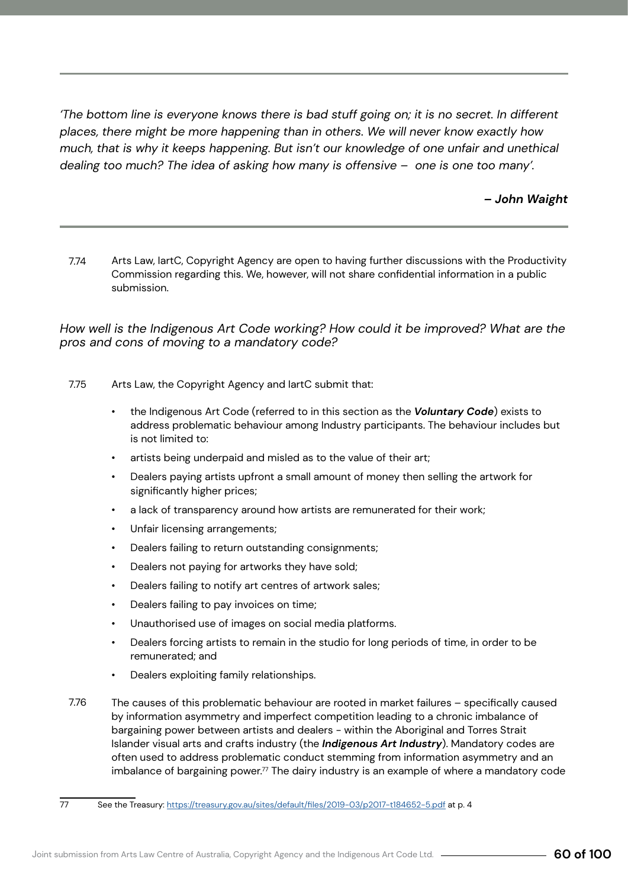*'The bottom line is everyone knows there is bad stuff going on; it is no secret. In different places, there might be more happening than in others. We will never know exactly how much, that is why it keeps happening. But isn't our knowledge of one unfair and unethical dealing too much? The idea of asking how many is offensive – one is one too many'.*

***– John Waight***

7.74 Arts Law, IartC, Copyright Agency are open to having further discussions with the Productivity Commission regarding this. We, however, will not share confidential information in a public submission.

### *How well is the Indigenous Art Code working? How could it be improved? What are the pros and cons of moving to a mandatory code?*

7.75 Arts Law, the Copyright Agency and IartC submit that:

- the Indigenous Art Code (referred to in this section as the ***Voluntary Code***) exists to address problematic behaviour among Industry participants. The behaviour includes but is not limited to:
- artists being underpaid and misled as to the value of their art;
- Dealers paying artists upfront a small amount of money then selling the artwork for significantly higher prices;
- a lack of transparency around how artists are remunerated for their work;
- Unfair licensing arrangements;
- Dealers failing to return outstanding consignments;
- Dealers not paying for artworks they have sold;
- Dealers failing to notify art centres of artwork sales;
- Dealers failing to pay invoices on time;
- Unauthorised use of images on social media platforms.
- Dealers forcing artists to remain in the studio for long periods of time, in order to be remunerated; and
- Dealers exploiting family relationships.

7.76 The causes of this problematic behaviour are rooted in market failures – specifically caused by information asymmetry and imperfect competition leading to a chronic imbalance of bargaining power between artists and dealers - within the Aboriginal and Torres Strait Islander visual arts and crafts industry (the ***Indigenous Art Industry***). Mandatory codes are often used to address problematic conduct stemming from information asymmetry and an imbalance of bargaining power.[77] The dairy industry is an example of where a mandatory code

---

77 See the Treasury: https://treasury.gov.au/sites/default/files/2019-03/p2017-t184652-5.pdf at p. 4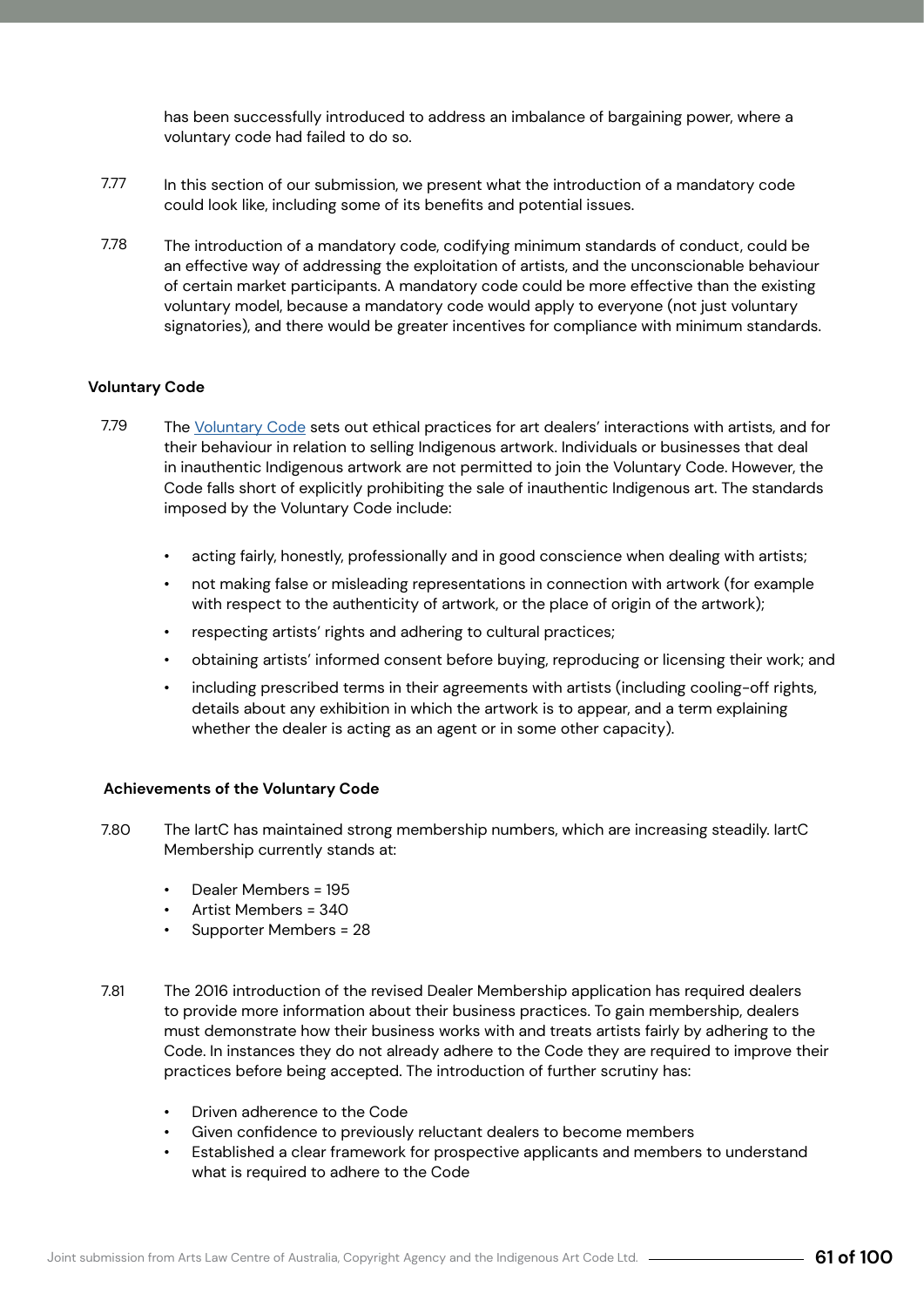has been successfully introduced to address an imbalance of bargaining power, where a voluntary code had failed to do so.

7.77 In this section of our submission, we present what the introduction of a mandatory code could look like, including some of its benefits and potential issues.

7.78 The introduction of a mandatory code, codifying minimum standards of conduct, could be an effective way of addressing the exploitation of artists, and the unconscionable behaviour of certain market participants. A mandatory code could be more effective than the existing voluntary model, because a mandatory code would apply to everyone (not just voluntary signatories), and there would be greater incentives for compliance with minimum standards.

### Voluntary Code

7.79 The [Voluntary Code] sets out ethical practices for art dealers' interactions with artists, and for their behaviour in relation to selling Indigenous artwork. Individuals or businesses that deal in inauthentic Indigenous artwork are not permitted to join the Voluntary Code. However, the Code falls short of explicitly prohibiting the sale of inauthentic Indigenous art. The standards imposed by the Voluntary Code include:

- acting fairly, honestly, professionally and in good conscience when dealing with artists;
- not making false or misleading representations in connection with artwork (for example with respect to the authenticity of artwork, or the place of origin of the artwork);
- respecting artists' rights and adhering to cultural practices;
- obtaining artists' informed consent before buying, reproducing or licensing their work; and
- including prescribed terms in their agreements with artists (including cooling-off rights, details about any exhibition in which the artwork is to appear, and a term explaining whether the dealer is acting as an agent or in some other capacity).

#### Achievements of the Voluntary Code

7.80 The IartC has maintained strong membership numbers, which are increasing steadily. IartC Membership currently stands at:

- Dealer Members = 195
- Artist Members = 340
- Supporter Members = 28

7.81 The 2016 introduction of the revised Dealer Membership application has required dealers to provide more information about their business practices. To gain membership, dealers must demonstrate how their business works with and treats artists fairly by adhering to the Code. In instances they do not already adhere to the Code they are required to improve their practices before being accepted. The introduction of further scrutiny has:

- Driven adherence to the Code
- Given confidence to previously reluctant dealers to become members
- Established a clear framework for prospective applicants and members to understand what is required to adhere to the Code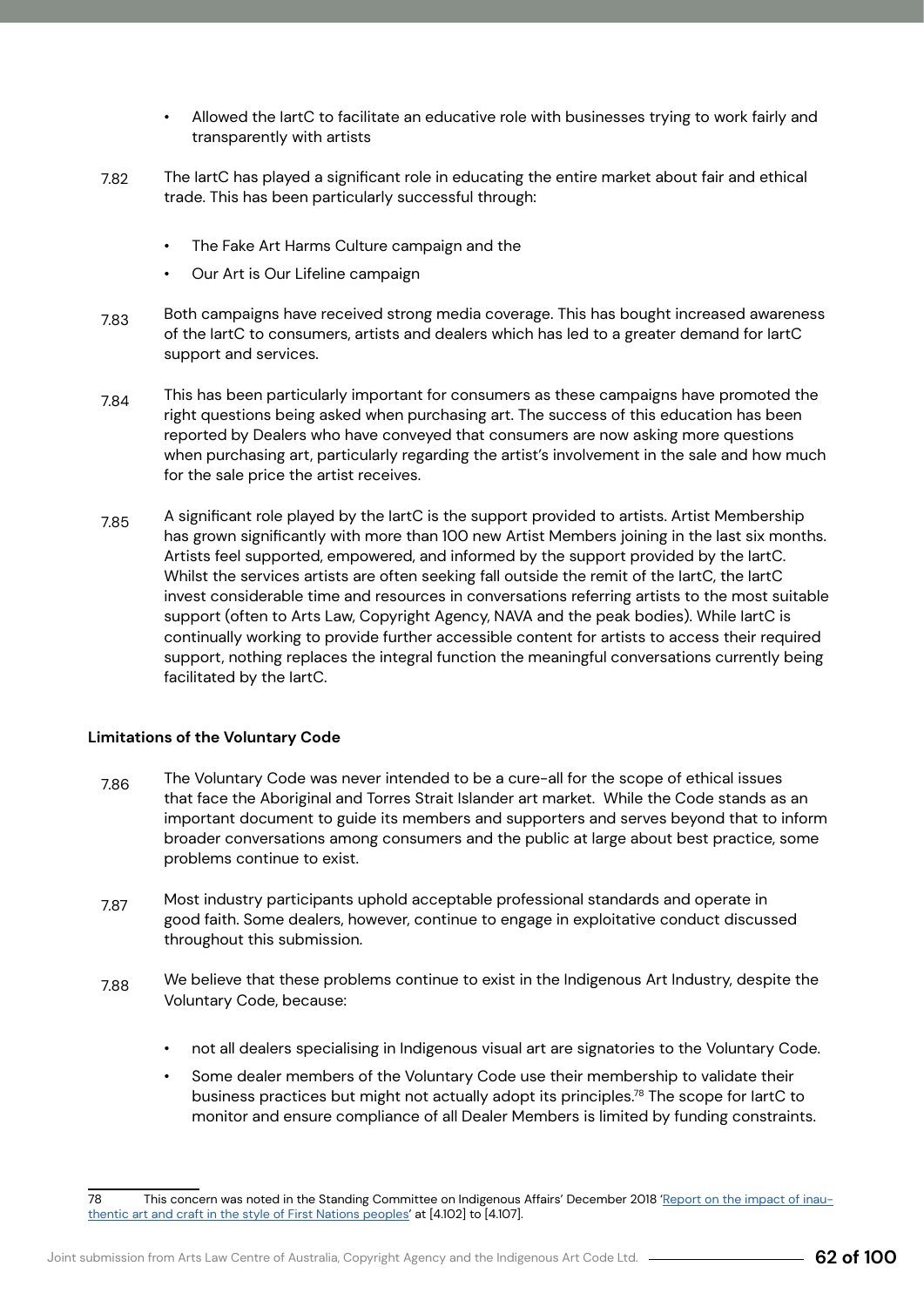- Allowed the IartC to facilitate an educative role with businesses trying to work fairly and transparently with artists

7.82 The IartC has played a significant role in educating the entire market about fair and ethical trade. This has been particularly successful through:

- The Fake Art Harms Culture campaign and the
- Our Art is Our Lifeline campaign

7.83 Both campaigns have received strong media coverage. This has bought increased awareness of the IartC to consumers, artists and dealers which has led to a greater demand for IartC support and services.

7.84 This has been particularly important for consumers as these campaigns have promoted the right questions being asked when purchasing art. The success of this education has been reported by Dealers who have conveyed that consumers are now asking more questions when purchasing art, particularly regarding the artist's involvement in the sale and how much for the sale price the artist receives.

7.85 A significant role played by the IartC is the support provided to artists. Artist Membership has grown significantly with more than 100 new Artist Members joining in the last six months. Artists feel supported, empowered, and informed by the support provided by the IartC. Whilst the services artists are often seeking fall outside the remit of the IartC, the IartC invest considerable time and resources in conversations referring artists to the most suitable support (often to Arts Law, Copyright Agency, NAVA and the peak bodies). While IartC is continually working to provide further accessible content for artists to access their required support, nothing replaces the integral function the meaningful conversations currently being facilitated by the IartC.

**Limitations of the Voluntary Code**

7.86 The Voluntary Code was never intended to be a cure-all for the scope of ethical issues that face the Aboriginal and Torres Strait Islander art market. While the Code stands as an important document to guide its members and supporters and serves beyond that to inform broader conversations among consumers and the public at large about best practice, some problems continue to exist.

7.87 Most industry participants uphold acceptable professional standards and operate in good faith. Some dealers, however, continue to engage in exploitative conduct discussed throughout this submission.

7.88 We believe that these problems continue to exist in the Indigenous Art Industry, despite the Voluntary Code, because:

- not all dealers specialising in Indigenous visual art are signatories to the Voluntary Code.
- Some dealer members of the Voluntary Code use their membership to validate their business practices but might not actually adopt its principles.[78] The scope for IartC to monitor and ensure compliance of all Dealer Members is limited by funding constraints.

---

78 This concern was noted in the Standing Committee on Indigenous Affairs' December 2018 'Report on the impact of inauthentic art and craft in the style of First Nations peoples' at [4.102] to [4.107].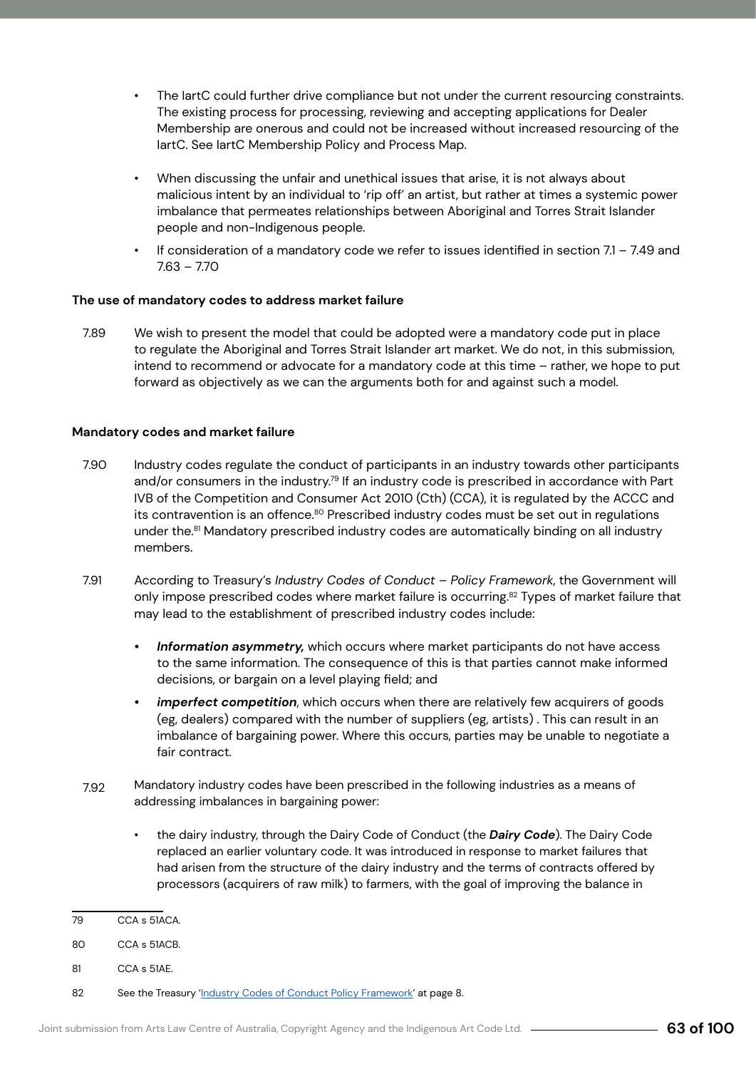- The IartC could further drive compliance but not under the current resourcing constraints. The existing process for processing, reviewing and accepting applications for Dealer Membership are onerous and could not be increased without increased resourcing of the IartC. See IartC Membership Policy and Process Map.

- When discussing the unfair and unethical issues that arise, it is not always about malicious intent by an individual to 'rip off' an artist, but rather at times a systemic power imbalance that permeates relationships between Aboriginal and Torres Strait Islander people and non-Indigenous people.

- If consideration of a mandatory code we refer to issues identified in section 7.1 – 7.49 and 7.63 – 7.70

**The use of mandatory codes to address market failure**

7.89 We wish to present the model that could be adopted were a mandatory code put in place to regulate the Aboriginal and Torres Strait Islander art market. We do not, in this submission, intend to recommend or advocate for a mandatory code at this time – rather, we hope to put forward as objectively as we can the arguments both for and against such a model.

**Mandatory codes and market failure**

7.90 Industry codes regulate the conduct of participants in an industry towards other participants and/or consumers in the industry.[79] If an industry code is prescribed in accordance with Part IVB of the Competition and Consumer Act 2010 (Cth) (CCA), it is regulated by the ACCC and its contravention is an offence.[80] Prescribed industry codes must be set out in regulations under the.[81] Mandatory prescribed industry codes are automatically binding on all industry members.

7.91 According to Treasury's *Industry Codes of Conduct – Policy Framework*, the Government will only impose prescribed codes where market failure is occurring.[82] Types of market failure that may lead to the establishment of prescribed industry codes include:

- ***Information asymmetry,*** which occurs where market participants do not have access to the same information. The consequence of this is that parties cannot make informed decisions, or bargain on a level playing field; and

- ***imperfect competition***, which occurs when there are relatively few acquirers of goods (eg, dealers) compared with the number of suppliers (eg, artists) . This can result in an imbalance of bargaining power. Where this occurs, parties may be unable to negotiate a fair contract.

7.92 Mandatory industry codes have been prescribed in the following industries as a means of addressing imbalances in bargaining power:

- the dairy industry, through the Dairy Code of Conduct (the ***Dairy Code***). The Dairy Code replaced an earlier voluntary code. It was introduced in response to market failures that had arisen from the structure of the dairy industry and the terms of contracts offered by processors (acquirers of raw milk) to farmers, with the goal of improving the balance in

---

79 CCA s 51ACA.

80 CCA s 51ACB.

81 CCA s 51AE.

82 See the Treasury 'Industry Codes of Conduct Policy Framework' at page 8.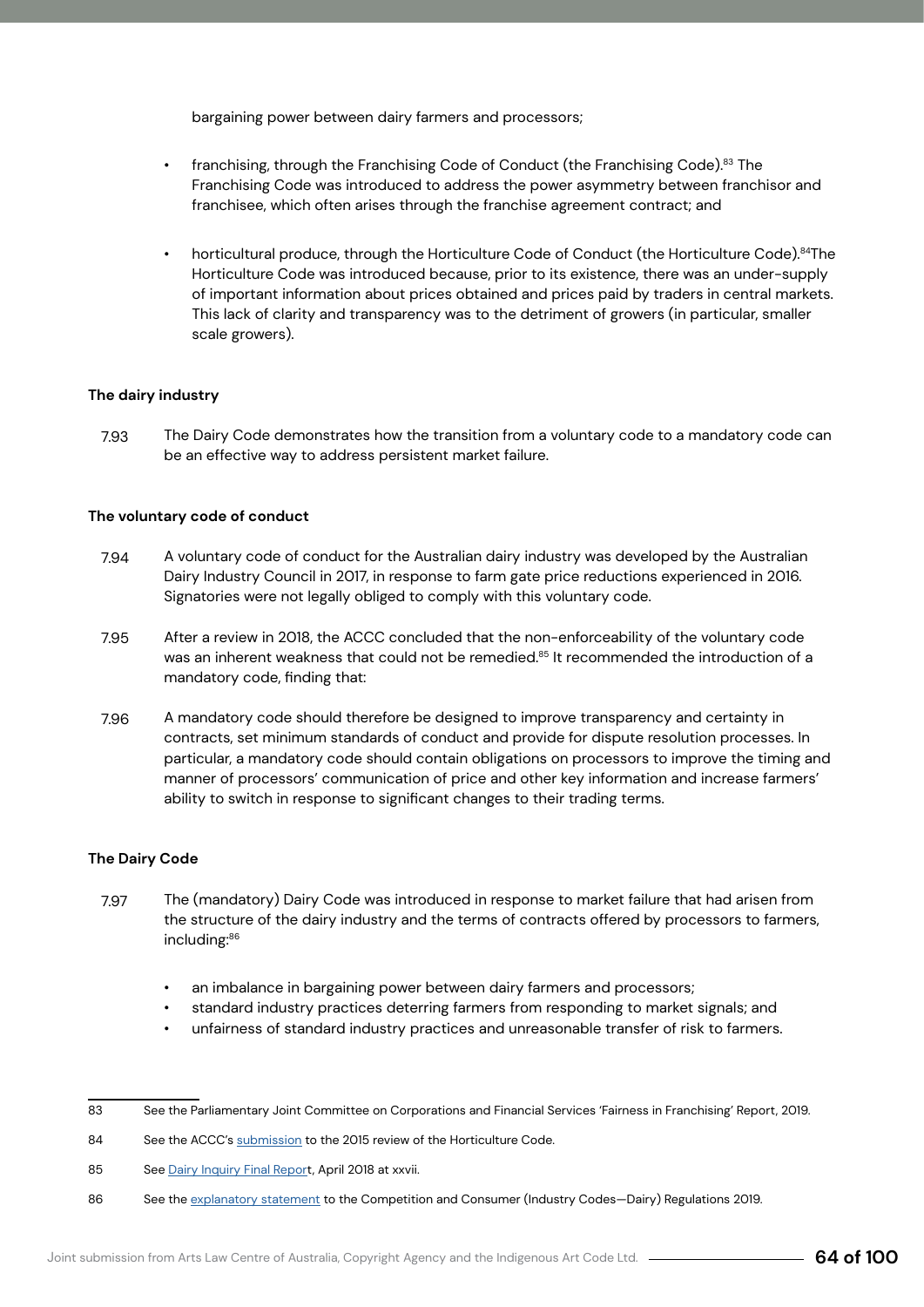bargaining power between dairy farmers and processors;

- franchising, through the Franchising Code of Conduct (the Franchising Code).[83] The Franchising Code was introduced to address the power asymmetry between franchisor and franchisee, which often arises through the franchise agreement contract; and
- horticultural produce, through the Horticulture Code of Conduct (the Horticulture Code).[84] The Horticulture Code was introduced because, prior to its existence, there was an under-supply of important information about prices obtained and prices paid by traders in central markets. This lack of clarity and transparency was to the detriment of growers (in particular, smaller scale growers).

**The dairy industry**

7.93 The Dairy Code demonstrates how the transition from a voluntary code to a mandatory code can be an effective way to address persistent market failure.

**The voluntary code of conduct**

7.94 A voluntary code of conduct for the Australian dairy industry was developed by the Australian Dairy Industry Council in 2017, in response to farm gate price reductions experienced in 2016. Signatories were not legally obliged to comply with this voluntary code.

7.95 After a review in 2018, the ACCC concluded that the non-enforceability of the voluntary code was an inherent weakness that could not be remedied.[85] It recommended the introduction of a mandatory code, finding that:

7.96 A mandatory code should therefore be designed to improve transparency and certainty in contracts, set minimum standards of conduct and provide for dispute resolution processes. In particular, a mandatory code should contain obligations on processors to improve the timing and manner of processors' communication of price and other key information and increase farmers' ability to switch in response to significant changes to their trading terms.

**The Dairy Code**

7.97 The (mandatory) Dairy Code was introduced in response to market failure that had arisen from the structure of the dairy industry and the terms of contracts offered by processors to farmers, including:[86]

- an imbalance in bargaining power between dairy farmers and processors;
- standard industry practices deterring farmers from responding to market signals; and
- unfairness of standard industry practices and unreasonable transfer of risk to farmers.

---

83 See the Parliamentary Joint Committee on Corporations and Financial Services 'Fairness in Franchising' Report, 2019.

84 See the ACCC's submission to the 2015 review of the Horticulture Code.

85 See Dairy Inquiry Final Report, April 2018 at xxvii.

86 See the explanatory statement to the Competition and Consumer (Industry Codes—Dairy) Regulations 2019.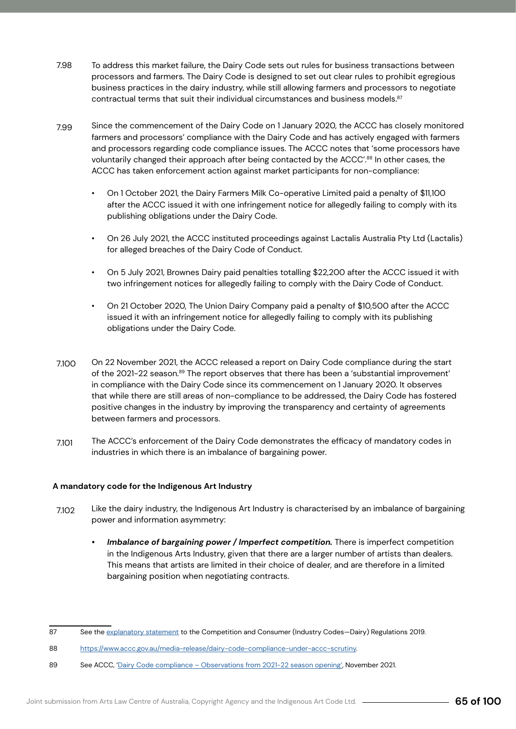7.98 To address this market failure, the Dairy Code sets out rules for business transactions between processors and farmers. The Dairy Code is designed to set out clear rules to prohibit egregious business practices in the dairy industry, while still allowing farmers and processors to negotiate contractual terms that suit their individual circumstances and business models.[87]

7.99 Since the commencement of the Dairy Code on 1 January 2020, the ACCC has closely monitored farmers and processors' compliance with the Dairy Code and has actively engaged with farmers and processors regarding code compliance issues. The ACCC notes that 'some processors have voluntarily changed their approach after being contacted by the ACCC'.[88] In other cases, the ACCC has taken enforcement action against market participants for non-compliance:

- On 1 October 2021, the Dairy Farmers Milk Co-operative Limited paid a penalty of $11,100 after the ACCC issued it with one infringement notice for allegedly failing to comply with its publishing obligations under the Dairy Code.
- On 26 July 2021, the ACCC instituted proceedings against Lactalis Australia Pty Ltd (Lactalis) for alleged breaches of the Dairy Code of Conduct.
- On 5 July 2021, Brownes Dairy paid penalties totalling $22,200 after the ACCC issued it with two infringement notices for allegedly failing to comply with the Dairy Code of Conduct.
- On 21 October 2020, The Union Dairy Company paid a penalty of $10,500 after the ACCC issued it with an infringement notice for allegedly failing to comply with its publishing obligations under the Dairy Code.

7.100 On 22 November 2021, the ACCC released a report on Dairy Code compliance during the start of the 2021-22 season.[89] The report observes that there has been a 'substantial improvement' in compliance with the Dairy Code since its commencement on 1 January 2020. It observes that while there are still areas of non-compliance to be addressed, the Dairy Code has fostered positive changes in the industry by improving the transparency and certainty of agreements between farmers and processors.

7.101 The ACCC's enforcement of the Dairy Code demonstrates the efficacy of mandatory codes in industries in which there is an imbalance of bargaining power.

**A mandatory code for the Indigenous Art Industry**

7.102 Like the dairy industry, the Indigenous Art Industry is characterised by an imbalance of bargaining power and information asymmetry:

- ***Imbalance of bargaining power / Imperfect competition.*** There is imperfect competition in the Indigenous Arts Industry, given that there are a larger number of artists than dealers. This means that artists are limited in their choice of dealer, and are therefore in a limited bargaining position when negotiating contracts.

---

87 See the explanatory statement to the Competition and Consumer (Industry Codes—Dairy) Regulations 2019.

88 https://www.accc.gov.au/media-release/dairy-code-compliance-under-accc-scrutiny.

89 See ACCC, 'Dairy Code compliance – Observations from 2021-22 season opening', November 2021.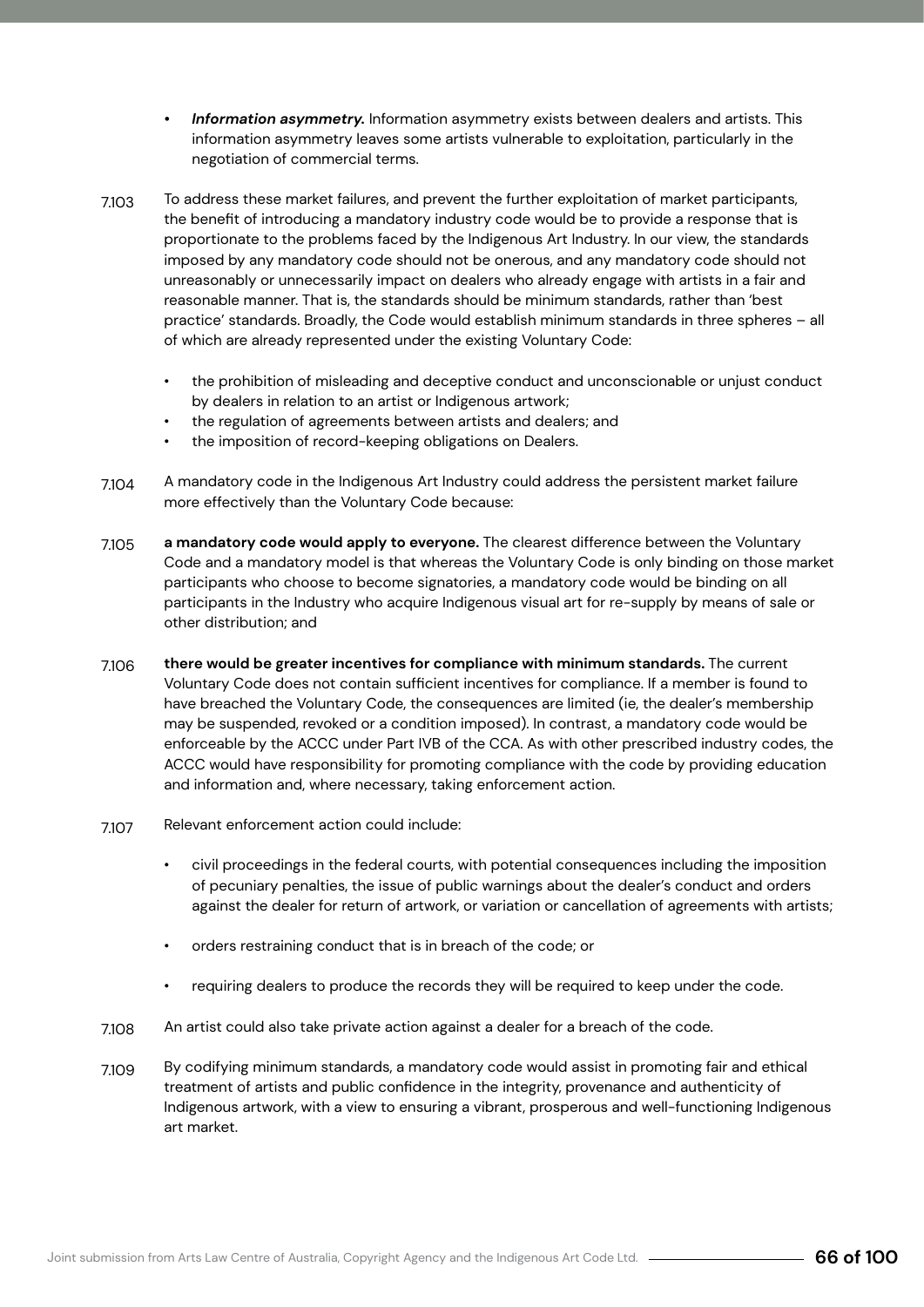- ***Information asymmetry.*** Information asymmetry exists between dealers and artists. This information asymmetry leaves some artists vulnerable to exploitation, particularly in the negotiation of commercial terms.

7.103 To address these market failures, and prevent the further exploitation of market participants, the benefit of introducing a mandatory industry code would be to provide a response that is proportionate to the problems faced by the Indigenous Art Industry. In our view, the standards imposed by any mandatory code should not be onerous, and any mandatory code should not unreasonably or unnecessarily impact on dealers who already engage with artists in a fair and reasonable manner. That is, the standards should be minimum standards, rather than 'best practice' standards. Broadly, the Code would establish minimum standards in three spheres – all of which are already represented under the existing Voluntary Code:

- the prohibition of misleading and deceptive conduct and unconscionable or unjust conduct by dealers in relation to an artist or Indigenous artwork;
- the regulation of agreements between artists and dealers; and
- the imposition of record-keeping obligations on Dealers.

7.104 A mandatory code in the Indigenous Art Industry could address the persistent market failure more effectively than the Voluntary Code because:

7.105 **a mandatory code would apply to everyone.** The clearest difference between the Voluntary Code and a mandatory model is that whereas the Voluntary Code is only binding on those market participants who choose to become signatories, a mandatory code would be binding on all participants in the Industry who acquire Indigenous visual art for re-supply by means of sale or other distribution; and

7.106 **there would be greater incentives for compliance with minimum standards.** The current Voluntary Code does not contain sufficient incentives for compliance. If a member is found to have breached the Voluntary Code, the consequences are limited (ie, the dealer's membership may be suspended, revoked or a condition imposed). In contrast, a mandatory code would be enforceable by the ACCC under Part IVB of the CCA. As with other prescribed industry codes, the ACCC would have responsibility for promoting compliance with the code by providing education and information and, where necessary, taking enforcement action.

7.107 Relevant enforcement action could include:

- civil proceedings in the federal courts, with potential consequences including the imposition of pecuniary penalties, the issue of public warnings about the dealer's conduct and orders against the dealer for return of artwork, or variation or cancellation of agreements with artists;
- orders restraining conduct that is in breach of the code; or
- requiring dealers to produce the records they will be required to keep under the code.

7.108 An artist could also take private action against a dealer for a breach of the code.

7.109 By codifying minimum standards, a mandatory code would assist in promoting fair and ethical treatment of artists and public confidence in the integrity, provenance and authenticity of Indigenous artwork, with a view to ensuring a vibrant, prosperous and well-functioning Indigenous art market.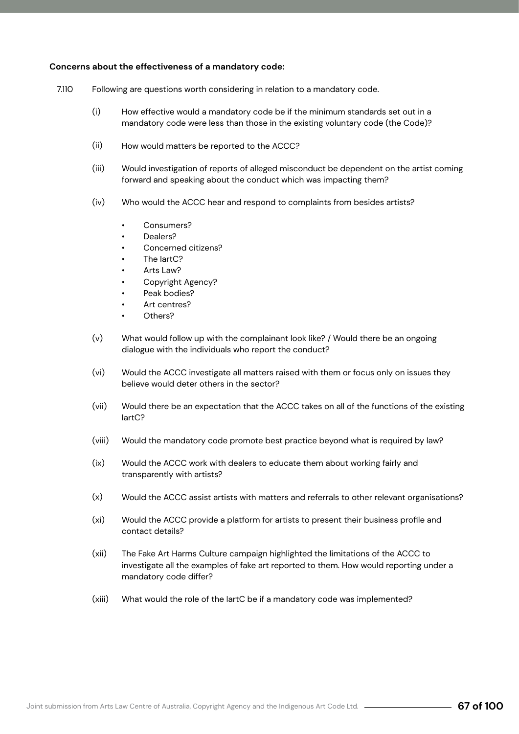**Concerns about the effectiveness of a mandatory code:**

7.110 Following are questions worth considering in relation to a mandatory code.

(i) How effective would a mandatory code be if the minimum standards set out in a mandatory code were less than those in the existing voluntary code (the Code)?

(ii) How would matters be reported to the ACCC?

(iii) Would investigation of reports of alleged misconduct be dependent on the artist coming forward and speaking about the conduct which was impacting them?

(iv) Who would the ACCC hear and respond to complaints from besides artists?

- Consumers?
- Dealers?
- Concerned citizens?
- The IartC?
- Arts Law?
- Copyright Agency?
- Peak bodies?
- Art centres?
- Others?

(v) What would follow up with the complainant look like? / Would there be an ongoing dialogue with the individuals who report the conduct?

(vi) Would the ACCC investigate all matters raised with them or focus only on issues they believe would deter others in the sector?

(vii) Would there be an expectation that the ACCC takes on all of the functions of the existing IartC?

(viii) Would the mandatory code promote best practice beyond what is required by law?

(ix) Would the ACCC work with dealers to educate them about working fairly and transparently with artists?

(x) Would the ACCC assist artists with matters and referrals to other relevant organisations?

(xi) Would the ACCC provide a platform for artists to present their business profile and contact details?

(xii) The Fake Art Harms Culture campaign highlighted the limitations of the ACCC to investigate all the examples of fake art reported to them. How would reporting under a mandatory code differ?

(xiii) What would the role of the IartC be if a mandatory code was implemented?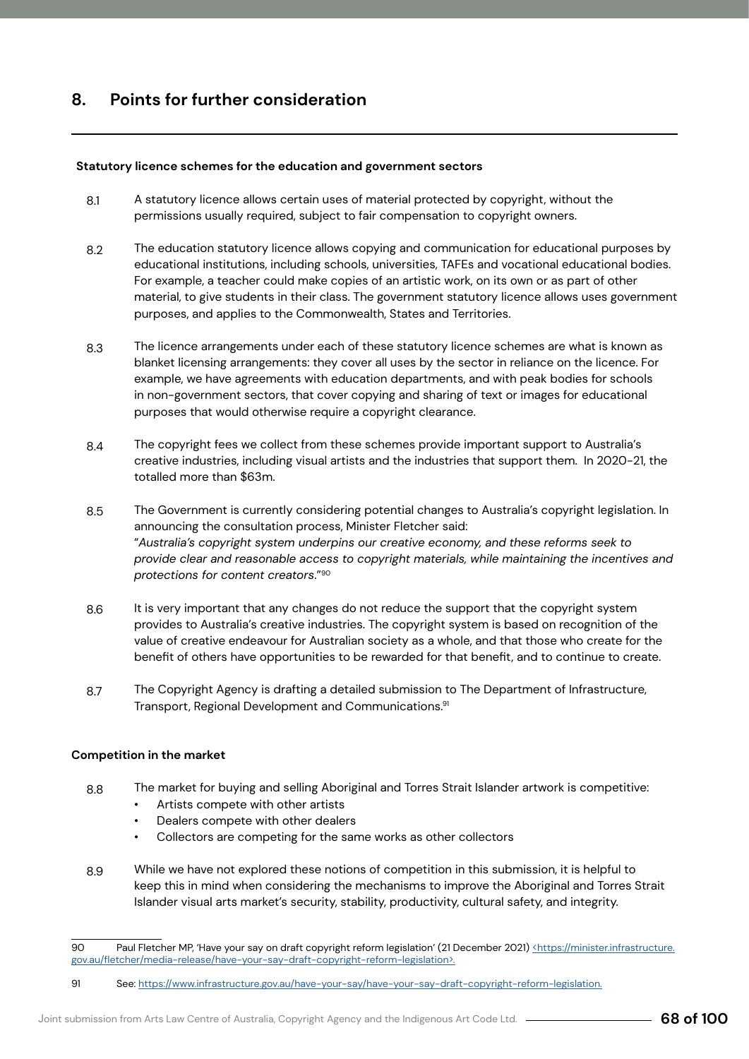## 8. Points for further consideration

**Statutory licence schemes for the education and government sectors**

8.1 A statutory licence allows certain uses of material protected by copyright, without the permissions usually required, subject to fair compensation to copyright owners.

8.2 The education statutory licence allows copying and communication for educational purposes by educational institutions, including schools, universities, TAFEs and vocational educational bodies. For example, a teacher could make copies of an artistic work, on its own or as part of other material, to give students in their class. The government statutory licence allows uses government purposes, and applies to the Commonwealth, States and Territories.

8.3 The licence arrangements under each of these statutory licence schemes are what is known as blanket licensing arrangements: they cover all uses by the sector in reliance on the licence. For example, we have agreements with education departments, and with peak bodies for schools in non-government sectors, that cover copying and sharing of text or images for educational purposes that would otherwise require a copyright clearance.

8.4 The copyright fees we collect from these schemes provide important support to Australia's creative industries, including visual artists and the industries that support them. In 2020-21, the totalled more than $63m.

8.5 The Government is currently considering potential changes to Australia's copyright legislation. In announcing the consultation process, Minister Fletcher said: "*Australia's copyright system underpins our creative economy, and these reforms seek to provide clear and reasonable access to copyright materials, while maintaining the incentives and protections for content creators*."[90]

8.6 It is very important that any changes do not reduce the support that the copyright system provides to Australia's creative industries. The copyright system is based on recognition of the value of creative endeavour for Australian society as a whole, and that those who create for the benefit of others have opportunities to be rewarded for that benefit, and to continue to create.

8.7 The Copyright Agency is drafting a detailed submission to The Department of Infrastructure, Transport, Regional Development and Communications.[91]

**Competition in the market**

8.8 The market for buying and selling Aboriginal and Torres Strait Islander artwork is competitive:

- Artists compete with other artists
- Dealers compete with other dealers
- Collectors are competing for the same works as other collectors

8.9 While we have not explored these notions of competition in this submission, it is helpful to keep this in mind when considering the mechanisms to improve the Aboriginal and Torres Strait Islander visual arts market's security, stability, productivity, cultural safety, and integrity.

---

90 Paul Fletcher MP, 'Have your say on draft copyright reform legislation' (21 December 2021) <https://minister.infrastructure.gov.au/fletcher/media-release/have-your-say-draft-copyright-reform-legislation>.

91 See: https://www.infrastructure.gov.au/have-your-say/have-your-say-draft-copyright-reform-legislation.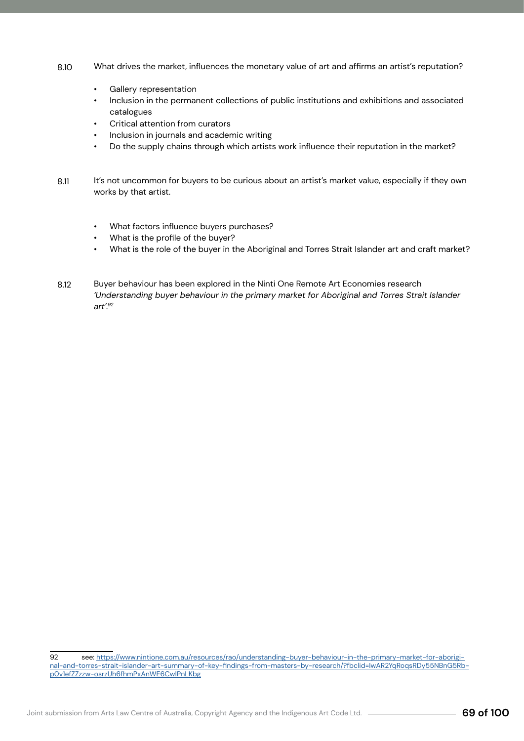8.10 What drives the market, influences the monetary value of art and affirms an artist's reputation?

- Gallery representation
- Inclusion in the permanent collections of public institutions and exhibitions and associated catalogues
- Critical attention from curators
- Inclusion in journals and academic writing
- Do the supply chains through which artists work influence their reputation in the market?

8.11 It's not uncommon for buyers to be curious about an artist's market value, especially if they own works by that artist.

- What factors influence buyers purchases?
- What is the profile of the buyer?
- What is the role of the buyer in the Aboriginal and Torres Strait Islander art and craft market?

8.12 Buyer behaviour has been explored in the Ninti One Remote Art Economies research *'Understanding buyer behaviour in the primary market for Aboriginal and Torres Strait Islander art'*.[92]

---

92 see: [https://www.nintione.com.au/resources/rao/understanding-buyer-behaviour-in-the-primary-market-for-aboriginal-and-torres-strait-islander-art-summary-of-key-findings-from-masters-by-research/?fbclid=IwAR2YqRoqsRDy55NBnG5Rb-pOv1efZZzzw-osrzUh6fhmPxAnWE6CwlPnLKbg](https://www.nintione.com.au/resources/rao/understanding-buyer-behaviour-in-the-primary-market-for-aboriginal-and-torres-strait-islander-art-summary-of-key-findings-from-masters-by-research/?fbclid=IwAR2YqRoqsRDy55NBnG5Rb-pOv1efZZzzw-osrzUh6fhmPxAnWE6CwlPnLKbg)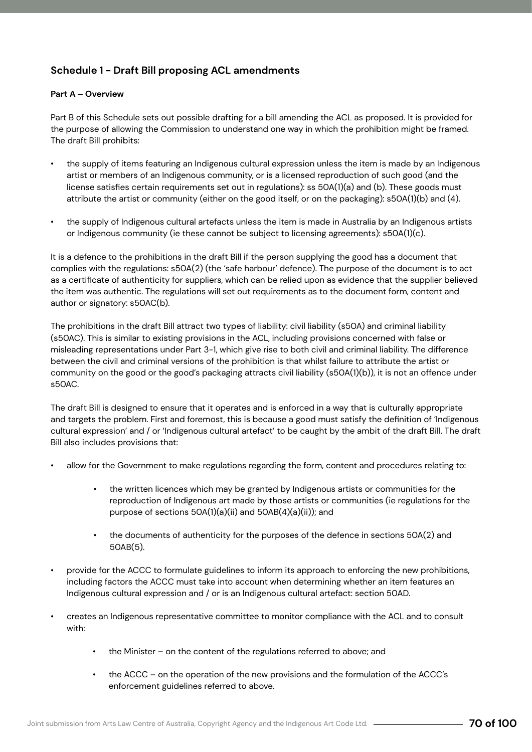## Schedule 1 - Draft Bill proposing ACL amendments

**Part A – Overview**

Part B of this Schedule sets out possible drafting for a bill amending the ACL as proposed. It is provided for the purpose of allowing the Commission to understand one way in which the prohibition might be framed. The draft Bill prohibits:

- the supply of items featuring an Indigenous cultural expression unless the item is made by an Indigenous artist or members of an Indigenous community, or is a licensed reproduction of such good (and the license satisfies certain requirements set out in regulations): ss 50A(1)(a) and (b). These goods must attribute the artist or community (either on the good itself, or on the packaging): s50A(1)(b) and (4).
- the supply of Indigenous cultural artefacts unless the item is made in Australia by an Indigenous artists or Indigenous community (ie these cannot be subject to licensing agreements): s50A(1)(c).

It is a defence to the prohibitions in the draft Bill if the person supplying the good has a document that complies with the regulations: s50A(2) (the 'safe harbour' defence). The purpose of the document is to act as a certificate of authenticity for suppliers, which can be relied upon as evidence that the supplier believed the item was authentic. The regulations will set out requirements as to the document form, content and author or signatory: s50AC(b).

The prohibitions in the draft Bill attract two types of liability: civil liability (s50A) and criminal liability (s50AC). This is similar to existing provisions in the ACL, including provisions concerned with false or misleading representations under Part 3-1, which give rise to both civil and criminal liability. The difference between the civil and criminal versions of the prohibition is that whilst failure to attribute the artist or community on the good or the good's packaging attracts civil liability (s50A(1)(b)), it is not an offence under s50AC.

The draft Bill is designed to ensure that it operates and is enforced in a way that is culturally appropriate and targets the problem. First and foremost, this is because a good must satisfy the definition of 'Indigenous cultural expression' and / or 'Indigenous cultural artefact' to be caught by the ambit of the draft Bill. The draft Bill also includes provisions that:

- allow for the Government to make regulations regarding the form, content and procedures relating to:
  - the written licences which may be granted by Indigenous artists or communities for the reproduction of Indigenous art made by those artists or communities (ie regulations for the purpose of sections 50A(1)(a)(ii) and 50AB(4)(a)(ii)); and
  - the documents of authenticity for the purposes of the defence in sections 50A(2) and 50AB(5).
- provide for the ACCC to formulate guidelines to inform its approach to enforcing the new prohibitions, including factors the ACCC must take into account when determining whether an item features an Indigenous cultural expression and / or is an Indigenous cultural artefact: section 50AD.
- creates an Indigenous representative committee to monitor compliance with the ACL and to consult with:
  - the Minister – on the content of the regulations referred to above; and
  - the ACCC – on the operation of the new provisions and the formulation of the ACCC's enforcement guidelines referred to above.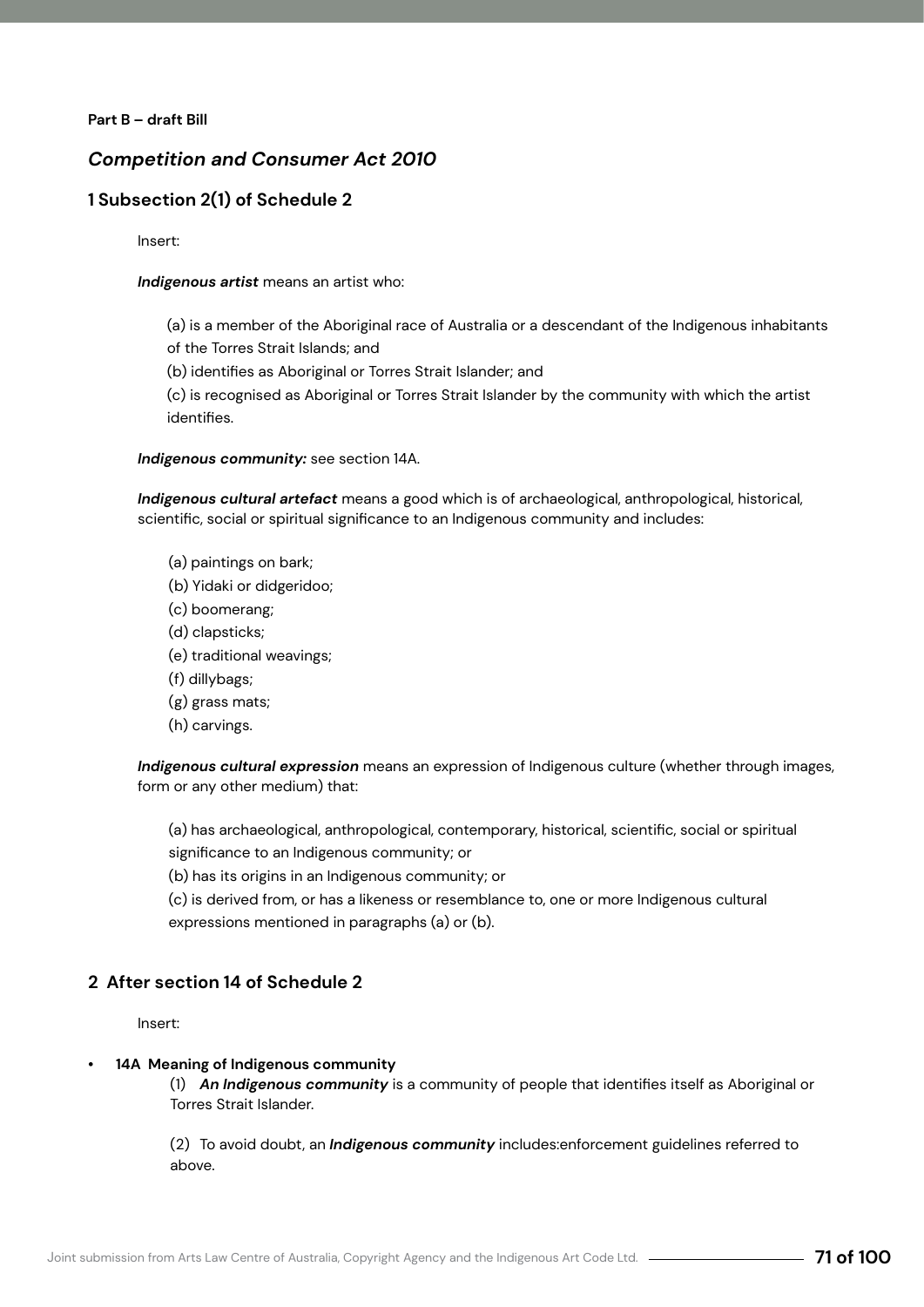**Part B – draft Bill**

## *Competition and Consumer Act 2010*

### 1 Subsection 2(1) of Schedule 2

Insert:

***Indigenous artist*** means an artist who:

(a) is a member of the Aboriginal race of Australia or a descendant of the Indigenous inhabitants of the Torres Strait Islands; and

(b) identifies as Aboriginal or Torres Strait Islander; and

(c) is recognised as Aboriginal or Torres Strait Islander by the community with which the artist identifies.

***Indigenous community:*** see section 14A.

***Indigenous cultural artefact*** means a good which is of archaeological, anthropological, historical, scientific, social or spiritual significance to an Indigenous community and includes:

(a) paintings on bark;
(b) Yidaki or didgeridoo;
(c) boomerang;
(d) clapsticks;
(e) traditional weavings;
(f) dillybags;
(g) grass mats;
(h) carvings.

***Indigenous cultural expression*** means an expression of Indigenous culture (whether through images, form or any other medium) that:

(a) has archaeological, anthropological, contemporary, historical, scientific, social or spiritual significance to an Indigenous community; or

(b) has its origins in an Indigenous community; or

(c) is derived from, or has a likeness or resemblance to, one or more Indigenous cultural expressions mentioned in paragraphs (a) or (b).

### 2 After section 14 of Schedule 2

Insert:

- **14A Meaning of Indigenous community**

  (1) ***An Indigenous community*** is a community of people that identifies itself as Aboriginal or Torres Strait Islander.

  (2) To avoid doubt, an ***Indigenous community*** includes:enforcement guidelines referred to above.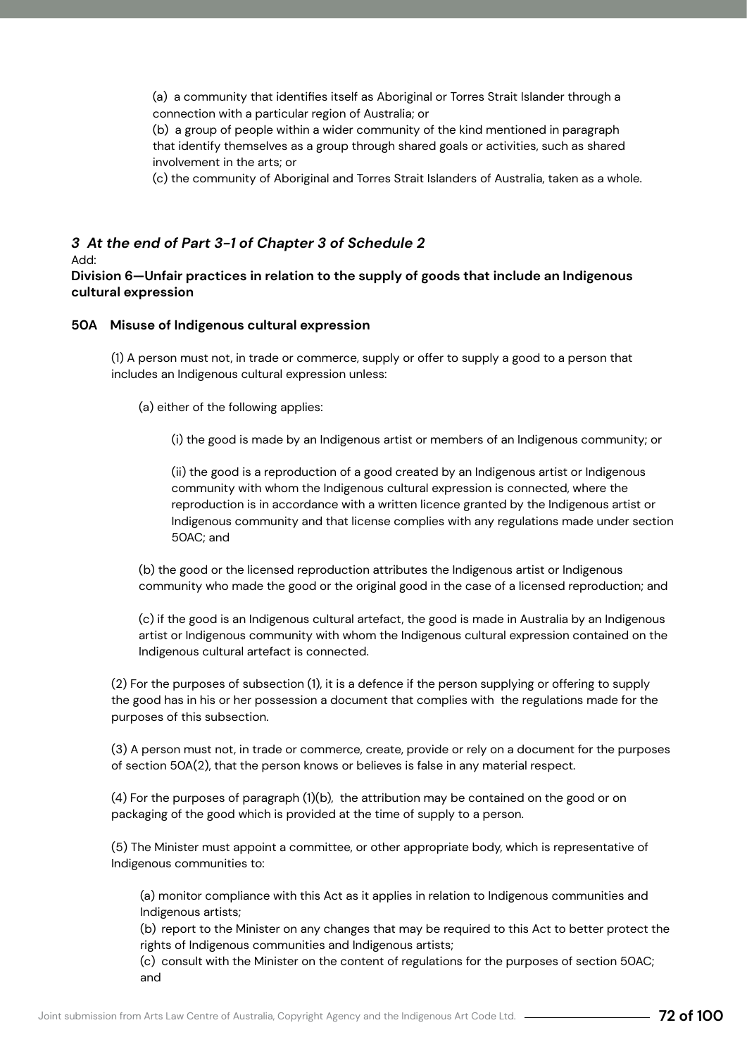(a) a community that identifies itself as Aboriginal or Torres Strait Islander through a connection with a particular region of Australia; or

(b) a group of people within a wider community of the kind mentioned in paragraph that identify themselves as a group through shared goals or activities, such as shared involvement in the arts; or

(c) the community of Aboriginal and Torres Strait Islanders of Australia, taken as a whole.

### *3 At the end of Part 3-1 of Chapter 3 of Schedule 2*

Add:

**Division 6—Unfair practices in relation to the supply of goods that include an Indigenous cultural expression**

**50A Misuse of Indigenous cultural expression**

(1) A person must not, in trade or commerce, supply or offer to supply a good to a person that includes an Indigenous cultural expression unless:

(a) either of the following applies:

(i) the good is made by an Indigenous artist or members of an Indigenous community; or

(ii) the good is a reproduction of a good created by an Indigenous artist or Indigenous community with whom the Indigenous cultural expression is connected, where the reproduction is in accordance with a written licence granted by the Indigenous artist or Indigenous community and that license complies with any regulations made under section 50AC; and

(b) the good or the licensed reproduction attributes the Indigenous artist or Indigenous community who made the good or the original good in the case of a licensed reproduction; and

(c) if the good is an Indigenous cultural artefact, the good is made in Australia by an Indigenous artist or Indigenous community with whom the Indigenous cultural expression contained on the Indigenous cultural artefact is connected.

(2) For the purposes of subsection (1), it is a defence if the person supplying or offering to supply the good has in his or her possession a document that complies with the regulations made for the purposes of this subsection.

(3) A person must not, in trade or commerce, create, provide or rely on a document for the purposes of section 50A(2), that the person knows or believes is false in any material respect.

(4) For the purposes of paragraph (1)(b), the attribution may be contained on the good or on packaging of the good which is provided at the time of supply to a person.

(5) The Minister must appoint a committee, or other appropriate body, which is representative of Indigenous communities to:

(a) monitor compliance with this Act as it applies in relation to Indigenous communities and Indigenous artists;

(b) report to the Minister on any changes that may be required to this Act to better protect the rights of Indigenous communities and Indigenous artists;

(c) consult with the Minister on the content of regulations for the purposes of section 50AC; and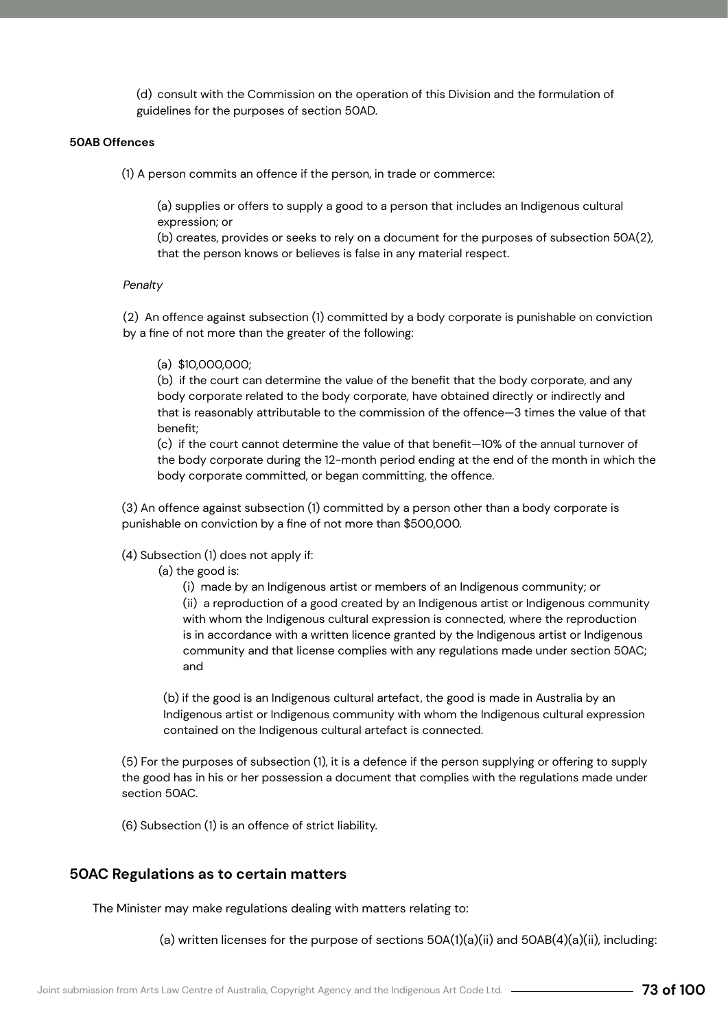(d) consult with the Commission on the operation of this Division and the formulation of guidelines for the purposes of section 50AD.

**50AB Offences**

(1) A person commits an offence if the person, in trade or commerce:

(a) supplies or offers to supply a good to a person that includes an Indigenous cultural expression; or
(b) creates, provides or seeks to rely on a document for the purposes of subsection 50A(2), that the person knows or believes is false in any material respect.

*Penalty*

(2) An offence against subsection (1) committed by a body corporate is punishable on conviction by a fine of not more than the greater of the following:

(a) $10,000,000;
(b) if the court can determine the value of the benefit that the body corporate, and any body corporate related to the body corporate, have obtained directly or indirectly and that is reasonably attributable to the commission of the offence—3 times the value of that benefit;
(c) if the court cannot determine the value of that benefit—10% of the annual turnover of the body corporate during the 12-month period ending at the end of the month in which the body corporate committed, or began committing, the offence.

(3) An offence against subsection (1) committed by a person other than a body corporate is punishable on conviction by a fine of not more than $500,000.

(4) Subsection (1) does not apply if:

(a) the good is:

(i) made by an Indigenous artist or members of an Indigenous community; or
(ii) a reproduction of a good created by an Indigenous artist or Indigenous community with whom the Indigenous cultural expression is connected, where the reproduction is in accordance with a written licence granted by the Indigenous artist or Indigenous community and that license complies with any regulations made under section 50AC; and

(b) if the good is an Indigenous cultural artefact, the good is made in Australia by an Indigenous artist or Indigenous community with whom the Indigenous cultural expression contained on the Indigenous cultural artefact is connected.

(5) For the purposes of subsection (1), it is a defence if the person supplying or offering to supply the good has in his or her possession a document that complies with the regulations made under section 50AC.

(6) Subsection (1) is an offence of strict liability.

## 50AC Regulations as to certain matters

The Minister may make regulations dealing with matters relating to:

(a) written licenses for the purpose of sections 50A(1)(a)(ii) and 50AB(4)(a)(ii), including: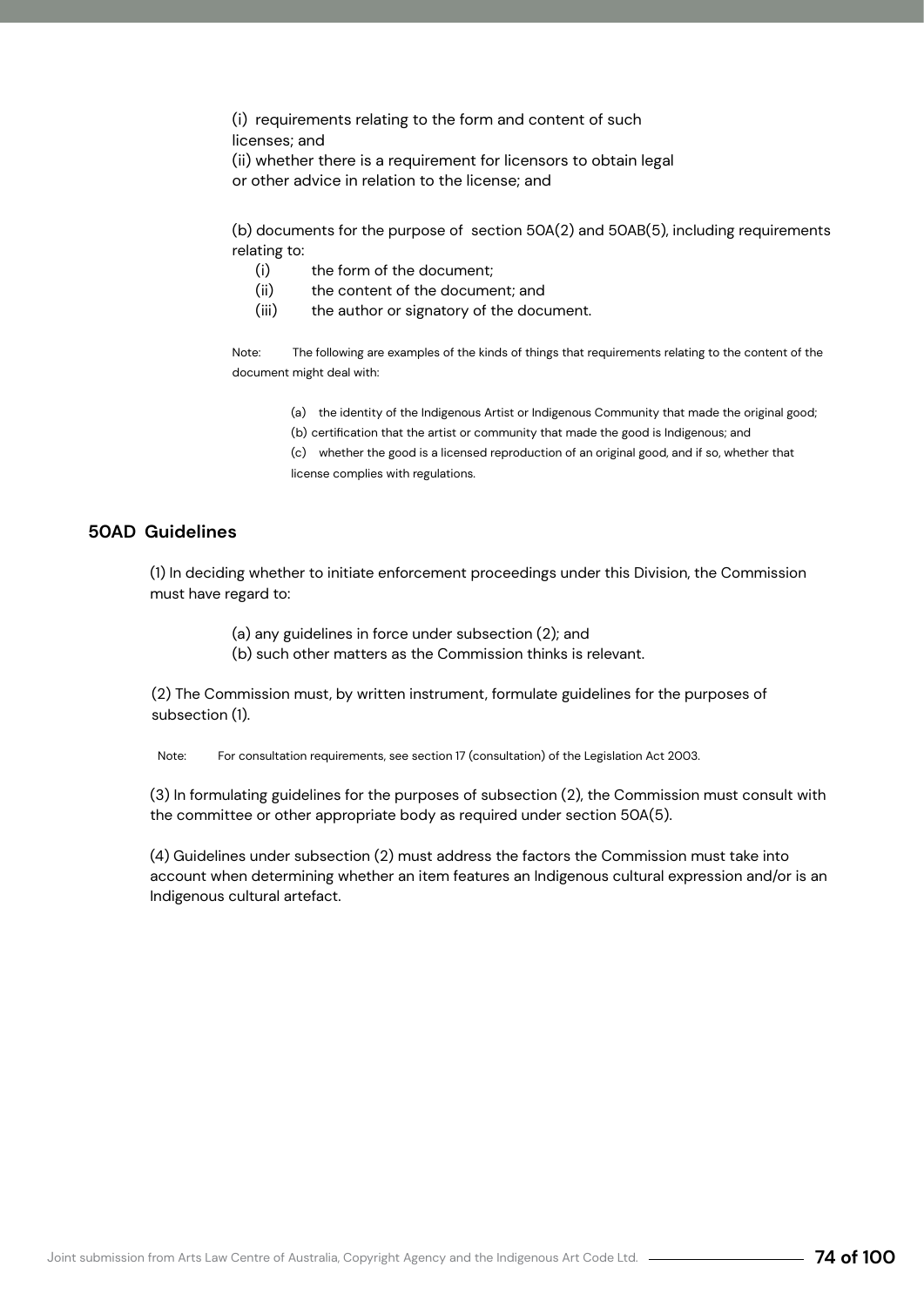(i) requirements relating to the form and content of such licenses; and

(ii) whether there is a requirement for licensors to obtain legal or other advice in relation to the license; and

(b) documents for the purpose of section 50A(2) and 50AB(5), including requirements relating to:

- (i) the form of the document;
- (ii) the content of the document; and
- (iii) the author or signatory of the document.

Note: The following are examples of the kinds of things that requirements relating to the content of the document might deal with:

> (a) the identity of the Indigenous Artist or Indigenous Community that made the original good;
>
> (b) certification that the artist or community that made the good is Indigenous; and
>
> (c) whether the good is a licensed reproduction of an original good, and if so, whether that license complies with regulations.

## 50AD Guidelines

(1) In deciding whether to initiate enforcement proceedings under this Division, the Commission must have regard to:

> (a) any guidelines in force under subsection (2); and
>
> (b) such other matters as the Commission thinks is relevant.

(2) The Commission must, by written instrument, formulate guidelines for the purposes of subsection (1).

Note: For consultation requirements, see section 17 (consultation) of the Legislation Act 2003.

(3) In formulating guidelines for the purposes of subsection (2), the Commission must consult with the committee or other appropriate body as required under section 50A(5).

(4) Guidelines under subsection (2) must address the factors the Commission must take into account when determining whether an item features an Indigenous cultural expression and/or is an Indigenous cultural artefact.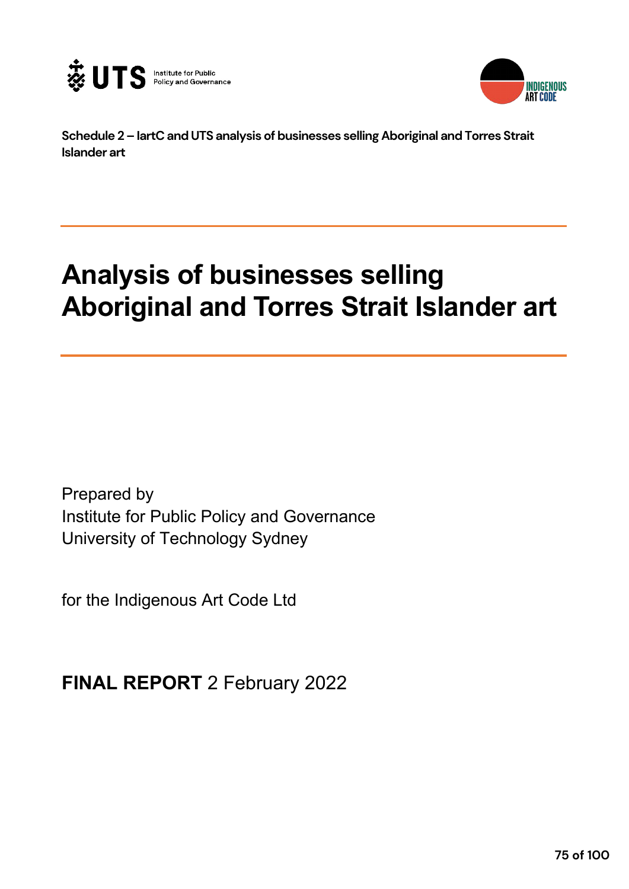**Schedule 2 – IartC and UTS analysis of businesses selling Aboriginal and Torres Strait Islander art**

# Analysis of businesses selling Aboriginal and Torres Strait Islander art

Prepared by
Institute for Public Policy and Governance
University of Technology Sydney

for the Indigenous Art Code Ltd

**FINAL REPORT** 2 February 2022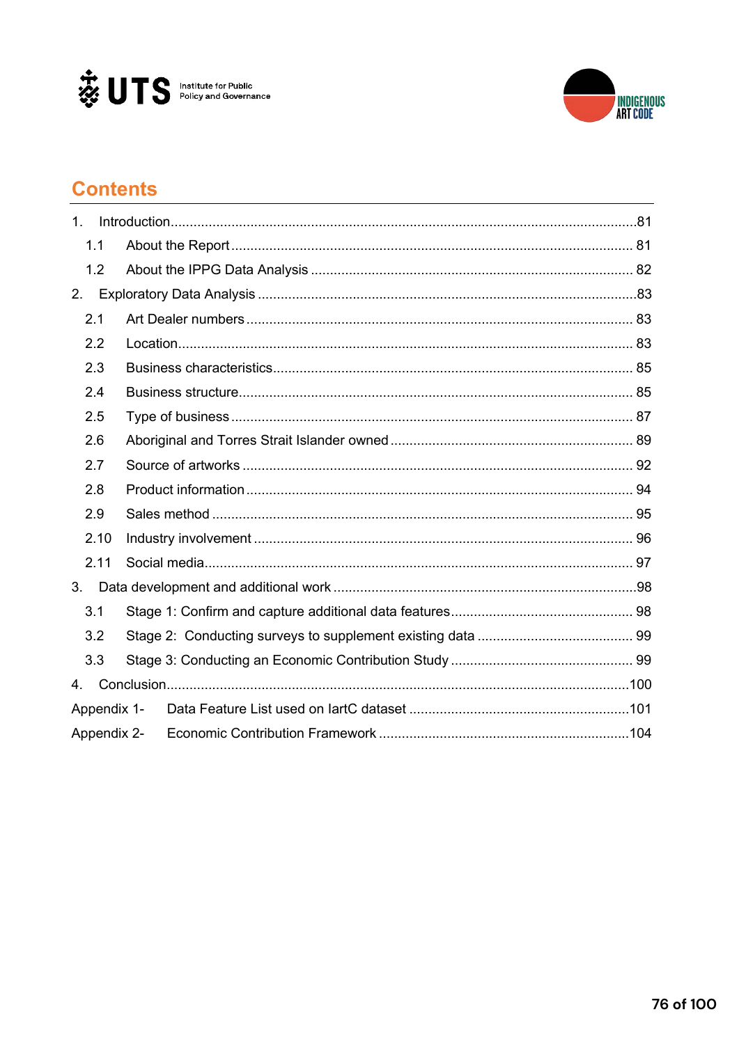## Contents

1. Introduction .......... 81
   - 1.1 About the Report .......... 81
   - 1.2 About the IPPG Data Analysis .......... 82
2. Exploratory Data Analysis .......... 83
   - 2.1 Art Dealer numbers .......... 83
   - 2.2 Location .......... 83
   - 2.3 Business characteristics .......... 85
   - 2.4 Business structure .......... 85
   - 2.5 Type of business .......... 87
   - 2.6 Aboriginal and Torres Strait Islander owned .......... 89
   - 2.7 Source of artworks .......... 92
   - 2.8 Product information .......... 94
   - 2.9 Sales method .......... 95
   - 2.10 Industry involvement .......... 96
   - 2.11 Social media .......... 97
3. Data development and additional work .......... 98
   - 3.1 Stage 1: Confirm and capture additional data features .......... 98
   - 3.2 Stage 2: Conducting surveys to supplement existing data .......... 99
   - 3.3 Stage 3: Conducting an Economic Contribution Study .......... 99
4. Conclusion .......... 100

Appendix 1- Data Feature List used on IartC dataset .......... 101

Appendix 2- Economic Contribution Framework .......... 104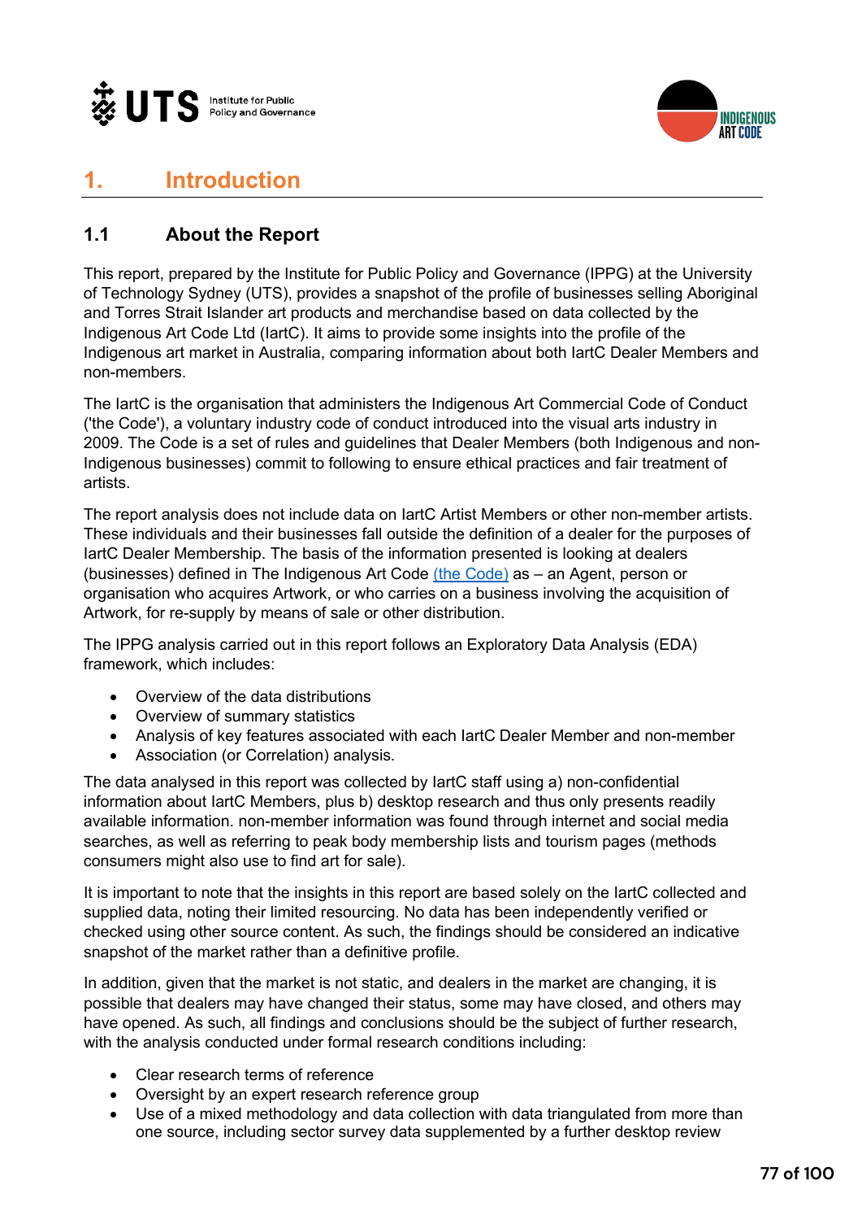# 1. Introduction

## 1.1 About the Report

This report, prepared by the Institute for Public Policy and Governance (IPPG) at the University of Technology Sydney (UTS), provides a snapshot of the profile of businesses selling Aboriginal and Torres Strait Islander art products and merchandise based on data collected by the Indigenous Art Code Ltd (IartC). It aims to provide some insights into the profile of the Indigenous art market in Australia, comparing information about both IartC Dealer Members and non-members.

The IartC is the organisation that administers the Indigenous Art Commercial Code of Conduct ('the Code'), a voluntary industry code of conduct introduced into the visual arts industry in 2009. The Code is a set of rules and guidelines that Dealer Members (both Indigenous and non-Indigenous businesses) commit to following to ensure ethical practices and fair treatment of artists.

The report analysis does not include data on IartC Artist Members or other non-member artists. These individuals and their businesses fall outside the definition of a dealer for the purposes of IartC Dealer Membership. The basis of the information presented is looking at dealers (businesses) defined in The Indigenous Art Code (the Code) as – an Agent, person or organisation who acquires Artwork, or who carries on a business involving the acquisition of Artwork, for re-supply by means of sale or other distribution.

The IPPG analysis carried out in this report follows an Exploratory Data Analysis (EDA) framework, which includes:

- Overview of the data distributions
- Overview of summary statistics
- Analysis of key features associated with each IartC Dealer Member and non-member
- Association (or Correlation) analysis.

The data analysed in this report was collected by IartC staff using a) non-confidential information about IartC Members, plus b) desktop research and thus only presents readily available information. non-member information was found through internet and social media searches, as well as referring to peak body membership lists and tourism pages (methods consumers might also use to find art for sale).

It is important to note that the insights in this report are based solely on the IartC collected and supplied data, noting their limited resourcing. No data has been independently verified or checked using other source content. As such, the findings should be considered an indicative snapshot of the market rather than a definitive profile.

In addition, given that the market is not static, and dealers in the market are changing, it is possible that dealers may have changed their status, some may have closed, and others may have opened. As such, all findings and conclusions should be the subject of further research, with the analysis conducted under formal research conditions including:

- Clear research terms of reference
- Oversight by an expert research reference group
- Use of a mixed methodology and data collection with data triangulated from more than one source, including sector survey data supplemented by a further desktop review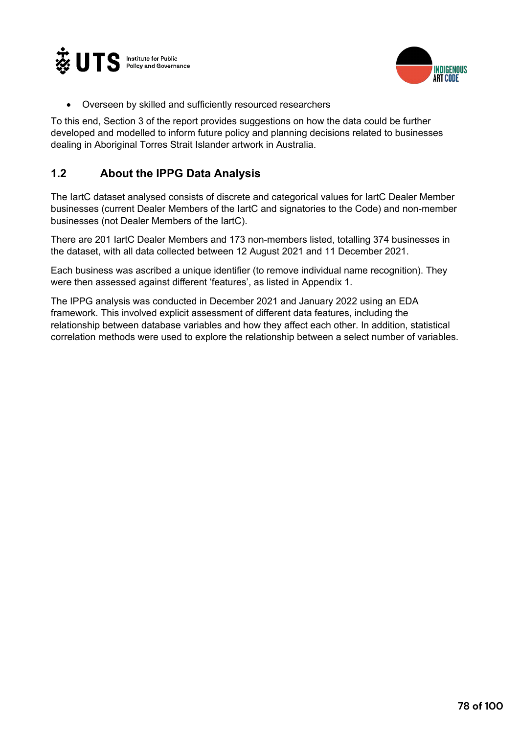- Overseen by skilled and sufficiently resourced researchers

To this end, Section 3 of the report provides suggestions on how the data could be further developed and modelled to inform future policy and planning decisions related to businesses dealing in Aboriginal Torres Strait Islander artwork in Australia.

## 1.2 About the IPPG Data Analysis

The IartC dataset analysed consists of discrete and categorical values for IartC Dealer Member businesses (current Dealer Members of the IartC and signatories to the Code) and non-member businesses (not Dealer Members of the IartC).

There are 201 IartC Dealer Members and 173 non-members listed, totalling 374 businesses in the dataset, with all data collected between 12 August 2021 and 11 December 2021.

Each business was ascribed a unique identifier (to remove individual name recognition). They were then assessed against different 'features', as listed in Appendix 1.

The IPPG analysis was conducted in December 2021 and January 2022 using an EDA framework. This involved explicit assessment of different data features, including the relationship between database variables and how they affect each other. In addition, statistical correlation methods were used to explore the relationship between a select number of variables.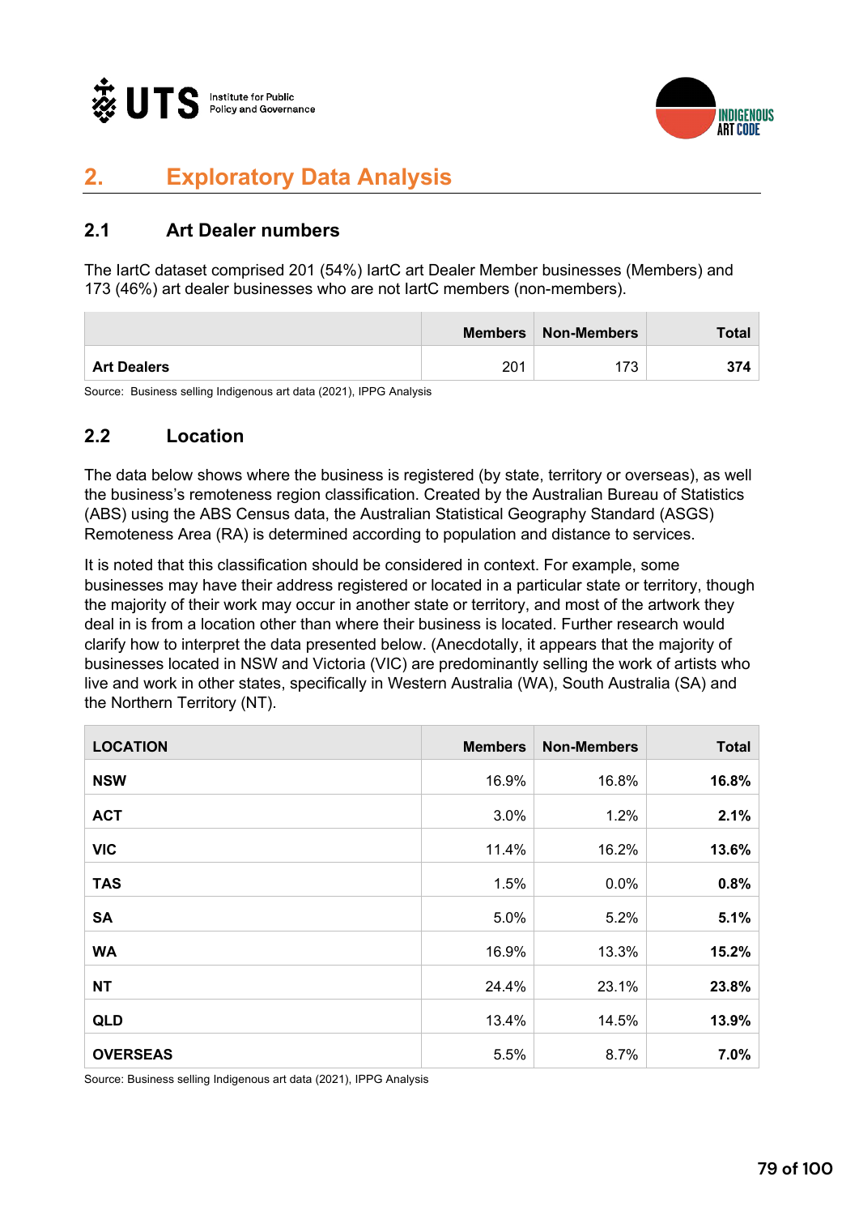## 2. Exploratory Data Analysis

### 2.1 Art Dealer numbers

The IartC dataset comprised 201 (54%) IartC art Dealer Member businesses (Members) and 173 (46%) art dealer businesses who are not IartC members (non-members).

| | Members | Non-Members | Total |
|---|---|---|---|
| **Art Dealers** | 201 | 173 | **374** |

Source: Business selling Indigenous art data (2021), IPPG Analysis

### 2.2 Location

The data below shows where the business is registered (by state, territory or overseas), as well the business's remoteness region classification. Created by the Australian Bureau of Statistics (ABS) using the ABS Census data, the Australian Statistical Geography Standard (ASGS) Remoteness Area (RA) is determined according to population and distance to services.

It is noted that this classification should be considered in context. For example, some businesses may have their address registered or located in a particular state or territory, though the majority of their work may occur in another state or territory, and most of the artwork they deal in is from a location other than where their business is located. Further research would clarify how to interpret the data presented below. (Anecdotally, it appears that the majority of businesses located in NSW and Victoria (VIC) are predominantly selling the work of artists who live and work in other states, specifically in Western Australia (WA), South Australia (SA) and the Northern Territory (NT).

| LOCATION | Members | Non-Members | Total |
|---|---|---|---|
| **NSW** | 16.9% | 16.8% | **16.8%** |
| **ACT** | 3.0% | 1.2% | **2.1%** |
| **VIC** | 11.4% | 16.2% | **13.6%** |
| **TAS** | 1.5% | 0.0% | **0.8%** |
| **SA** | 5.0% | 5.2% | **5.1%** |
| **WA** | 16.9% | 13.3% | **15.2%** |
| **NT** | 24.4% | 23.1% | **23.8%** |
| **QLD** | 13.4% | 14.5% | **13.9%** |
| **OVERSEAS** | 5.5% | 8.7% | **7.0%** |

Source: Business selling Indigenous art data (2021), IPPG Analysis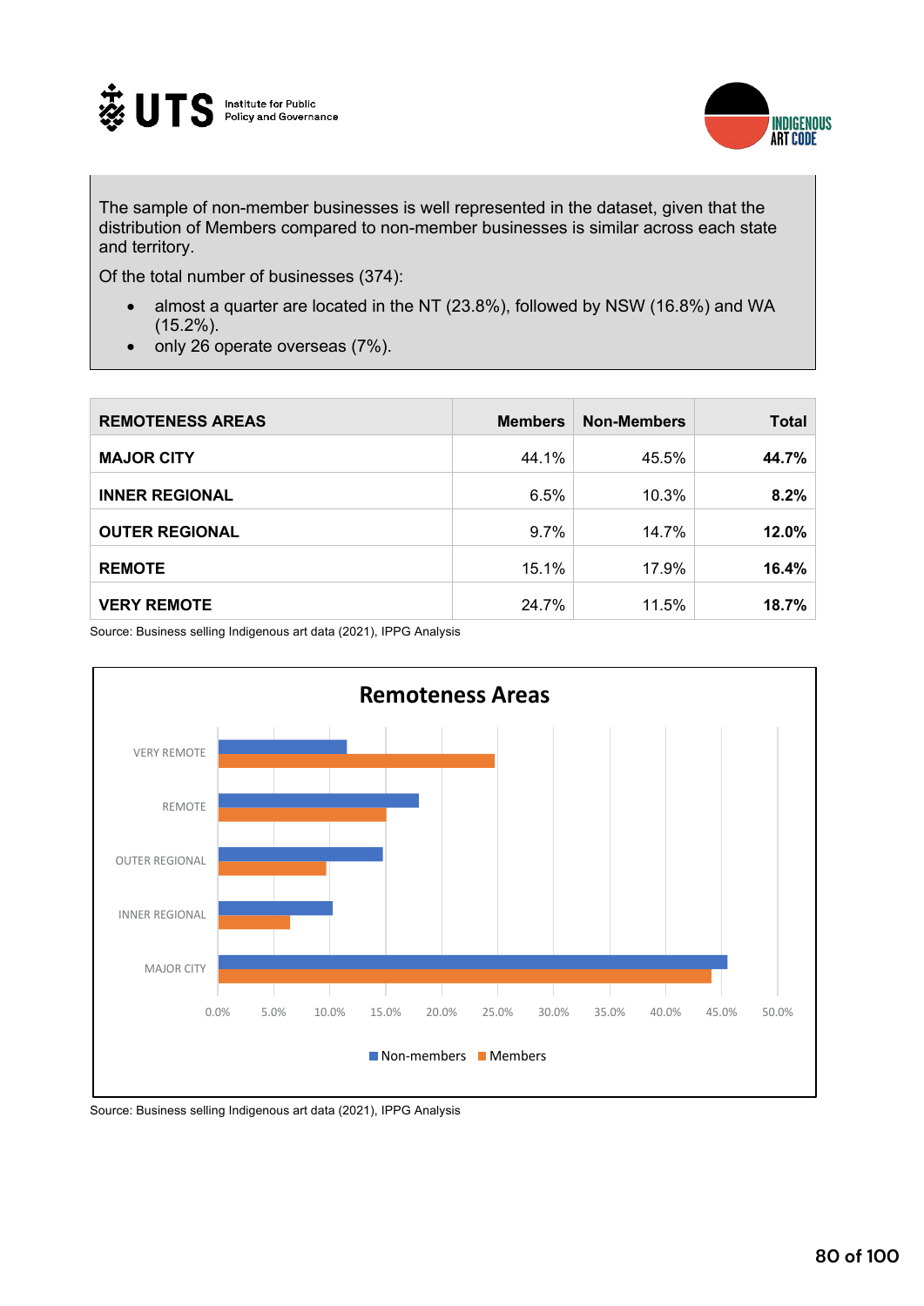The sample of non-member businesses is well represented in the dataset, given that the distribution of Members compared to non-member businesses is similar across each state and territory.

Of the total number of businesses (374):

- almost a quarter are located in the NT (23.8%), followed by NSW (16.8%) and WA (15.2%).
- only 26 operate overseas (7%).

| REMOTENESS AREAS | Members | Non-Members | Total |
|---|---|---|---|
| **MAJOR CITY** | 44.1% | 45.5% | **44.7%** |
| **INNER REGIONAL** | 6.5% | 10.3% | **8.2%** |
| **OUTER REGIONAL** | 9.7% | 14.7% | **12.0%** |
| **REMOTE** | 15.1% | 17.9% | **16.4%** |
| **VERY REMOTE** | 24.7% | 11.5% | **18.7%** |

Source: Business selling Indigenous art data (2021), IPPG Analysis

**Remoteness Areas**

Source: Business selling Indigenous art data (2021), IPPG Analysis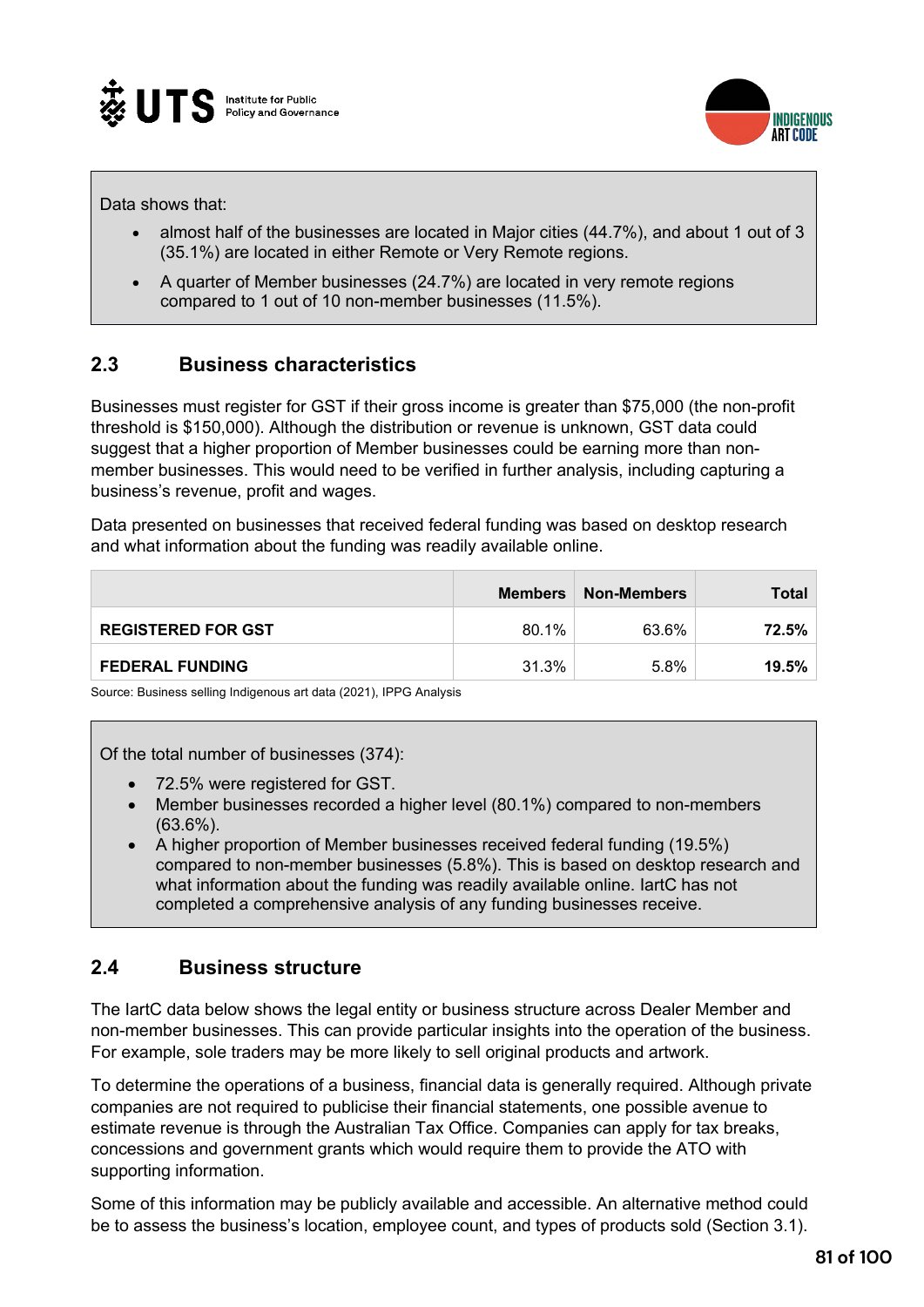Data shows that:

- almost half of the businesses are located in Major cities (44.7%), and about 1 out of 3 (35.1%) are located in either Remote or Very Remote regions.
- A quarter of Member businesses (24.7%) are located in very remote regions compared to 1 out of 10 non-member businesses (11.5%).

## 2.3 Business characteristics

Businesses must register for GST if their gross income is greater than $75,000 (the non-profit threshold is $150,000). Although the distribution or revenue is unknown, GST data could suggest that a higher proportion of Member businesses could be earning more than non-member businesses. This would need to be verified in further analysis, including capturing a business's revenue, profit and wages.

Data presented on businesses that received federal funding was based on desktop research and what information about the funding was readily available online.

| | Members | Non-Members | Total |
|---|---|---|---|
| **REGISTERED FOR GST** | 80.1% | 63.6% | **72.5%** |
| **FEDERAL FUNDING** | 31.3% | 5.8% | **19.5%** |

Source: Business selling Indigenous art data (2021), IPPG Analysis

Of the total number of businesses (374):

- 72.5% were registered for GST.
- Member businesses recorded a higher level (80.1%) compared to non-members (63.6%).
- A higher proportion of Member businesses received federal funding (19.5%) compared to non-member businesses (5.8%). This is based on desktop research and what information about the funding was readily available online. IartC has not completed a comprehensive analysis of any funding businesses receive.

## 2.4 Business structure

The IartC data below shows the legal entity or business structure across Dealer Member and non-member businesses. This can provide particular insights into the operation of the business. For example, sole traders may be more likely to sell original products and artwork.

To determine the operations of a business, financial data is generally required. Although private companies are not required to publicise their financial statements, one possible avenue to estimate revenue is through the Australian Tax Office. Companies can apply for tax breaks, concessions and government grants which would require them to provide the ATO with supporting information.

Some of this information may be publicly available and accessible. An alternative method could be to assess the business's location, employee count, and types of products sold (Section 3.1).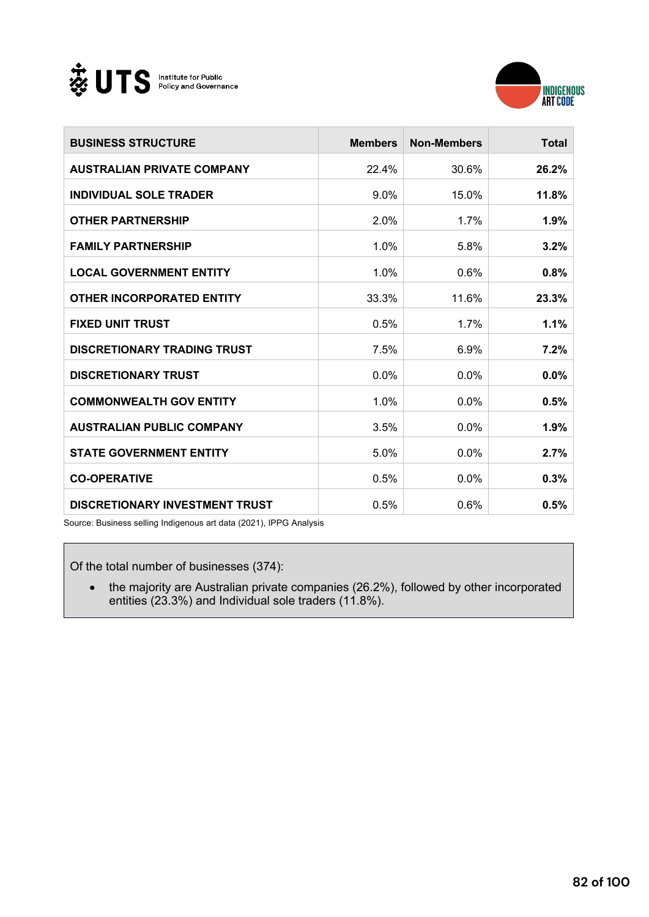| BUSINESS STRUCTURE | Members | Non-Members | Total |
|---|---|---|---|
| AUSTRALIAN PRIVATE COMPANY | 22.4% | 30.6% | **26.2%** |
| INDIVIDUAL SOLE TRADER | 9.0% | 15.0% | **11.8%** |
| OTHER PARTNERSHIP | 2.0% | 1.7% | **1.9%** |
| FAMILY PARTNERSHIP | 1.0% | 5.8% | **3.2%** |
| LOCAL GOVERNMENT ENTITY | 1.0% | 0.6% | **0.8%** |
| OTHER INCORPORATED ENTITY | 33.3% | 11.6% | **23.3%** |
| FIXED UNIT TRUST | 0.5% | 1.7% | **1.1%** |
| DISCRETIONARY TRADING TRUST | 7.5% | 6.9% | **7.2%** |
| DISCRETIONARY TRUST | 0.0% | 0.0% | **0.0%** |
| COMMONWEALTH GOV ENTITY | 1.0% | 0.0% | **0.5%** |
| AUSTRALIAN PUBLIC COMPANY | 3.5% | 0.0% | **1.9%** |
| STATE GOVERNMENT ENTITY | 5.0% | 0.0% | **2.7%** |
| CO-OPERATIVE | 0.5% | 0.0% | **0.3%** |
| DISCRETIONARY INVESTMENT TRUST | 0.5% | 0.6% | **0.5%** |

Source: Business selling Indigenous art data (2021), IPPG Analysis

Of the total number of businesses (374):

- the majority are Australian private companies (26.2%), followed by other incorporated entities (23.3%) and Individual sole traders (11.8%).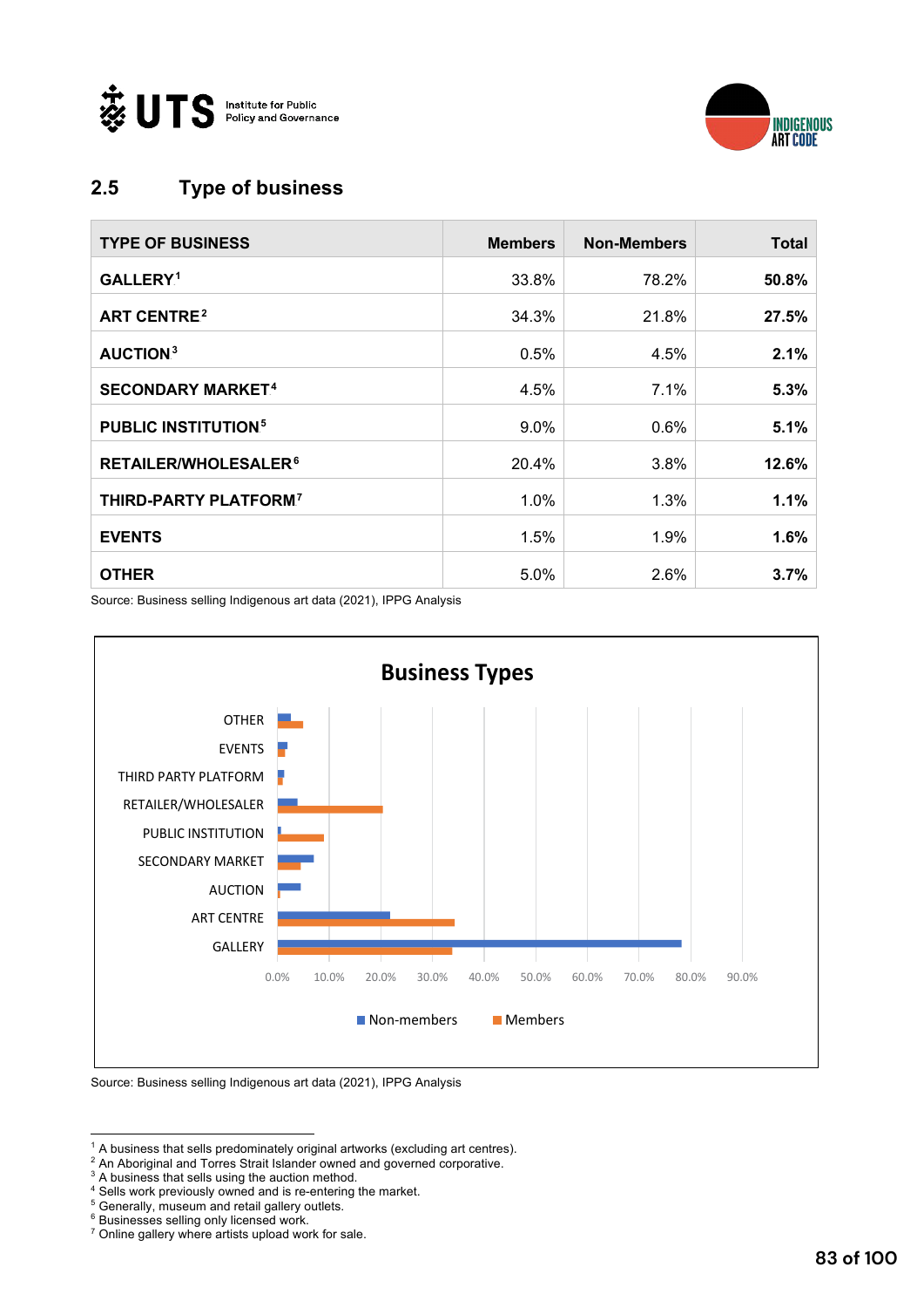## 2.5 Type of business

| TYPE OF BUSINESS | Members | Non-Members | Total |
|---|---|---|---|
| GALLERY[1] | 33.8% | 78.2% | **50.8%** |
| ART CENTRE[2] | 34.3% | 21.8% | **27.5%** |
| AUCTION[3] | 0.5% | 4.5% | **2.1%** |
| SECONDARY MARKET[4] | 4.5% | 7.1% | **5.3%** |
| PUBLIC INSTITUTION[5] | 9.0% | 0.6% | **5.1%** |
| RETAILER/WHOLESALER[6] | 20.4% | 3.8% | **12.6%** |
| THIRD-PARTY PLATFORM[7] | 1.0% | 1.3% | **1.1%** |
| EVENTS | 1.5% | 1.9% | **1.6%** |
| OTHER | 5.0% | 2.6% | **3.7%** |

Source: Business selling Indigenous art data (2021), IPPG Analysis

**Business Types**

Source: Business selling Indigenous art data (2021), IPPG Analysis

---

[1] A business that sells predominately original artworks (excluding art centres).
[2] An Aboriginal and Torres Strait Islander owned and governed corporative.
[3] A business that sells using the auction method.
[4] Sells work previously owned and is re-entering the market.
[5] Generally, museum and retail gallery outlets.
[6] Businesses selling only licensed work.
[7] Online gallery where artists upload work for sale.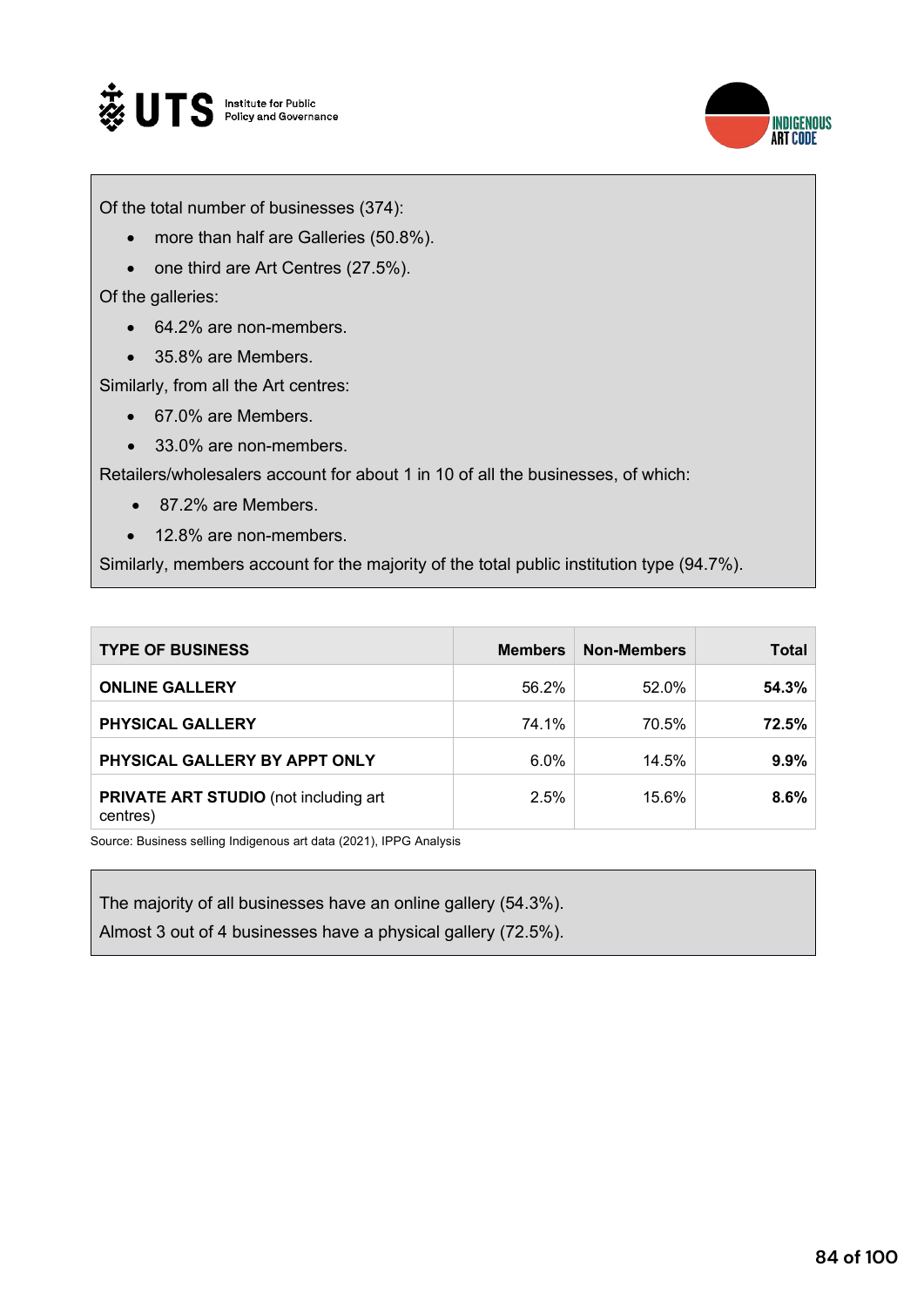Of the total number of businesses (374):

- more than half are Galleries (50.8%).
- one third are Art Centres (27.5%).

Of the galleries:

- 64.2% are non-members.
- 35.8% are Members.

Similarly, from all the Art centres:

- 67.0% are Members.
- 33.0% are non-members.

Retailers/wholesalers account for about 1 in 10 of all the businesses, of which:

- 87.2% are Members.
- 12.8% are non-members.

Similarly, members account for the majority of the total public institution type (94.7%).

| TYPE OF BUSINESS | Members | Non-Members | Total |
|---|---|---|---|
| **ONLINE GALLERY** | 56.2% | 52.0% | **54.3%** |
| **PHYSICAL GALLERY** | 74.1% | 70.5% | **72.5%** |
| **PHYSICAL GALLERY BY APPT ONLY** | 6.0% | 14.5% | **9.9%** |
| **PRIVATE ART STUDIO** (not including art centres) | 2.5% | 15.6% | **8.6%** |

Source: Business selling Indigenous art data (2021), IPPG Analysis

The majority of all businesses have an online gallery (54.3%).
Almost 3 out of 4 businesses have a physical gallery (72.5%).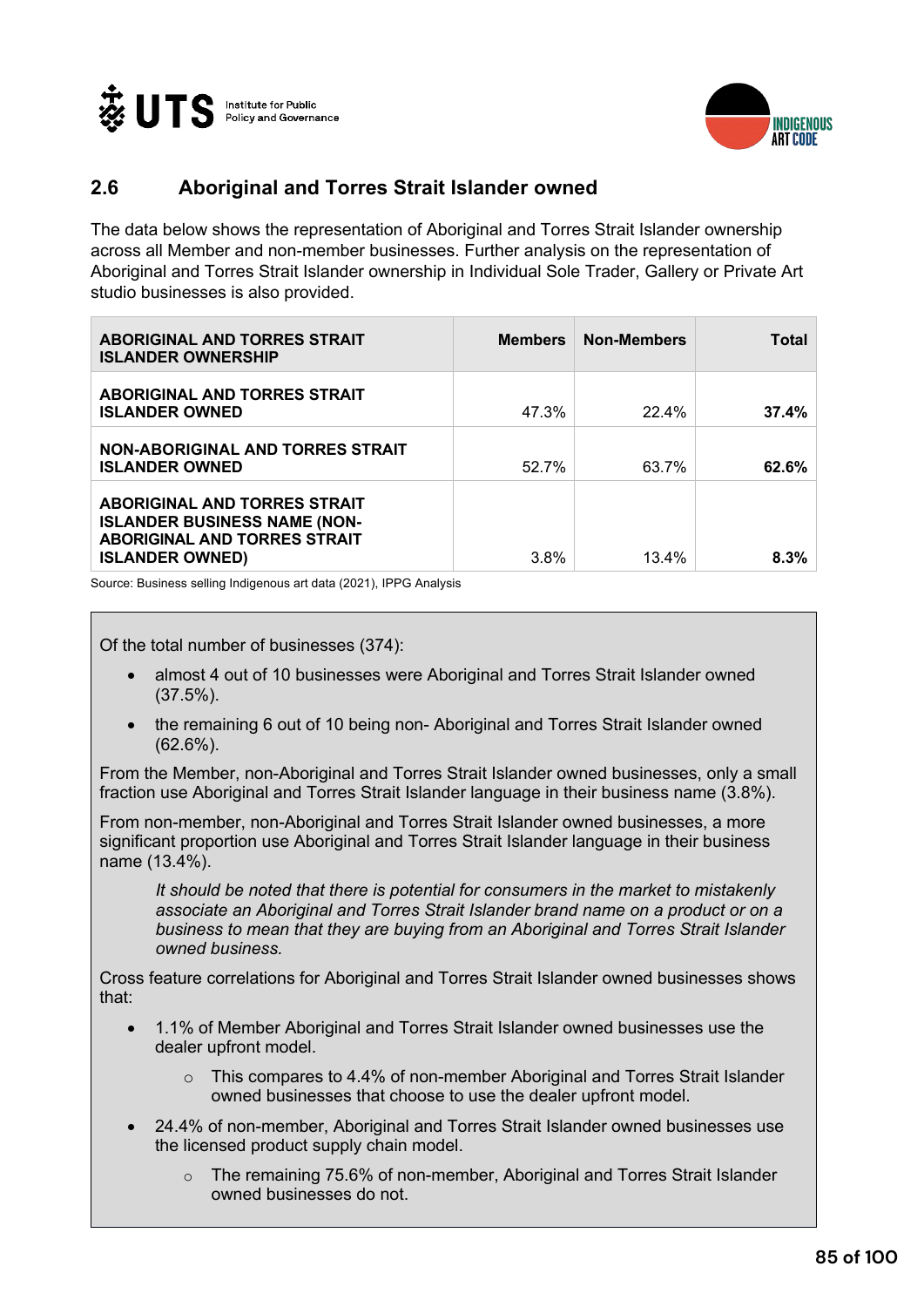## 2.6 Aboriginal and Torres Strait Islander owned

The data below shows the representation of Aboriginal and Torres Strait Islander ownership across all Member and non-member businesses. Further analysis on the representation of Aboriginal and Torres Strait Islander ownership in Individual Sole Trader, Gallery or Private Art studio businesses is also provided.

| ABORIGINAL AND TORRES STRAIT ISLANDER OWNERSHIP | Members | Non-Members | Total |
|---|---|---|---|
| **ABORIGINAL AND TORRES STRAIT ISLANDER OWNED** | 47.3% | 22.4% | **37.4%** |
| **NON-ABORIGINAL AND TORRES STRAIT ISLANDER OWNED** | 52.7% | 63.7% | **62.6%** |
| **ABORIGINAL AND TORRES STRAIT ISLANDER BUSINESS NAME (NON-ABORIGINAL AND TORRES STRAIT ISLANDER OWNED)** | 3.8% | 13.4% | **8.3%** |

Source: Business selling Indigenous art data (2021), IPPG Analysis

Of the total number of businesses (374):

- almost 4 out of 10 businesses were Aboriginal and Torres Strait Islander owned (37.5%).
- the remaining 6 out of 10 being non- Aboriginal and Torres Strait Islander owned (62.6%).

From the Member, non-Aboriginal and Torres Strait Islander owned businesses, only a small fraction use Aboriginal and Torres Strait Islander language in their business name (3.8%).

From non-member, non-Aboriginal and Torres Strait Islander owned businesses, a more significant proportion use Aboriginal and Torres Strait Islander language in their business name (13.4%).

> *It should be noted that there is potential for consumers in the market to mistakenly associate an Aboriginal and Torres Strait Islander brand name on a product or on a business to mean that they are buying from an Aboriginal and Torres Strait Islander owned business.*

Cross feature correlations for Aboriginal and Torres Strait Islander owned businesses shows that:

- 1.1% of Member Aboriginal and Torres Strait Islander owned businesses use the dealer upfront model.
  - This compares to 4.4% of non-member Aboriginal and Torres Strait Islander owned businesses that choose to use the dealer upfront model.
- 24.4% of non-member, Aboriginal and Torres Strait Islander owned businesses use the licensed product supply chain model.
  - The remaining 75.6% of non-member, Aboriginal and Torres Strait Islander owned businesses do not.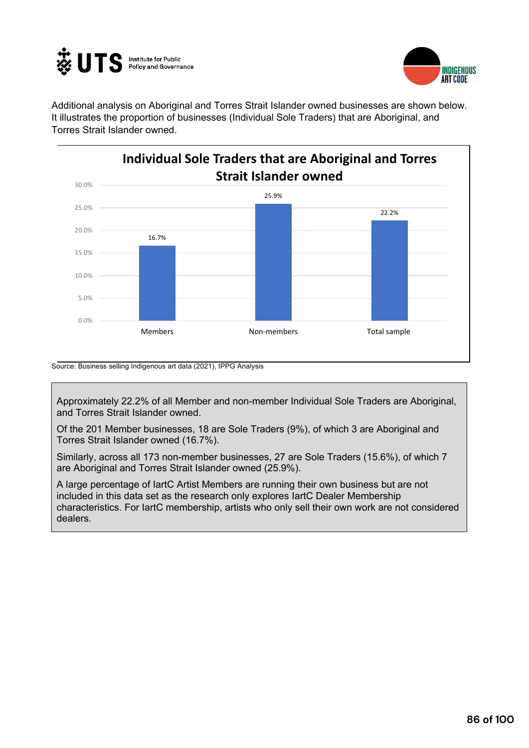Additional analysis on Aboriginal and Torres Strait Islander owned businesses are shown below. It illustrates the proportion of businesses (Individual Sole Traders) that are Aboriginal, and Torres Strait Islander owned.

**Individual Sole Traders that are Aboriginal and Torres Strait Islander owned**

| | Members | Non-members | Total sample |
|---|---|---|---|
| Individual Sole Traders that are Aboriginal and Torres Strait Islander owned | 16.7% | 25.9% | 22.2% |

Source: Business selling Indigenous art data (2021), IPPG Analysis

> Approximately 22.2% of all Member and non-member Individual Sole Traders are Aboriginal, and Torres Strait Islander owned.
>
> Of the 201 Member businesses, 18 are Sole Traders (9%), of which 3 are Aboriginal and Torres Strait Islander owned (16.7%).
>
> Similarly, across all 173 non-member businesses, 27 are Sole Traders (15.6%), of which 7 are Aboriginal and Torres Strait Islander owned (25.9%).
>
> A large percentage of IartC Artist Members are running their own business but are not included in this data set as the research only explores IartC Dealer Membership characteristics. For IartC membership, artists who only sell their own work are not considered dealers.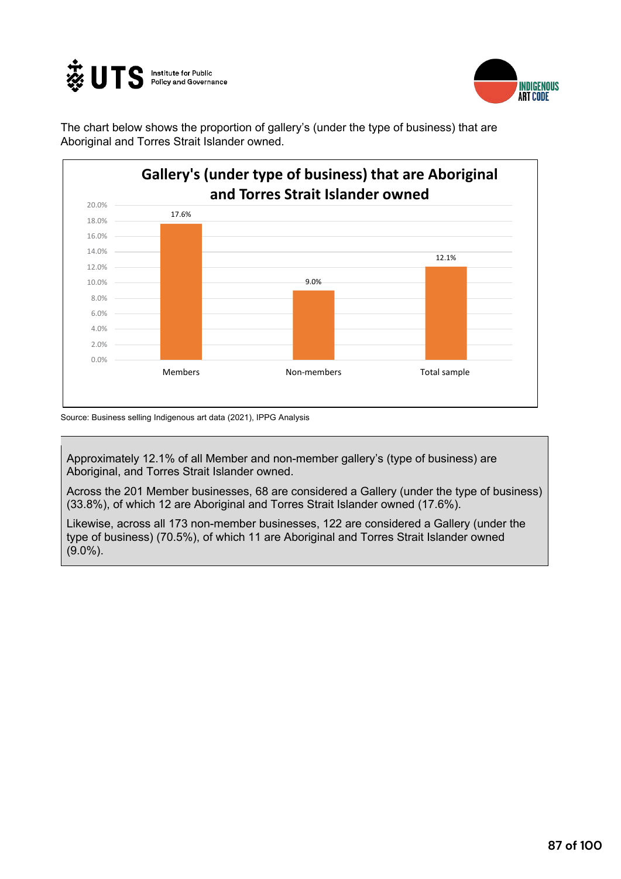The chart below shows the proportion of gallery's (under the type of business) that are Aboriginal and Torres Strait Islander owned.

**Gallery's (under type of business) that are Aboriginal and Torres Strait Islander owned**

| | Members | Non-members | Total sample |
|---|---|---|---|
| Aboriginal and Torres Strait Islander owned | 17.6% | 9.0% | 12.1% |

Source: Business selling Indigenous art data (2021), IPPG Analysis

Approximately 12.1% of all Member and non-member gallery's (type of business) are Aboriginal, and Torres Strait Islander owned.

Across the 201 Member businesses, 68 are considered a Gallery (under the type of business) (33.8%), of which 12 are Aboriginal and Torres Strait Islander owned (17.6%).

Likewise, across all 173 non-member businesses, 122 are considered a Gallery (under the type of business) (70.5%), of which 11 are Aboriginal and Torres Strait Islander owned (9.0%).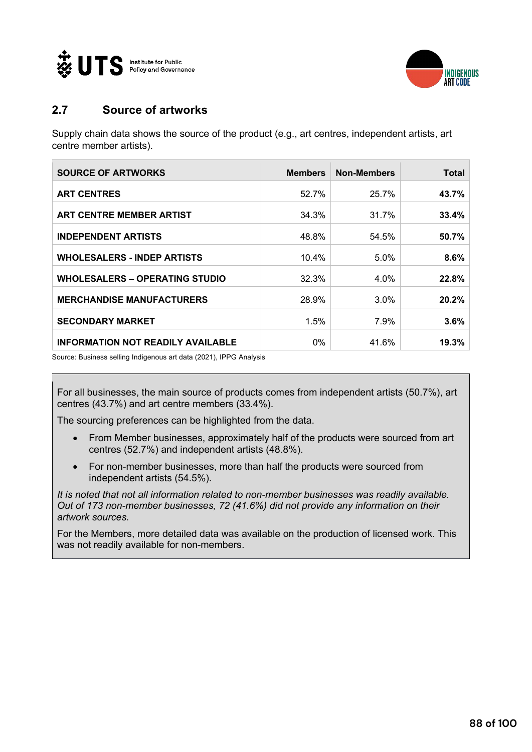## 2.7 Source of artworks

Supply chain data shows the source of the product (e.g., art centres, independent artists, art centre member artists).

| SOURCE OF ARTWORKS | Members | Non-Members | Total |
|---|---|---|---|
| **ART CENTRES** | 52.7% | 25.7% | **43.7%** |
| **ART CENTRE MEMBER ARTIST** | 34.3% | 31.7% | **33.4%** |
| **INDEPENDENT ARTISTS** | 48.8% | 54.5% | **50.7%** |
| **WHOLESALERS - INDEP ARTISTS** | 10.4% | 5.0% | **8.6%** |
| **WHOLESALERS – OPERATING STUDIO** | 32.3% | 4.0% | **22.8%** |
| **MERCHANDISE MANUFACTURERS** | 28.9% | 3.0% | **20.2%** |
| **SECONDARY MARKET** | 1.5% | 7.9% | **3.6%** |
| **INFORMATION NOT READILY AVAILABLE** | 0% | 41.6% | **19.3%** |

Source: Business selling Indigenous art data (2021), IPPG Analysis

For all businesses, the main source of products comes from independent artists (50.7%), art centres (43.7%) and art centre members (33.4%).

The sourcing preferences can be highlighted from the data.

- From Member businesses, approximately half of the products were sourced from art centres (52.7%) and independent artists (48.8%).
- For non-member businesses, more than half the products were sourced from independent artists (54.5%).

*It is noted that not all information related to non-member businesses was readily available. Out of 173 non-member businesses, 72 (41.6%) did not provide any information on their artwork sources.*

For the Members, more detailed data was available on the production of licensed work. This was not readily available for non-members.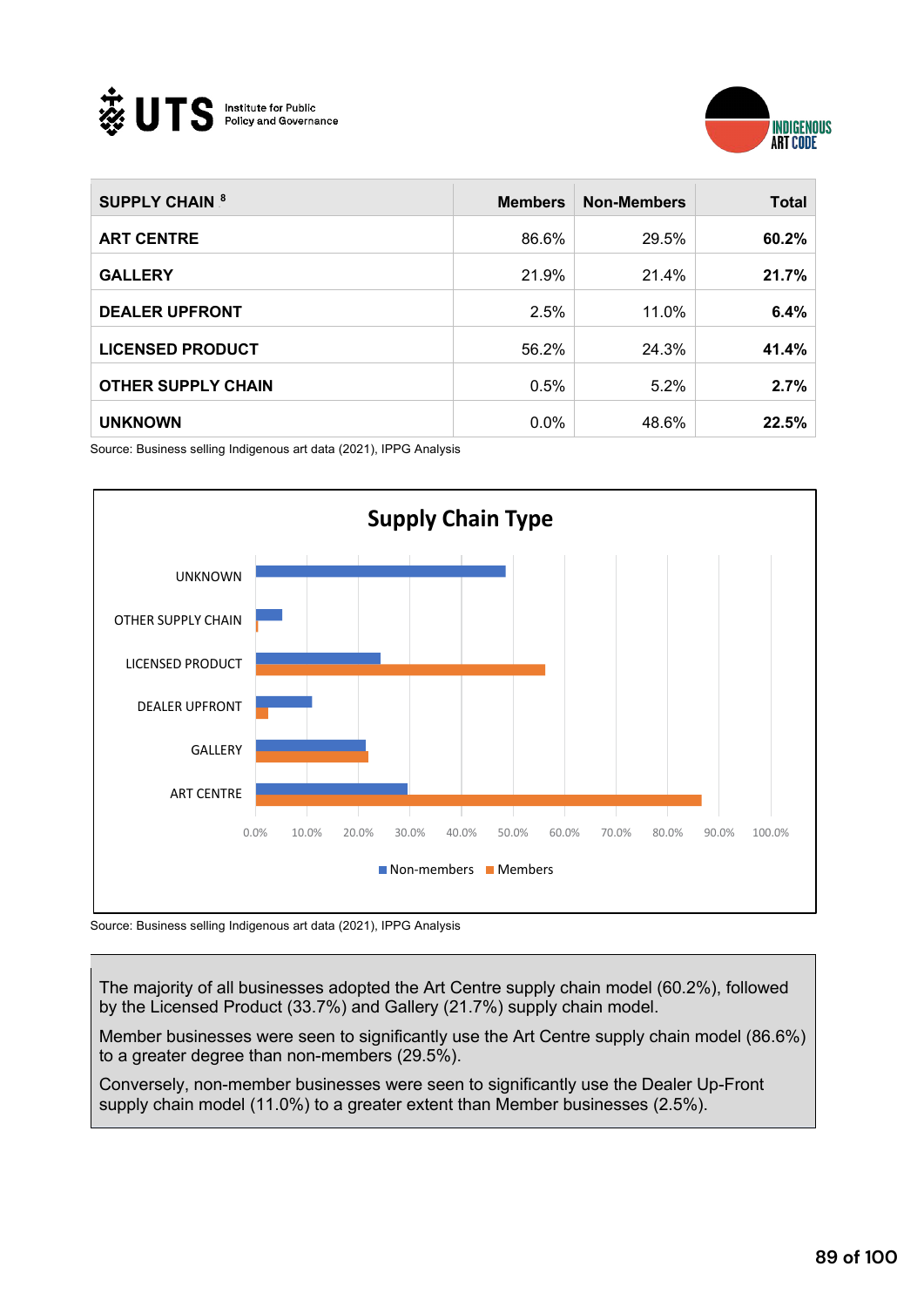| SUPPLY CHAIN [8] | Members | Non-Members | Total |
|---|---|---|---|
| ART CENTRE | 86.6% | 29.5% | **60.2%** |
| GALLERY | 21.9% | 21.4% | **21.7%** |
| DEALER UPFRONT | 2.5% | 11.0% | **6.4%** |
| LICENSED PRODUCT | 56.2% | 24.3% | **41.4%** |
| OTHER SUPPLY CHAIN | 0.5% | 5.2% | **2.7%** |
| UNKNOWN | 0.0% | 48.6% | **22.5%** |

Source: Business selling Indigenous art data (2021), IPPG Analysis

**Supply Chain Type**

| | Non-members | Members |
|---|---|---|
| UNKNOWN | 48.6% | 0.0% |
| OTHER SUPPLY CHAIN | 5.2% | 0.5% |
| LICENSED PRODUCT | 24.3% | 56.2% |
| DEALER UPFRONT | 11.0% | 2.5% |
| GALLERY | 21.4% | 21.9% |
| ART CENTRE | 29.5% | 86.6% |

Source: Business selling Indigenous art data (2021), IPPG Analysis

The majority of all businesses adopted the Art Centre supply chain model (60.2%), followed by the Licensed Product (33.7%) and Gallery (21.7%) supply chain model.

Member businesses were seen to significantly use the Art Centre supply chain model (86.6%) to a greater degree than non-members (29.5%).

Conversely, non-member businesses were seen to significantly use the Dealer Up-Front supply chain model (11.0%) to a greater extent than Member businesses (2.5%).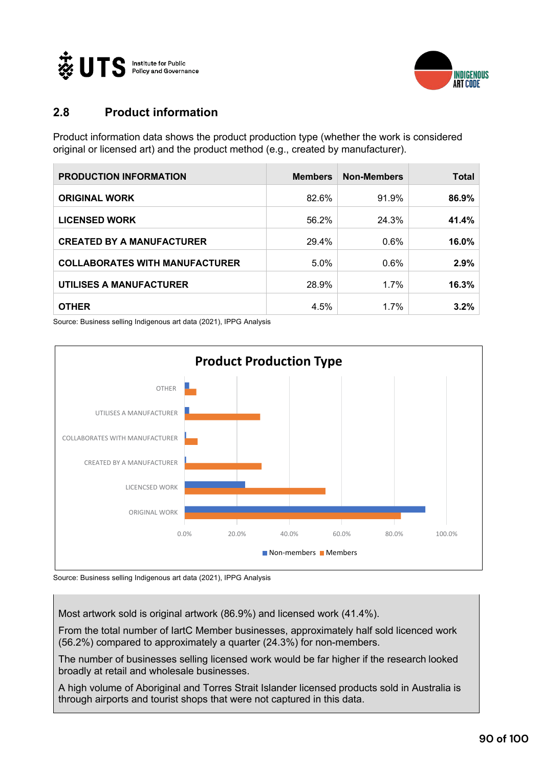## 2.8 Product information

Product information data shows the product production type (whether the work is considered original or licensed art) and the product method (e.g., created by manufacturer).

| PRODUCTION INFORMATION | Members | Non-Members | Total |
|---|---|---|---|
| ORIGINAL WORK | 82.6% | 91.9% | **86.9%** |
| LICENSED WORK | 56.2% | 24.3% | **41.4%** |
| CREATED BY A MANUFACTURER | 29.4% | 0.6% | **16.0%** |
| COLLABORATES WITH MANUFACTURER | 5.0% | 0.6% | **2.9%** |
| UTILISES A MANUFACTURER | 28.9% | 1.7% | **16.3%** |
| OTHER | 4.5% | 1.7% | **3.2%** |

Source: Business selling Indigenous art data (2021), IPPG Analysis

**Product Production Type**

| | Non-members | Members |
|---|---|---|
| OTHER | 1.7% | 4.5% |
| UTILISES A MANUFACTURER | 1.7% | 28.9% |
| COLLABORATES WITH MANUFACTURER | 0.6% | 5.0% |
| CREATED BY A MANUFACTURER | 0.6% | 29.4% |
| LICENCSED WORK | 24.3% | 56.2% |
| ORIGINAL WORK | 91.9% | 82.6% |

Source: Business selling Indigenous art data (2021), IPPG Analysis

Most artwork sold is original artwork (86.9%) and licensed work (41.4%).

From the total number of IartC Member businesses, approximately half sold licenced work (56.2%) compared to approximately a quarter (24.3%) for non-members.

The number of businesses selling licensed work would be far higher if the research looked broadly at retail and wholesale businesses.

A high volume of Aboriginal and Torres Strait Islander licensed products sold in Australia is through airports and tourist shops that were not captured in this data.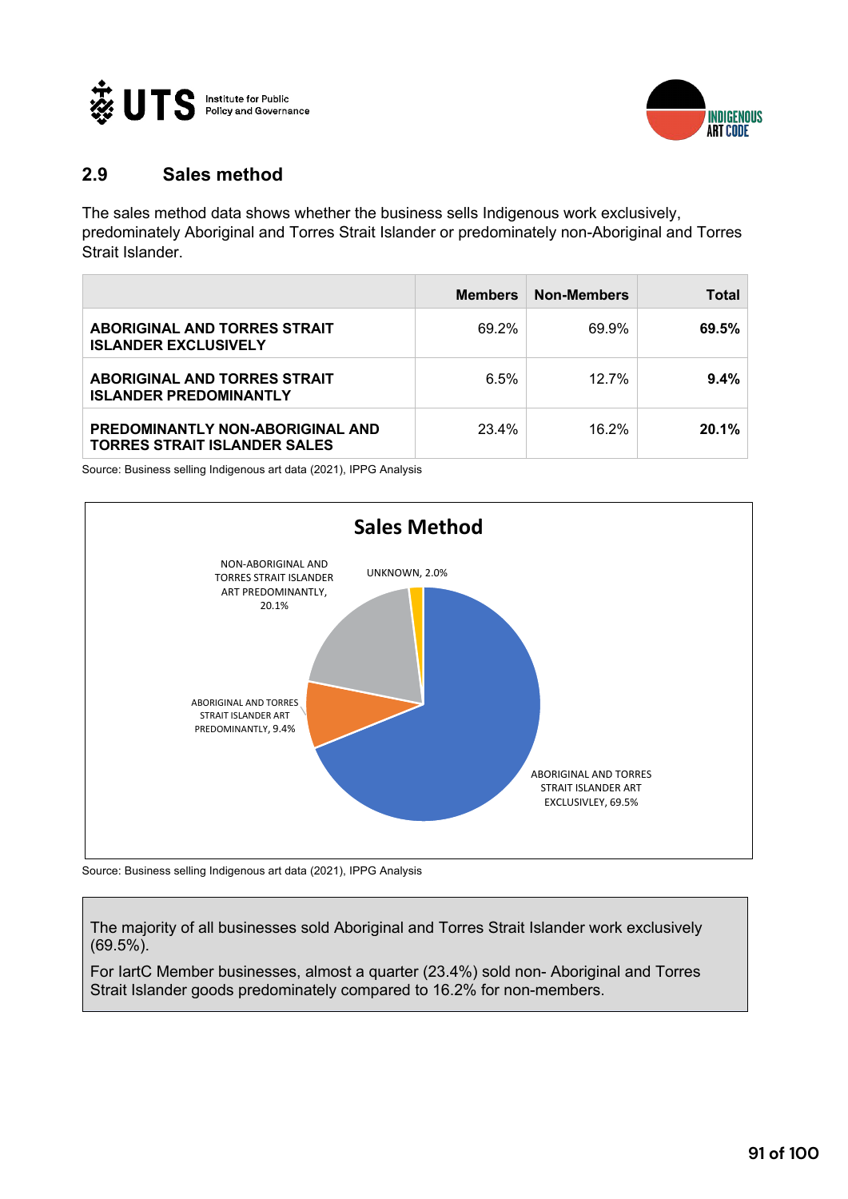## 2.9 Sales method

The sales method data shows whether the business sells Indigenous work exclusively, predominately Aboriginal and Torres Strait Islander or predominately non-Aboriginal and Torres Strait Islander.

| | Members | Non-Members | Total |
|---|---|---|---|
| **ABORIGINAL AND TORRES STRAIT ISLANDER EXCLUSIVELY** | 69.2% | 69.9% | **69.5%** |
| **ABORIGINAL AND TORRES STRAIT ISLANDER PREDOMINANTLY** | 6.5% | 12.7% | **9.4%** |
| **PREDOMINANTLY NON-ABORIGINAL AND TORRES STRAIT ISLANDER SALES** | 23.4% | 16.2% | **20.1%** |

Source: Business selling Indigenous art data (2021), IPPG Analysis

**Sales Method**

- NON-ABORIGINAL AND TORRES STRAIT ISLANDER ART PREDOMINANTLY, 20.1%
- UNKNOWN, 2.0%
- ABORIGINAL AND TORRES STRAIT ISLANDER ART PREDOMINANTLY, 9.4%
- ABORIGINAL AND TORRES STRAIT ISLANDER ART EXCLUSIVLEY, 69.5%

Source: Business selling Indigenous art data (2021), IPPG Analysis

> The majority of all businesses sold Aboriginal and Torres Strait Islander work exclusively (69.5%).
>
> For IartC Member businesses, almost a quarter (23.4%) sold non- Aboriginal and Torres Strait Islander goods predominately compared to 16.2% for non-members.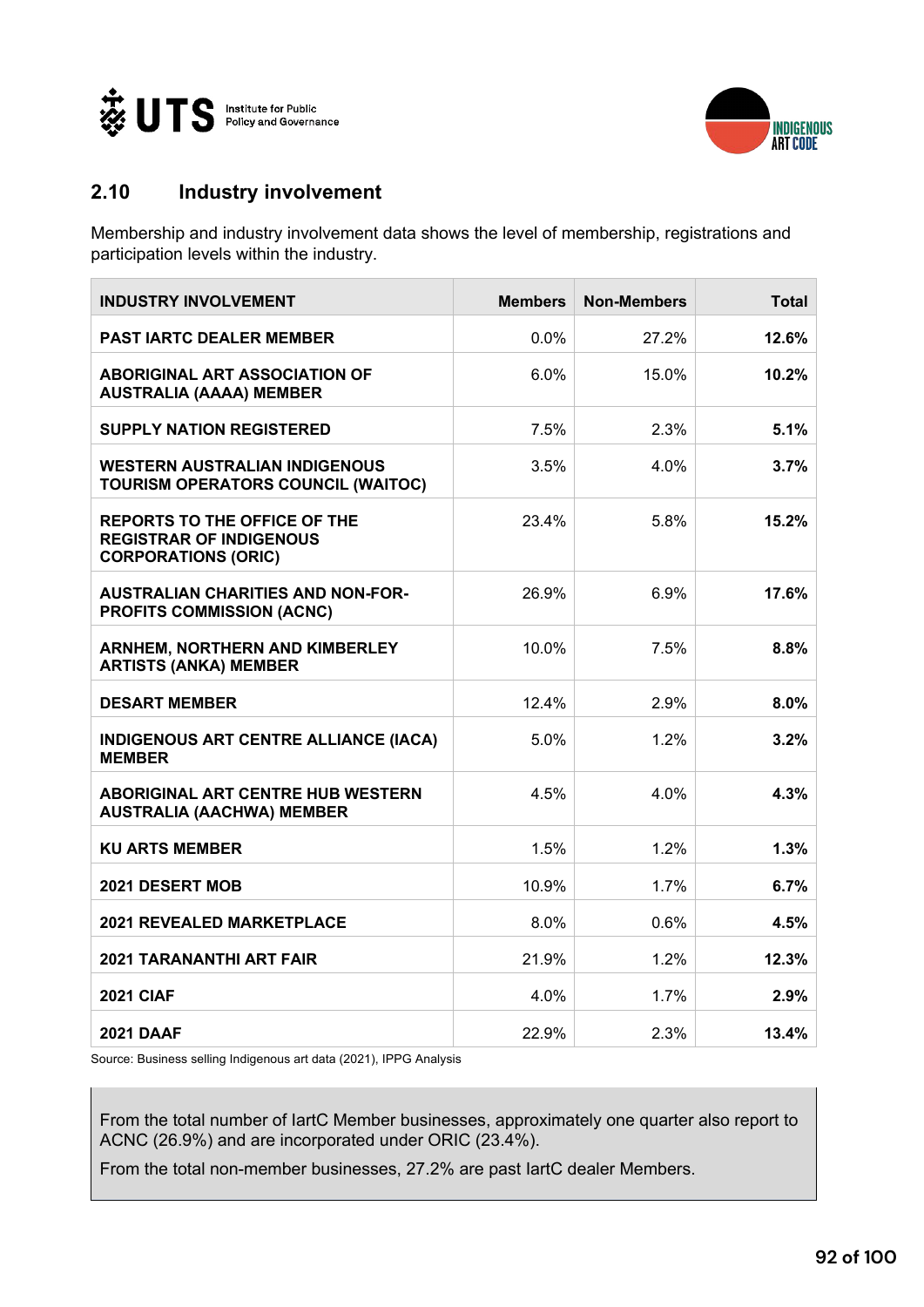## 2.10 Industry involvement

Membership and industry involvement data shows the level of membership, registrations and participation levels within the industry.

| INDUSTRY INVOLVEMENT | Members | Non-Members | Total |
|---|---|---|---|
| PAST IARTC DEALER MEMBER | 0.0% | 27.2% | **12.6%** |
| ABORIGINAL ART ASSOCIATION OF AUSTRALIA (AAAA) MEMBER | 6.0% | 15.0% | **10.2%** |
| SUPPLY NATION REGISTERED | 7.5% | 2.3% | **5.1%** |
| WESTERN AUSTRALIAN INDIGENOUS TOURISM OPERATORS COUNCIL (WAITOC) | 3.5% | 4.0% | **3.7%** |
| REPORTS TO THE OFFICE OF THE REGISTRAR OF INDIGENOUS CORPORATIONS (ORIC) | 23.4% | 5.8% | **15.2%** |
| AUSTRALIAN CHARITIES AND NON-FOR-PROFITS COMMISSION (ACNC) | 26.9% | 6.9% | **17.6%** |
| ARNHEM, NORTHERN AND KIMBERLEY ARTISTS (ANKA) MEMBER | 10.0% | 7.5% | **8.8%** |
| DESART MEMBER | 12.4% | 2.9% | **8.0%** |
| INDIGENOUS ART CENTRE ALLIANCE (IACA) MEMBER | 5.0% | 1.2% | **3.2%** |
| ABORIGINAL ART CENTRE HUB WESTERN AUSTRALIA (AACHWA) MEMBER | 4.5% | 4.0% | **4.3%** |
| KU ARTS MEMBER | 1.5% | 1.2% | **1.3%** |
| 2021 DESERT MOB | 10.9% | 1.7% | **6.7%** |
| 2021 REVEALED MARKETPLACE | 8.0% | 0.6% | **4.5%** |
| 2021 TARANANTHI ART FAIR | 21.9% | 1.2% | **12.3%** |
| 2021 CIAF | 4.0% | 1.7% | **2.9%** |
| 2021 DAAF | 22.9% | 2.3% | **13.4%** |

Source: Business selling Indigenous art data (2021), IPPG Analysis

From the total number of IartC Member businesses, approximately one quarter also report to ACNC (26.9%) and are incorporated under ORIC (23.4%).

From the total non-member businesses, 27.2% are past IartC dealer Members.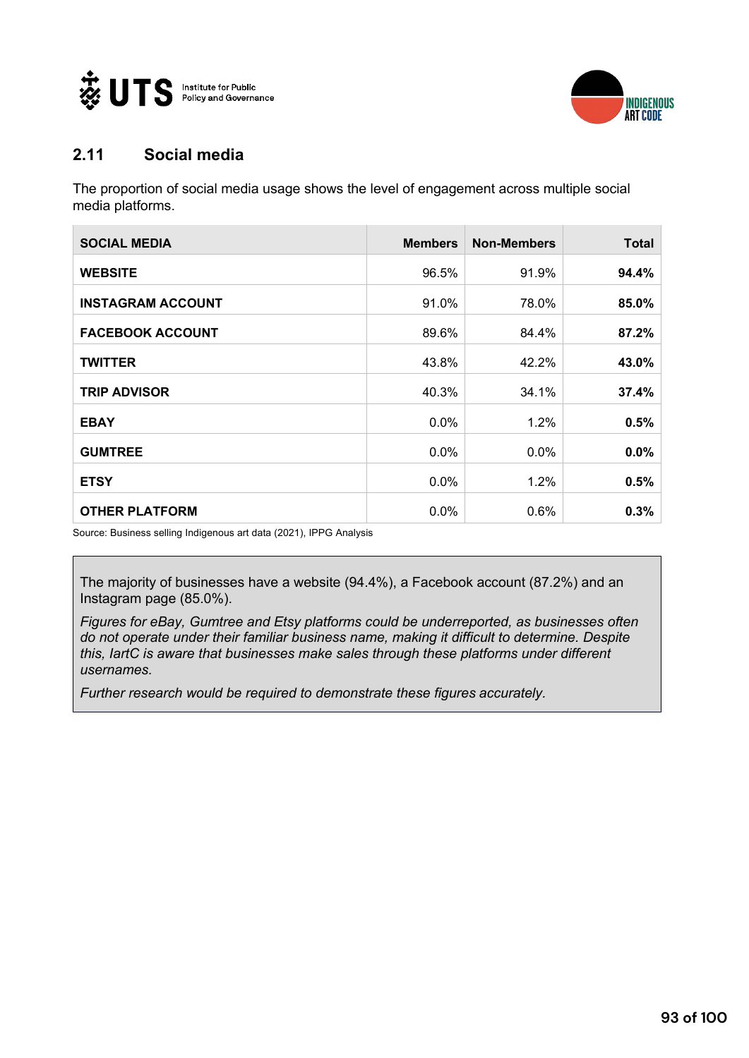## 2.11 Social media

The proportion of social media usage shows the level of engagement across multiple social media platforms.

| SOCIAL MEDIA | Members | Non-Members | Total |
|---|---|---|---|
| **WEBSITE** | 96.5% | 91.9% | **94.4%** |
| **INSTAGRAM ACCOUNT** | 91.0% | 78.0% | **85.0%** |
| **FACEBOOK ACCOUNT** | 89.6% | 84.4% | **87.2%** |
| **TWITTER** | 43.8% | 42.2% | **43.0%** |
| **TRIP ADVISOR** | 40.3% | 34.1% | **37.4%** |
| **EBAY** | 0.0% | 1.2% | **0.5%** |
| **GUMTREE** | 0.0% | 0.0% | **0.0%** |
| **ETSY** | 0.0% | 1.2% | **0.5%** |
| **OTHER PLATFORM** | 0.0% | 0.6% | **0.3%** |

Source: Business selling Indigenous art data (2021), IPPG Analysis

The majority of businesses have a website (94.4%), a Facebook account (87.2%) and an Instagram page (85.0%).

*Figures for eBay, Gumtree and Etsy platforms could be underreported, as businesses often do not operate under their familiar business name, making it difficult to determine. Despite this, IartC is aware that businesses make sales through these platforms under different usernames.*

*Further research would be required to demonstrate these figures accurately.*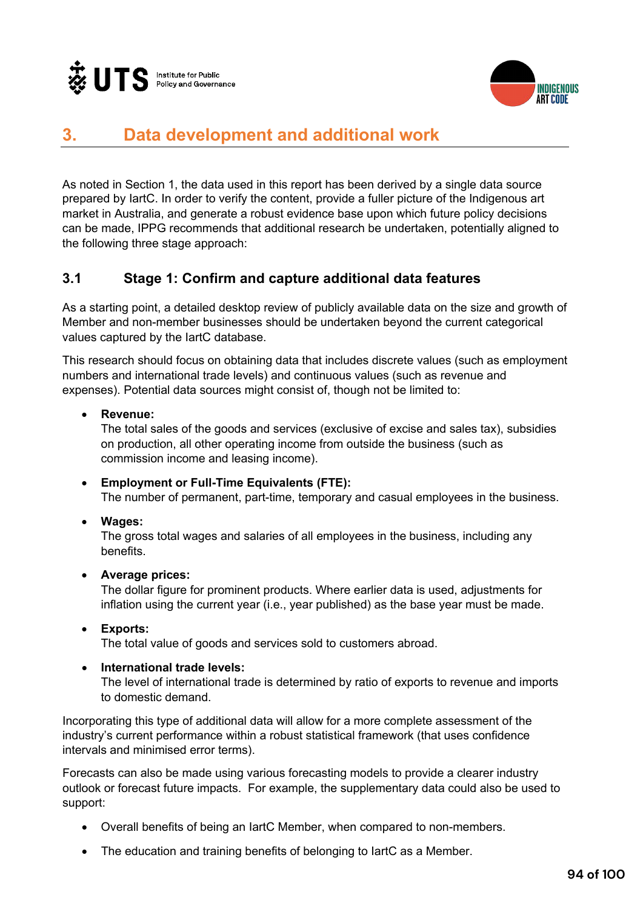# 3. Data development and additional work

As noted in Section 1, the data used in this report has been derived by a single data source prepared by IartC. In order to verify the content, provide a fuller picture of the Indigenous art market in Australia, and generate a robust evidence base upon which future policy decisions can be made, IPPG recommends that additional research be undertaken, potentially aligned to the following three stage approach:

## 3.1 Stage 1: Confirm and capture additional data features

As a starting point, a detailed desktop review of publicly available data on the size and growth of Member and non-member businesses should be undertaken beyond the current categorical values captured by the IartC database.

This research should focus on obtaining data that includes discrete values (such as employment numbers and international trade levels) and continuous values (such as revenue and expenses). Potential data sources might consist of, though not be limited to:

- **Revenue:**
  The total sales of the goods and services (exclusive of excise and sales tax), subsidies on production, all other operating income from outside the business (such as commission income and leasing income).
- **Employment or Full-Time Equivalents (FTE):**
  The number of permanent, part-time, temporary and casual employees in the business.
- **Wages:**
  The gross total wages and salaries of all employees in the business, including any benefits.
- **Average prices:**
  The dollar figure for prominent products. Where earlier data is used, adjustments for inflation using the current year (i.e., year published) as the base year must be made.
- **Exports:**
  The total value of goods and services sold to customers abroad.
- **International trade levels:**
  The level of international trade is determined by ratio of exports to revenue and imports to domestic demand.

Incorporating this type of additional data will allow for a more complete assessment of the industry's current performance within a robust statistical framework (that uses confidence intervals and minimised error terms).

Forecasts can also be made using various forecasting models to provide a clearer industry outlook or forecast future impacts. For example, the supplementary data could also be used to support:

- Overall benefits of being an IartC Member, when compared to non-members.
- The education and training benefits of belonging to IartC as a Member.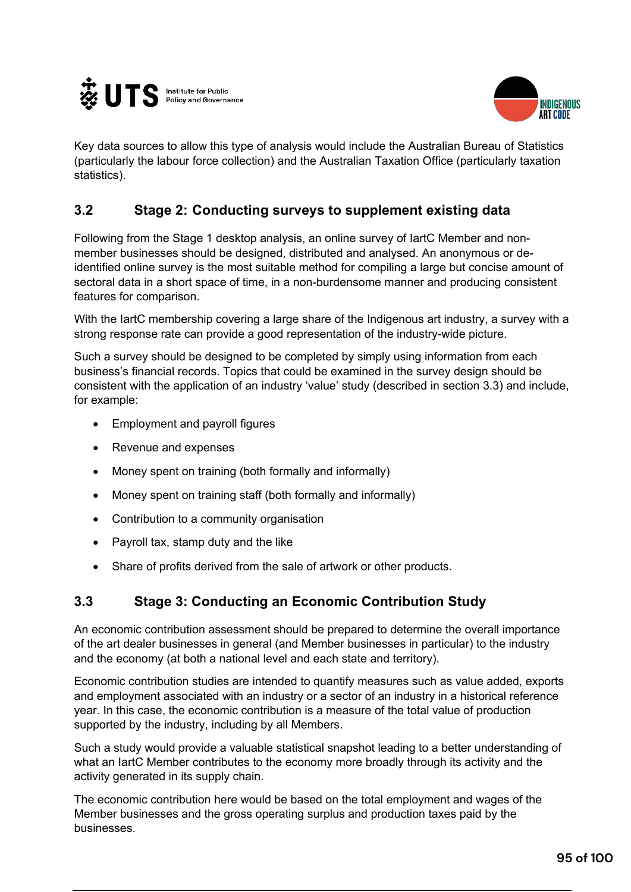Key data sources to allow this type of analysis would include the Australian Bureau of Statistics (particularly the labour force collection) and the Australian Taxation Office (particularly taxation statistics).

## 3.2 Stage 2: Conducting surveys to supplement existing data

Following from the Stage 1 desktop analysis, an online survey of IartC Member and non-member businesses should be designed, distributed and analysed. An anonymous or de-identified online survey is the most suitable method for compiling a large but concise amount of sectoral data in a short space of time, in a non-burdensome manner and producing consistent features for comparison.

With the IartC membership covering a large share of the Indigenous art industry, a survey with a strong response rate can provide a good representation of the industry-wide picture.

Such a survey should be designed to be completed by simply using information from each business's financial records. Topics that could be examined in the survey design should be consistent with the application of an industry 'value' study (described in section 3.3) and include, for example:

- Employment and payroll figures
- Revenue and expenses
- Money spent on training (both formally and informally)
- Money spent on training staff (both formally and informally)
- Contribution to a community organisation
- Payroll tax, stamp duty and the like
- Share of profits derived from the sale of artwork or other products.

## 3.3 Stage 3: Conducting an Economic Contribution Study

An economic contribution assessment should be prepared to determine the overall importance of the art dealer businesses in general (and Member businesses in particular) to the industry and the economy (at both a national level and each state and territory).

Economic contribution studies are intended to quantify measures such as value added, exports and employment associated with an industry or a sector of an industry in a historical reference year. In this case, the economic contribution is a measure of the total value of production supported by the industry, including by all Members.

Such a study would provide a valuable statistical snapshot leading to a better understanding of what an IartC Member contributes to the economy more broadly through its activity and the activity generated in its supply chain.

The economic contribution here would be based on the total employment and wages of the Member businesses and the gross operating surplus and production taxes paid by the businesses.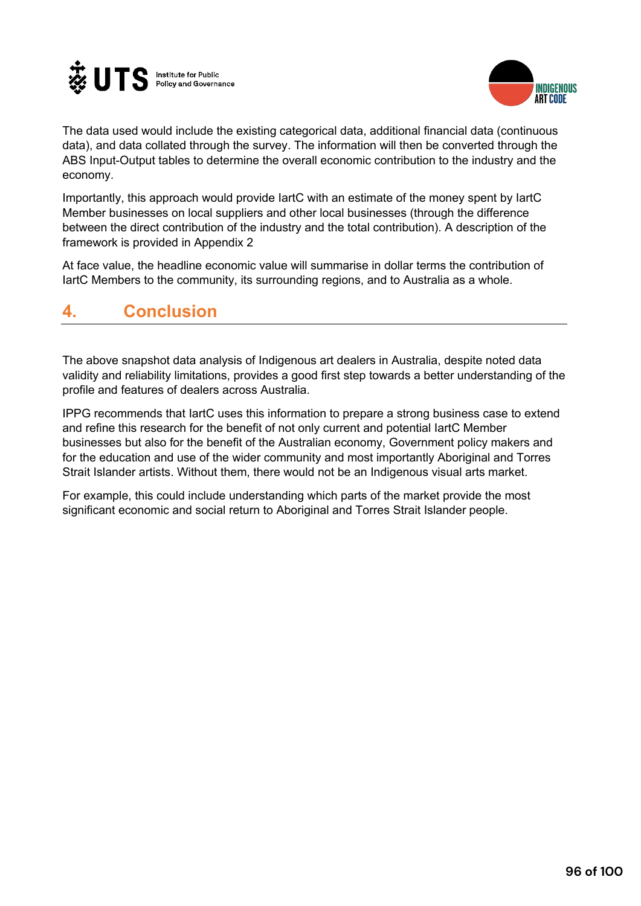The data used would include the existing categorical data, additional financial data (continuous data), and data collated through the survey. The information will then be converted through the ABS Input-Output tables to determine the overall economic contribution to the industry and the economy.

Importantly, this approach would provide IartC with an estimate of the money spent by IartC Member businesses on local suppliers and other local businesses (through the difference between the direct contribution of the industry and the total contribution). A description of the framework is provided in Appendix 2

At face value, the headline economic value will summarise in dollar terms the contribution of IartC Members to the community, its surrounding regions, and to Australia as a whole.

## 4. Conclusion

The above snapshot data analysis of Indigenous art dealers in Australia, despite noted data validity and reliability limitations, provides a good first step towards a better understanding of the profile and features of dealers across Australia.

IPPG recommends that IartC uses this information to prepare a strong business case to extend and refine this research for the benefit of not only current and potential IartC Member businesses but also for the benefit of the Australian economy, Government policy makers and for the education and use of the wider community and most importantly Aboriginal and Torres Strait Islander artists. Without them, there would not be an Indigenous visual arts market.

For example, this could include understanding which parts of the market provide the most significant economic and social return to Aboriginal and Torres Strait Islander people.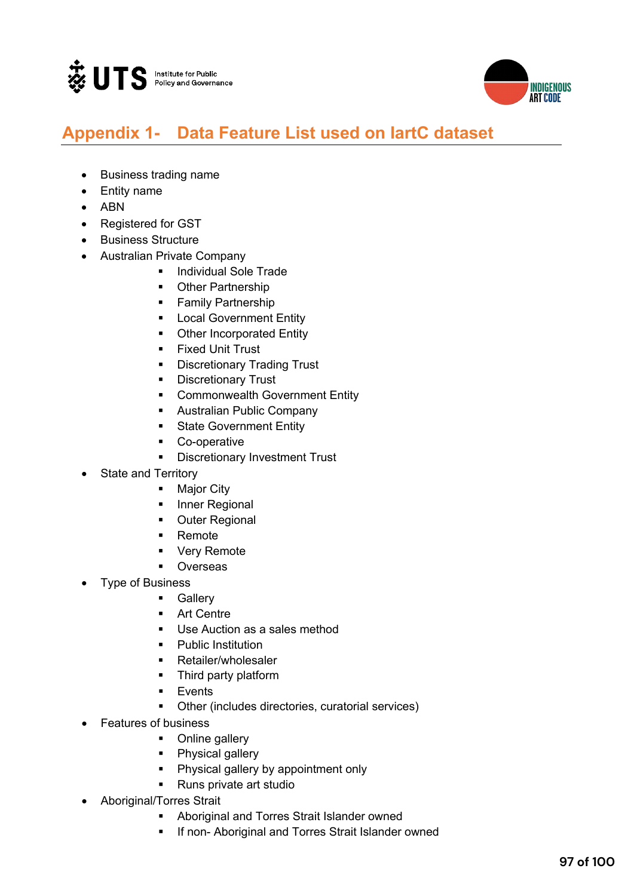## Appendix 1- Data Feature List used on IartC dataset

- Business trading name
- Entity name
- ABN
- Registered for GST
- Business Structure
- Australian Private Company
    - Individual Sole Trade
    - Other Partnership
    - Family Partnership
    - Local Government Entity
    - Other Incorporated Entity
    - Fixed Unit Trust
    - Discretionary Trading Trust
    - Discretionary Trust
    - Commonwealth Government Entity
    - Australian Public Company
    - State Government Entity
    - Co-operative
    - Discretionary Investment Trust
- State and Territory
    - Major City
    - Inner Regional
    - Outer Regional
    - Remote
    - Very Remote
    - Overseas
- Type of Business
    - Gallery
    - Art Centre
    - Use Auction as a sales method
    - Public Institution
    - Retailer/wholesaler
    - Third party platform
    - Events
    - Other (includes directories, curatorial services)
- Features of business
    - Online gallery
    - Physical gallery
    - Physical gallery by appointment only
    - Runs private art studio
- Aboriginal/Torres Strait
    - Aboriginal and Torres Strait Islander owned
    - If non- Aboriginal and Torres Strait Islander owned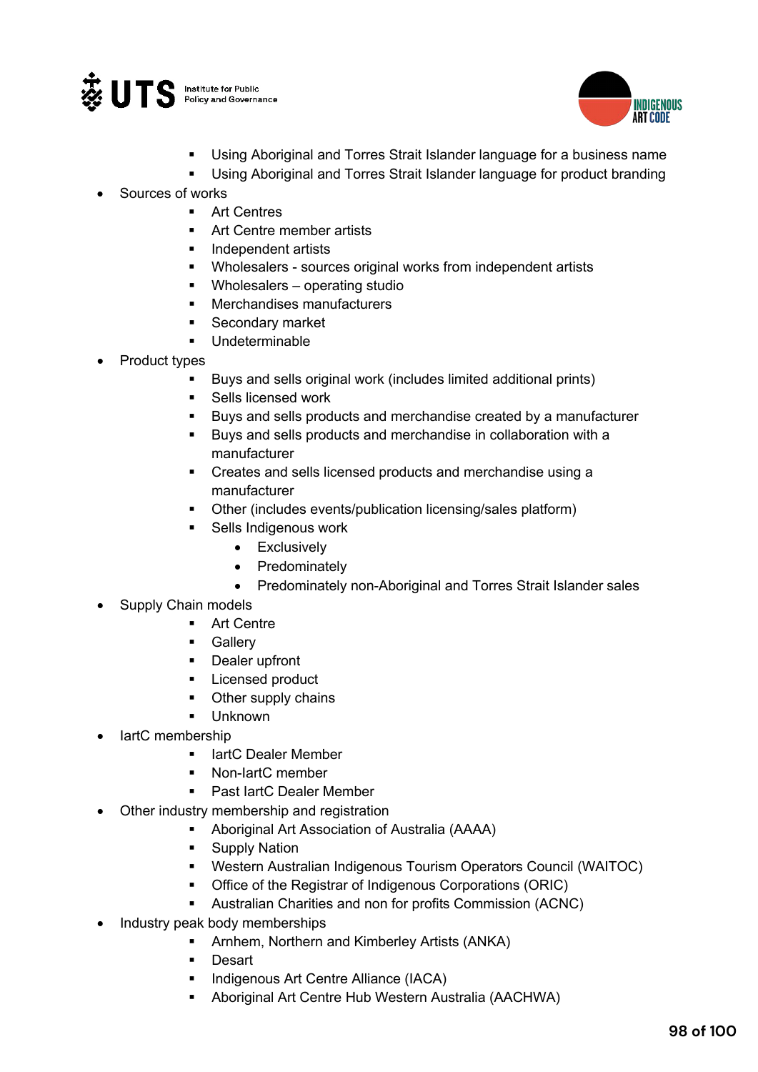- Using Aboriginal and Torres Strait Islander language for a business name
    - Using Aboriginal and Torres Strait Islander language for product branding
- Sources of works
    - Art Centres
    - Art Centre member artists
    - Independent artists
    - Wholesalers - sources original works from independent artists
    - Wholesalers – operating studio
    - Merchandises manufacturers
    - Secondary market
    - Undeterminable
- Product types
    - Buys and sells original work (includes limited additional prints)
    - Sells licensed work
    - Buys and sells products and merchandise created by a manufacturer
    - Buys and sells products and merchandise in collaboration with a manufacturer
    - Creates and sells licensed products and merchandise using a manufacturer
    - Other (includes events/publication licensing/sales platform)
    - Sells Indigenous work
        - Exclusively
        - Predominately
        - Predominately non-Aboriginal and Torres Strait Islander sales
- Supply Chain models
    - Art Centre
    - Gallery
    - Dealer upfront
    - Licensed product
    - Other supply chains
    - Unknown
- IartC membership
    - IartC Dealer Member
    - Non-IartC member
    - Past IartC Dealer Member
- Other industry membership and registration
    - Aboriginal Art Association of Australia (AAAA)
    - Supply Nation
    - Western Australian Indigenous Tourism Operators Council (WAITOC)
    - Office of the Registrar of Indigenous Corporations (ORIC)
    - Australian Charities and non for profits Commission (ACNC)
- Industry peak body memberships
    - Arnhem, Northern and Kimberley Artists (ANKA)
    - Desart
    - Indigenous Art Centre Alliance (IACA)
    - Aboriginal Art Centre Hub Western Australia (AACHWA)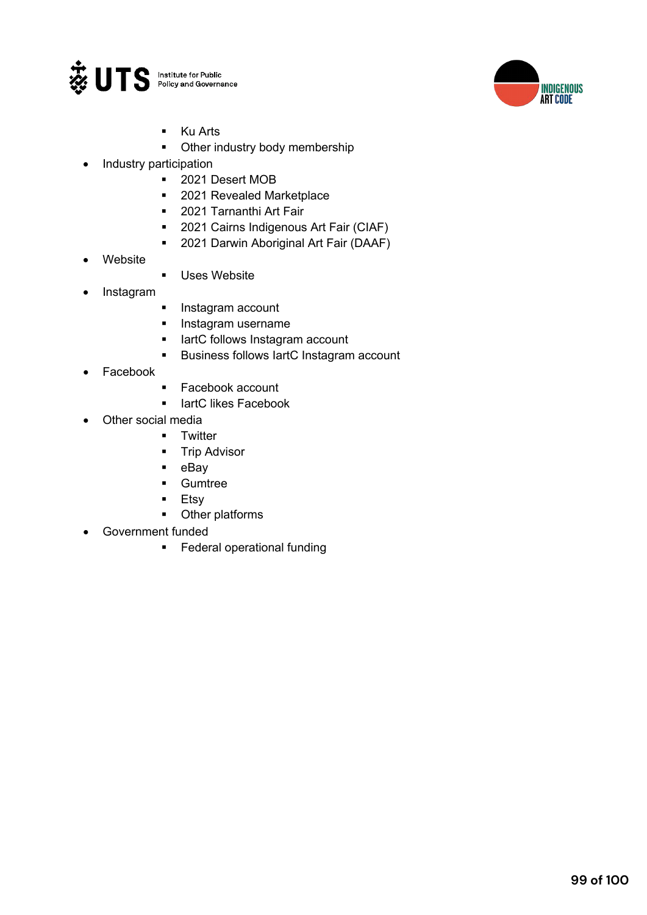- Ku Arts
    - Other industry body membership
- Industry participation
    - 2021 Desert MOB
    - 2021 Revealed Marketplace
    - 2021 Tarnanthi Art Fair
    - 2021 Cairns Indigenous Art Fair (CIAF)
    - 2021 Darwin Aboriginal Art Fair (DAAF)
- Website
    - Uses Website
- Instagram
    - Instagram account
    - Instagram username
    - IartC follows Instagram account
    - Business follows IartC Instagram account
- Facebook
    - Facebook account
    - IartC likes Facebook
- Other social media
    - Twitter
    - Trip Advisor
    - eBay
    - Gumtree
    - Etsy
    - Other platforms
- Government funded
    - Federal operational funding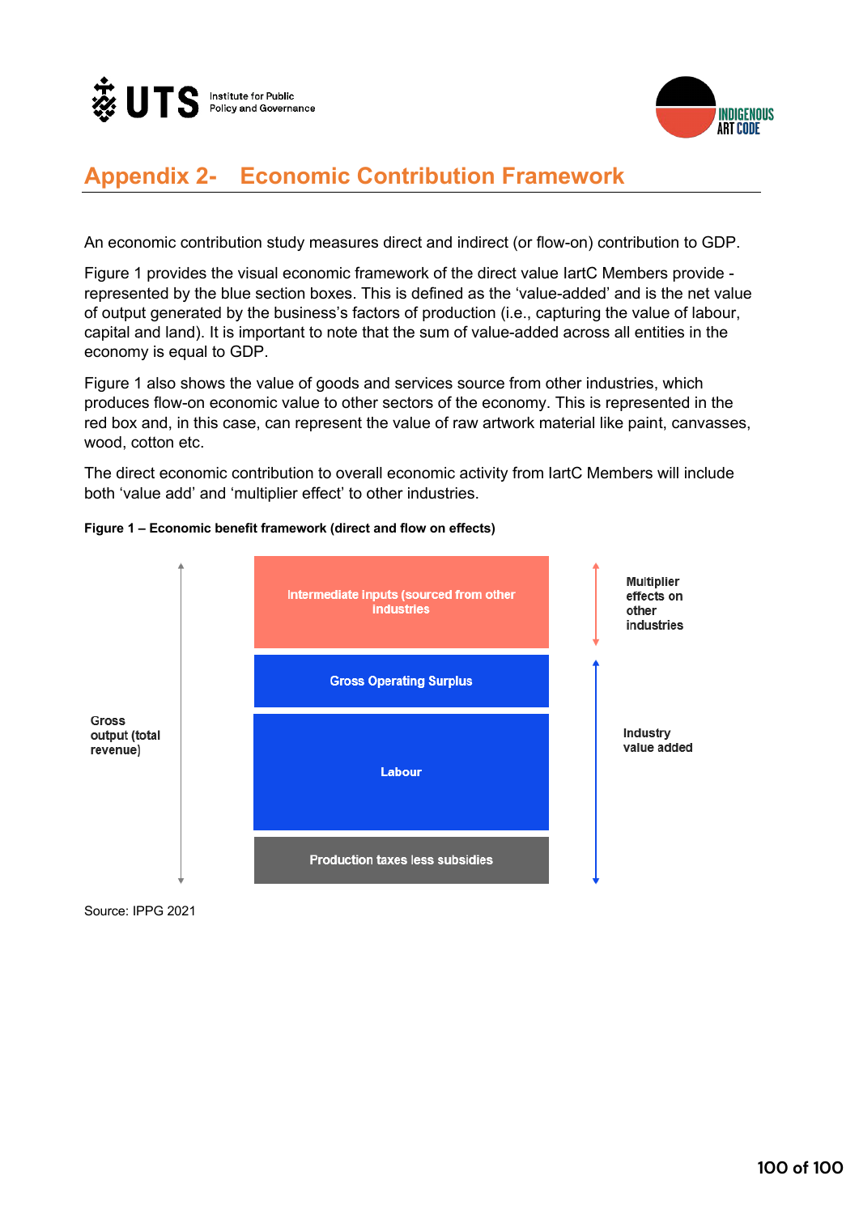## Appendix 2- Economic Contribution Framework

An economic contribution study measures direct and indirect (or flow-on) contribution to GDP.

Figure 1 provides the visual economic framework of the direct value IartC Members provide - represented by the blue section boxes. This is defined as the 'value-added' and is the net value of output generated by the business's factors of production (i.e., capturing the value of labour, capital and land). It is important to note that the sum of value-added across all entities in the economy is equal to GDP.

Figure 1 also shows the value of goods and services source from other industries, which produces flow-on economic value to other sectors of the economy. This is represented in the red box and, in this case, can represent the value of raw artwork material like paint, canvasses, wood, cotton etc.

The direct economic contribution to overall economic activity from IartC Members will include both 'value add' and 'multiplier effect' to other industries.

**Figure 1 – Economic benefit framework (direct and flow on effects)**

Gross output (total revenue)

Intermediate inputs (sourced from other industries

Gross Operating Surplus

Labour

Production taxes less subsidies

Multiplier effects on other industries

Industry value added

Source: IPPG 2021